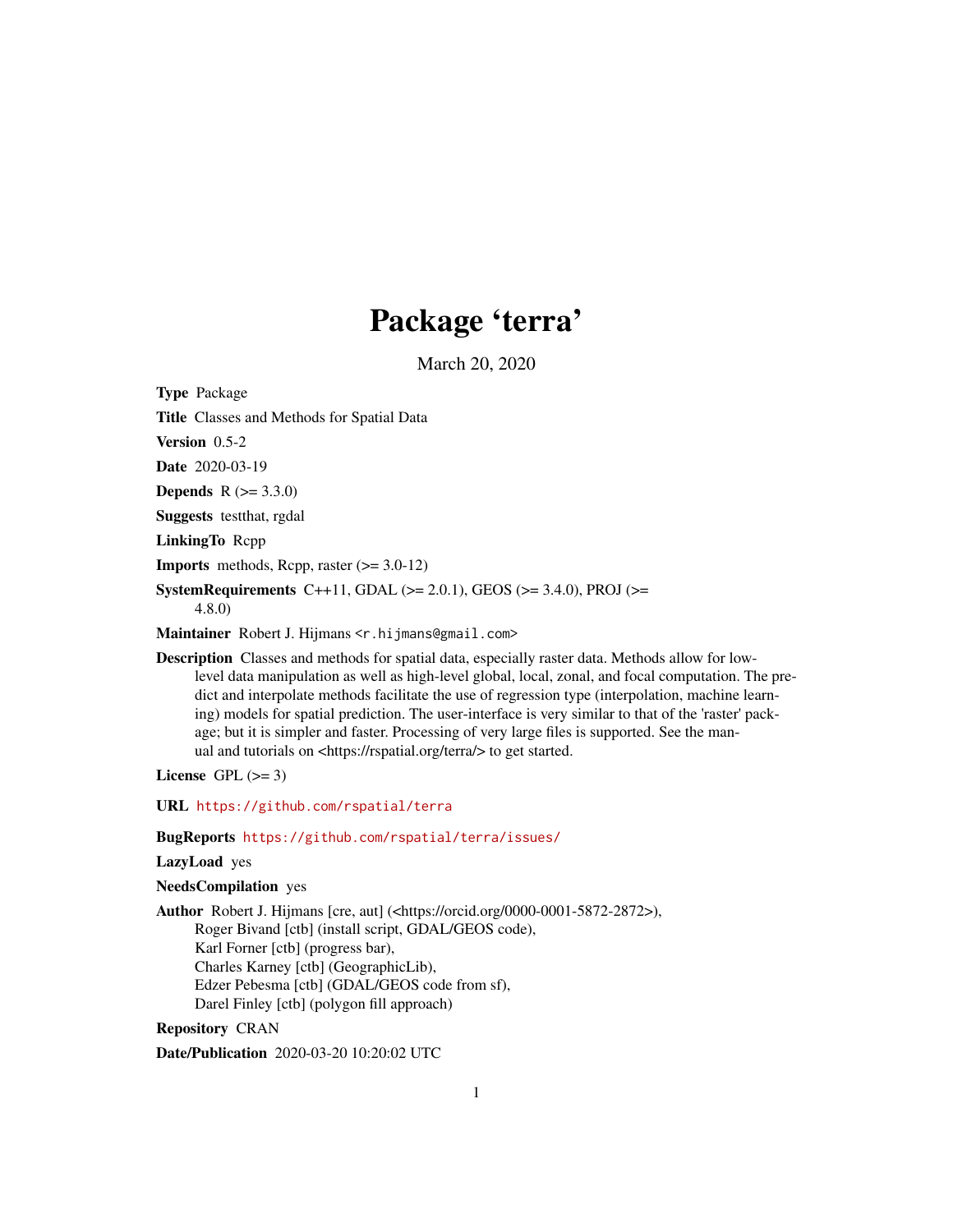# Package 'terra'

March 20, 2020

**Type** Package

**Title** Classes and Methods for Spatial Data

**Version** 0.5-2

**Date** 2020-03-19

**Depends** R (>= 3.3.0)

**Suggests** testthat, rgdal

**LinkingTo** Rcpp

**Imports** methods, Rcpp, raster (>= 3.0-12)

**SystemRequirements** C++11, GDAL (>= 2.0.1), GEOS (>= 3.4.0), PROJ (>= 4.8.0)

**Maintainer** Robert J. Hijmans <r.hijmans@gmail.com>

**Description** Classes and methods for spatial data, especially raster data. Methods allow for low-level data manipulation as well as high-level global, local, zonal, and focal computation. The predict and interpolate methods facilitate the use of regression type (interpolation, machine learning) models for spatial prediction. The user-interface is very similar to that of the 'raster' package; but it is simpler and faster. Processing of very large files is supported. See the manual and tutorials on <https://rspatial.org/terra/> to get started.

**License** GPL (>= 3)

**URL** https://github.com/rspatial/terra

**BugReports** https://github.com/rspatial/terra/issues/

**LazyLoad** yes

**NeedsCompilation** yes

**Author** Robert J. Hijmans [cre, aut] (<https://orcid.org/0000-0001-5872-2872>),
Roger Bivand [ctb] (install script, GDAL/GEOS code),
Karl Forner [ctb] (progress bar),
Charles Karney [ctb] (GeographicLib),
Edzer Pebesma [ctb] (GDAL/GEOS code from sf),
Darel Finley [ctb] (polygon fill approach)

**Repository** CRAN

**Date/Publication** 2020-03-20 10:20:02 UTC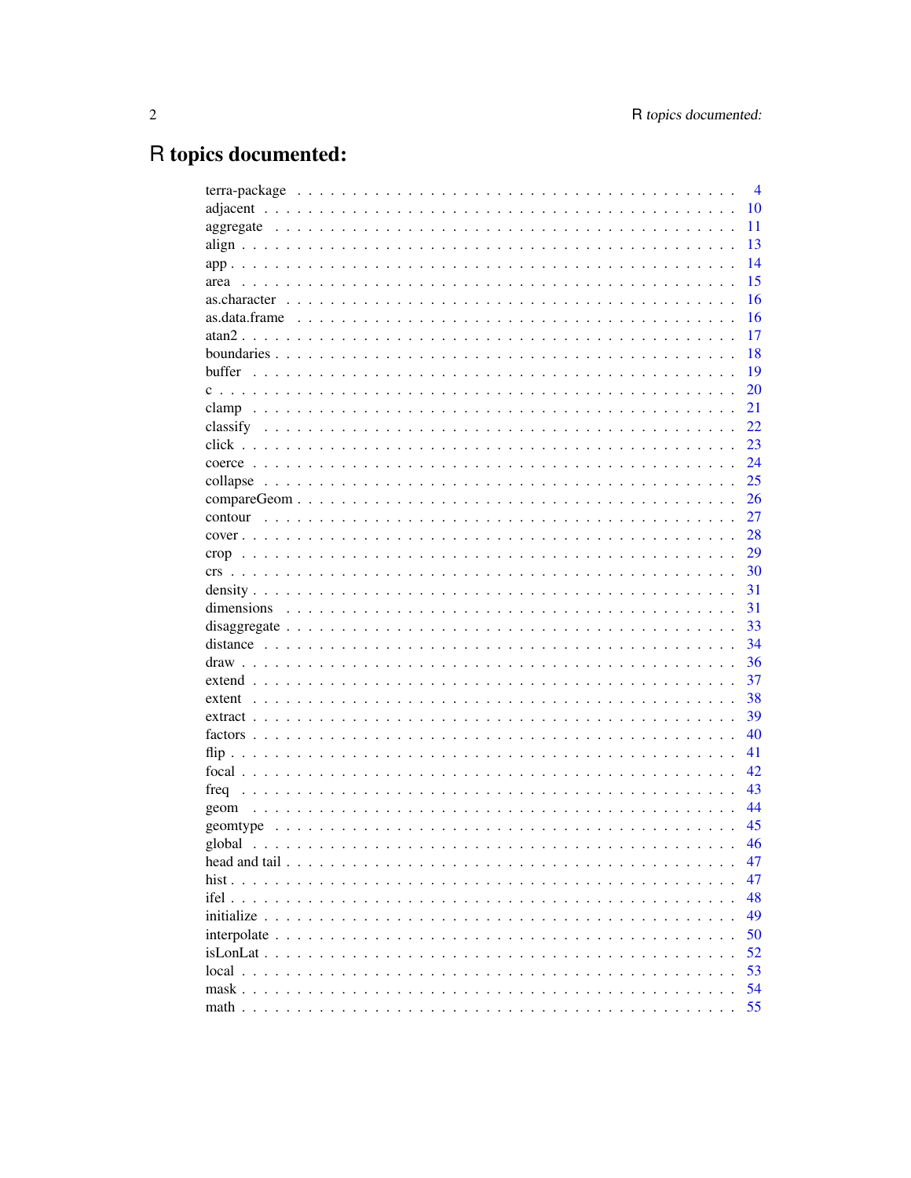# R topics documented:

| | |
|---|---|
| terra-package | 4 |
| adjacent | 10 |
| aggregate | 11 |
| align | 13 |
| app | 14 |
| area | 15 |
| as.character | 16 |
| as.data.frame | 16 |
| atan2 | 17 |
| boundaries | 18 |
| buffer | 19 |
| c | 20 |
| clamp | 21 |
| classify | 22 |
| click | 23 |
| coerce | 24 |
| collapse | 25 |
| compareGeom | 26 |
| contour | 27 |
| cover | 28 |
| crop | 29 |
| crs | 30 |
| density | 31 |
| dimensions | 31 |
| disaggregate | 33 |
| distance | 34 |
| draw | 36 |
| extend | 37 |
| extent | 38 |
| extract | 39 |
| factors | 40 |
| flip | 41 |
| focal | 42 |
| freq | 43 |
| geom | 44 |
| geomtype | 45 |
| global | 46 |
| head and tail | 47 |
| hist | 47 |
| ifel | 48 |
| initialize | 49 |
| interpolate | 50 |
| isLonLat | 52 |
| local | 53 |
| mask | 54 |
| math | 55 |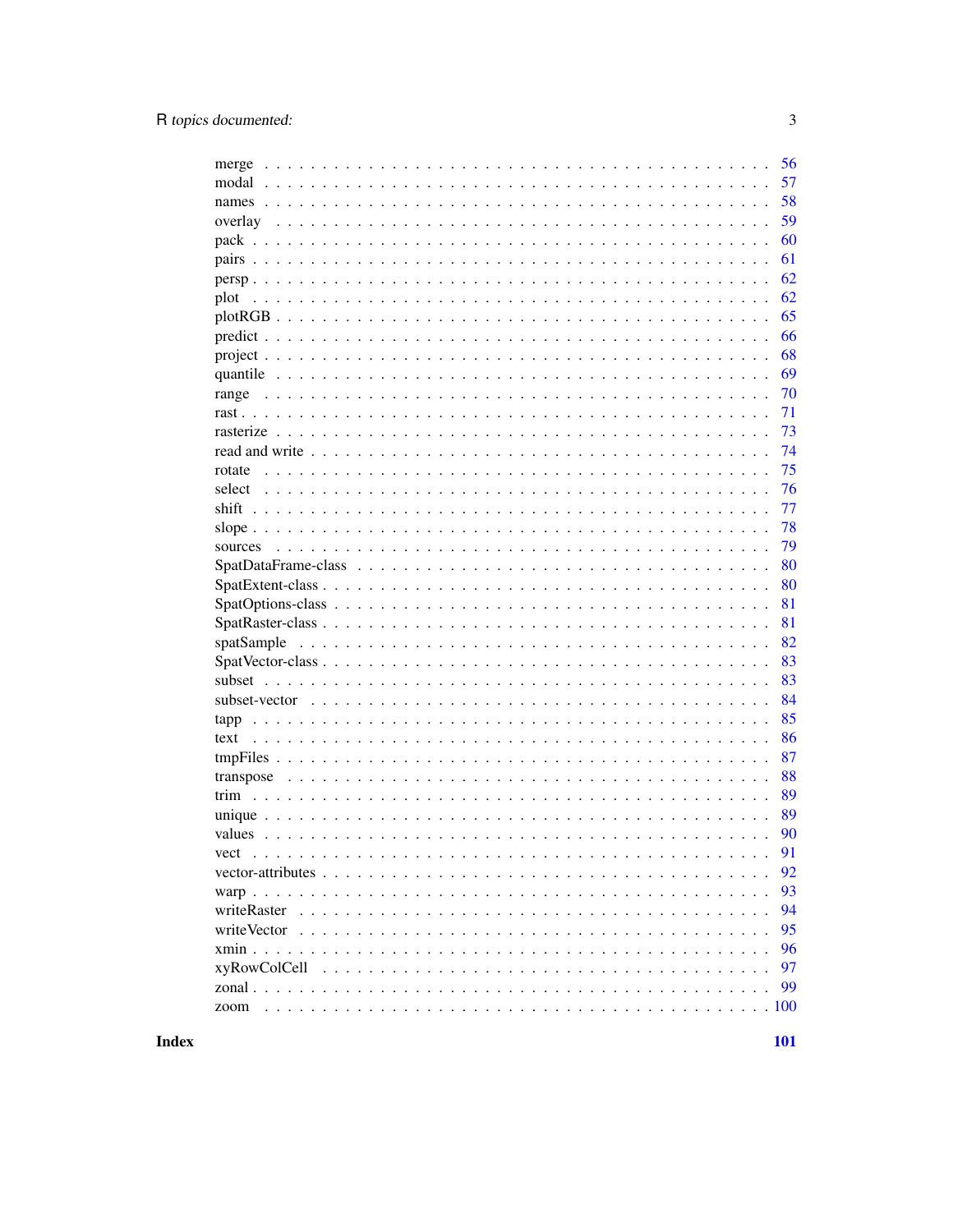merge . . . . . . . . . . . . . . . . . . . . . . . . . . . . . . . . . . . . . . . . 56
modal . . . . . . . . . . . . . . . . . . . . . . . . . . . . . . . . . . . . . . . . 57
names . . . . . . . . . . . . . . . . . . . . . . . . . . . . . . . . . . . . . . . . 58
overlay . . . . . . . . . . . . . . . . . . . . . . . . . . . . . . . . . . . . . . . 59
pack . . . . . . . . . . . . . . . . . . . . . . . . . . . . . . . . . . . . . . . . . 60
pairs . . . . . . . . . . . . . . . . . . . . . . . . . . . . . . . . . . . . . . . . . 61
persp . . . . . . . . . . . . . . . . . . . . . . . . . . . . . . . . . . . . . . . . 62
plot . . . . . . . . . . . . . . . . . . . . . . . . . . . . . . . . . . . . . . . . . 62
plotRGB . . . . . . . . . . . . . . . . . . . . . . . . . . . . . . . . . . . . . . . 65
predict . . . . . . . . . . . . . . . . . . . . . . . . . . . . . . . . . . . . . . . 66
project . . . . . . . . . . . . . . . . . . . . . . . . . . . . . . . . . . . . . . . 68
quantile . . . . . . . . . . . . . . . . . . . . . . . . . . . . . . . . . . . . . . 69
range . . . . . . . . . . . . . . . . . . . . . . . . . . . . . . . . . . . . . . . . 70
rast . . . . . . . . . . . . . . . . . . . . . . . . . . . . . . . . . . . . . . . . . 71
rasterize . . . . . . . . . . . . . . . . . . . . . . . . . . . . . . . . . . . . . . 73
read and write . . . . . . . . . . . . . . . . . . . . . . . . . . . . . . . . . . . 74
rotate . . . . . . . . . . . . . . . . . . . . . . . . . . . . . . . . . . . . . . . 75
select . . . . . . . . . . . . . . . . . . . . . . . . . . . . . . . . . . . . . . . 76
shift . . . . . . . . . . . . . . . . . . . . . . . . . . . . . . . . . . . . . . . . 77
slope . . . . . . . . . . . . . . . . . . . . . . . . . . . . . . . . . . . . . . . . 78
sources . . . . . . . . . . . . . . . . . . . . . . . . . . . . . . . . . . . . . . . 79
SpatDataFrame-class . . . . . . . . . . . . . . . . . . . . . . . . . . . . . . . . 80
SpatExtent-class . . . . . . . . . . . . . . . . . . . . . . . . . . . . . . . . . . 80
SpatOptions-class . . . . . . . . . . . . . . . . . . . . . . . . . . . . . . . . . 81
SpatRaster-class . . . . . . . . . . . . . . . . . . . . . . . . . . . . . . . . . . 81
spatSample . . . . . . . . . . . . . . . . . . . . . . . . . . . . . . . . . . . . . 82
SpatVector-class . . . . . . . . . . . . . . . . . . . . . . . . . . . . . . . . . . 83
subset . . . . . . . . . . . . . . . . . . . . . . . . . . . . . . . . . . . . . . . 83
subset-vector . . . . . . . . . . . . . . . . . . . . . . . . . . . . . . . . . . . 84
tapp . . . . . . . . . . . . . . . . . . . . . . . . . . . . . . . . . . . . . . . . . 85
text . . . . . . . . . . . . . . . . . . . . . . . . . . . . . . . . . . . . . . . . . 86
tmpFiles . . . . . . . . . . . . . . . . . . . . . . . . . . . . . . . . . . . . . . 87
transpose . . . . . . . . . . . . . . . . . . . . . . . . . . . . . . . . . . . . . . 88
trim . . . . . . . . . . . . . . . . . . . . . . . . . . . . . . . . . . . . . . . . . 89
unique . . . . . . . . . . . . . . . . . . . . . . . . . . . . . . . . . . . . . . . 89
values . . . . . . . . . . . . . . . . . . . . . . . . . . . . . . . . . . . . . . . 90
vect . . . . . . . . . . . . . . . . . . . . . . . . . . . . . . . . . . . . . . . . . 91
vector-attributes . . . . . . . . . . . . . . . . . . . . . . . . . . . . . . . . . 92
warp . . . . . . . . . . . . . . . . . . . . . . . . . . . . . . . . . . . . . . . . . 93
writeRaster . . . . . . . . . . . . . . . . . . . . . . . . . . . . . . . . . . . . 94
writeVector . . . . . . . . . . . . . . . . . . . . . . . . . . . . . . . . . . . . 95
xmin . . . . . . . . . . . . . . . . . . . . . . . . . . . . . . . . . . . . . . . . . 96
xyRowColCell . . . . . . . . . . . . . . . . . . . . . . . . . . . . . . . . . . . 97
zonal . . . . . . . . . . . . . . . . . . . . . . . . . . . . . . . . . . . . . . . . 99
zoom . . . . . . . . . . . . . . . . . . . . . . . . . . . . . . . . . . . . . . . . . 100

**Index** **101**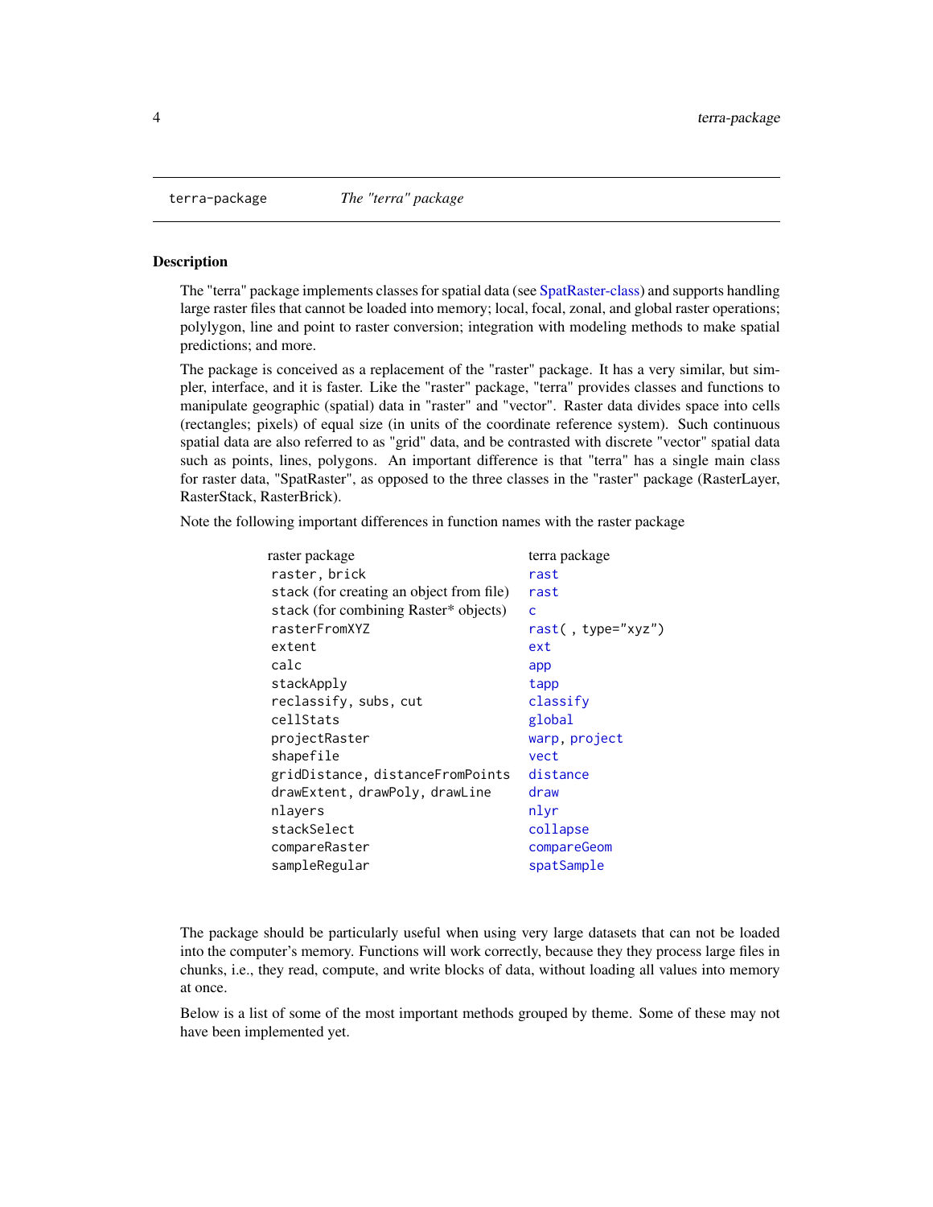terra-package *The "terra" package*

## Description

The "terra" package implements classes for spatial data (see SpatRaster-class) and supports handling large raster files that cannot be loaded into memory; local, focal, zonal, and global raster operations; polylygon, line and point to raster conversion; integration with modeling methods to make spatial predictions; and more.

The package is conceived as a replacement of the "raster" package. It has a very similar, but simpler, interface, and it is faster. Like the "raster" package, "terra" provides classes and functions to manipulate geographic (spatial) data in "raster" and "vector". Raster data divides space into cells (rectangles; pixels) of equal size (in units of the coordinate reference system). Such continuous spatial data are also referred to as "grid" data, and be contrasted with discrete "vector" spatial data such as points, lines, polygons. An important difference is that "terra" has a single main class for raster data, "SpatRaster", as opposed to the three classes in the "raster" package (RasterLayer, RasterStack, RasterBrick).

Note the following important differences in function names with the raster package

| raster package | terra package |
|---|---|
| `raster`, `brick` | `rast` |
| `stack` (for creating an object from file) | `rast` |
| `stack` (for combining Raster* objects) | `c` |
| `rasterFromXYZ` | `rast( , type="xyz")` |
| `extent` | `ext` |
| `calc` | `app` |
| `stackApply` | `tapp` |
| `reclassify`, `subs`, `cut` | `classify` |
| `cellStats` | `global` |
| `projectRaster` | `warp`, `project` |
| `shapefile` | `vect` |
| `gridDistance`, `distanceFromPoints` | `distance` |
| `drawExtent`, `drawPoly`, `drawLine` | `draw` |
| `nlayers` | `nlyr` |
| `stackSelect` | `collapse` |
| `compareRaster` | `compareGeom` |
| `sampleRegular` | `spatSample` |

The package should be particularly useful when using very large datasets that can not be loaded into the computer's memory. Functions will work correctly, because they they process large files in chunks, i.e., they read, compute, and write blocks of data, without loading all values into memory at once.

Below is a list of some of the most important methods grouped by theme. Some of these may not have been implemented yet.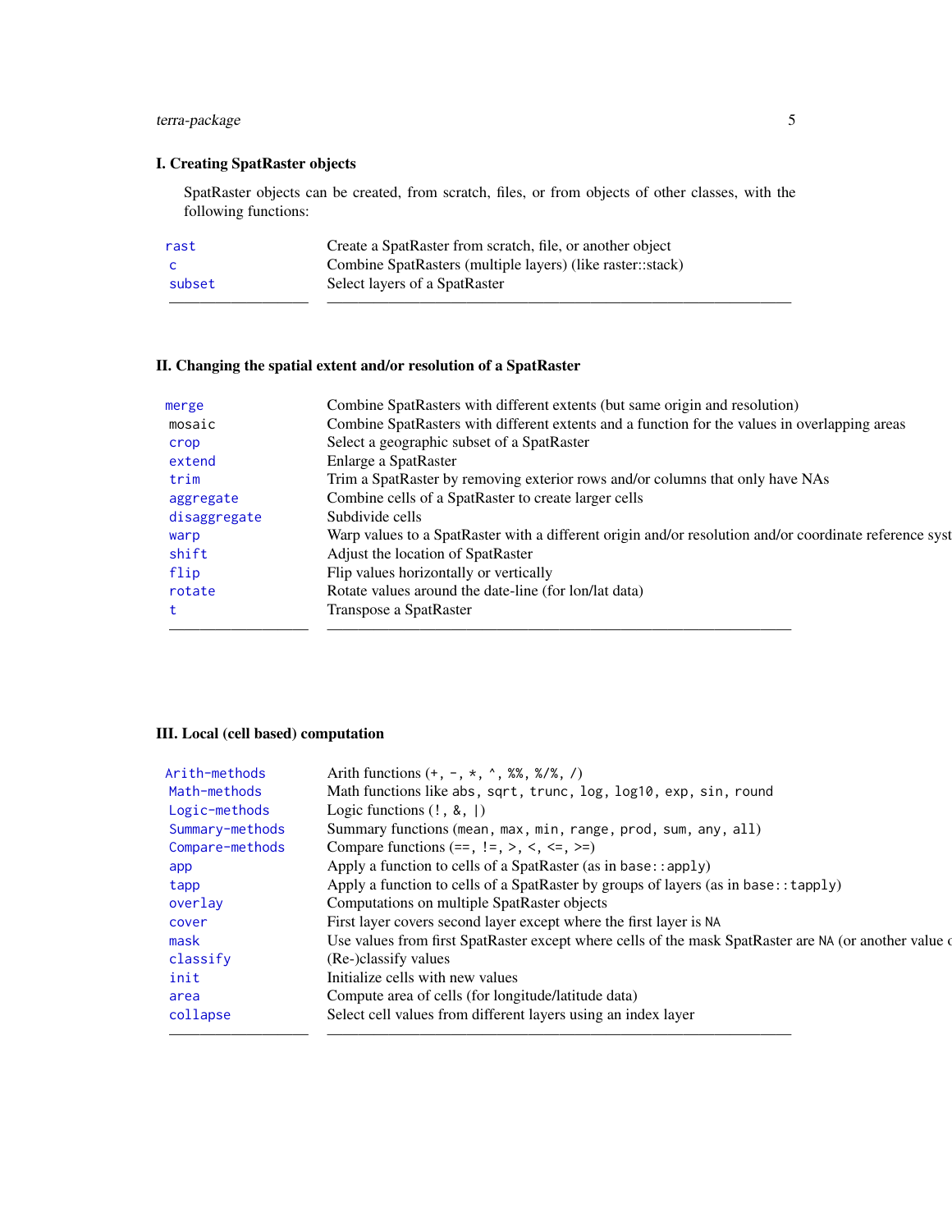### I. Creating SpatRaster objects

SpatRaster objects can be created, from scratch, files, or from objects of other classes, with the following functions:

| | |
|---|---|
| `rast` | Create a SpatRaster from scratch, file, or another object |
| `c` | Combine SpatRasters (multiple layers) (like raster::stack) |
| `subset` | Select layers of a SpatRaster |

### II. Changing the spatial extent and/or resolution of a SpatRaster

| | |
|---|---|
| `merge` | Combine SpatRasters with different extents (but same origin and resolution) |
| `mosaic` | Combine SpatRasters with different extents and a function for the values in overlapping areas |
| `crop` | Select a geographic subset of a SpatRaster |
| `extend` | Enlarge a SpatRaster |
| `trim` | Trim a SpatRaster by removing exterior rows and/or columns that only have NAs |
| `aggregate` | Combine cells of a SpatRaster to create larger cells |
| `disaggregate` | Subdivide cells |
| `warp` | Warp values to a SpatRaster with a different origin and/or resolution and/or coordinate reference syst |
| `shift` | Adjust the location of SpatRaster |
| `flip` | Flip values horizontally or vertically |
| `rotate` | Rotate values around the date-line (for lon/lat data) |
| `t` | Transpose a SpatRaster |

### III. Local (cell based) computation

| | |
|---|---|
| `Arith-methods` | Arith functions (`+, -, *, ^, %%, %/%, /`) |
| `Math-methods` | Math functions like `abs, sqrt, trunc, log, log10, exp, sin, round` |
| `Logic-methods` | Logic functions (`!, &, \|`) |
| `Summary-methods` | Summary functions (`mean, max, min, range, prod, sum, any, all`) |
| `Compare-methods` | Compare functions (`==, !=, >, <, <=, >=`) |
| `app` | Apply a function to cells of a SpatRaster (as in `base::apply`) |
| `tapp` | Apply a function to cells of a SpatRaster by groups of layers (as in `base::tapply`) |
| `overlay` | Computations on multiple SpatRaster objects |
| `cover` | First layer covers second layer except where the first layer is `NA` |
| `mask` | Use values from first SpatRaster except where cells of the mask SpatRaster are `NA` (or another value c |
| `classify` | (Re-)classify values |
| `init` | Initialize cells with new values |
| `area` | Compute area of cells (for longitude/latitude data) |
| `collapse` | Select cell values from different layers using an index layer |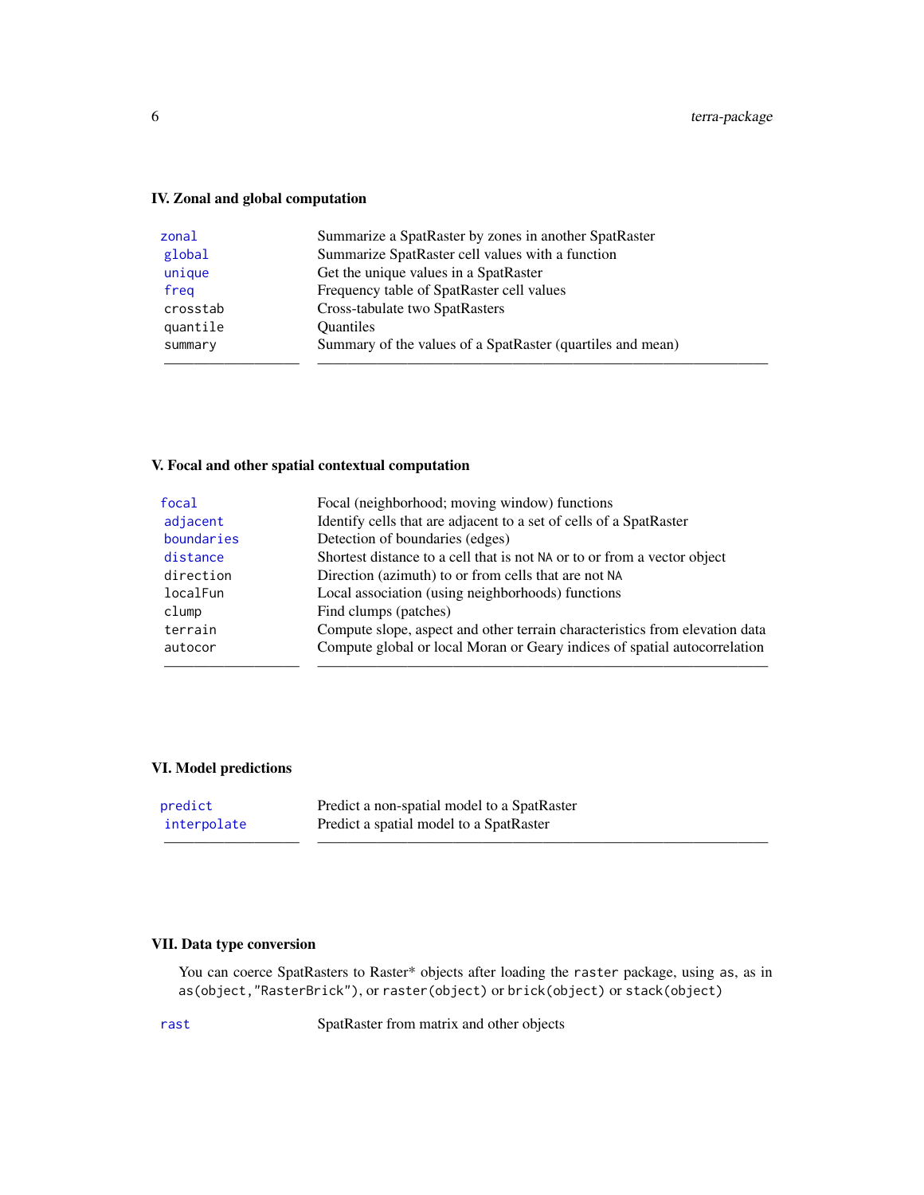### IV. Zonal and global computation

| | |
|---|---|
| `zonal` | Summarize a SpatRaster by zones in another SpatRaster |
| `global` | Summarize SpatRaster cell values with a function |
| `unique` | Get the unique values in a SpatRaster |
| `freq` | Frequency table of SpatRaster cell values |
| `crosstab` | Cross-tabulate two SpatRasters |
| `quantile` | Quantiles |
| `summary` | Summary of the values of a SpatRaster (quartiles and mean) |

### V. Focal and other spatial contextual computation

| | |
|---|---|
| `focal` | Focal (neighborhood; moving window) functions |
| `adjacent` | Identify cells that are adjacent to a set of cells of a SpatRaster |
| `boundaries` | Detection of boundaries (edges) |
| `distance` | Shortest distance to a cell that is not `NA` or to or from a vector object |
| `direction` | Direction (azimuth) to or from cells that are not `NA` |
| `localFun` | Local association (using neighborhoods) functions |
| `clump` | Find clumps (patches) |
| `terrain` | Compute slope, aspect and other terrain characteristics from elevation data |
| `autocor` | Compute global or local Moran or Geary indices of spatial autocorrelation |

### VI. Model predictions

| | |
|---|---|
| `predict` | Predict a non-spatial model to a SpatRaster |
| `interpolate` | Predict a spatial model to a SpatRaster |

### VII. Data type conversion

You can coerce SpatRasters to Raster* objects after loading the `raster` package, using `as`, as in `as(object,"RasterBrick")`, or `raster(object)` or `brick(object)` or `stack(object)`

| | |
|---|---|
| `rast` | SpatRaster from matrix and other objects |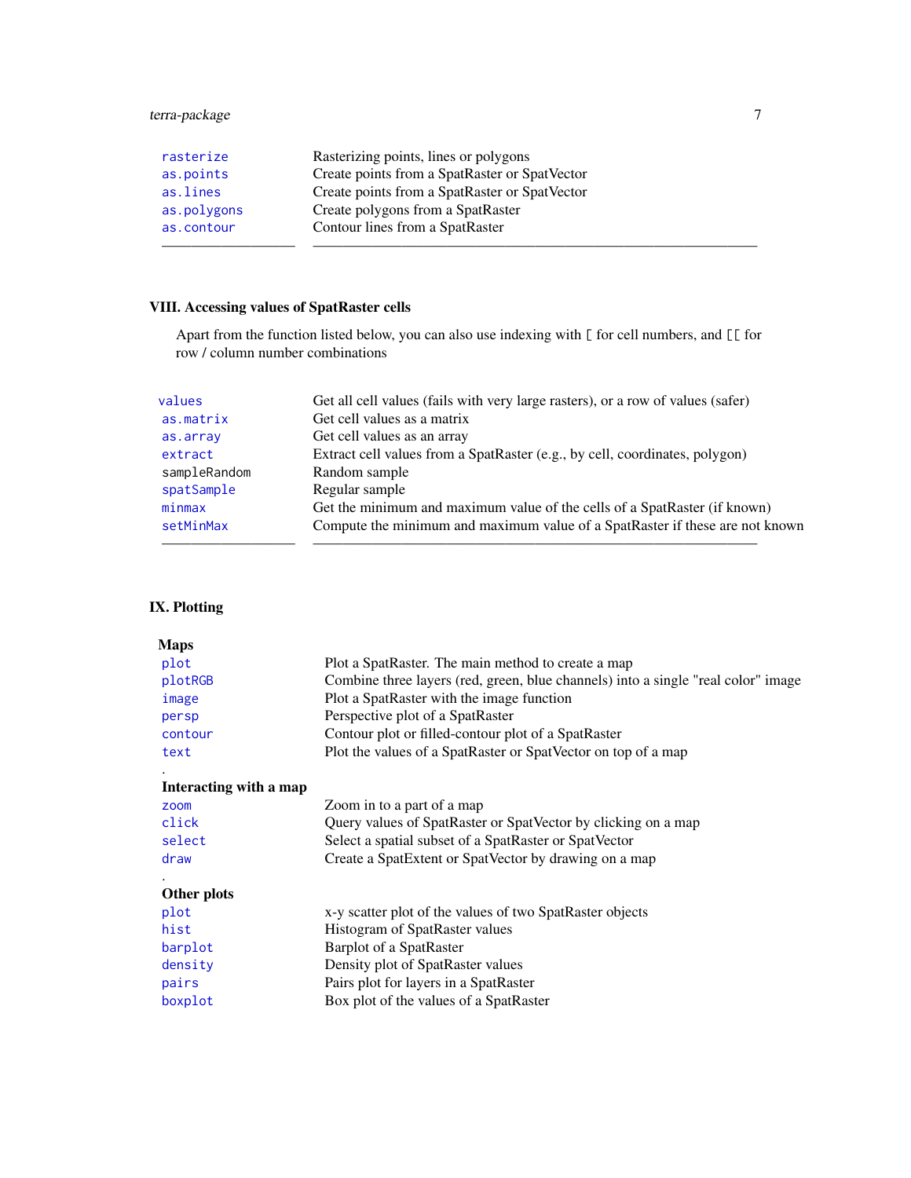| | |
|---|---|
| `rasterize` | Rasterizing points, lines or polygons |
| `as.points` | Create points from a SpatRaster or SpatVector |
| `as.lines` | Create points from a SpatRaster or SpatVector |
| `as.polygons` | Create polygons from a SpatRaster |
| `as.contour` | Contour lines from a SpatRaster |

### VIII. Accessing values of SpatRaster cells

Apart from the function listed below, you can also use indexing with `[` for cell numbers, and `[[` for row / column number combinations

| | |
|---|---|
| `values` | Get all cell values (fails with very large rasters), or a row of values (safer) |
| `as.matrix` | Get cell values as a matrix |
| `as.array` | Get cell values as an array |
| `extract` | Extract cell values from a SpatRaster (e.g., by cell, coordinates, polygon) |
| `sampleRandom` | Random sample |
| `spatSample` | Regular sample |
| `minmax` | Get the minimum and maximum value of the cells of a SpatRaster (if known) |
| `setMinMax` | Compute the minimum and maximum value of a SpatRaster if these are not known |

### IX. Plotting

**Maps**

| | |
|---|---|
| `plot` | Plot a SpatRaster. The main method to create a map |
| `plotRGB` | Combine three layers (red, green, blue channels) into a single "real color" image |
| `image` | Plot a SpatRaster with the image function |
| `persp` | Perspective plot of a SpatRaster |
| `contour` | Contour plot or filled-contour plot of a SpatRaster |
| `text` | Plot the values of a SpatRaster or SpatVector on top of a map |

**Interacting with a map**

| | |
|---|---|
| `zoom` | Zoom in to a part of a map |
| `click` | Query values of SpatRaster or SpatVector by clicking on a map |
| `select` | Select a spatial subset of a SpatRaster or SpatVector |
| `draw` | Create a SpatExtent or SpatVector by drawing on a map |

**Other plots**

| | |
|---|---|
| `plot` | x-y scatter plot of the values of two SpatRaster objects |
| `hist` | Histogram of SpatRaster values |
| `barplot` | Barplot of a SpatRaster |
| `density` | Density plot of SpatRaster values |
| `pairs` | Pairs plot for layers in a SpatRaster |
| `boxplot` | Box plot of the values of a SpatRaster |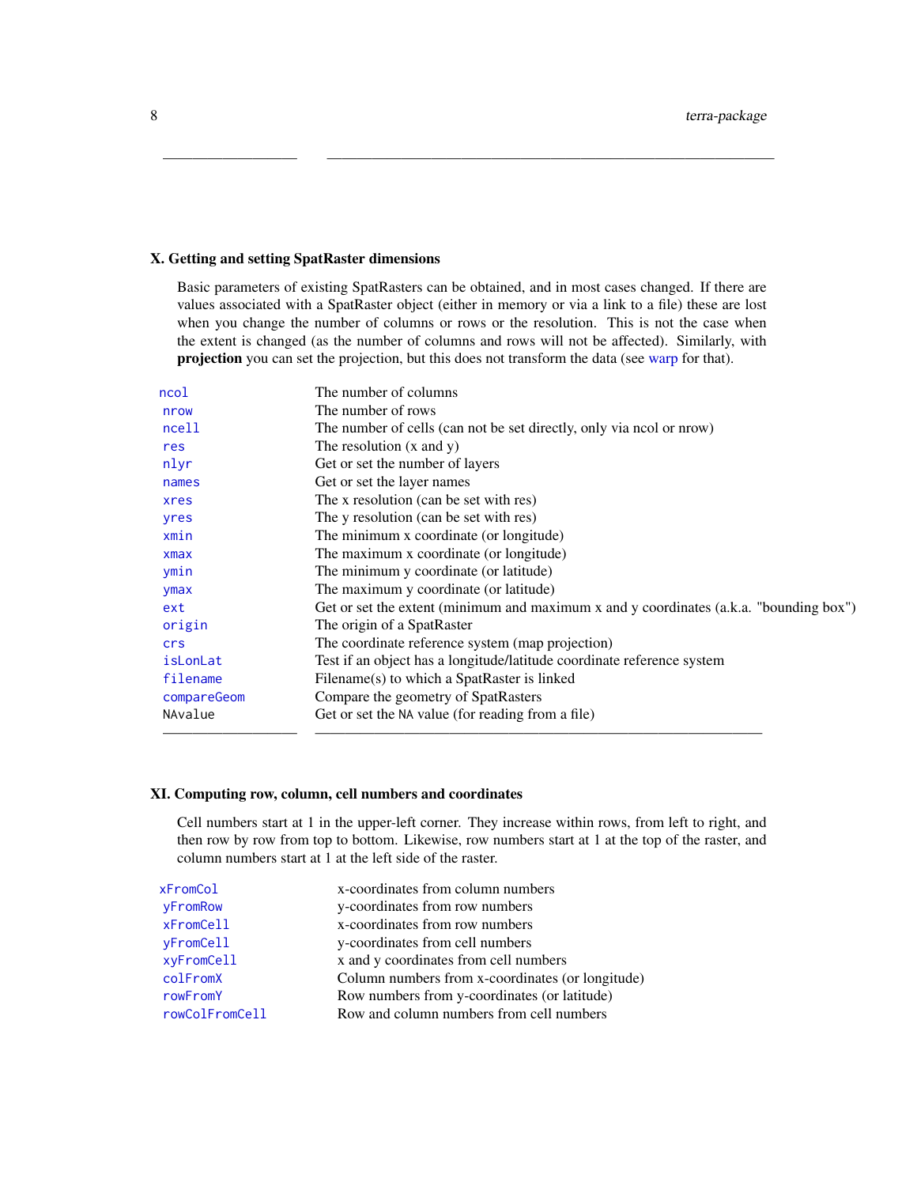## X. Getting and setting SpatRaster dimensions

Basic parameters of existing SpatRasters can be obtained, and in most cases changed. If there are values associated with a SpatRaster object (either in memory or via a link to a file) these are lost when you change the number of columns or rows or the resolution. This is not the case when the extent is changed (as the number of columns and rows will not be affected). Similarly, with **projection** you can set the projection, but this does not transform the data (see warp for that).

| | |
|---|---|
| `ncol` | The number of columns |
| `nrow` | The number of rows |
| `ncell` | The number of cells (can not be set directly, only via ncol or nrow) |
| `res` | The resolution (x and y) |
| `nlyr` | Get or set the number of layers |
| `names` | Get or set the layer names |
| `xres` | The x resolution (can be set with res) |
| `yres` | The y resolution (can be set with res) |
| `xmin` | The minimum x coordinate (or longitude) |
| `xmax` | The maximum x coordinate (or longitude) |
| `ymin` | The minimum y coordinate (or latitude) |
| `ymax` | The maximum y coordinate (or latitude) |
| `ext` | Get or set the extent (minimum and maximum x and y coordinates (a.k.a. "bounding box") |
| `origin` | The origin of a SpatRaster |
| `crs` | The coordinate reference system (map projection) |
| `isLonLat` | Test if an object has a longitude/latitude coordinate reference system |
| `filename` | Filename(s) to which a SpatRaster is linked |
| `compareGeom` | Compare the geometry of SpatRasters |
| `NAvalue` | Get or set the `NA` value (for reading from a file) |

## XI. Computing row, column, cell numbers and coordinates

Cell numbers start at 1 in the upper-left corner. They increase within rows, from left to right, and then row by row from top to bottom. Likewise, row numbers start at 1 at the top of the raster, and column numbers start at 1 at the left side of the raster.

| | |
|---|---|
| `xFromCol` | x-coordinates from column numbers |
| `yFromRow` | y-coordinates from row numbers |
| `xFromCell` | x-coordinates from row numbers |
| `yFromCell` | y-coordinates from cell numbers |
| `xyFromCell` | x and y coordinates from cell numbers |
| `colFromX` | Column numbers from x-coordinates (or longitude) |
| `rowFromY` | Row numbers from y-coordinates (or latitude) |
| `rowColFromCell` | Row and column numbers from cell numbers |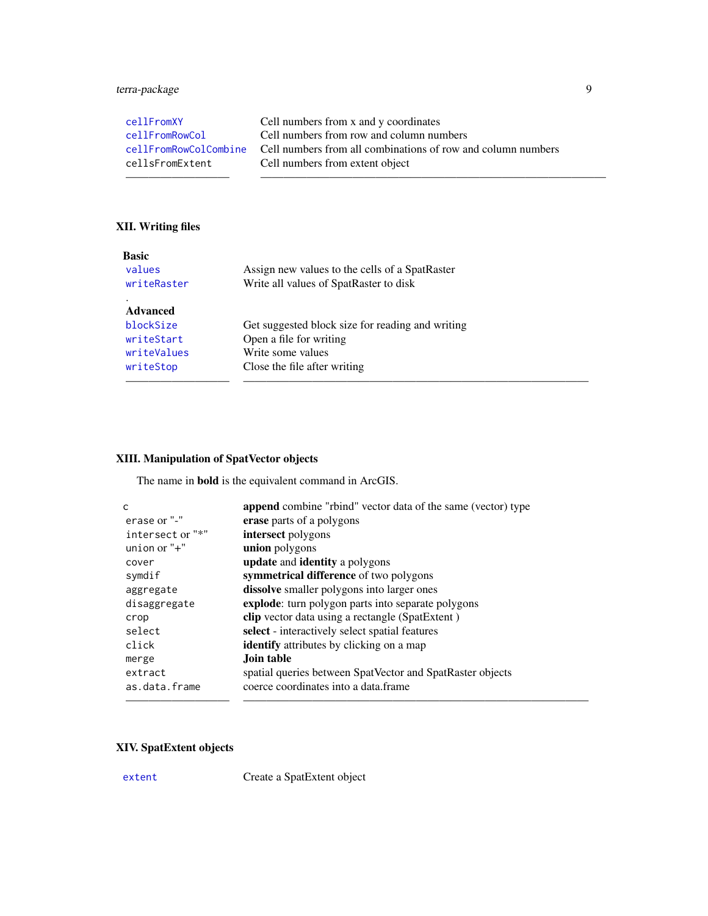| | |
|---|---|
| `cellFromXY` | Cell numbers from x and y coordinates |
| `cellFromRowCol` | Cell numbers from row and column numbers |
| `cellFromRowColCombine` | Cell numbers from all combinations of row and column numbers |
| `cellsFromExtent` | Cell numbers from extent object |

## XII. Writing files

| | |
|---|---|
| **Basic** | |
| `values` | Assign new values to the cells of a SpatRaster |
| `writeRaster` | Write all values of SpatRaster to disk |
| . | |
| **Advanced** | |
| `blockSize` | Get suggested block size for reading and writing |
| `writeStart` | Open a file for writing |
| `writeValues` | Write some values |
| `writeStop` | Close the file after writing |

## XIII. Manipulation of SpatVector objects

The name in **bold** is the equivalent command in ArcGIS.

| | |
|---|---|
| `c` | **append** combine "rbind" vector data of the same (vector) type |
| `erase` or "-" | **erase** parts of a polygons |
| `intersect` or "*" | **intersect** polygons |
| `union` or "+" | **union** polygons |
| `cover` | **update** and **identity** a polygons |
| `symdif` | **symmetrical difference** of two polygons |
| `aggregate` | **dissolve** smaller polygons into larger ones |
| `disaggregate` | **explode**: turn polygon parts into separate polygons |
| `crop` | **clip** vector data using a rectangle (SpatExtent ) |
| `select` | **select** - interactively select spatial features |
| `click` | **identify** attributes by clicking on a map |
| `merge` | **Join table** |
| `extract` | spatial queries between SpatVector and SpatRaster objects |
| `as.data.frame` | coerce coordinates into a data.frame |

## XIV. SpatExtent objects

| | |
|---|---|
| `extent` | Create a SpatExtent object |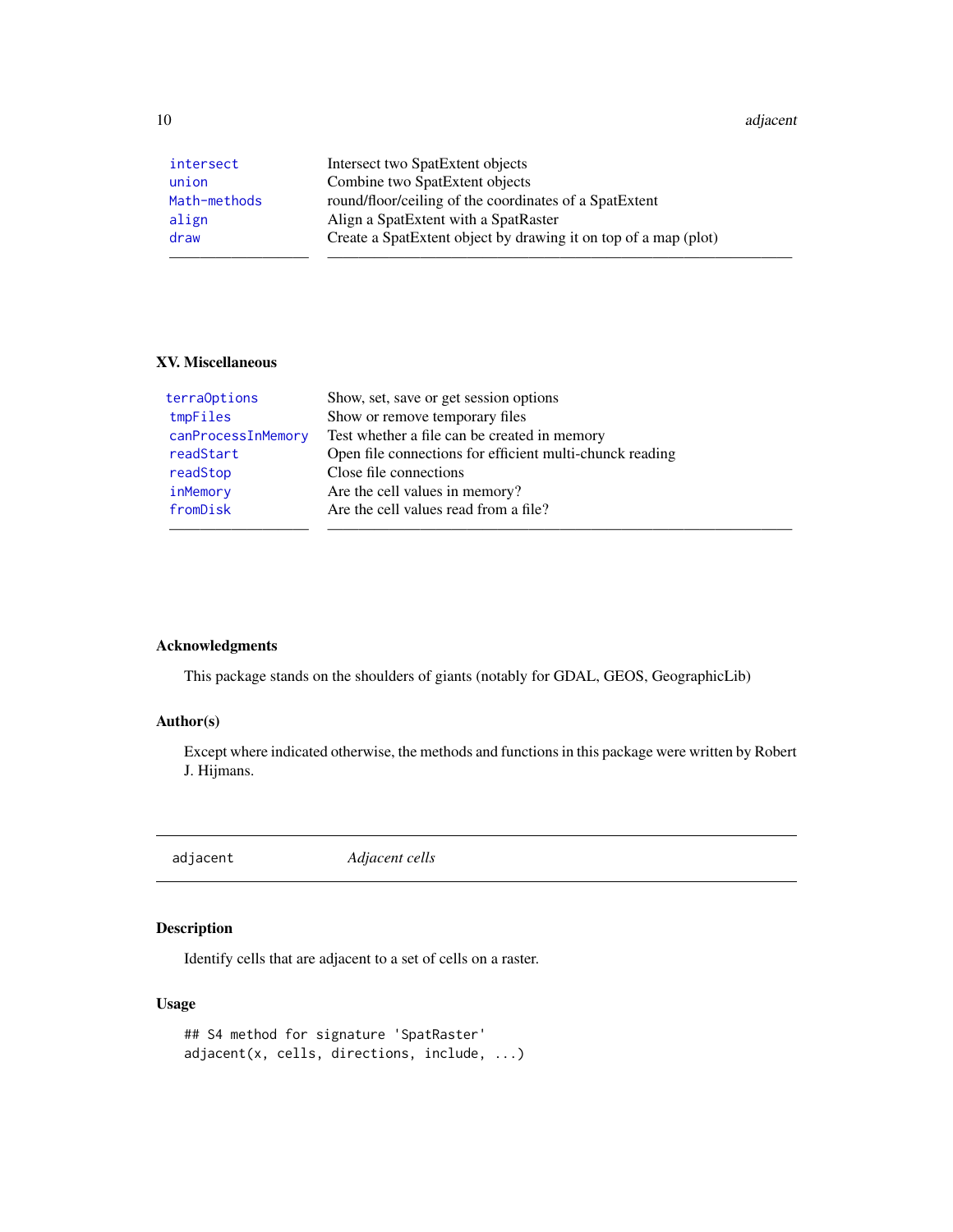| | |
|---|---|
| `intersect` | Intersect two SpatExtent objects |
| `union` | Combine two SpatExtent objects |
| `Math-methods` | round/floor/ceiling of the coordinates of a SpatExtent |
| `align` | Align a SpatExtent with a SpatRaster |
| `draw` | Create a SpatExtent object by drawing it on top of a map (plot) |

### XV. Miscellaneous

| | |
|---|---|
| `terraOptions` | Show, set, save or get session options |
| `tmpFiles` | Show or remove temporary files |
| `canProcessInMemory` | Test whether a file can be created in memory |
| `readStart` | Open file connections for efficient multi-chunck reading |
| `readStop` | Close file connections |
| `inMemory` | Are the cell values in memory? |
| `fromDisk` | Are the cell values read from a file? |

### Acknowledgments

This package stands on the shoulders of giants (notably for GDAL, GEOS, GeographicLib)

### Author(s)

Except where indicated otherwise, the methods and functions in this package were written by Robert J. Hijmans.

---

## adjacent &nbsp;&nbsp;&nbsp; *Adjacent cells*

---

### Description

Identify cells that are adjacent to a set of cells on a raster.

### Usage

```
## S4 method for signature 'SpatRaster'
adjacent(x, cells, directions, include, ...)
```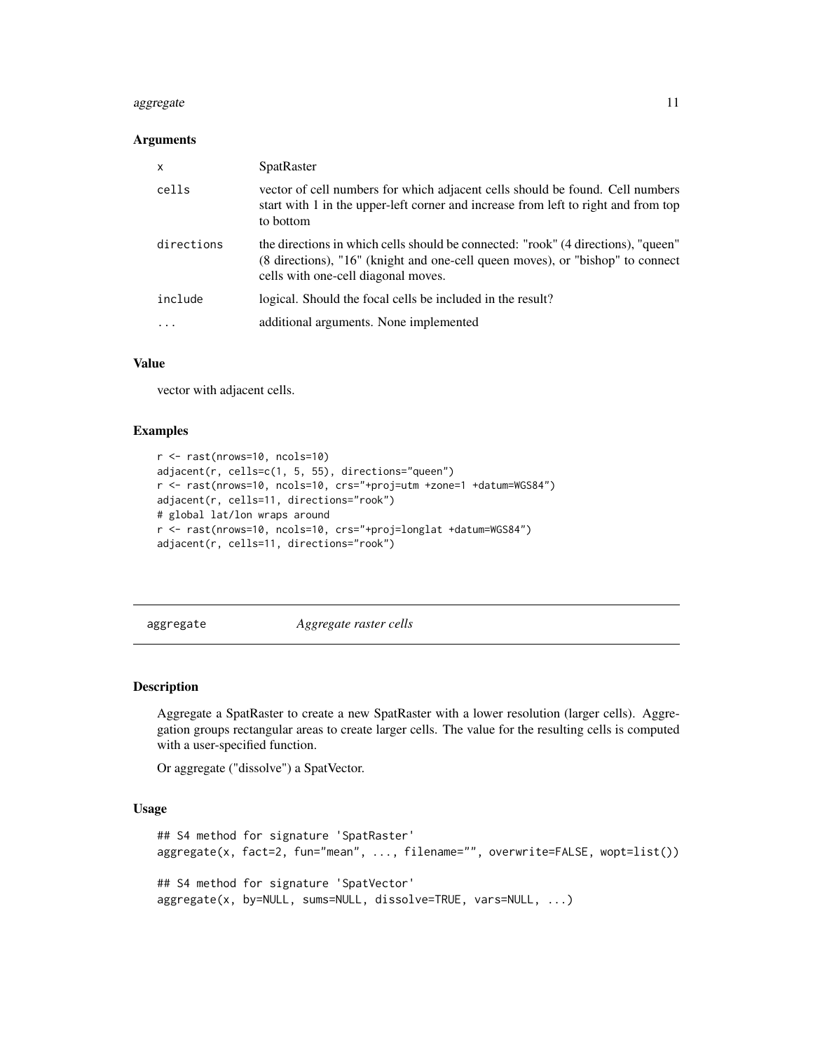### Arguments

| | |
|---|---|
| x | SpatRaster |
| cells | vector of cell numbers for which adjacent cells should be found. Cell numbers start with 1 in the upper-left corner and increase from left to right and from top to bottom |
| directions | the directions in which cells should be connected: "rook" (4 directions), "queen" (8 directions), "16" (knight and one-cell queen moves), or "bishop" to connect cells with one-cell diagonal moves. |
| include | logical. Should the focal cells be included in the result? |
| ... | additional arguments. None implemented |

### Value

vector with adjacent cells.

### Examples

```
r <- rast(nrows=10, ncols=10)
adjacent(r, cells=c(1, 5, 55), directions="queen")
r <- rast(nrows=10, ncols=10, crs="+proj=utm +zone=1 +datum=WGS84")
adjacent(r, cells=11, directions="rook")
# global lat/lon wraps around
r <- rast(nrows=10, ncols=10, crs="+proj=longlat +datum=WGS84")
adjacent(r, cells=11, directions="rook")
```

---

## aggregate *Aggregate raster cells*

### Description

Aggregate a SpatRaster to create a new SpatRaster with a lower resolution (larger cells). Aggregation groups rectangular areas to create larger cells. The value for the resulting cells is computed with a user-specified function.

Or aggregate ("dissolve") a SpatVector.

### Usage

```
## S4 method for signature 'SpatRaster'
aggregate(x, fact=2, fun="mean", ..., filename="", overwrite=FALSE, wopt=list())

## S4 method for signature 'SpatVector'
aggregate(x, by=NULL, sums=NULL, dissolve=TRUE, vars=NULL, ...)
```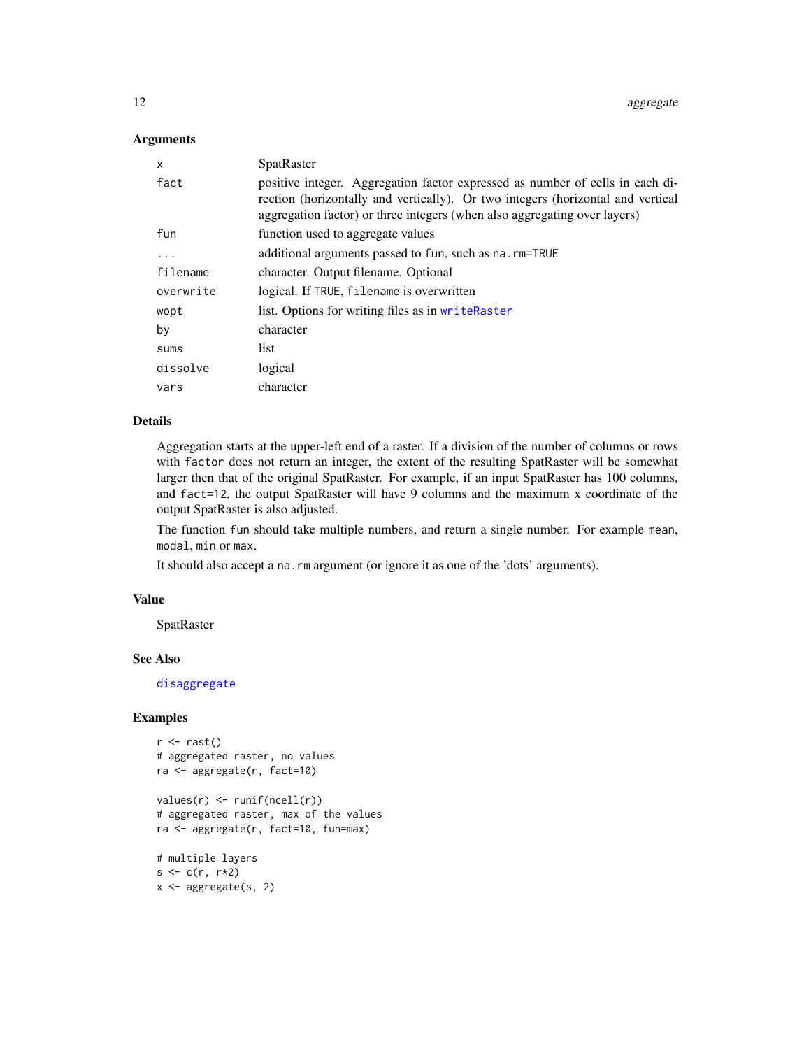## Arguments

| | |
|---|---|
| x | SpatRaster |
| fact | positive integer. Aggregation factor expressed as number of cells in each direction (horizontally and vertically). Or two integers (horizontal and vertical aggregation factor) or three integers (when also aggregating over layers) |
| fun | function used to aggregate values |
| ... | additional arguments passed to `fun`, such as `na.rm=TRUE` |
| filename | character. Output filename. Optional |
| overwrite | logical. If `TRUE`, `filename` is overwritten |
| wopt | list. Options for writing files as in `writeRaster` |
| by | character |
| sums | list |
| dissolve | logical |
| vars | character |

## Details

Aggregation starts at the upper-left end of a raster. If a division of the number of columns or rows with `factor` does not return an integer, the extent of the resulting SpatRaster will be somewhat larger then that of the original SpatRaster. For example, if an input SpatRaster has 100 columns, and `fact=12`, the output SpatRaster will have 9 columns and the maximum x coordinate of the output SpatRaster is also adjusted.

The function `fun` should take multiple numbers, and return a single number. For example `mean`, `modal`, `min` or `max`.

It should also accept a `na.rm` argument (or ignore it as one of the 'dots' arguments).

## Value

SpatRaster

## See Also

`disaggregate`

## Examples

```
r <- rast()
# aggregated raster, no values
ra <- aggregate(r, fact=10)

values(r) <- runif(ncell(r))
# aggregated raster, max of the values
ra <- aggregate(r, fact=10, fun=max)

# multiple layers
s <- c(r, r*2)
x <- aggregate(s, 2)
```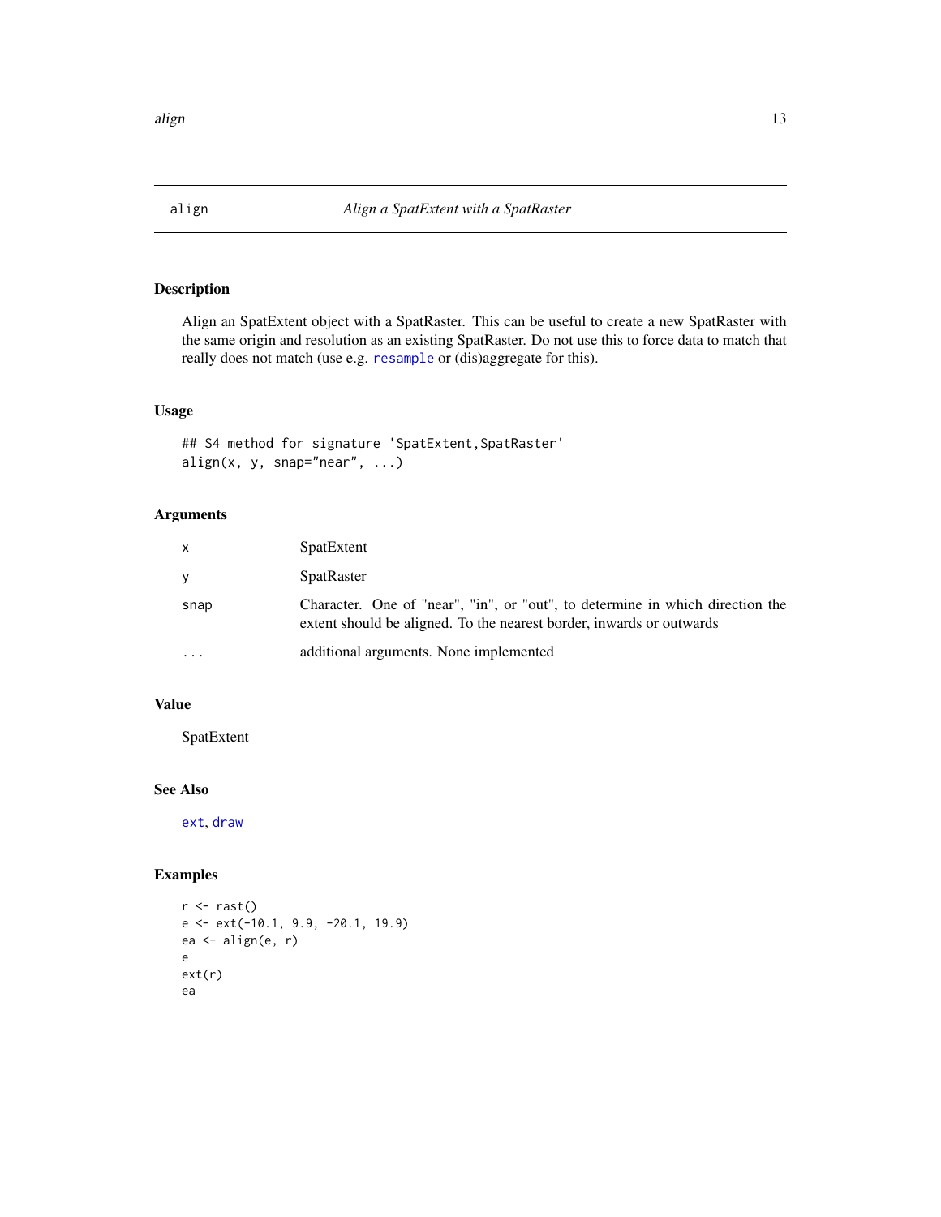## align — *Align a SpatExtent with a SpatRaster*

### Description

Align an SpatExtent object with a SpatRaster. This can be useful to create a new SpatRaster with the same origin and resolution as an existing SpatRaster. Do not use this to force data to match that really does not match (use e.g. `resample` or (dis)aggregate for this).

### Usage

```
## S4 method for signature 'SpatExtent,SpatRaster'
align(x, y, snap="near", ...)
```

### Arguments

| | |
|---|---|
| `x` | SpatExtent |
| `y` | SpatRaster |
| `snap` | Character. One of "near", "in", or "out", to determine in which direction the extent should be aligned. To the nearest border, inwards or outwards |
| `...` | additional arguments. None implemented |

### Value

SpatExtent

### See Also

`ext`, `draw`

### Examples

```
r <- rast()
e <- ext(-10.1, 9.9, -20.1, 19.9)
ea <- align(e, r)
e
ext(r)
ea
```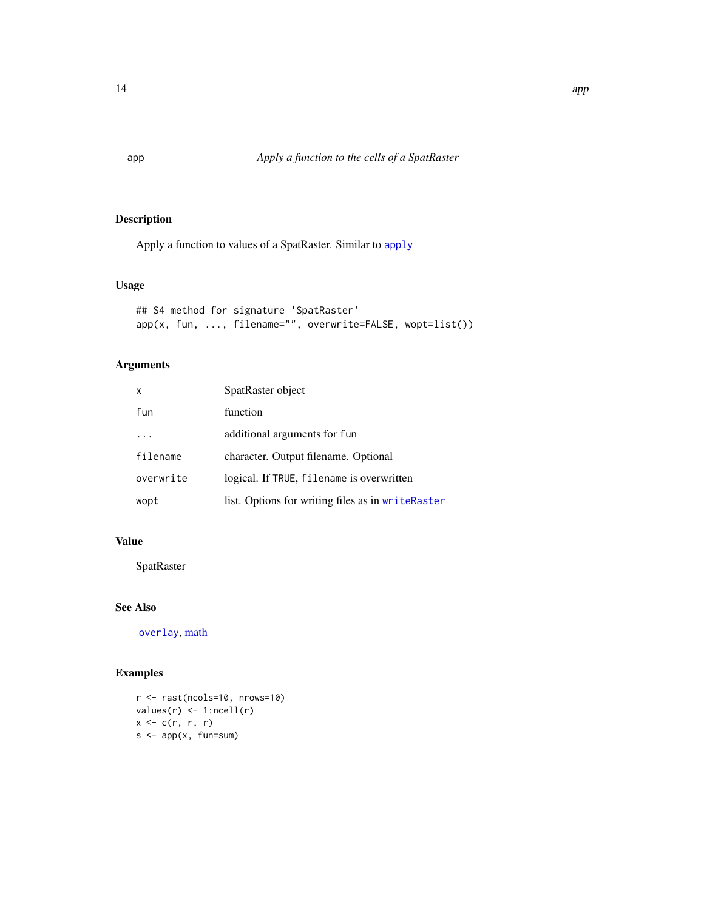## app — *Apply a function to the cells of a SpatRaster*

### Description

Apply a function to values of a SpatRaster. Similar to `apply`

### Usage

```
## S4 method for signature 'SpatRaster'
app(x, fun, ..., filename="", overwrite=FALSE, wopt=list())
```

### Arguments

| | |
|---|---|
| `x` | SpatRaster object |
| `fun` | function |
| `...` | additional arguments for `fun` |
| `filename` | character. Output filename. Optional |
| `overwrite` | logical. If `TRUE`, `filename` is overwritten |
| `wopt` | list. Options for writing files as in `writeRaster` |

### Value

SpatRaster

### See Also

`overlay`, math

### Examples

```
r <- rast(ncols=10, nrows=10)
values(r) <- 1:ncell(r)
x <- c(r, r, r)
s <- app(x, fun=sum)
```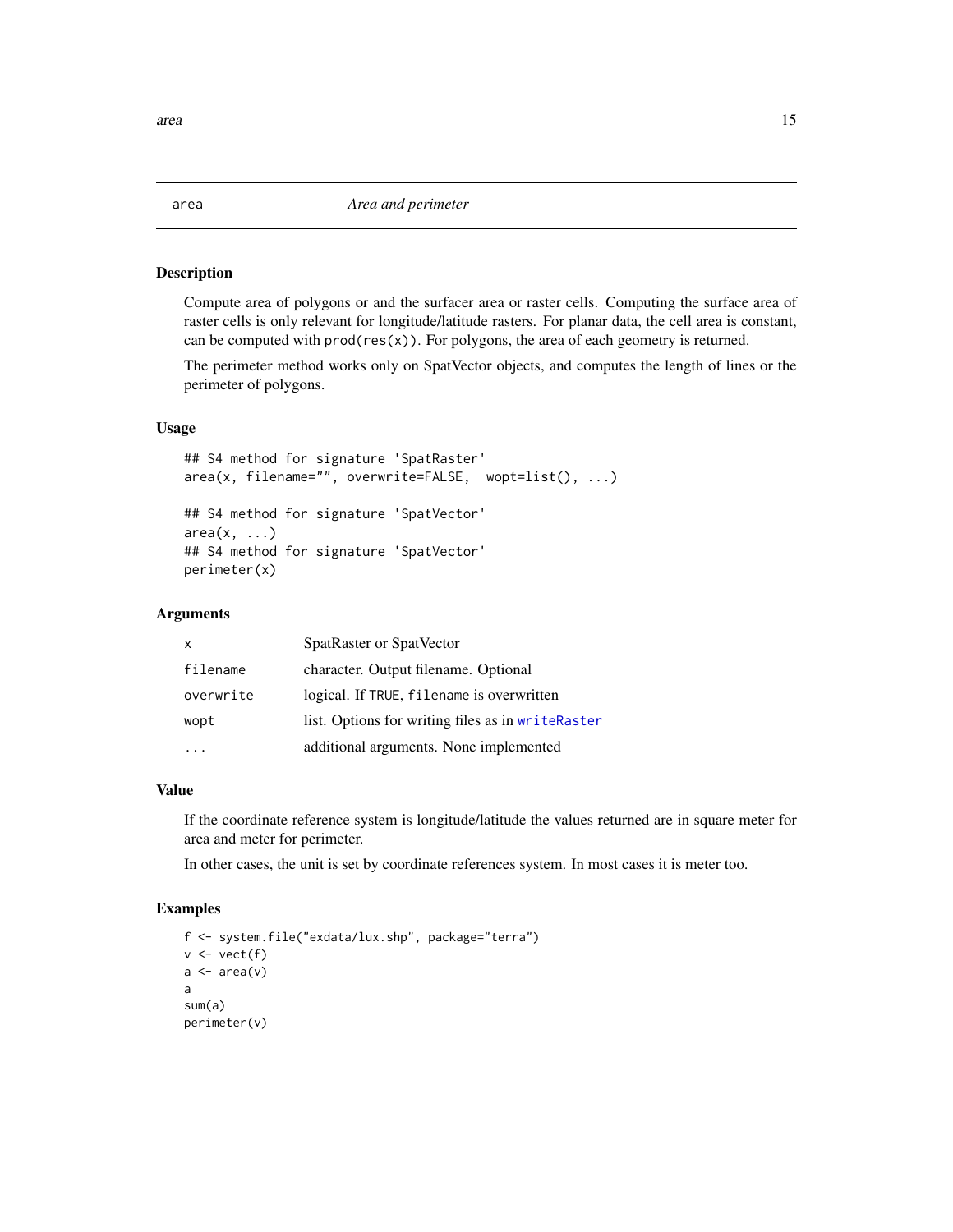## area *Area and perimeter*

### Description

Compute area of polygons or and the surfacer area or raster cells. Computing the surface area of raster cells is only relevant for longitude/latitude rasters. For planar data, the cell area is constant, can be computed with `prod(res(x))`. For polygons, the area of each geometry is returned.

The perimeter method works only on SpatVector objects, and computes the length of lines or the perimeter of polygons.

### Usage

```
## S4 method for signature 'SpatRaster'
area(x, filename="", overwrite=FALSE,  wopt=list(), ...)

## S4 method for signature 'SpatVector'
area(x, ...)
## S4 method for signature 'SpatVector'
perimeter(x)
```

### Arguments

| | |
|---|---|
| `x` | SpatRaster or SpatVector |
| `filename` | character. Output filename. Optional |
| `overwrite` | logical. If `TRUE`, `filename` is overwritten |
| `wopt` | list. Options for writing files as in `writeRaster` |
| `...` | additional arguments. None implemented |

### Value

If the coordinate reference system is longitude/latitude the values returned are in square meter for area and meter for perimeter.

In other cases, the unit is set by coordinate references system. In most cases it is meter too.

### Examples

```
f <- system.file("exdata/lux.shp", package="terra")
v <- vect(f)
a <- area(v)
a
sum(a)
perimeter(v)
```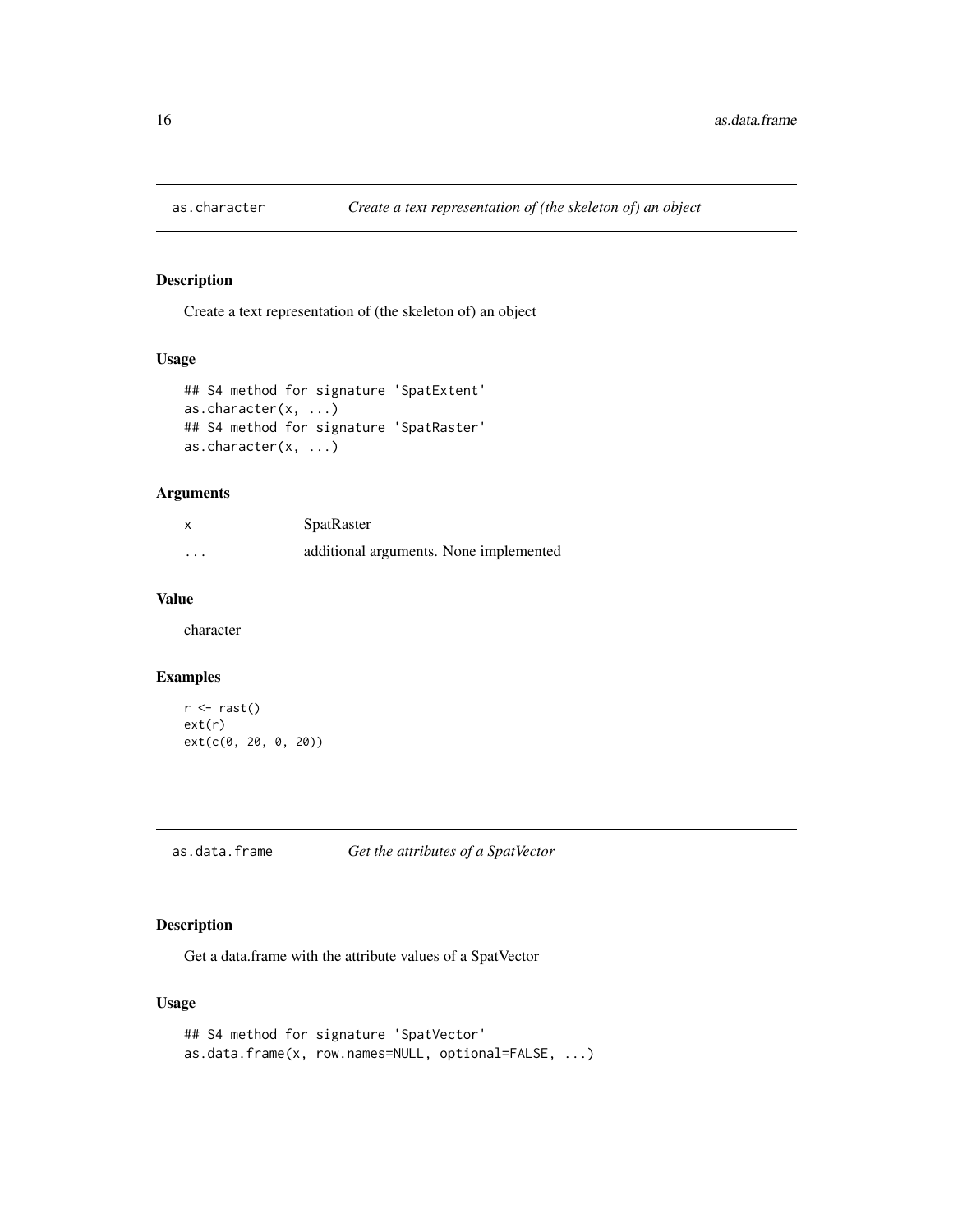## as.character — *Create a text representation of (the skeleton of) an object*

### Description

Create a text representation of (the skeleton of) an object

### Usage

```
## S4 method for signature 'SpatExtent'
as.character(x, ...)
## S4 method for signature 'SpatRaster'
as.character(x, ...)
```

### Arguments

| | |
|---|---|
| x | SpatRaster |
| ... | additional arguments. None implemented |

### Value

character

### Examples

```
r <- rast()
ext(r)
ext(c(0, 20, 0, 20))
```

## as.data.frame — *Get the attributes of a SpatVector*

### Description

Get a data.frame with the attribute values of a SpatVector

### Usage

```
## S4 method for signature 'SpatVector'
as.data.frame(x, row.names=NULL, optional=FALSE, ...)
```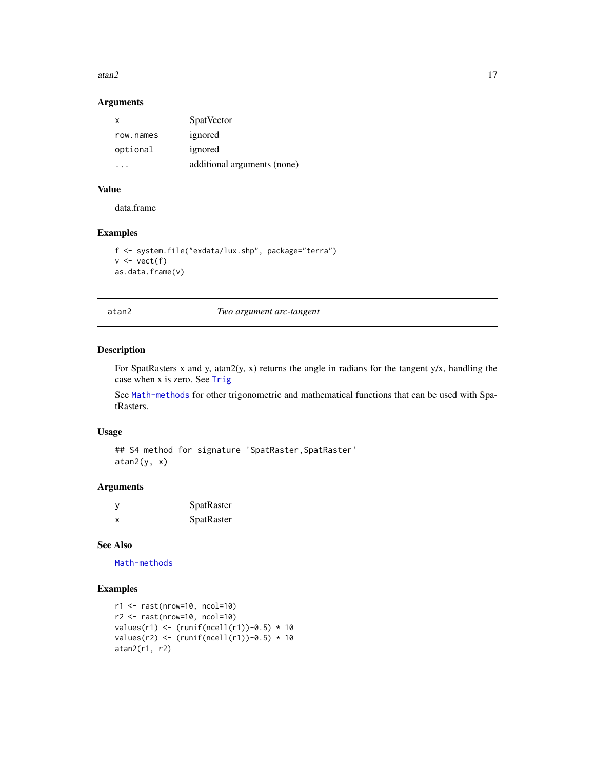### Arguments

| | |
|---|---|
| x | SpatVector |
| row.names | ignored |
| optional | ignored |
| ... | additional arguments (none) |

### Value

data.frame

### Examples

```
f <- system.file("exdata/lux.shp", package="terra")
v <- vect(f)
as.data.frame(v)
```

---

## atan2 — *Two argument arc-tangent*

### Description

For SpatRasters x and y, atan2(y, x) returns the angle in radians for the tangent y/x, handling the case when x is zero. See Trig

See Math-methods for other trigonometric and mathematical functions that can be used with SpatRasters.

### Usage

```
## S4 method for signature 'SpatRaster,SpatRaster'
atan2(y, x)
```

### Arguments

| | |
|---|---|
| y | SpatRaster |
| x | SpatRaster |

### See Also

Math-methods

### Examples

```
r1 <- rast(nrow=10, ncol=10)
r2 <- rast(nrow=10, ncol=10)
values(r1) <- (runif(ncell(r1))-0.5) * 10
values(r2) <- (runif(ncell(r1))-0.5) * 10
atan2(r1, r2)
```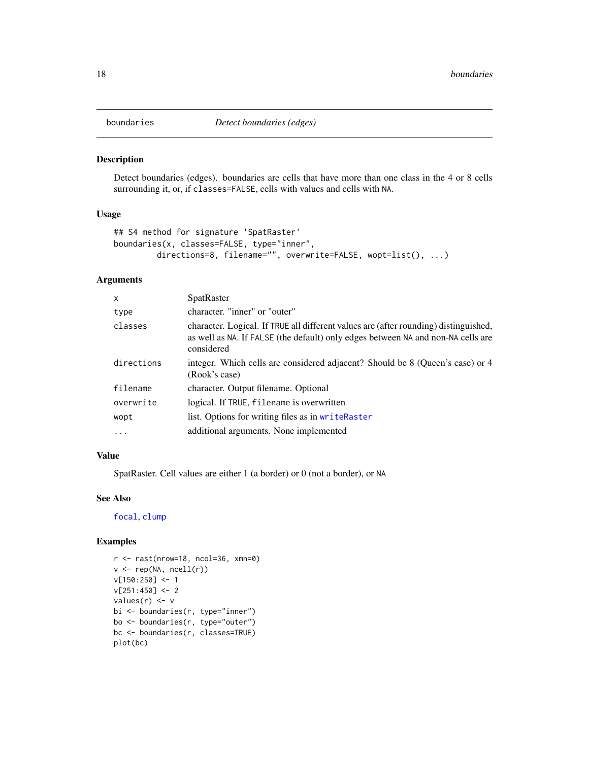## boundaries *Detect boundaries (edges)*

### Description

Detect boundaries (edges). boundaries are cells that have more than one class in the 4 or 8 cells surrounding it, or, if `classes=FALSE`, cells with values and cells with `NA`.

### Usage

```
## S4 method for signature 'SpatRaster'
boundaries(x, classes=FALSE, type="inner",
        directions=8, filename="", overwrite=FALSE, wopt=list(), ...)
```

### Arguments

| | |
|---|---|
| `x` | SpatRaster |
| `type` | character. "inner" or "outer" |
| `classes` | character. Logical. If `TRUE` all different values are (after rounding) distinguished, as well as `NA`. If `FALSE` (the default) only edges between `NA` and non-`NA` cells are considered |
| `directions` | integer. Which cells are considered adjacent? Should be 8 (Queen's case) or 4 (Rook's case) |
| `filename` | character. Output filename. Optional |
| `overwrite` | logical. If `TRUE`, `filename` is overwritten |
| `wopt` | list. Options for writing files as in `writeRaster` |
| `...` | additional arguments. None implemented |

### Value

SpatRaster. Cell values are either 1 (a border) or 0 (not a border), or `NA`

### See Also

`focal`, `clump`

### Examples

```
r <- rast(nrow=18, ncol=36, xmn=0)
v <- rep(NA, ncell(r))
v[150:250] <- 1
v[251:450] <- 2
values(r) <- v
bi <- boundaries(r, type="inner")
bo <- boundaries(r, type="outer")
bc <- boundaries(r, classes=TRUE)
plot(bc)
```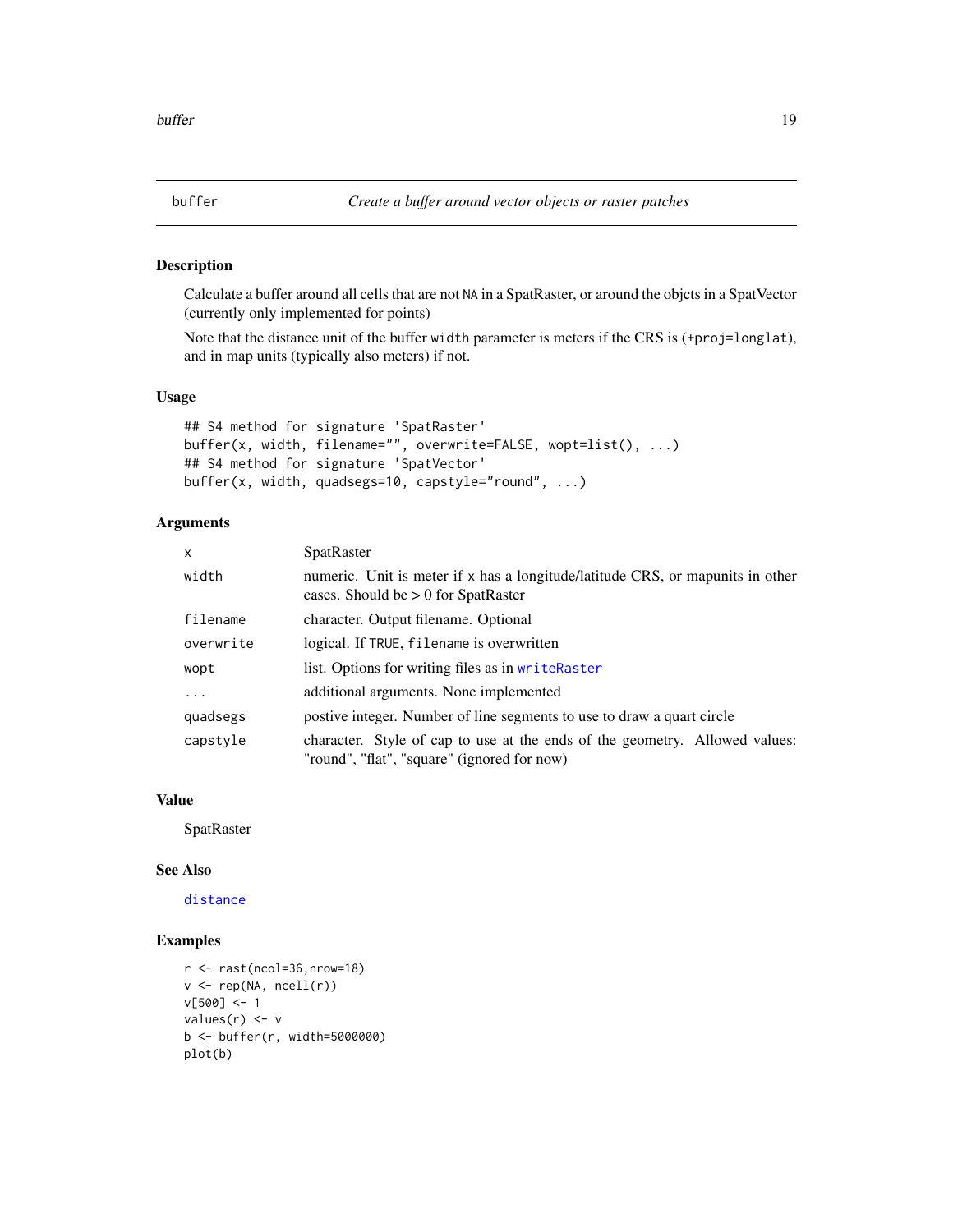# buffer — *Create a buffer around vector objects or raster patches*

## Description

Calculate a buffer around all cells that are not NA in a SpatRaster, or around the objcts in a SpatVector (currently only implemented for points)

Note that the distance unit of the buffer `width` parameter is meters if the CRS is (`+proj=longlat`), and in map units (typically also meters) if not.

## Usage

```
## S4 method for signature 'SpatRaster'
buffer(x, width, filename="", overwrite=FALSE, wopt=list(), ...)
## S4 method for signature 'SpatVector'
buffer(x, width, quadsegs=10, capstyle="round", ...)
```

## Arguments

| | |
|---|---|
| `x` | SpatRaster |
| `width` | numeric. Unit is meter if `x` has a longitude/latitude CRS, or mapunits in other cases. Should be > 0 for SpatRaster |
| `filename` | character. Output filename. Optional |
| `overwrite` | logical. If `TRUE`, `filename` is overwritten |
| `wopt` | list. Options for writing files as in `writeRaster` |
| `...` | additional arguments. None implemented |
| `quadsegs` | postive integer. Number of line segments to use to draw a quart circle |
| `capstyle` | character. Style of cap to use at the ends of the geometry. Allowed values: "round", "flat", "square" (ignored for now) |

## Value

SpatRaster

## See Also

`distance`

## Examples

```
r <- rast(ncol=36,nrow=18)
v <- rep(NA, ncell(r))
v[500] <- 1
values(r) <- v
b <- buffer(r, width=5000000)
plot(b)
```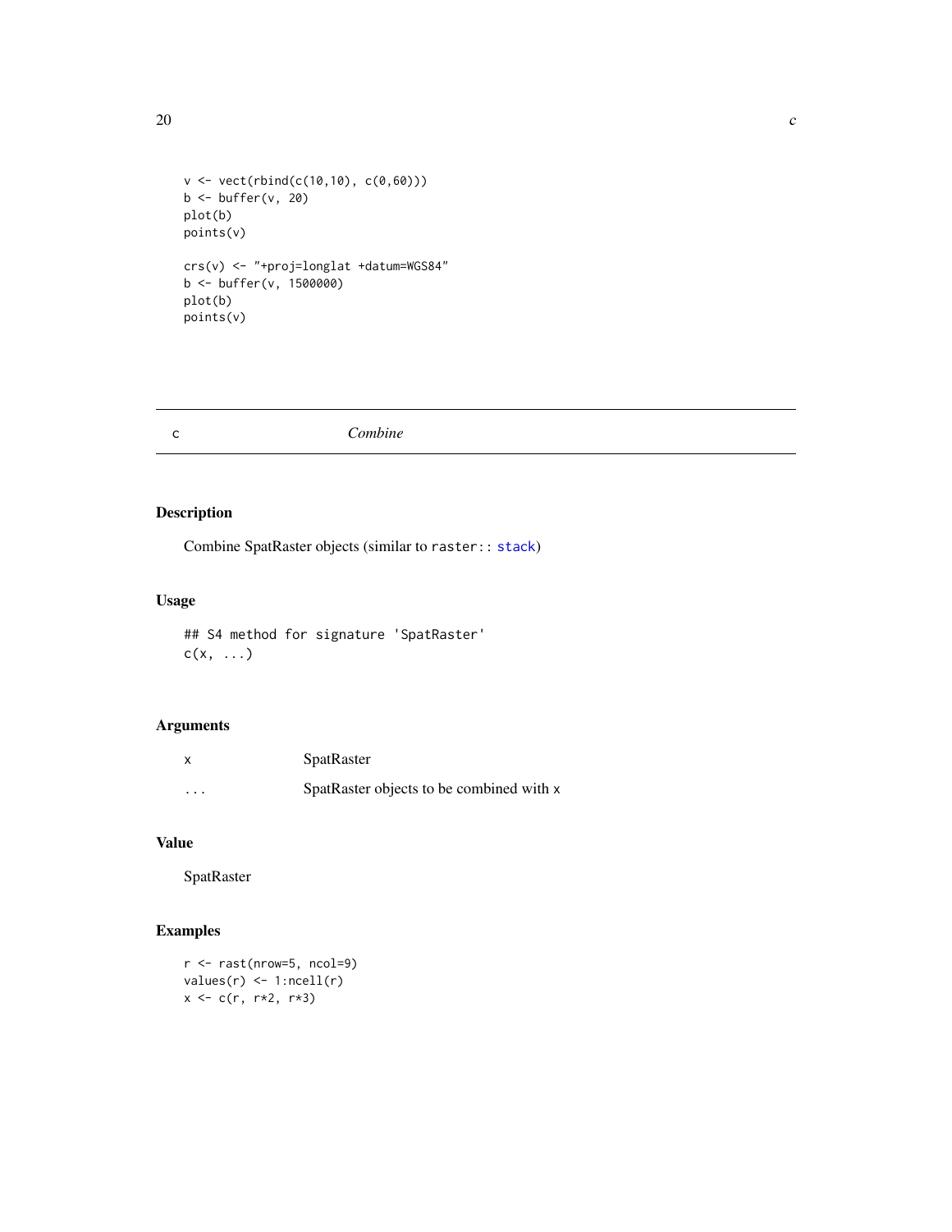```
v <- vect(rbind(c(10,10), c(0,60)))
b <- buffer(v, 20)
plot(b)
points(v)

crs(v) <- "+proj=longlat +datum=WGS84"
b <- buffer(v, 1500000)
plot(b)
points(v)
```

## c — *Combine*

### Description

Combine SpatRaster objects (similar to `raster::stack`)

### Usage

```
## S4 method for signature 'SpatRaster'
c(x, ...)
```

### Arguments

| | |
|---|---|
| `x` | SpatRaster |
| `...` | SpatRaster objects to be combined with `x` |

### Value

SpatRaster

### Examples

```
r <- rast(nrow=5, ncol=9)
values(r) <- 1:ncell(r)
x <- c(r, r*2, r*3)
```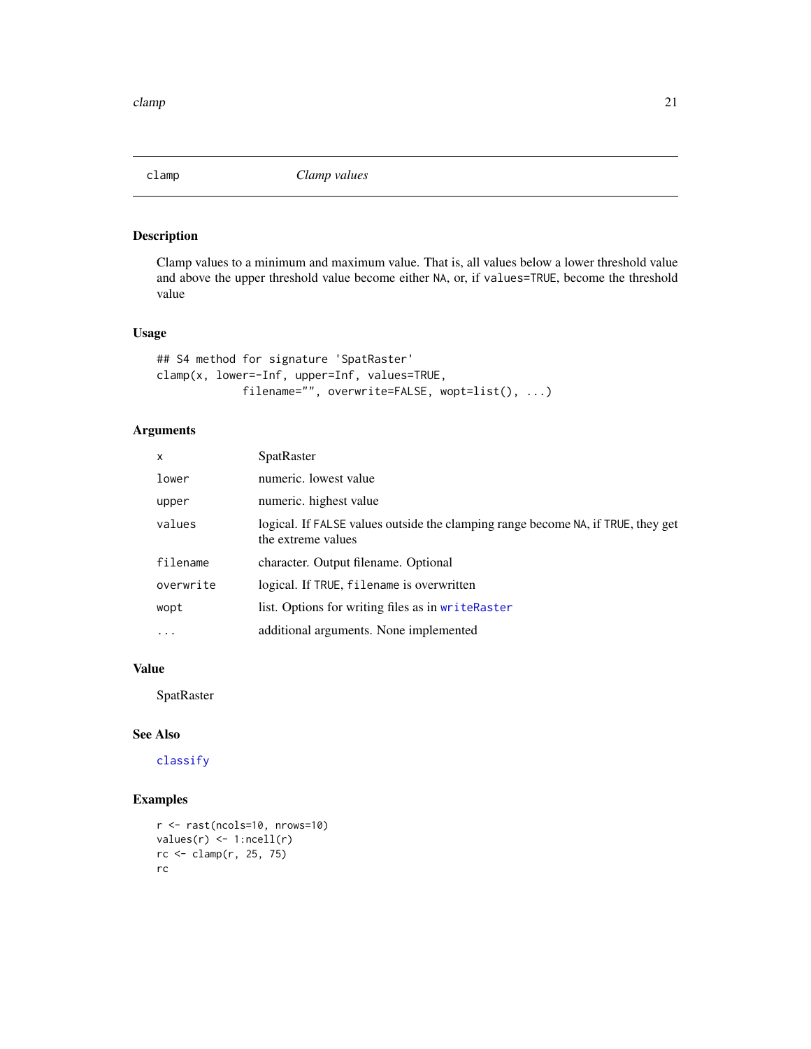## clamp *Clamp values*

### Description

Clamp values to a minimum and maximum value. That is, all values below a lower threshold value and above the upper threshold value become either NA, or, if values=TRUE, become the threshold value

### Usage

```
## S4 method for signature 'SpatRaster'
clamp(x, lower=-Inf, upper=Inf, values=TRUE,
             filename="", overwrite=FALSE, wopt=list(), ...)
```

### Arguments

| | |
|---|---|
| x | SpatRaster |
| lower | numeric. lowest value |
| upper | numeric. highest value |
| values | logical. If FALSE values outside the clamping range become NA, if TRUE, they get the extreme values |
| filename | character. Output filename. Optional |
| overwrite | logical. If TRUE, filename is overwritten |
| wopt | list. Options for writing files as in writeRaster |
| ... | additional arguments. None implemented |

### Value

SpatRaster

### See Also

classify

### Examples

```
r <- rast(ncols=10, nrows=10)
values(r) <- 1:ncell(r)
rc <- clamp(r, 25, 75)
rc
```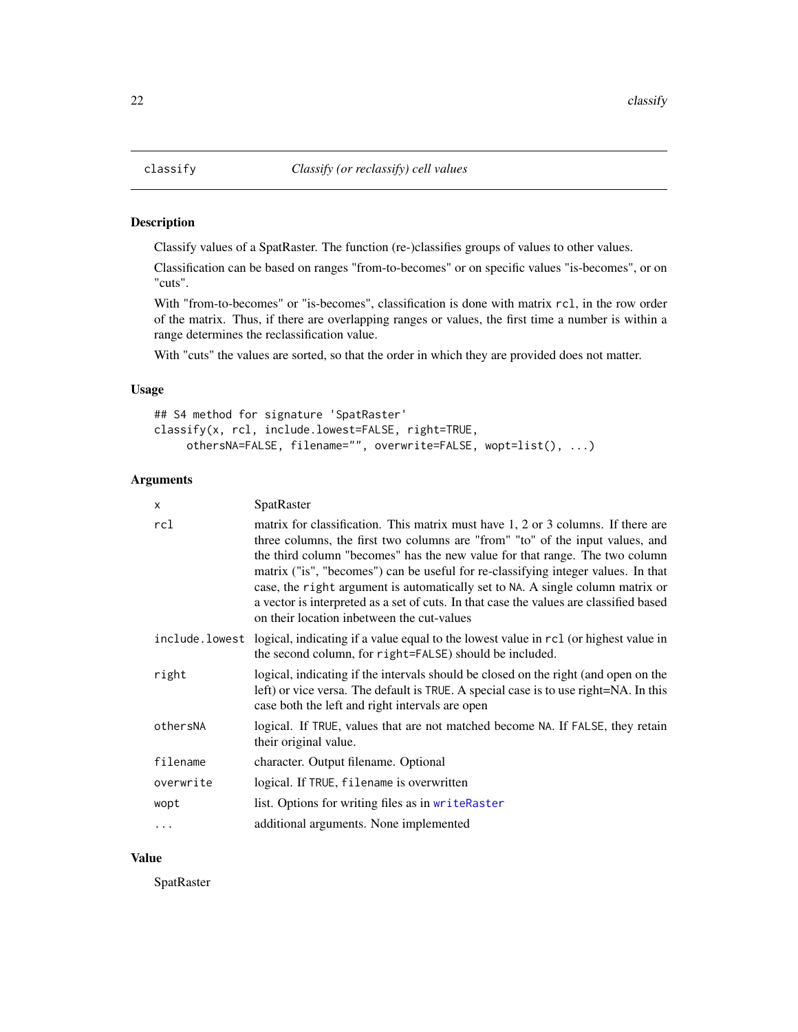# classify — *Classify (or reclassify) cell values*

## Description

Classify values of a SpatRaster. The function (re-)classifies groups of values to other values.

Classification can be based on ranges "from-to-becomes" or on specific values "is-becomes", or on "cuts".

With "from-to-becomes" or "is-becomes", classification is done with matrix `rcl`, in the row order of the matrix. Thus, if there are overlapping ranges or values, the first time a number is within a range determines the reclassification value.

With "cuts" the values are sorted, so that the order in which they are provided does not matter.

## Usage

```
## S4 method for signature 'SpatRaster'
classify(x, rcl, include.lowest=FALSE, right=TRUE,
     othersNA=FALSE, filename="", overwrite=FALSE, wopt=list(), ...)
```

## Arguments

| | |
|---|---|
| `x` | SpatRaster |
| `rcl` | matrix for classification. This matrix must have 1, 2 or 3 columns. If there are three columns, the first two columns are "from" "to" of the input values, and the third column "becomes" has the new value for that range. The two column matrix ("is", "becomes") can be useful for re-classifying integer values. In that case, the `right` argument is automatically set to `NA`. A single column matrix or a vector is interpreted as a set of cuts. In that case the values are classified based on their location inbetween the cut-values |
| `include.lowest` | logical, indicating if a value equal to the lowest value in `rcl` (or highest value in the second column, for `right=FALSE`) should be included. |
| `right` | logical, indicating if the intervals should be closed on the right (and open on the left) or vice versa. The default is `TRUE`. A special case is to use right=NA. In this case both the left and right intervals are open |
| `othersNA` | logical. If `TRUE`, values that are not matched become `NA`. If `FALSE`, they retain their original value. |
| `filename` | character. Output filename. Optional |
| `overwrite` | logical. If `TRUE`, `filename` is overwritten |
| `wopt` | list. Options for writing files as in `writeRaster` |
| `...` | additional arguments. None implemented |

## Value

SpatRaster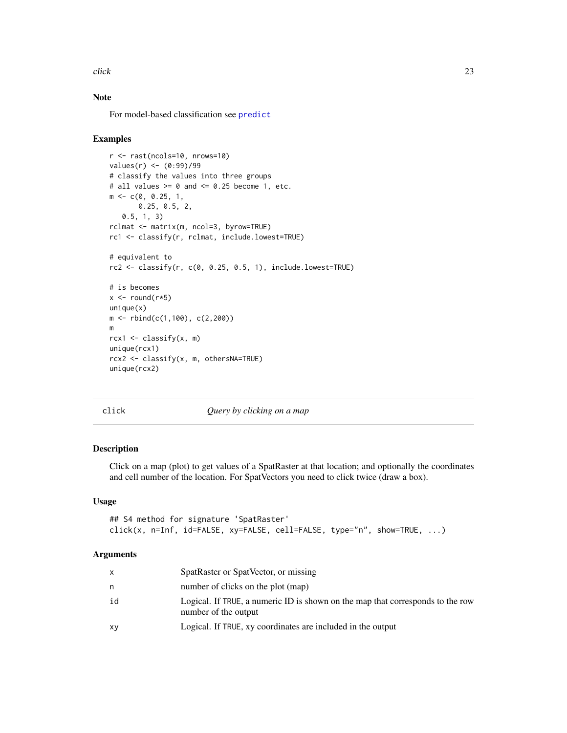### Note

For model-based classification see `predict`

### Examples

```
r <- rast(ncols=10, nrows=10)
values(r) <- (0:99)/99
# classify the values into three groups
# all values >= 0 and <= 0.25 become 1, etc.
m <- c(0, 0.25, 1,
       0.25, 0.5, 2,
   0.5, 1, 3)
rclmat <- matrix(m, ncol=3, byrow=TRUE)
rc1 <- classify(r, rclmat, include.lowest=TRUE)

# equivalent to
rc2 <- classify(r, c(0, 0.25, 0.5, 1), include.lowest=TRUE)

# is becomes
x <- round(r*5)
unique(x)
m <- rbind(c(1,100), c(2,200))
m
rcx1 <- classify(x, m)
unique(rcx1)
rcx2 <- classify(x, m, othersNA=TRUE)
unique(rcx2)
```

---

## click — *Query by clicking on a map*

### Description

Click on a map (plot) to get values of a SpatRaster at that location; and optionally the coordinates and cell number of the location. For SpatVectors you need to click twice (draw a box).

### Usage

```
## S4 method for signature 'SpatRaster'
click(x, n=Inf, id=FALSE, xy=FALSE, cell=FALSE, type="n", show=TRUE, ...)
```

### Arguments

| | |
|---|---|
| `x` | SpatRaster or SpatVector, or missing |
| `n` | number of clicks on the plot (map) |
| `id` | Logical. If `TRUE`, a numeric ID is shown on the map that corresponds to the row number of the output |
| `xy` | Logical. If `TRUE`, xy coordinates are included in the output |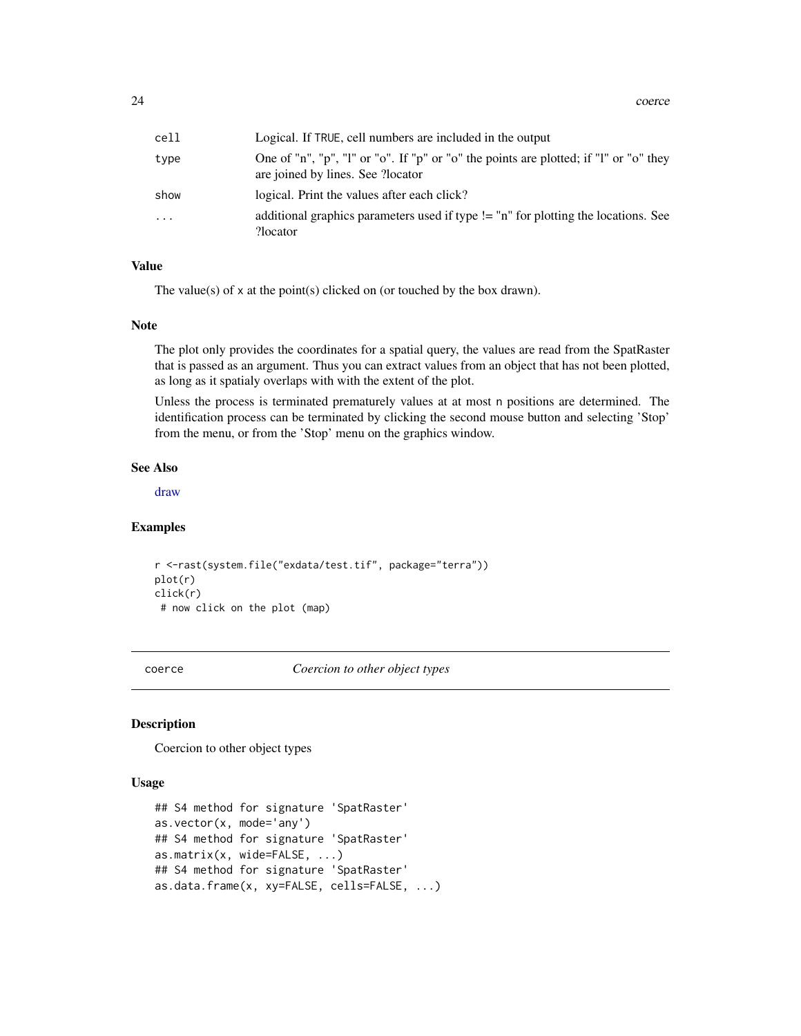| | |
|---|---|
| `cell` | Logical. If `TRUE`, cell numbers are included in the output |
| `type` | One of "n", "p", "l" or "o". If "p" or "o" the points are plotted; if "l" or "o" they are joined by lines. See ?locator |
| `show` | logical. Print the values after each click? |
| `...` | additional graphics parameters used if type != "n" for plotting the locations. See ?locator |

### Value

The value(s) of `x` at the point(s) clicked on (or touched by the box drawn).

### Note

The plot only provides the coordinates for a spatial query, the values are read from the SpatRaster that is passed as an argument. Thus you can extract values from an object that has not been plotted, as long as it spatialy overlaps with with the extent of the plot.

Unless the process is terminated prematurely values at at most `n` positions are determined. The identification process can be terminated by clicking the second mouse button and selecting 'Stop' from the menu, or from the 'Stop' menu on the graphics window.

### See Also

draw

### Examples

```
r <-rast(system.file("exdata/test.tif", package="terra"))
plot(r)
click(r)
 # now click on the plot (map)
```

---

## coerce — *Coercion to other object types*

### Description

Coercion to other object types

### Usage

```
## S4 method for signature 'SpatRaster'
as.vector(x, mode='any')
## S4 method for signature 'SpatRaster'
as.matrix(x, wide=FALSE, ...)
## S4 method for signature 'SpatRaster'
as.data.frame(x, xy=FALSE, cells=FALSE, ...)
```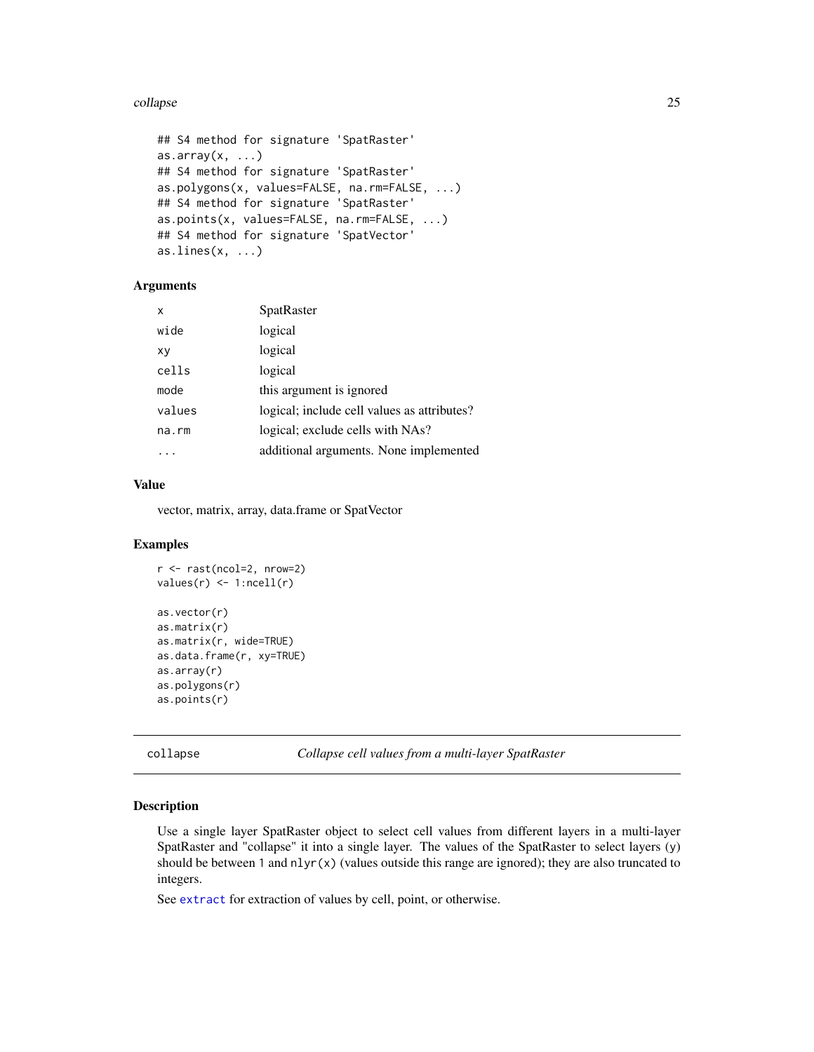```
## S4 method for signature 'SpatRaster'
as.array(x, ...)
## S4 method for signature 'SpatRaster'
as.polygons(x, values=FALSE, na.rm=FALSE, ...)
## S4 method for signature 'SpatRaster'
as.points(x, values=FALSE, na.rm=FALSE, ...)
## S4 method for signature 'SpatVector'
as.lines(x, ...)
```

### Arguments

| | |
|---|---|
| `x` | SpatRaster |
| `wide` | logical |
| `xy` | logical |
| `cells` | logical |
| `mode` | this argument is ignored |
| `values` | logical; include cell values as attributes? |
| `na.rm` | logical; exclude cells with NAs? |
| `...` | additional arguments. None implemented |

### Value

vector, matrix, array, data.frame or SpatVector

### Examples

```
r <- rast(ncol=2, nrow=2)
values(r) <- 1:ncell(r)

as.vector(r)
as.matrix(r)
as.matrix(r, wide=TRUE)
as.data.frame(r, xy=TRUE)
as.array(r)
as.polygons(r)
as.points(r)
```

---

## collapse *Collapse cell values from a multi-layer SpatRaster*

### Description

Use a single layer SpatRaster object to select cell values from different layers in a multi-layer SpatRaster and "collapse" it into a single layer. The values of the SpatRaster to select layers (`y`) should be between `1` and `nlyr(x)` (values outside this range are ignored); they are also truncated to integers.

See `extract` for extraction of values by cell, point, or otherwise.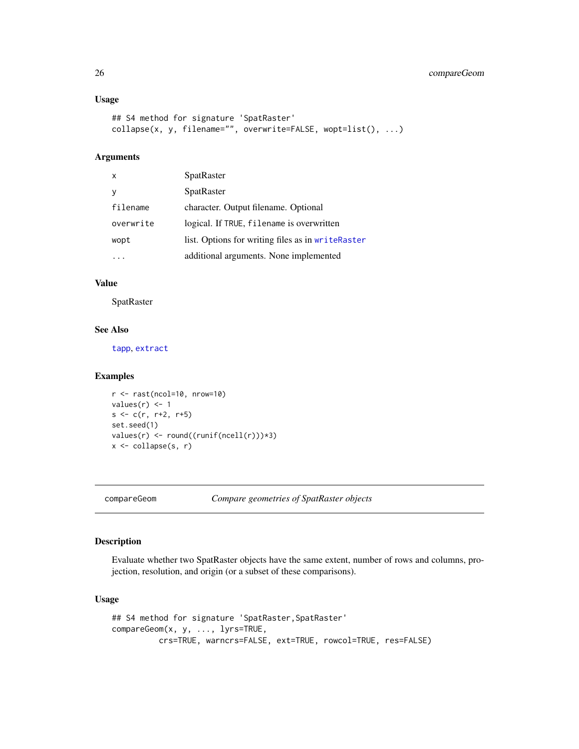### Usage

```
## S4 method for signature 'SpatRaster'
collapse(x, y, filename="", overwrite=FALSE, wopt=list(), ...)
```

### Arguments

| | |
|---|---|
| `x` | SpatRaster |
| `y` | SpatRaster |
| `filename` | character. Output filename. Optional |
| `overwrite` | logical. If `TRUE`, `filename` is overwritten |
| `wopt` | list. Options for writing files as in `writeRaster` |
| `...` | additional arguments. None implemented |

### Value

SpatRaster

### See Also

`tapp`, `extract`

### Examples

```
r <- rast(ncol=10, nrow=10)
values(r) <- 1
s <- c(r, r+2, r+5)
set.seed(1)
values(r) <- round((runif(ncell(r)))*3)
x <- collapse(s, r)
```

---

## compareGeom — *Compare geometries of SpatRaster objects*

---

### Description

Evaluate whether two SpatRaster objects have the same extent, number of rows and columns, projection, resolution, and origin (or a subset of these comparisons).

### Usage

```
## S4 method for signature 'SpatRaster,SpatRaster'
compareGeom(x, y, ..., lyrs=TRUE,
          crs=TRUE, warncrs=FALSE, ext=TRUE, rowcol=TRUE, res=FALSE)
```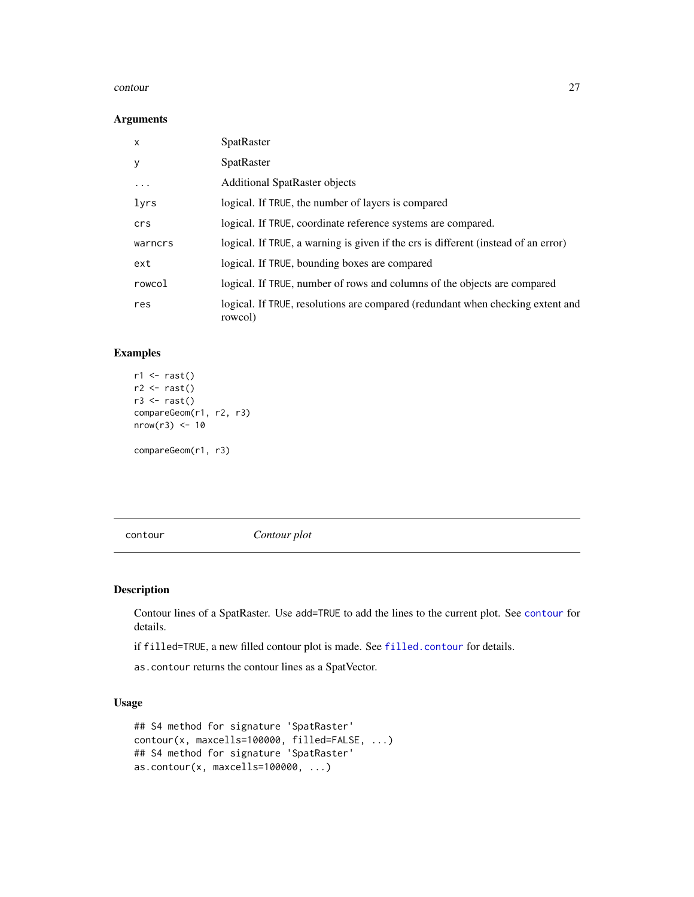### Arguments

| | |
|---|---|
| `x` | SpatRaster |
| `y` | SpatRaster |
| `...` | Additional SpatRaster objects |
| `lyrs` | logical. If `TRUE`, the number of layers is compared |
| `crs` | logical. If `TRUE`, coordinate reference systems are compared. |
| `warncrs` | logical. If `TRUE`, a warning is given if the crs is different (instead of an error) |
| `ext` | logical. If `TRUE`, bounding boxes are compared |
| `rowcol` | logical. If `TRUE`, number of rows and columns of the objects are compared |
| `res` | logical. If `TRUE`, resolutions are compared (redundant when checking extent and rowcol) |

### Examples

```
r1 <- rast()
r2 <- rast()
r3 <- rast()
compareGeom(r1, r2, r3)
nrow(r3) <- 10

compareGeom(r1, r3)
```

---

## contour — *Contour plot*

---

### Description

Contour lines of a SpatRaster. Use `add=TRUE` to add the lines to the current plot. See `contour` for details.

if `filled=TRUE`, a new filled contour plot is made. See `filled.contour` for details.

`as.contour` returns the contour lines as a SpatVector.

### Usage

```
## S4 method for signature 'SpatRaster'
contour(x, maxcells=100000, filled=FALSE, ...)
## S4 method for signature 'SpatRaster'
as.contour(x, maxcells=100000, ...)
```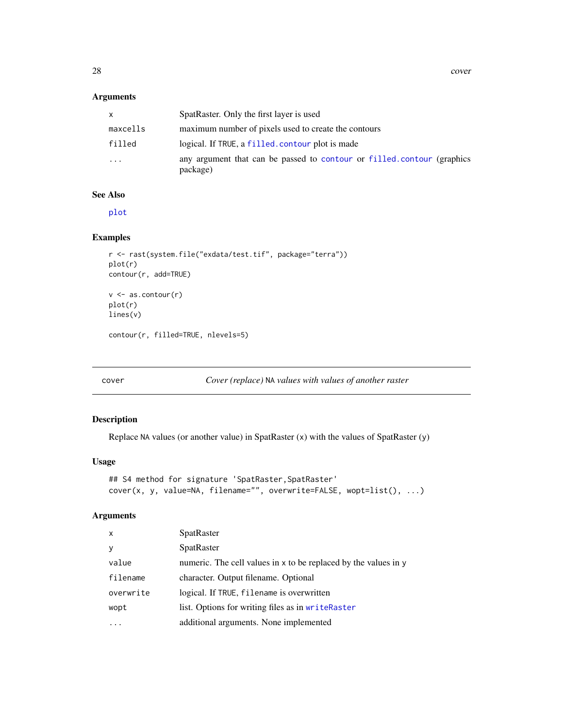### Arguments

| | |
|---|---|
| `x` | SpatRaster. Only the first layer is used |
| `maxcells` | maximum number of pixels used to create the contours |
| `filled` | logical. If `TRUE`, a `filled.contour` plot is made |
| `...` | any argument that can be passed to `contour` or `filled.contour` (graphics package) |

### See Also

`plot`

### Examples

```
r <- rast(system.file("exdata/test.tif", package="terra"))
plot(r)
contour(r, add=TRUE)

v <- as.contour(r)
plot(r)
lines(v)

contour(r, filled=TRUE, nlevels=5)
```

---

## cover — *Cover (replace)* `NA` *values with values of another raster*

### Description

Replace `NA` values (or another value) in SpatRaster (`x`) with the values of SpatRaster (`y`)

### Usage

```
## S4 method for signature 'SpatRaster,SpatRaster'
cover(x, y, value=NA, filename="", overwrite=FALSE, wopt=list(), ...)
```

### Arguments

| | |
|---|---|
| `x` | SpatRaster |
| `y` | SpatRaster |
| `value` | numeric. The cell values in `x` to be replaced by the values in `y` |
| `filename` | character. Output filename. Optional |
| `overwrite` | logical. If `TRUE`, `filename` is overwritten |
| `wopt` | list. Options for writing files as in `writeRaster` |
| `...` | additional arguments. None implemented |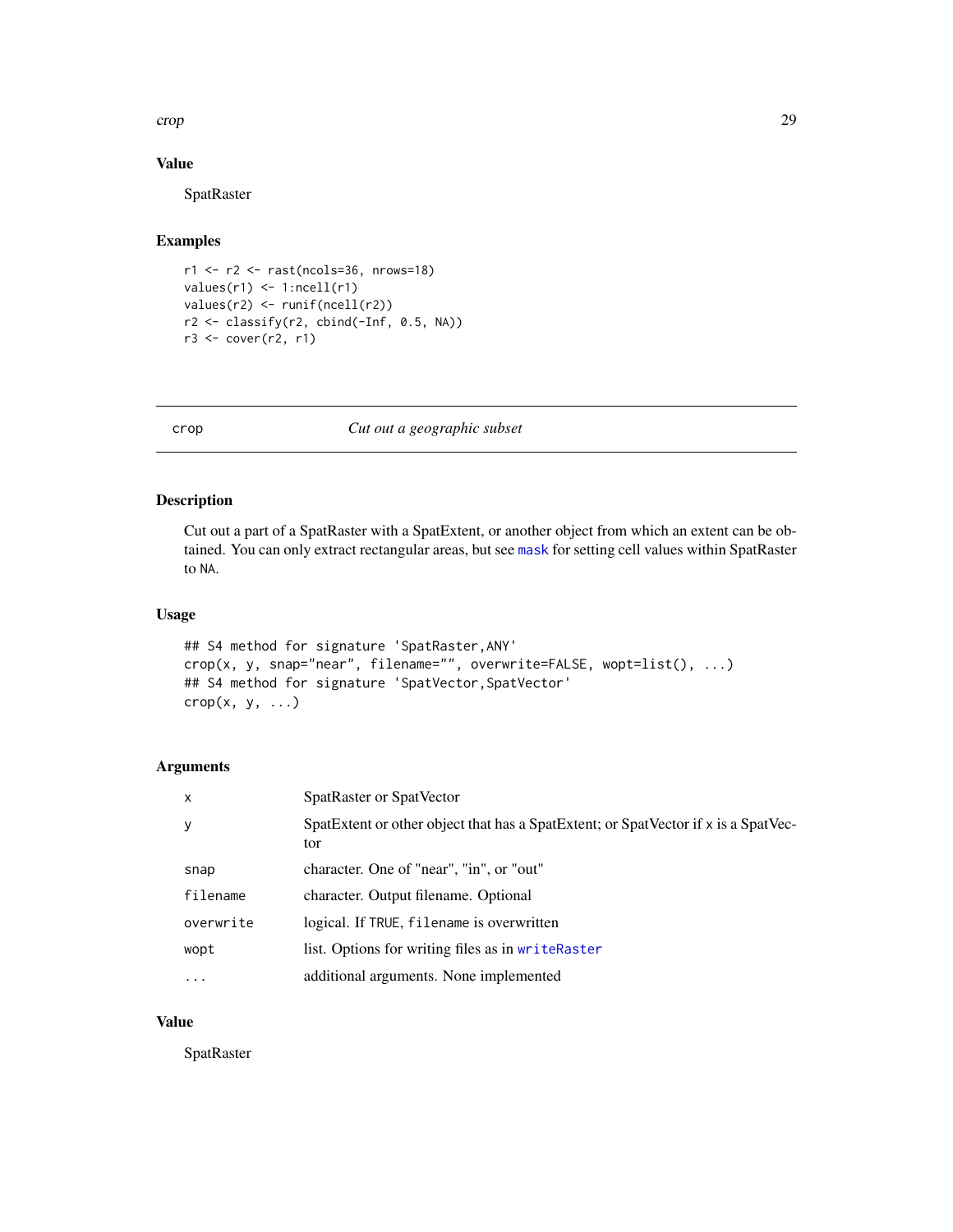### Value

SpatRaster

### Examples

```
r1 <- r2 <- rast(ncols=36, nrows=18)
values(r1) <- 1:ncell(r1)
values(r2) <- runif(ncell(r2))
r2 <- classify(r2, cbind(-Inf, 0.5, NA))
r3 <- cover(r2, r1)
```

---

## crop *Cut out a geographic subset*

---

### Description

Cut out a part of a SpatRaster with a SpatExtent, or another object from which an extent can be obtained. You can only extract rectangular areas, but see `mask` for setting cell values within SpatRaster to `NA`.

### Usage

```
## S4 method for signature 'SpatRaster,ANY'
crop(x, y, snap="near", filename="", overwrite=FALSE, wopt=list(), ...)
## S4 method for signature 'SpatVector,SpatVector'
crop(x, y, ...)
```

### Arguments

| | |
|---|---|
| `x` | SpatRaster or SpatVector |
| `y` | SpatExtent or other object that has a SpatExtent; or SpatVector if `x` is a SpatVector |
| `snap` | character. One of "near", "in", or "out" |
| `filename` | character. Output filename. Optional |
| `overwrite` | logical. If `TRUE`, `filename` is overwritten |
| `wopt` | list. Options for writing files as in `writeRaster` |
| `...` | additional arguments. None implemented |

### Value

SpatRaster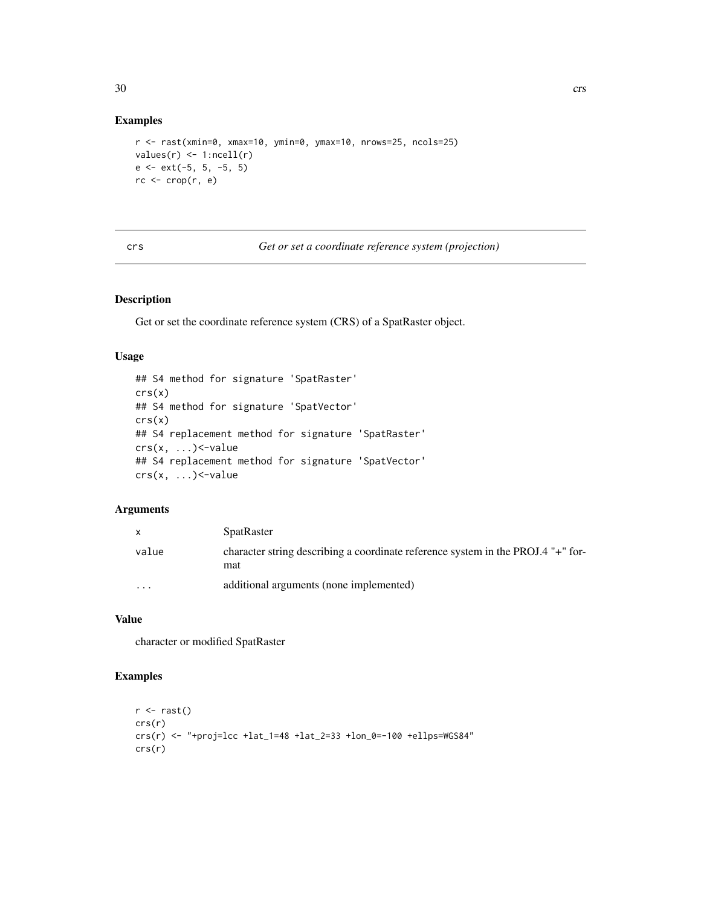### Examples

```
r <- rast(xmin=0, xmax=10, ymin=0, ymax=10, nrows=25, ncols=25)
values(r) <- 1:ncell(r)
e <- ext(-5, 5, -5, 5)
rc <- crop(r, e)
```

---

## crs — *Get or set a coordinate reference system (projection)*

---

### Description

Get or set the coordinate reference system (CRS) of a SpatRaster object.

### Usage

```
## S4 method for signature 'SpatRaster'
crs(x)
## S4 method for signature 'SpatVector'
crs(x)
## S4 replacement method for signature 'SpatRaster'
crs(x, ...)<-value
## S4 replacement method for signature 'SpatVector'
crs(x, ...)<-value
```

### Arguments

| | |
|---|---|
| `x` | SpatRaster |
| `value` | character string describing a coordinate reference system in the PROJ.4 "+" format |
| `...` | additional arguments (none implemented) |

### Value

character or modified SpatRaster

### Examples

```
r <- rast()
crs(r)
crs(r) <- "+proj=lcc +lat_1=48 +lat_2=33 +lon_0=-100 +ellps=WGS84"
crs(r)
```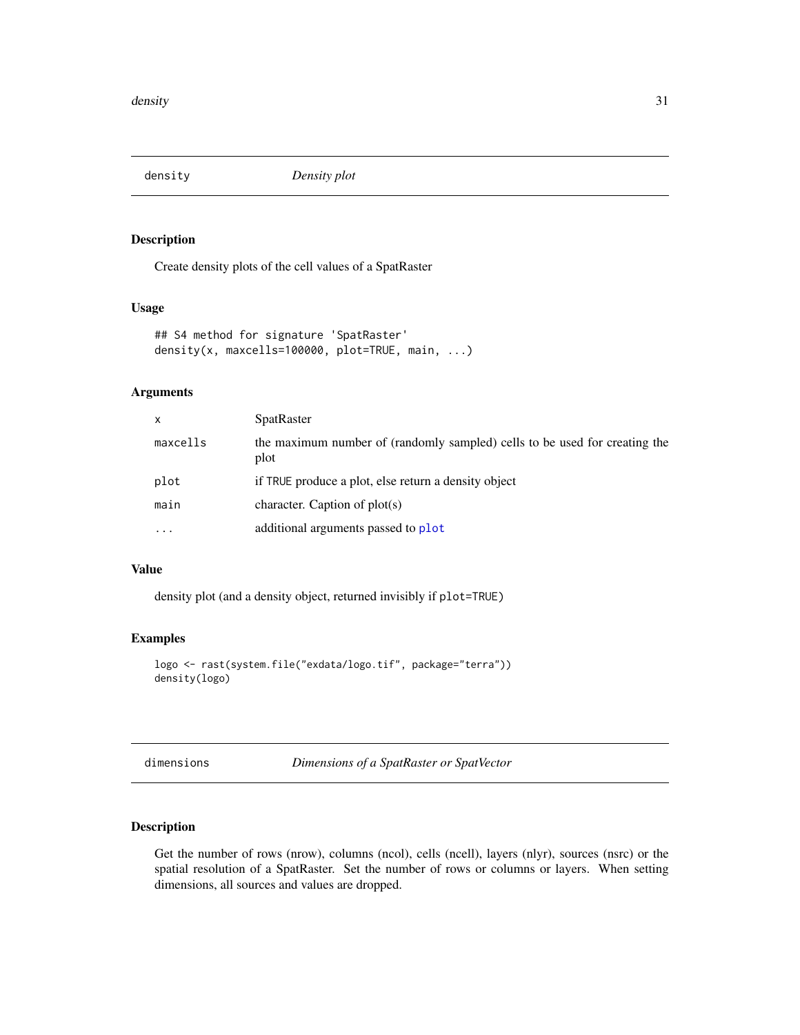## density — *Density plot*

### Description

Create density plots of the cell values of a SpatRaster

### Usage

```
## S4 method for signature 'SpatRaster'
density(x, maxcells=100000, plot=TRUE, main, ...)
```

### Arguments

| | |
|---|---|
| `x` | SpatRaster |
| `maxcells` | the maximum number of (randomly sampled) cells to be used for creating the plot |
| `plot` | if `TRUE` produce a plot, else return a density object |
| `main` | character. Caption of plot(s) |
| `...` | additional arguments passed to `plot` |

### Value

density plot (and a density object, returned invisibly if `plot=TRUE`)

### Examples

```
logo <- rast(system.file("exdata/logo.tif", package="terra"))
density(logo)
```

## dimensions — *Dimensions of a SpatRaster or SpatVector*

### Description

Get the number of rows (nrow), columns (ncol), cells (ncell), layers (nlyr), sources (nsrc) or the spatial resolution of a SpatRaster. Set the number of rows or columns or layers. When setting dimensions, all sources and values are dropped.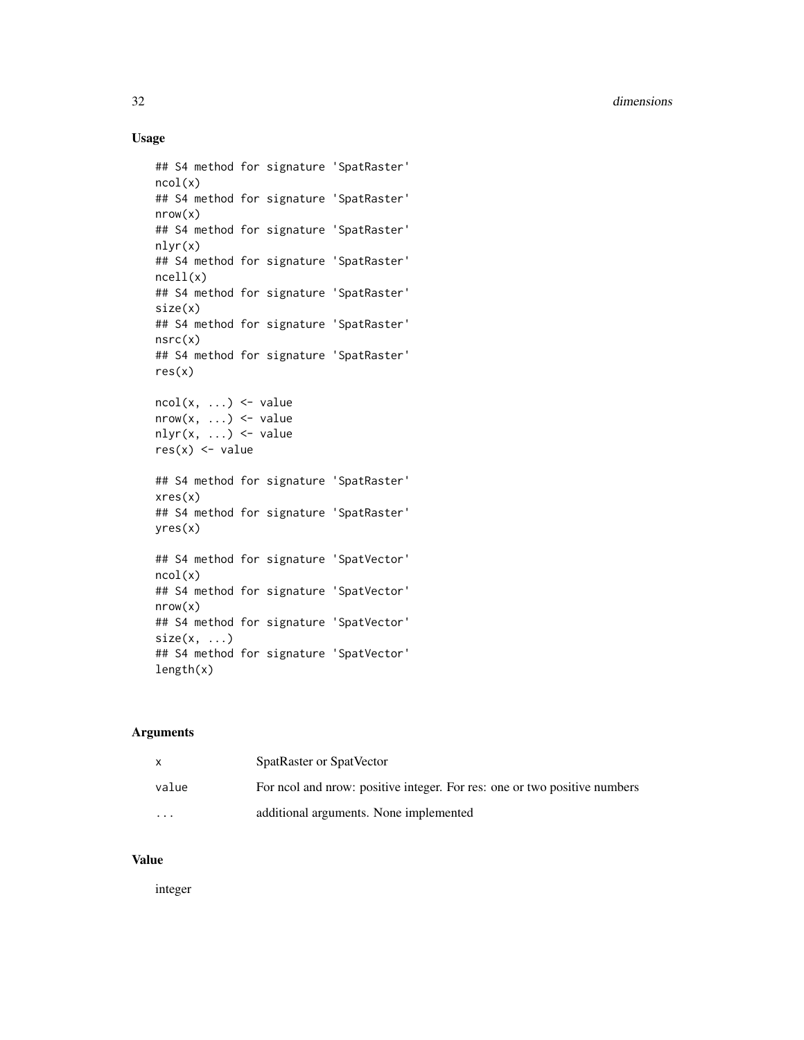## Usage

```
## S4 method for signature 'SpatRaster'
ncol(x)
## S4 method for signature 'SpatRaster'
nrow(x)
## S4 method for signature 'SpatRaster'
nlyr(x)
## S4 method for signature 'SpatRaster'
ncell(x)
## S4 method for signature 'SpatRaster'
size(x)
## S4 method for signature 'SpatRaster'
nsrc(x)
## S4 method for signature 'SpatRaster'
res(x)

ncol(x, ...) <- value
nrow(x, ...) <- value
nlyr(x, ...) <- value
res(x) <- value

## S4 method for signature 'SpatRaster'
xres(x)
## S4 method for signature 'SpatRaster'
yres(x)

## S4 method for signature 'SpatVector'
ncol(x)
## S4 method for signature 'SpatVector'
nrow(x)
## S4 method for signature 'SpatVector'
size(x, ...)
## S4 method for signature 'SpatVector'
length(x)
```

## Arguments

| | |
|---|---|
| x | SpatRaster or SpatVector |
| value | For ncol and nrow: positive integer. For res: one or two positive numbers |
| ... | additional arguments. None implemented |

## Value

integer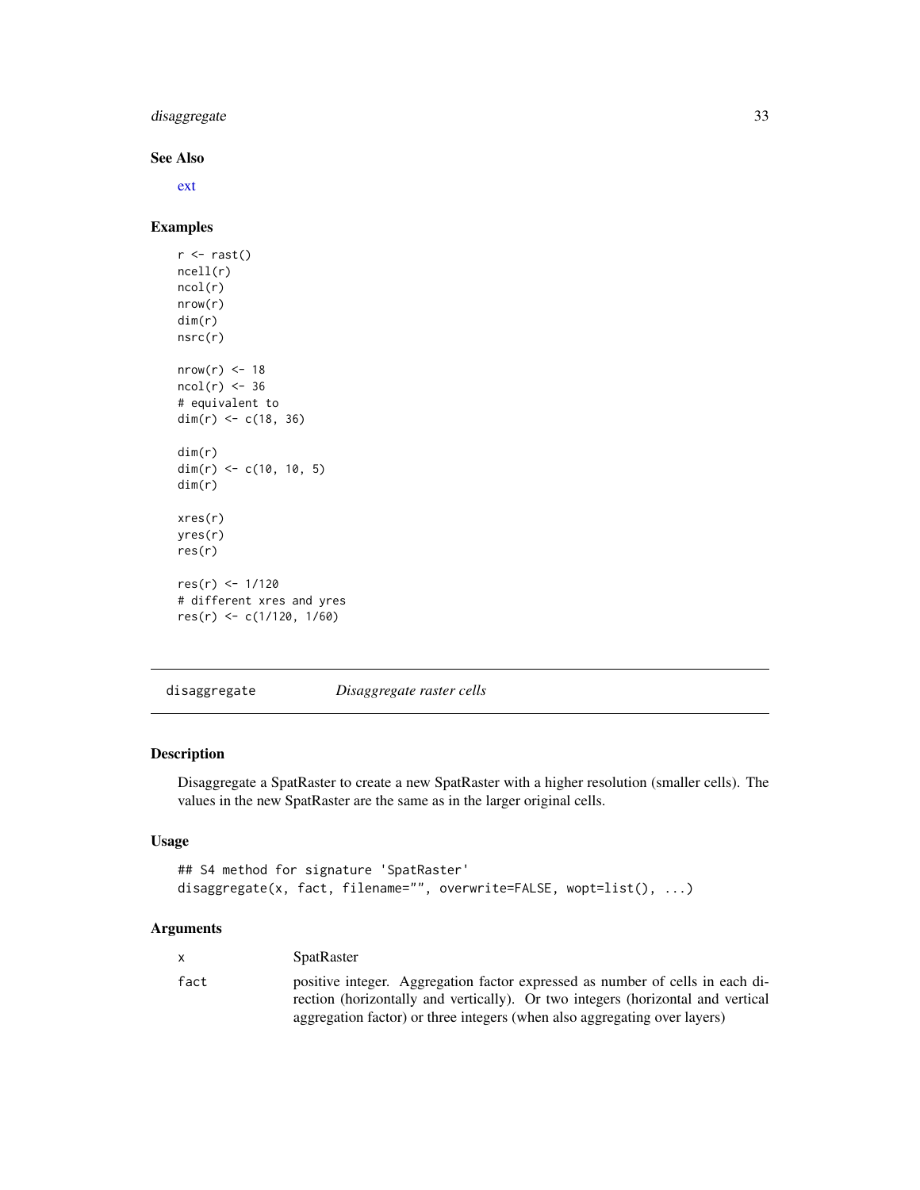### See Also

ext

### Examples

```
r <- rast()
ncell(r)
ncol(r)
nrow(r)
dim(r)
nsrc(r)

nrow(r) <- 18
ncol(r) <- 36
# equivalent to
dim(r) <- c(18, 36)

dim(r)
dim(r) <- c(10, 10, 5)
dim(r)

xres(r)
yres(r)
res(r)

res(r) <- 1/120
# different xres and yres
res(r) <- c(1/120, 1/60)
```

## disaggregate — *Disaggregate raster cells*

### Description

Disaggregate a SpatRaster to create a new SpatRaster with a higher resolution (smaller cells). The values in the new SpatRaster are the same as in the larger original cells.

### Usage

```
## S4 method for signature 'SpatRaster'
disaggregate(x, fact, filename="", overwrite=FALSE, wopt=list(), ...)
```

### Arguments

| | |
|---|---|
| x | SpatRaster |
| fact | positive integer. Aggregation factor expressed as number of cells in each direction (horizontally and vertically). Or two integers (horizontal and vertical aggregation factor) or three integers (when also aggregating over layers) |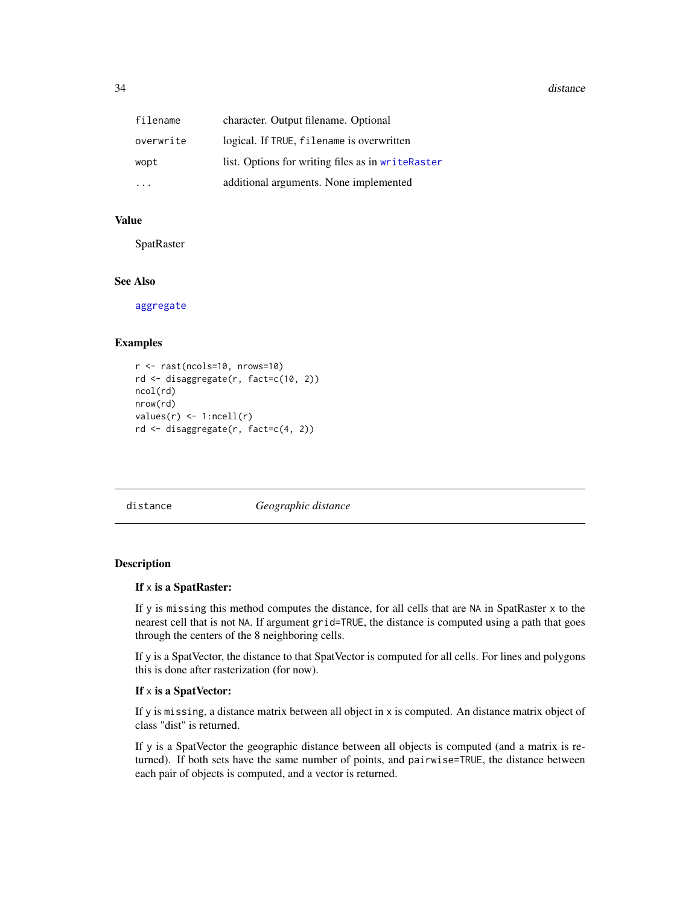| | |
|---|---|
| filename | character. Output filename. Optional |
| overwrite | logical. If TRUE, filename is overwritten |
| wopt | list. Options for writing files as in writeRaster |
| ... | additional arguments. None implemented |

### Value

SpatRaster

### See Also

aggregate

### Examples

```
r <- rast(ncols=10, nrows=10)
rd <- disaggregate(r, fact=c(10, 2))
ncol(rd)
nrow(rd)
values(r) <- 1:ncell(r)
rd <- disaggregate(r, fact=c(4, 2))
```

---

## distance *Geographic distance*

### Description

**If x is a SpatRaster:**

If y is missing this method computes the distance, for all cells that are NA in SpatRaster x to the nearest cell that is not NA. If argument grid=TRUE, the distance is computed using a path that goes through the centers of the 8 neighboring cells.

If y is a SpatVector, the distance to that SpatVector is computed for all cells. For lines and polygons this is done after rasterization (for now).

**If x is a SpatVector:**

If y is missing, a distance matrix between all object in x is computed. An distance matrix object of class "dist" is returned.

If y is a SpatVector the geographic distance between all objects is computed (and a matrix is returned). If both sets have the same number of points, and pairwise=TRUE, the distance between each pair of objects is computed, and a vector is returned.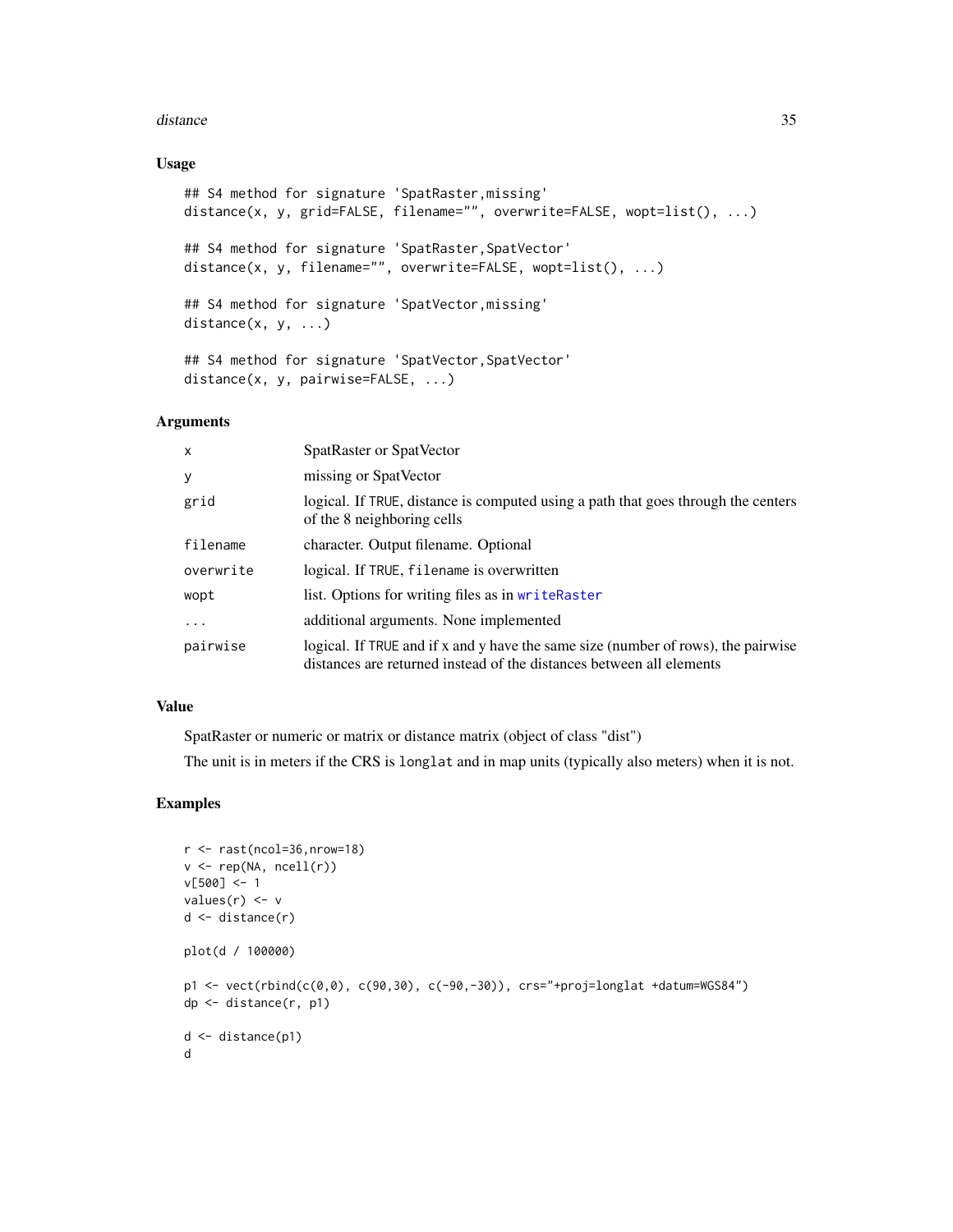## Usage

```
## S4 method for signature 'SpatRaster,missing'
distance(x, y, grid=FALSE, filename="", overwrite=FALSE, wopt=list(), ...)

## S4 method for signature 'SpatRaster,SpatVector'
distance(x, y, filename="", overwrite=FALSE, wopt=list(), ...)

## S4 method for signature 'SpatVector,missing'
distance(x, y, ...)

## S4 method for signature 'SpatVector,SpatVector'
distance(x, y, pairwise=FALSE, ...)
```

## Arguments

| | |
|---|---|
| x | SpatRaster or SpatVector |
| y | missing or SpatVector |
| grid | logical. If TRUE, distance is computed using a path that goes through the centers of the 8 neighboring cells |
| filename | character. Output filename. Optional |
| overwrite | logical. If TRUE, filename is overwritten |
| wopt | list. Options for writing files as in writeRaster |
| ... | additional arguments. None implemented |
| pairwise | logical. If TRUE and if x and y have the same size (number of rows), the pairwise distances are returned instead of the distances between all elements |

## Value

SpatRaster or numeric or matrix or distance matrix (object of class "dist")

The unit is in meters if the CRS is longlat and in map units (typically also meters) when it is not.

## Examples

```
r <- rast(ncol=36,nrow=18)
v <- rep(NA, ncell(r))
v[500] <- 1
values(r) <- v
d <- distance(r)

plot(d / 100000)

p1 <- vect(rbind(c(0,0), c(90,30), c(-90,-30)), crs="+proj=longlat +datum=WGS84")
dp <- distance(r, p1)

d <- distance(p1)
d
```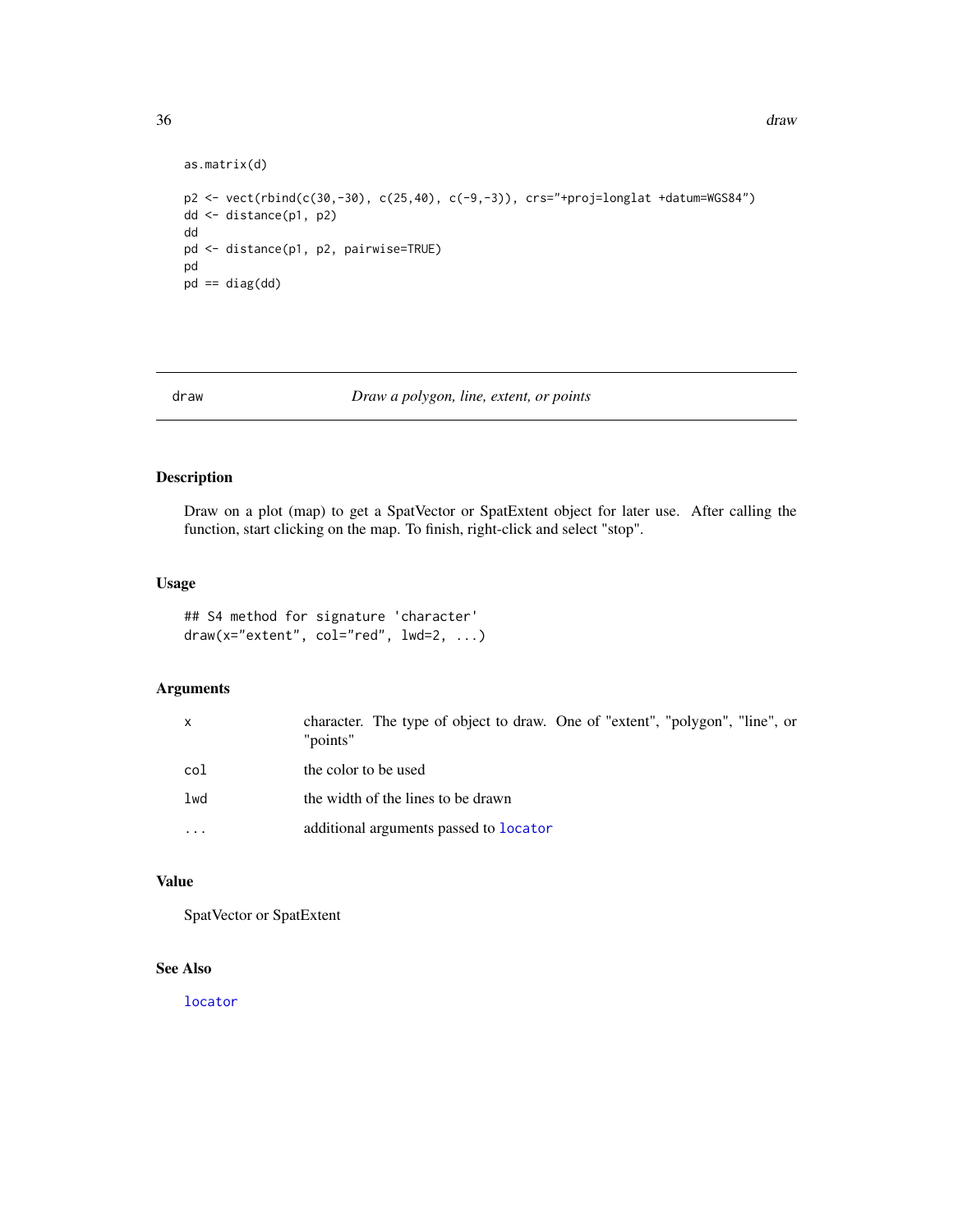```
as.matrix(d)

p2 <- vect(rbind(c(30,-30), c(25,40), c(-9,-3)), crs="+proj=longlat +datum=WGS84")
dd <- distance(p1, p2)
dd
pd <- distance(p1, p2, pairwise=TRUE)
pd
pd == diag(dd)
```

## draw — *Draw a polygon, line, extent, or points*

### Description

Draw on a plot (map) to get a SpatVector or SpatExtent object for later use. After calling the function, start clicking on the map. To finish, right-click and select "stop".

### Usage

```
## S4 method for signature 'character'
draw(x="extent", col="red", lwd=2, ...)
```

### Arguments

| | |
|---|---|
| x | character. The type of object to draw. One of "extent", "polygon", "line", or "points" |
| col | the color to be used |
| lwd | the width of the lines to be drawn |
| ... | additional arguments passed to locator |

### Value

SpatVector or SpatExtent

### See Also

locator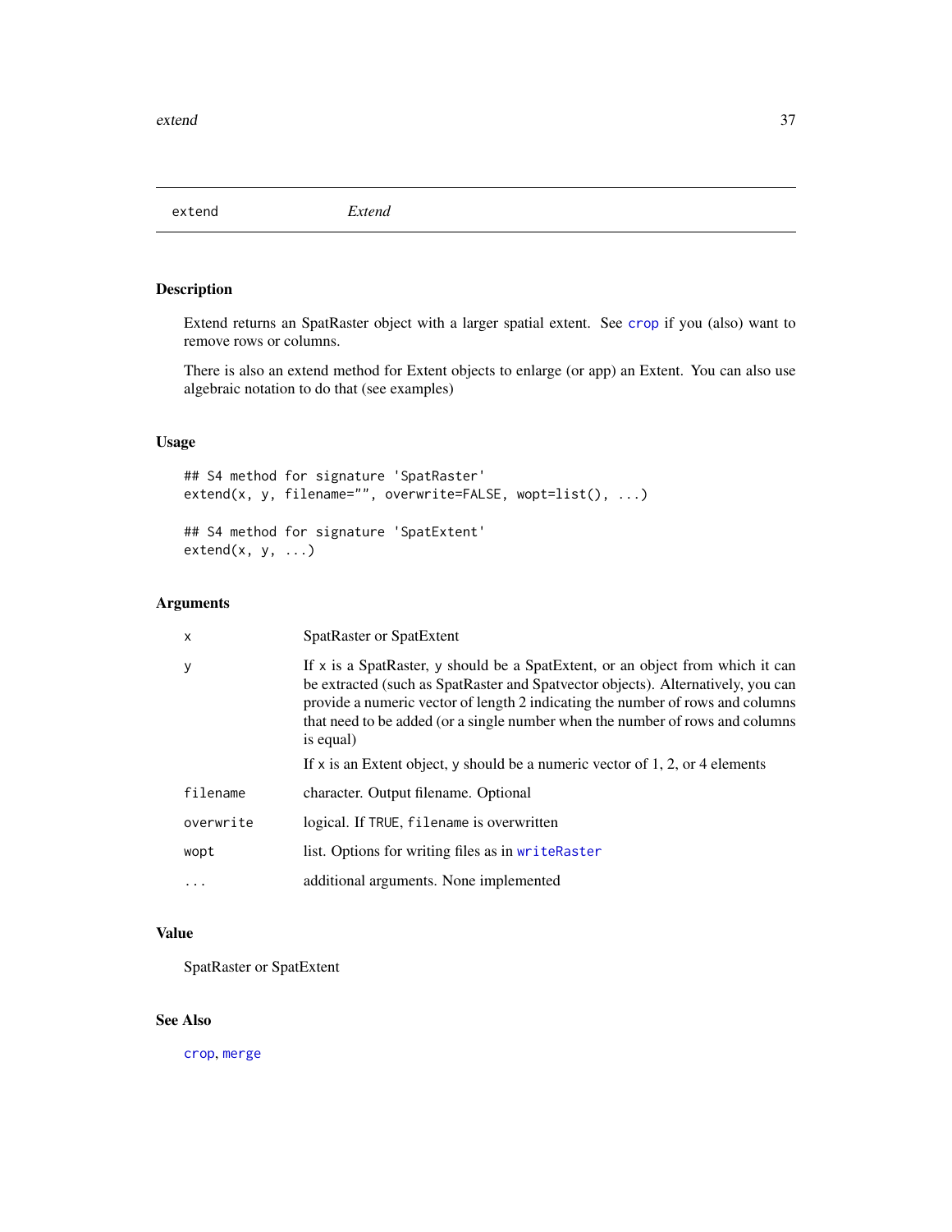# extend — *Extend*

## Description

Extend returns an SpatRaster object with a larger spatial extent. See `crop` if you (also) want to remove rows or columns.

There is also an extend method for Extent objects to enlarge (or app) an Extent. You can also use algebraic notation to do that (see examples)

## Usage

```
## S4 method for signature 'SpatRaster'
extend(x, y, filename="", overwrite=FALSE, wopt=list(), ...)

## S4 method for signature 'SpatExtent'
extend(x, y, ...)
```

## Arguments

| | |
|---|---|
| `x` | SpatRaster or SpatExtent |
| `y` | If `x` is a SpatRaster, `y` should be a SpatExtent, or an object from which it can be extracted (such as SpatRaster and Spatvector objects). Alternatively, you can provide a numeric vector of length 2 indicating the number of rows and columns that need to be added (or a single number when the number of rows and columns is equal)<br><br>If `x` is an Extent object, `y` should be a numeric vector of 1, 2, or 4 elements |
| `filename` | character. Output filename. Optional |
| `overwrite` | logical. If `TRUE`, `filename` is overwritten |
| `wopt` | list. Options for writing files as in `writeRaster` |
| `...` | additional arguments. None implemented |

## Value

SpatRaster or SpatExtent

## See Also

`crop`, `merge`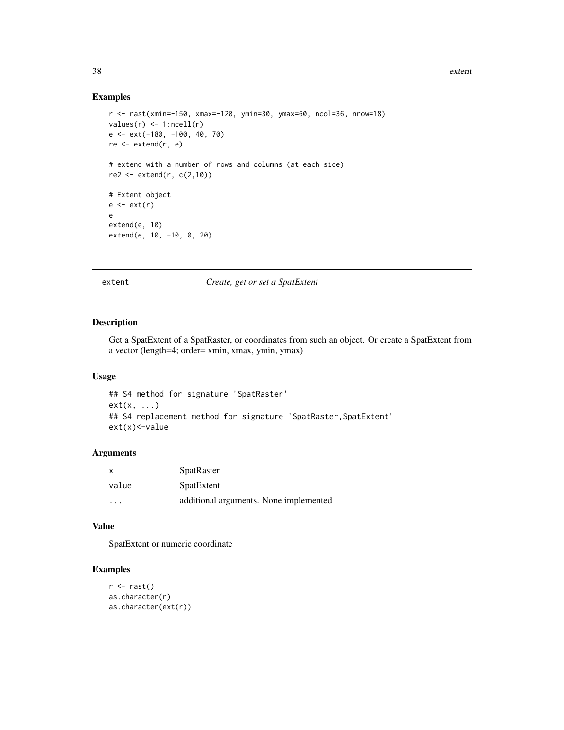### Examples

```
r <- rast(xmin=-150, xmax=-120, ymin=30, ymax=60, ncol=36, nrow=18)
values(r) <- 1:ncell(r)
e <- ext(-180, -100, 40, 70)
re <- extend(r, e)

# extend with a number of rows and columns (at each side)
re2 <- extend(r, c(2,10))

# Extent object
e <- ext(r)
e
extend(e, 10)
extend(e, 10, -10, 0, 20)
```

---

## extent — *Create, get or set a SpatExtent*

### Description

Get a SpatExtent of a SpatRaster, or coordinates from such an object. Or create a SpatExtent from a vector (length=4; order= xmin, xmax, ymin, ymax)

### Usage

```
## S4 method for signature 'SpatRaster'
ext(x, ...)
## S4 replacement method for signature 'SpatRaster,SpatExtent'
ext(x)<-value
```

### Arguments

| | |
|---|---|
| x | SpatRaster |
| value | SpatExtent |
| ... | additional arguments. None implemented |

### Value

SpatExtent or numeric coordinate

### Examples

```
r <- rast()
as.character(r)
as.character(ext(r))
```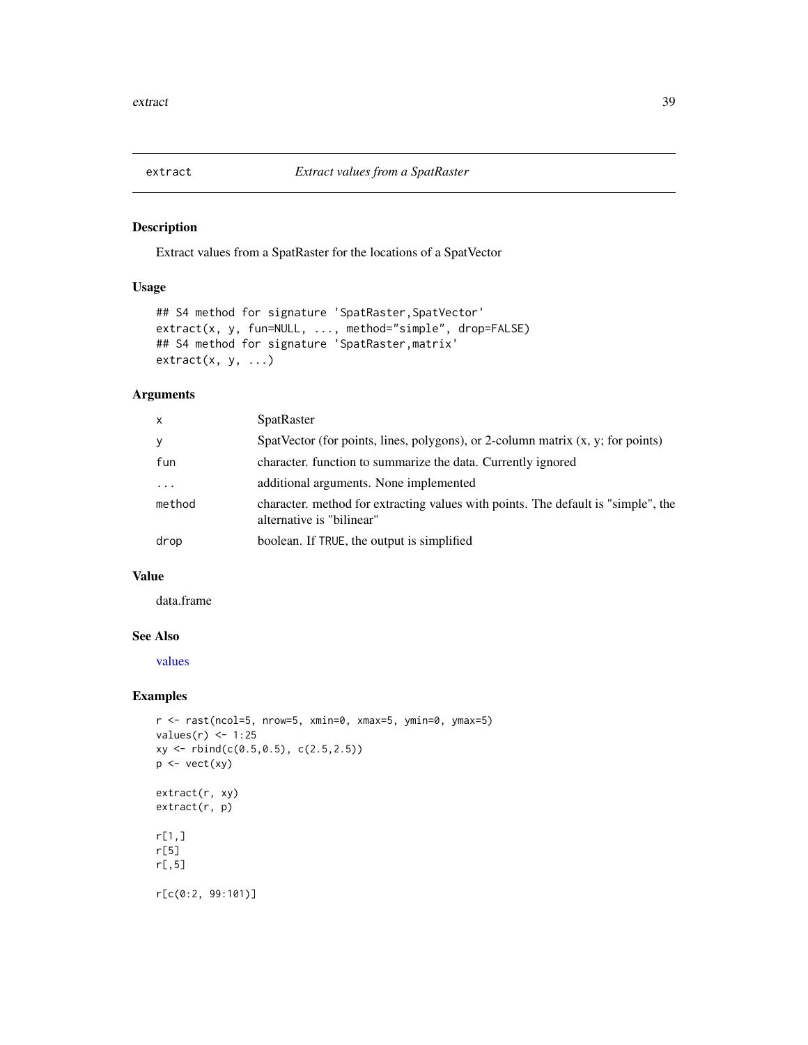# extract — *Extract values from a SpatRaster*

## Description

Extract values from a SpatRaster for the locations of a SpatVector

## Usage

```
## S4 method for signature 'SpatRaster,SpatVector'
extract(x, y, fun=NULL, ..., method="simple", drop=FALSE)
## S4 method for signature 'SpatRaster,matrix'
extract(x, y, ...)
```

## Arguments

| | |
|---|---|
| `x` | SpatRaster |
| `y` | SpatVector (for points, lines, polygons), or 2-column matrix (x, y; for points) |
| `fun` | character. function to summarize the data. Currently ignored |
| `...` | additional arguments. None implemented |
| `method` | character. method for extracting values with points. The default is "simple", the alternative is "bilinear" |
| `drop` | boolean. If `TRUE`, the output is simplified |

## Value

data.frame

## See Also

values

## Examples

```
r <- rast(ncol=5, nrow=5, xmin=0, xmax=5, ymin=0, ymax=5)
values(r) <- 1:25
xy <- rbind(c(0.5,0.5), c(2.5,2.5))
p <- vect(xy)

extract(r, xy)
extract(r, p)

r[1,]
r[5]
r[,5]

r[c(0:2, 99:101)]
```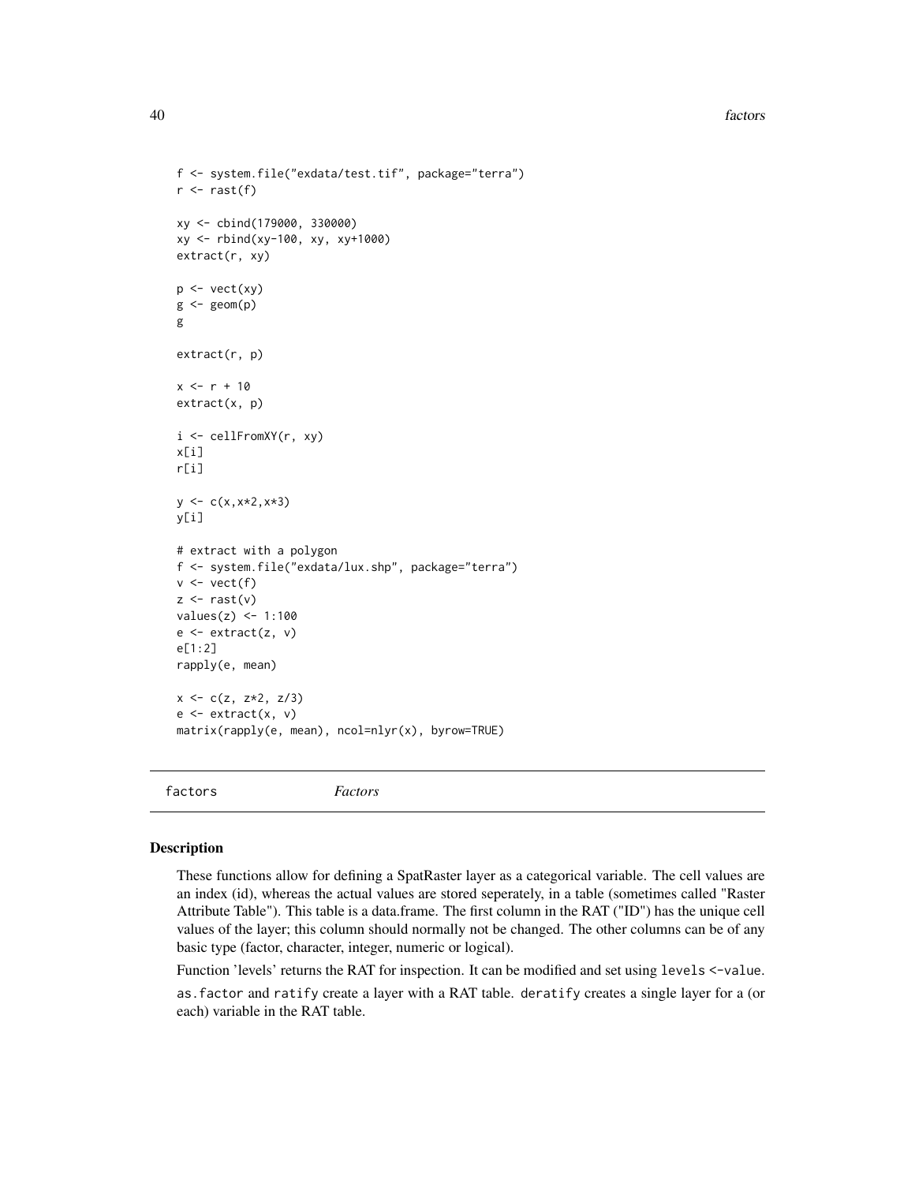```
f <- system.file("exdata/test.tif", package="terra")
r <- rast(f)

xy <- cbind(179000, 330000)
xy <- rbind(xy-100, xy, xy+1000)
extract(r, xy)

p <- vect(xy)
g <- geom(p)
g

extract(r, p)

x <- r + 10
extract(x, p)

i <- cellFromXY(r, xy)
x[i]
r[i]

y <- c(x,x*2,x*3)
y[i]

# extract with a polygon
f <- system.file("exdata/lux.shp", package="terra")
v <- vect(f)
z <- rast(v)
values(z) <- 1:100
e <- extract(z, v)
e[1:2]
rapply(e, mean)

x <- c(z, z*2, z/3)
e <- extract(x, v)
matrix(rapply(e, mean), ncol=nlyr(x), byrow=TRUE)
```

## factors *Factors*

### Description

These functions allow for defining a SpatRaster layer as a categorical variable. The cell values are an index (id), whereas the actual values are stored seperately, in a table (sometimes called "Raster Attribute Table"). This table is a data.frame. The first column in the RAT ("ID") has the unique cell values of the layer; this column should normally not be changed. The other columns can be of any basic type (factor, character, integer, numeric or logical).

Function 'levels' returns the RAT for inspection. It can be modified and set using `levels <-value`.

`as.factor` and `ratify` create a layer with a RAT table. `deratify` creates a single layer for a (or each) variable in the RAT table.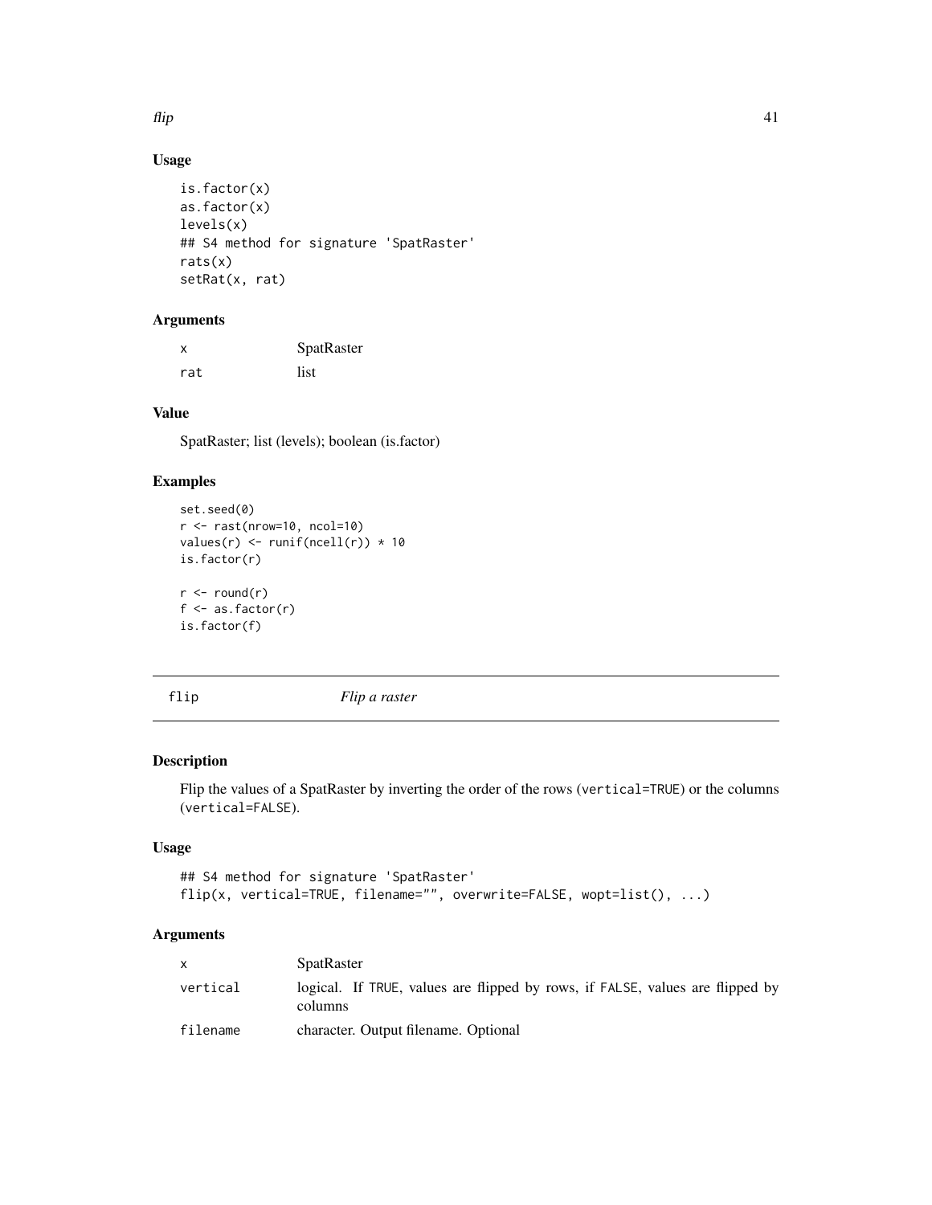## Usage

```
is.factor(x)
as.factor(x)
levels(x)
## S4 method for signature 'SpatRaster'
rats(x)
setRat(x, rat)
```

## Arguments

| | |
|---|---|
| x | SpatRaster |
| rat | list |

## Value

SpatRaster; list (levels); boolean (is.factor)

## Examples

```
set.seed(0)
r <- rast(nrow=10, ncol=10)
values(r) <- runif(ncell(r)) * 10
is.factor(r)

r <- round(r)
f <- as.factor(r)
is.factor(f)
```

---

# flip *Flip a raster*

## Description

Flip the values of a SpatRaster by inverting the order of the rows (vertical=TRUE) or the columns (vertical=FALSE).

## Usage

```
## S4 method for signature 'SpatRaster'
flip(x, vertical=TRUE, filename="", overwrite=FALSE, wopt=list(), ...)
```

## Arguments

| | |
|---|---|
| x | SpatRaster |
| vertical | logical. If TRUE, values are flipped by rows, if FALSE, values are flipped by columns |
| filename | character. Output filename. Optional |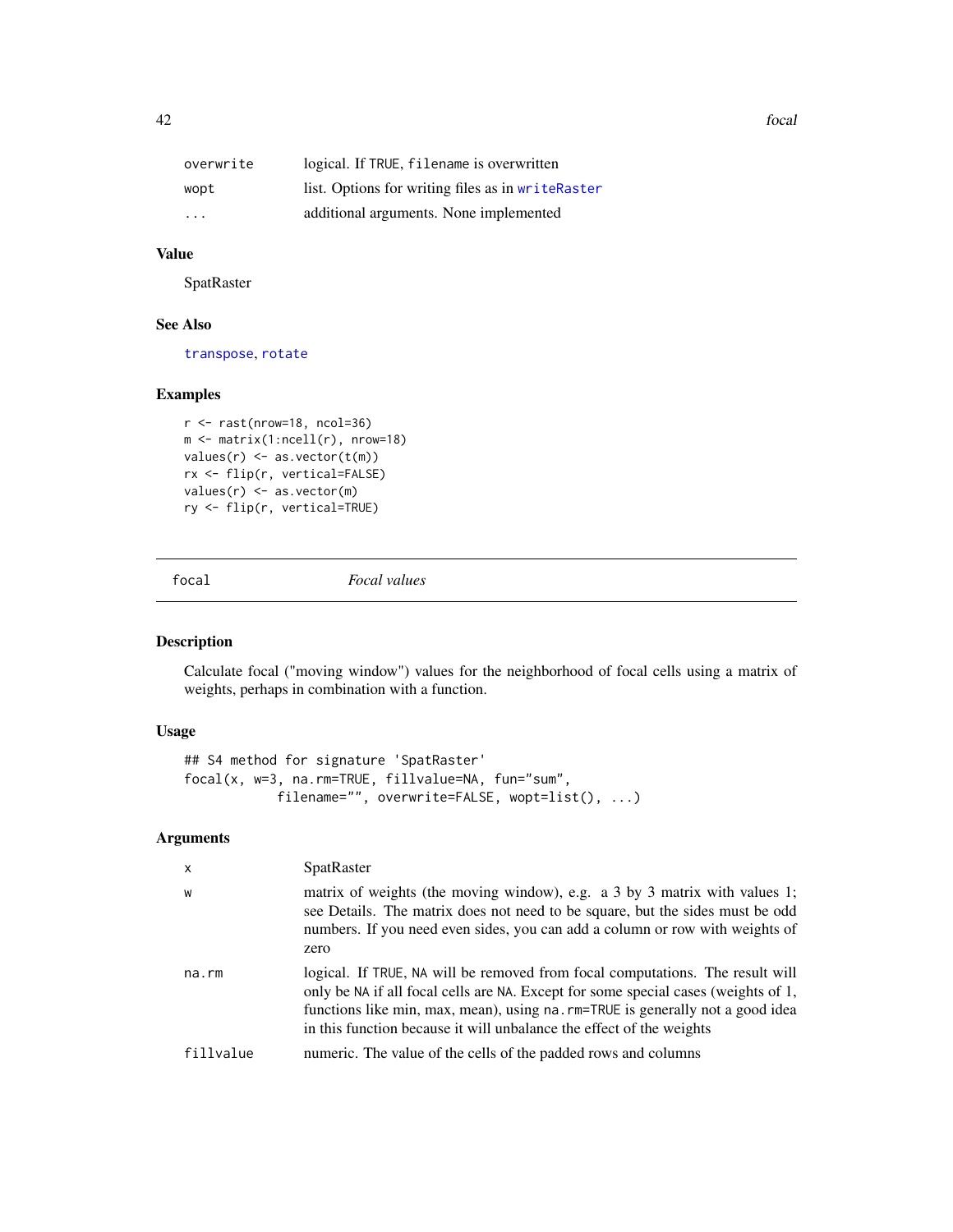| | |
|---|---|
| overwrite | logical. If TRUE, filename is overwritten |
| wopt | list. Options for writing files as in writeRaster |
| ... | additional arguments. None implemented |

### Value

SpatRaster

### See Also

transpose, rotate

### Examples

```
r <- rast(nrow=18, ncol=36)
m <- matrix(1:ncell(r), nrow=18)
values(r) <- as.vector(t(m))
rx <- flip(r, vertical=FALSE)
values(r) <- as.vector(m)
ry <- flip(r, vertical=TRUE)
```

---

## focal — *Focal values*

---

### Description

Calculate focal ("moving window") values for the neighborhood of focal cells using a matrix of weights, perhaps in combination with a function.

### Usage

```
## S4 method for signature 'SpatRaster'
focal(x, w=3, na.rm=TRUE, fillvalue=NA, fun="sum",
          filename="", overwrite=FALSE, wopt=list(), ...)
```

### Arguments

| | |
|---|---|
| x | SpatRaster |
| w | matrix of weights (the moving window), e.g. a 3 by 3 matrix with values 1; see Details. The matrix does not need to be square, but the sides must be odd numbers. If you need even sides, you can add a column or row with weights of zero |
| na.rm | logical. If TRUE, NA will be removed from focal computations. The result will only be NA if all focal cells are NA. Except for some special cases (weights of 1, functions like min, max, mean), using na.rm=TRUE is generally not a good idea in this function because it will unbalance the effect of the weights |
| fillvalue | numeric. The value of the cells of the padded rows and columns |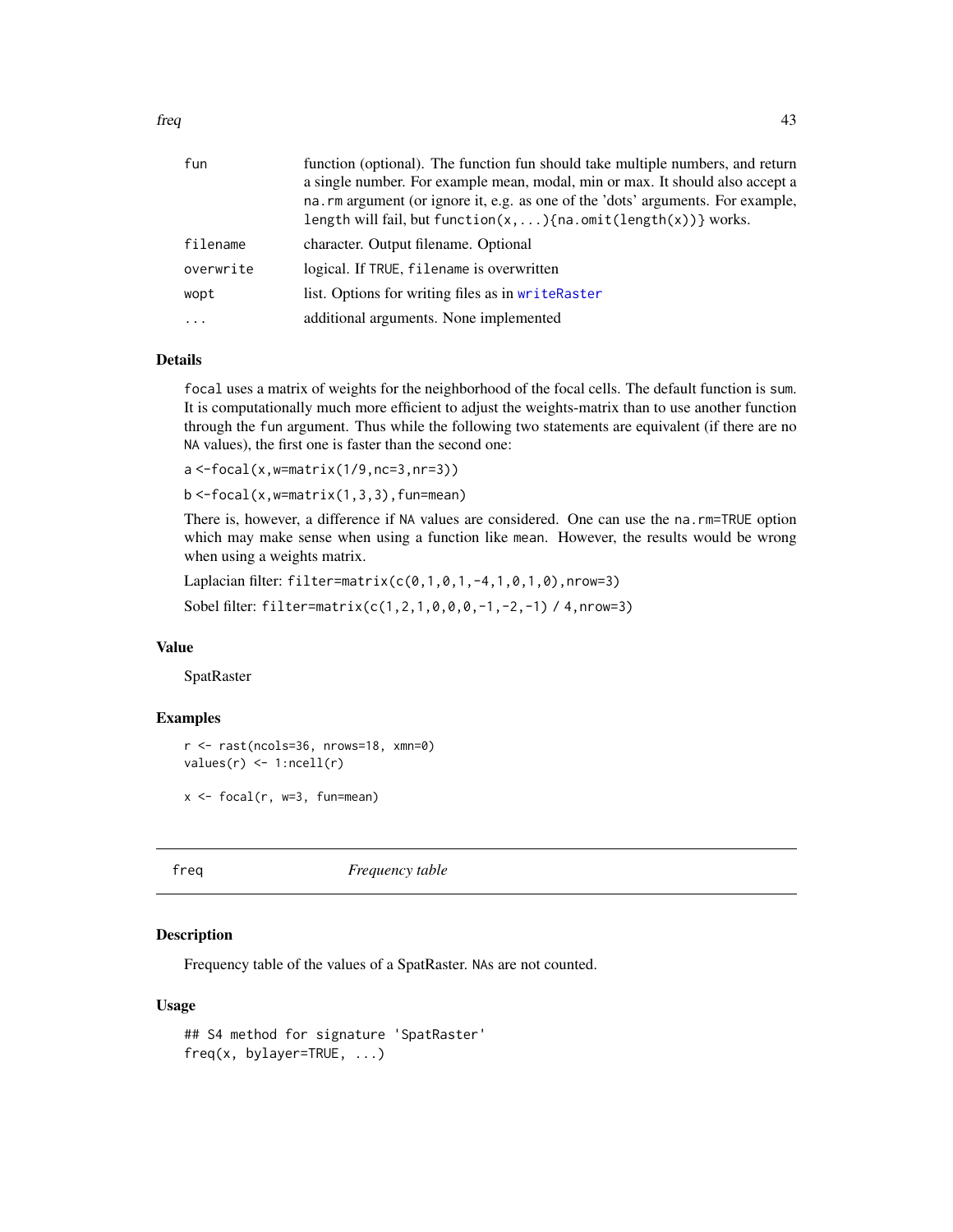| | |
|---|---|
| fun | function (optional). The function fun should take multiple numbers, and return a single number. For example mean, modal, min or max. It should also accept a na.rm argument (or ignore it, e.g. as one of the 'dots' arguments. For example, length will fail, but function(x,...){na.omit(length(x))} works. |
| filename | character. Output filename. Optional |
| overwrite | logical. If TRUE, filename is overwritten |
| wopt | list. Options for writing files as in writeRaster |
| ... | additional arguments. None implemented |

### Details

focal uses a matrix of weights for the neighborhood of the focal cells. The default function is sum. It is computationally much more efficient to adjust the weights-matrix than to use another function through the fun argument. Thus while the following two statements are equivalent (if there are no NA values), the first one is faster than the second one:

a <-focal(x,w=matrix(1/9,nc=3,nr=3))

b <-focal(x,w=matrix(1,3,3),fun=mean)

There is, however, a difference if NA values are considered. One can use the na.rm=TRUE option which may make sense when using a function like mean. However, the results would be wrong when using a weights matrix.

Laplacian filter: filter=matrix(c(0,1,0,1,-4,1,0,1,0),nrow=3)

Sobel filter: filter=matrix(c(1,2,1,0,0,0,-1,-2,-1) / 4,nrow=3)

### Value

SpatRaster

### Examples

```
r <- rast(ncols=36, nrows=18, xmn=0)
values(r) <- 1:ncell(r)

x <- focal(r, w=3, fun=mean)
```

---

## freq *Frequency table*

### Description

Frequency table of the values of a SpatRaster. NAs are not counted.

### Usage

```
## S4 method for signature 'SpatRaster'
freq(x, bylayer=TRUE, ...)
```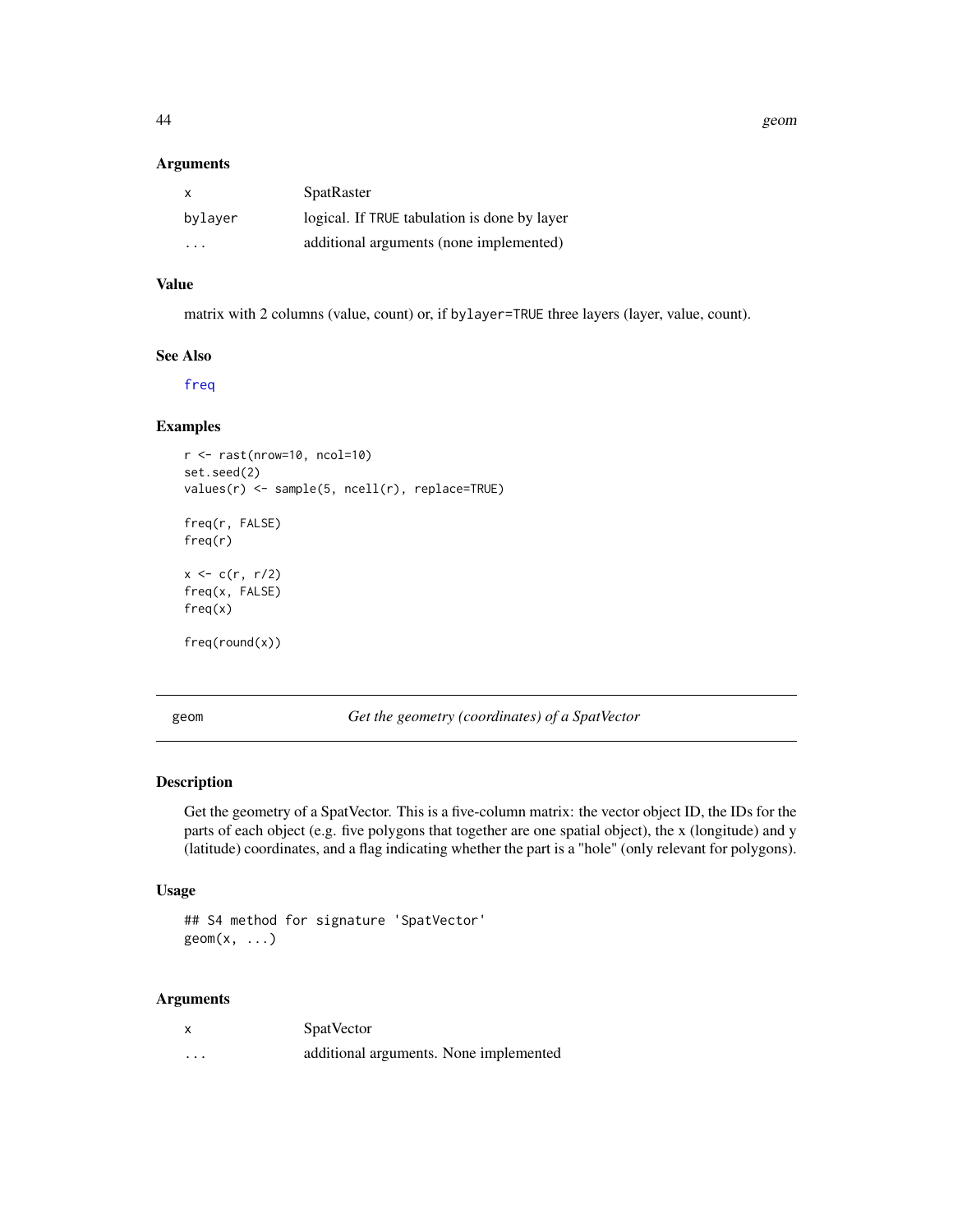### Arguments

| | |
|---|---|
| x | SpatRaster |
| bylayer | logical. If TRUE tabulation is done by layer |
| ... | additional arguments (none implemented) |

### Value

matrix with 2 columns (value, count) or, if bylayer=TRUE three layers (layer, value, count).

### See Also

freq

### Examples

```
r <- rast(nrow=10, ncol=10)
set.seed(2)
values(r) <- sample(5, ncell(r), replace=TRUE)

freq(r, FALSE)
freq(r)

x <- c(r, r/2)
freq(x, FALSE)
freq(x)

freq(round(x))
```

---

## geom *Get the geometry (coordinates) of a SpatVector*

### Description

Get the geometry of a SpatVector. This is a five-column matrix: the vector object ID, the IDs for the parts of each object (e.g. five polygons that together are one spatial object), the x (longitude) and y (latitude) coordinates, and a flag indicating whether the part is a "hole" (only relevant for polygons).

### Usage

```
## S4 method for signature 'SpatVector'
geom(x, ...)
```

### Arguments

| | |
|---|---|
| x | SpatVector |
| ... | additional arguments. None implemented |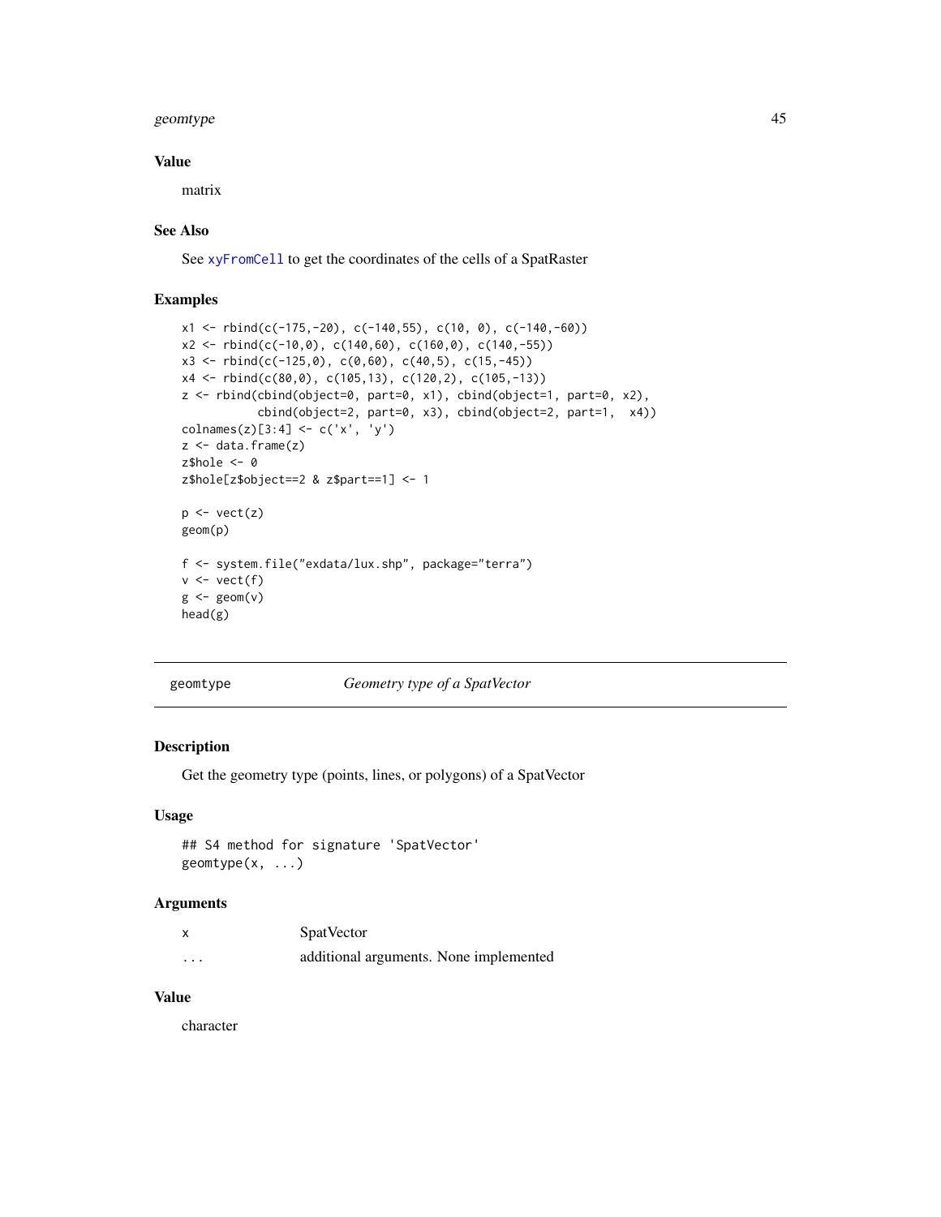### Value

matrix

### See Also

See xyFromCell to get the coordinates of the cells of a SpatRaster

### Examples

```
x1 <- rbind(c(-175,-20), c(-140,55), c(10, 0), c(-140,-60))
x2 <- rbind(c(-10,0), c(140,60), c(160,0), c(140,-55))
x3 <- rbind(c(-125,0), c(0,60), c(40,5), c(15,-45))
x4 <- rbind(c(80,0), c(105,13), c(120,2), c(105,-13))
z <- rbind(cbind(object=0, part=0, x1), cbind(object=1, part=0, x2),
           cbind(object=2, part=0, x3), cbind(object=2, part=1,  x4))
colnames(z)[3:4] <- c('x', 'y')
z <- data.frame(z)
z$hole <- 0
z$hole[z$object==2 & z$part==1] <- 1

p <- vect(z)
geom(p)

f <- system.file("exdata/lux.shp", package="terra")
v <- vect(f)
g <- geom(v)
head(g)
```

---

## geomtype — *Geometry type of a SpatVector*

### Description

Get the geometry type (points, lines, or polygons) of a SpatVector

### Usage

```
## S4 method for signature 'SpatVector'
geomtype(x, ...)
```

### Arguments

| | |
|---|---|
| x | SpatVector |
| ... | additional arguments. None implemented |

### Value

character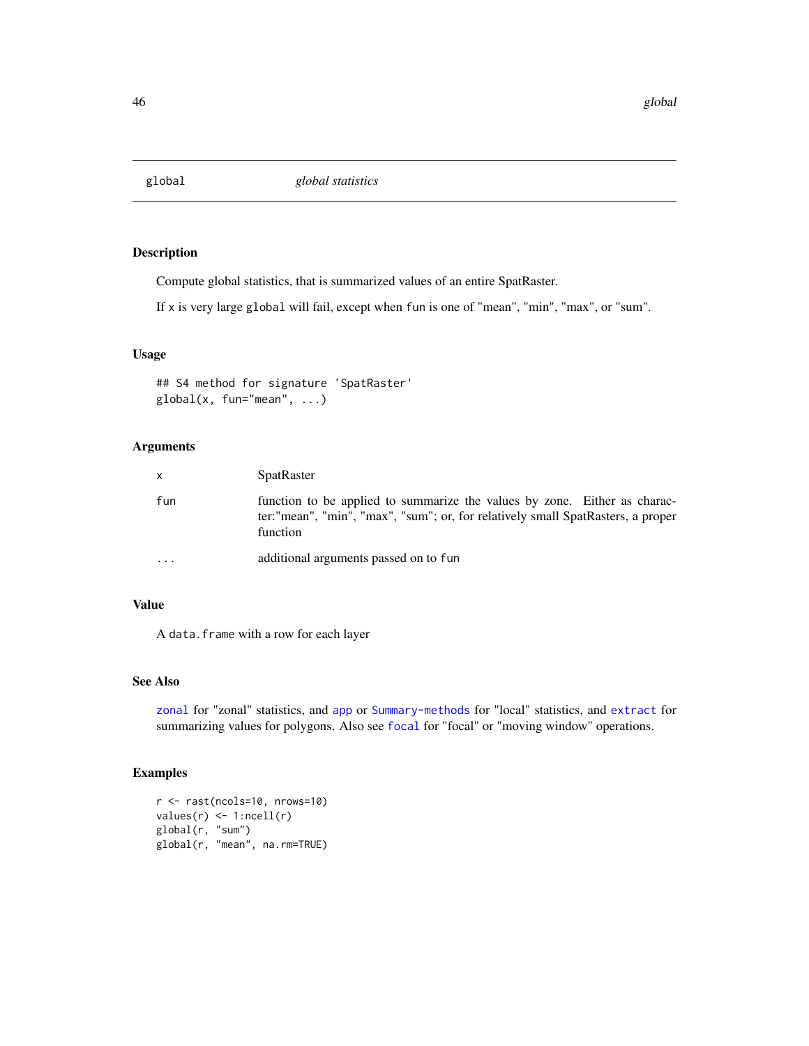# global — *global statistics*

## Description

Compute global statistics, that is summarized values of an entire SpatRaster.

If `x` is very large `global` will fail, except when `fun` is one of "mean", "min", "max", or "sum".

## Usage

```
## S4 method for signature 'SpatRaster'
global(x, fun="mean", ...)
```

## Arguments

| | |
|---|---|
| `x` | SpatRaster |
| `fun` | function to be applied to summarize the values by zone. Either as character:"mean", "min", "max", "sum"; or, for relatively small SpatRasters, a proper function |
| `...` | additional arguments passed on to `fun` |

## Value

A `data.frame` with a row for each layer

## See Also

`zonal` for "zonal" statistics, and `app` or `Summary-methods` for "local" statistics, and `extract` for summarizing values for polygons. Also see `focal` for "focal" or "moving window" operations.

## Examples

```
r <- rast(ncols=10, nrows=10)
values(r) <- 1:ncell(r)
global(r, "sum")
global(r, "mean", na.rm=TRUE)
```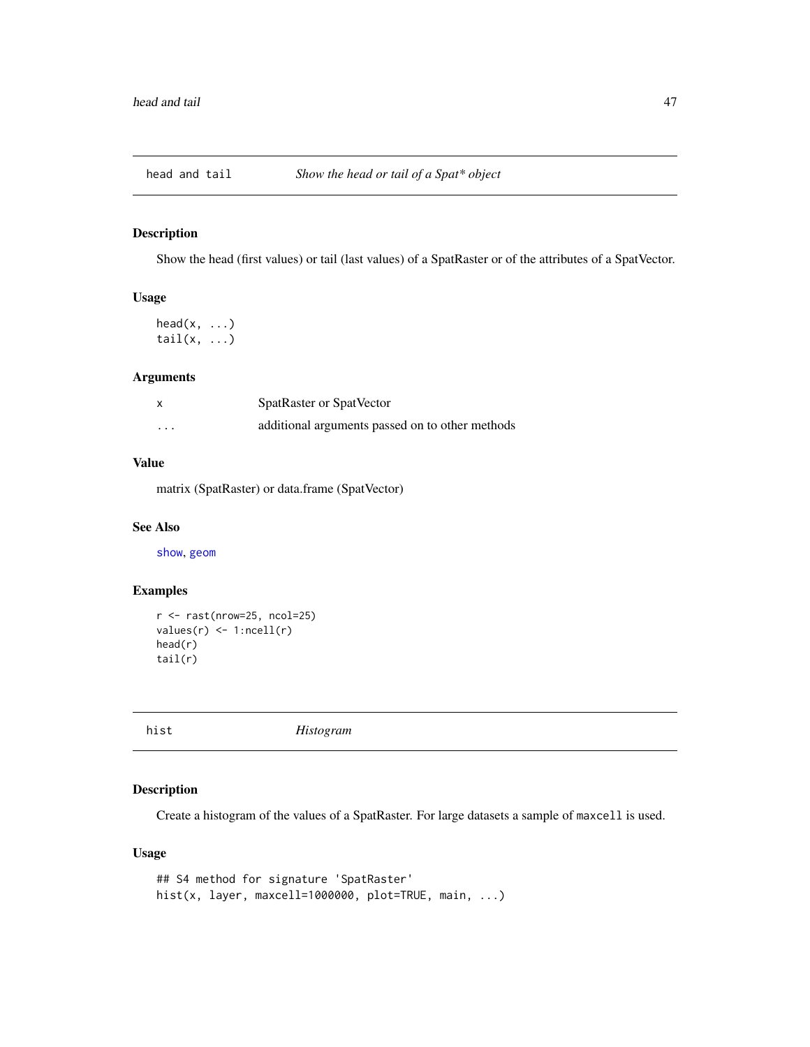## head and tail — *Show the head or tail of a Spat\* object*

### Description

Show the head (first values) or tail (last values) of a SpatRaster or of the attributes of a SpatVector.

### Usage

```
head(x, ...)
tail(x, ...)
```

### Arguments

| | |
|---|---|
| x | SpatRaster or SpatVector |
| ... | additional arguments passed on to other methods |

### Value

matrix (SpatRaster) or data.frame (SpatVector)

### See Also

show, geom

### Examples

```
r <- rast(nrow=25, ncol=25)
values(r) <- 1:ncell(r)
head(r)
tail(r)
```

## hist — *Histogram*

### Description

Create a histogram of the values of a SpatRaster. For large datasets a sample of `maxcell` is used.

### Usage

```
## S4 method for signature 'SpatRaster'
hist(x, layer, maxcell=1000000, plot=TRUE, main, ...)
```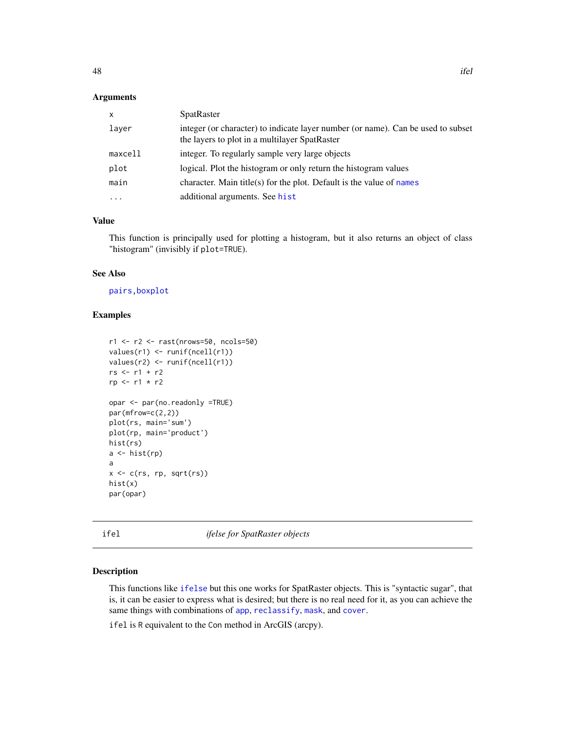### Arguments

| | |
|---|---|
| x | SpatRaster |
| layer | integer (or character) to indicate layer number (or name). Can be used to subset the layers to plot in a multilayer SpatRaster |
| maxcell | integer. To regularly sample very large objects |
| plot | logical. Plot the histogram or only return the histogram values |
| main | character. Main title(s) for the plot. Default is the value of names |
| ... | additional arguments. See hist |

### Value

This function is principally used for plotting a histogram, but it also returns an object of class "histogram" (invisibly if plot=TRUE).

### See Also

pairs, boxplot

### Examples

```
r1 <- r2 <- rast(nrows=50, ncols=50)
values(r1) <- runif(ncell(r1))
values(r2) <- runif(ncell(r1))
rs <- r1 + r2
rp <- r1 * r2

opar <- par(no.readonly =TRUE)
par(mfrow=c(2,2))
plot(rs, main='sum')
plot(rp, main='product')
hist(rs)
a <- hist(rp)
a
x <- c(rs, rp, sqrt(rs))
hist(x)
par(opar)
```

---

## ifel — *ifelse for SpatRaster objects*

### Description

This functions like ifelse but this one works for SpatRaster objects. This is "syntactic sugar", that is, it can be easier to express what is desired; but there is no real need for it, as you can achieve the same things with combinations of app, reclassify, mask, and cover.

ifel is R equivalent to the Con method in ArcGIS (arcpy).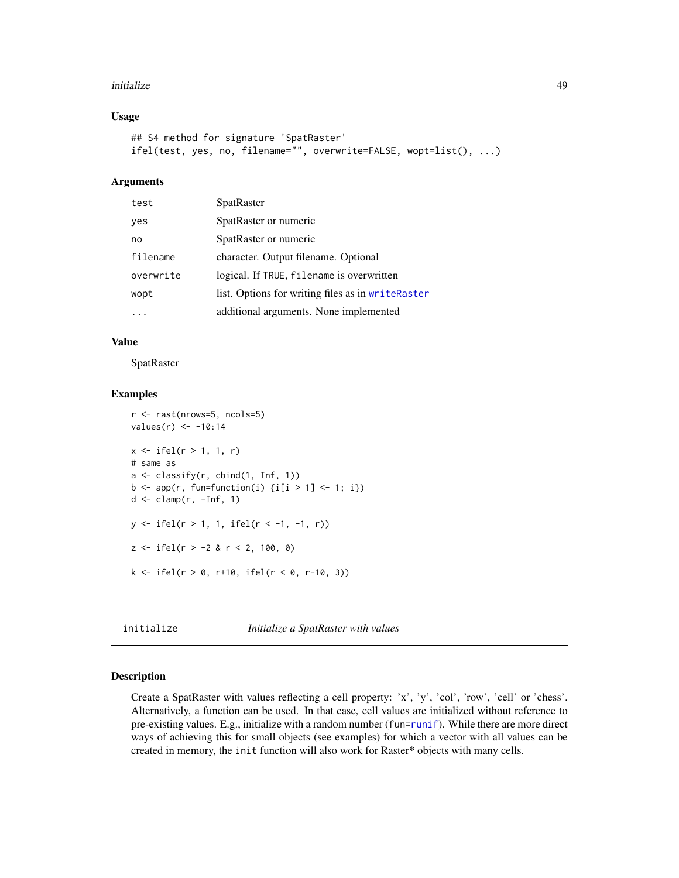### Usage

```
## S4 method for signature 'SpatRaster'
ifel(test, yes, no, filename="", overwrite=FALSE, wopt=list(), ...)
```

### Arguments

| | |
|---|---|
| `test` | SpatRaster |
| `yes` | SpatRaster or numeric |
| `no` | SpatRaster or numeric |
| `filename` | character. Output filename. Optional |
| `overwrite` | logical. If `TRUE`, `filename` is overwritten |
| `wopt` | list. Options for writing files as in `writeRaster` |
| `...` | additional arguments. None implemented |

### Value

SpatRaster

### Examples

```
r <- rast(nrows=5, ncols=5)
values(r) <- -10:14

x <- ifel(r > 1, 1, r)
# same as
a <- classify(r, cbind(1, Inf, 1))
b <- app(r, fun=function(i) {i[i > 1] <- 1; i})
d <- clamp(r, -Inf, 1)

y <- ifel(r > 1, 1, ifel(r < -1, -1, r))

z <- ifel(r > -2 & r < 2, 100, 0)

k <- ifel(r > 0, r+10, ifel(r < 0, r-10, 3))
```

---

## initialize    *Initialize a SpatRaster with values*

### Description

Create a SpatRaster with values reflecting a cell property: 'x', 'y', 'col', 'row', 'cell' or 'chess'. Alternatively, a function can be used. In that case, cell values are initialized without reference to pre-existing values. E.g., initialize with a random number (`fun=runif`). While there are more direct ways of achieving this for small objects (see examples) for which a vector with all values can be created in memory, the `init` function will also work for Raster* objects with many cells.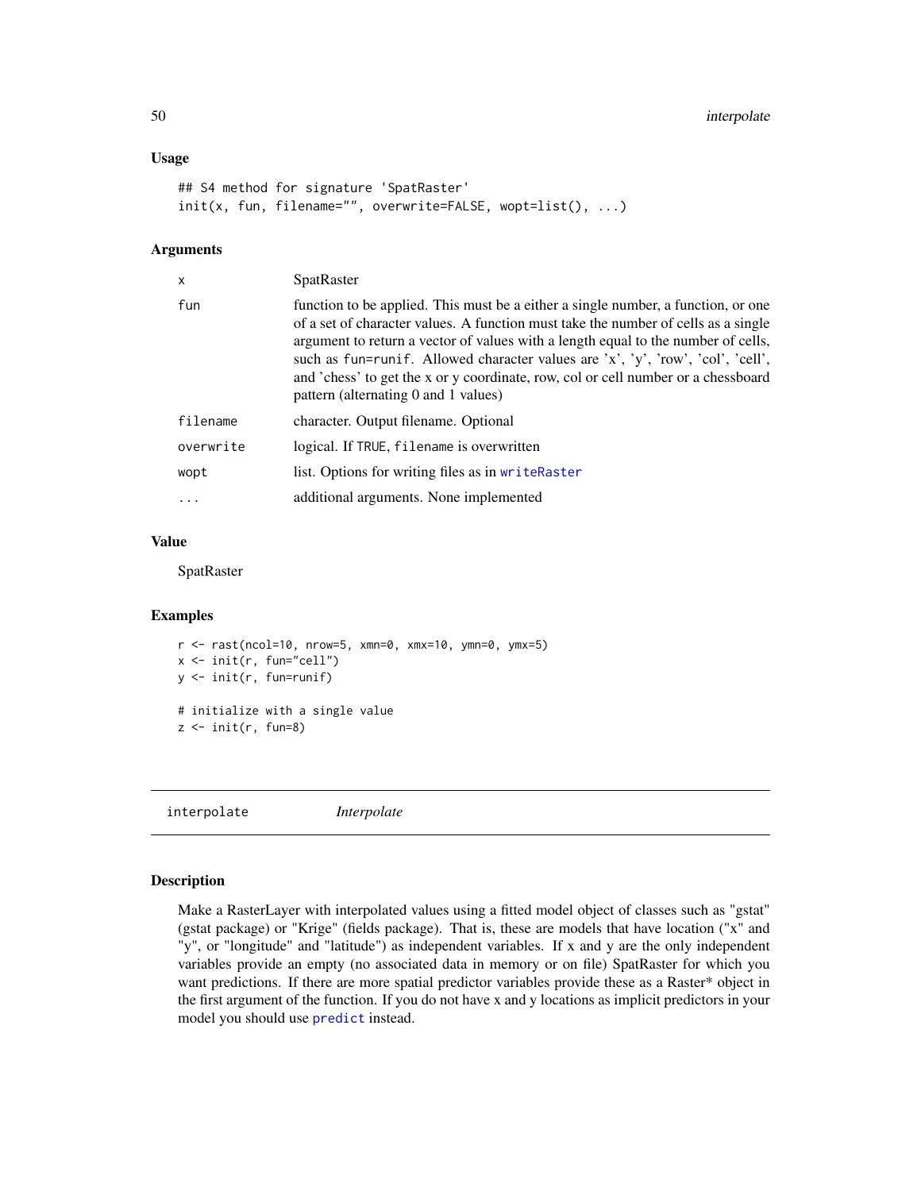### Usage

```
## S4 method for signature 'SpatRaster'
init(x, fun, filename="", overwrite=FALSE, wopt=list(), ...)
```

### Arguments

| | |
|---|---|
| x | SpatRaster |
| fun | function to be applied. This must be a either a single number, a function, or one of a set of character values. A function must take the number of cells as a single argument to return a vector of values with a length equal to the number of cells, such as fun=runif. Allowed character values are 'x', 'y', 'row', 'col', 'cell', and 'chess' to get the x or y coordinate, row, col or cell number or a chessboard pattern (alternating 0 and 1 values) |
| filename | character. Output filename. Optional |
| overwrite | logical. If TRUE, filename is overwritten |
| wopt | list. Options for writing files as in writeRaster |
| ... | additional arguments. None implemented |

### Value

SpatRaster

### Examples

```
r <- rast(ncol=10, nrow=5, xmn=0, xmx=10, ymn=0, ymx=5)
x <- init(r, fun="cell")
y <- init(r, fun=runif)

# initialize with a single value
z <- init(r, fun=8)
```

---

## interpolate *Interpolate*

---

### Description

Make a RasterLayer with interpolated values using a fitted model object of classes such as "gstat" (gstat package) or "Krige" (fields package). That is, these are models that have location ("x" and "y", or "longitude" and "latitude") as independent variables. If x and y are the only independent variables provide an empty (no associated data in memory or on file) SpatRaster for which you want predictions. If there are more spatial predictor variables provide these as a Raster* object in the first argument of the function. If you do not have x and y locations as implicit predictors in your model you should use predict instead.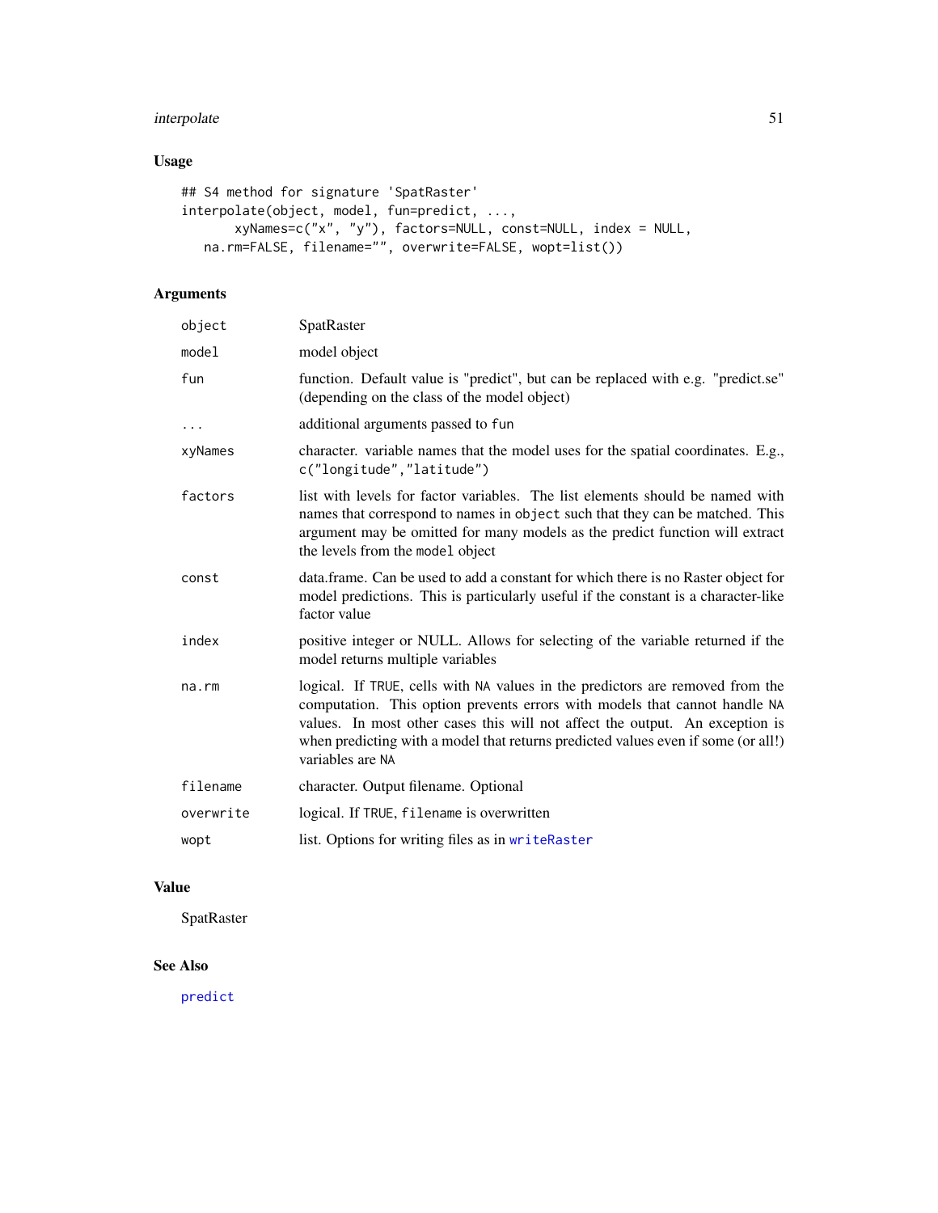## Usage

```
## S4 method for signature 'SpatRaster'
interpolate(object, model, fun=predict, ...,
      xyNames=c("x", "y"), factors=NULL, const=NULL, index = NULL,
   na.rm=FALSE, filename="", overwrite=FALSE, wopt=list())
```

## Arguments

| | |
|---|---|
| `object` | SpatRaster |
| `model` | model object |
| `fun` | function. Default value is "predict", but can be replaced with e.g. "predict.se" (depending on the class of the model object) |
| `...` | additional arguments passed to `fun` |
| `xyNames` | character. variable names that the model uses for the spatial coordinates. E.g., `c("longitude","latitude")` |
| `factors` | list with levels for factor variables. The list elements should be named with names that correspond to names in `object` such that they can be matched. This argument may be omitted for many models as the predict function will extract the levels from the `model` object |
| `const` | data.frame. Can be used to add a constant for which there is no Raster object for model predictions. This is particularly useful if the constant is a character-like factor value |
| `index` | positive integer or NULL. Allows for selecting of the variable returned if the model returns multiple variables |
| `na.rm` | logical. If `TRUE`, cells with `NA` values in the predictors are removed from the computation. This option prevents errors with models that cannot handle `NA` values. In most other cases this will not affect the output. An exception is when predicting with a model that returns predicted values even if some (or all!) variables are `NA` |
| `filename` | character. Output filename. Optional |
| `overwrite` | logical. If `TRUE`, `filename` is overwritten |
| `wopt` | list. Options for writing files as in `writeRaster` |

## Value

SpatRaster

## See Also

`predict`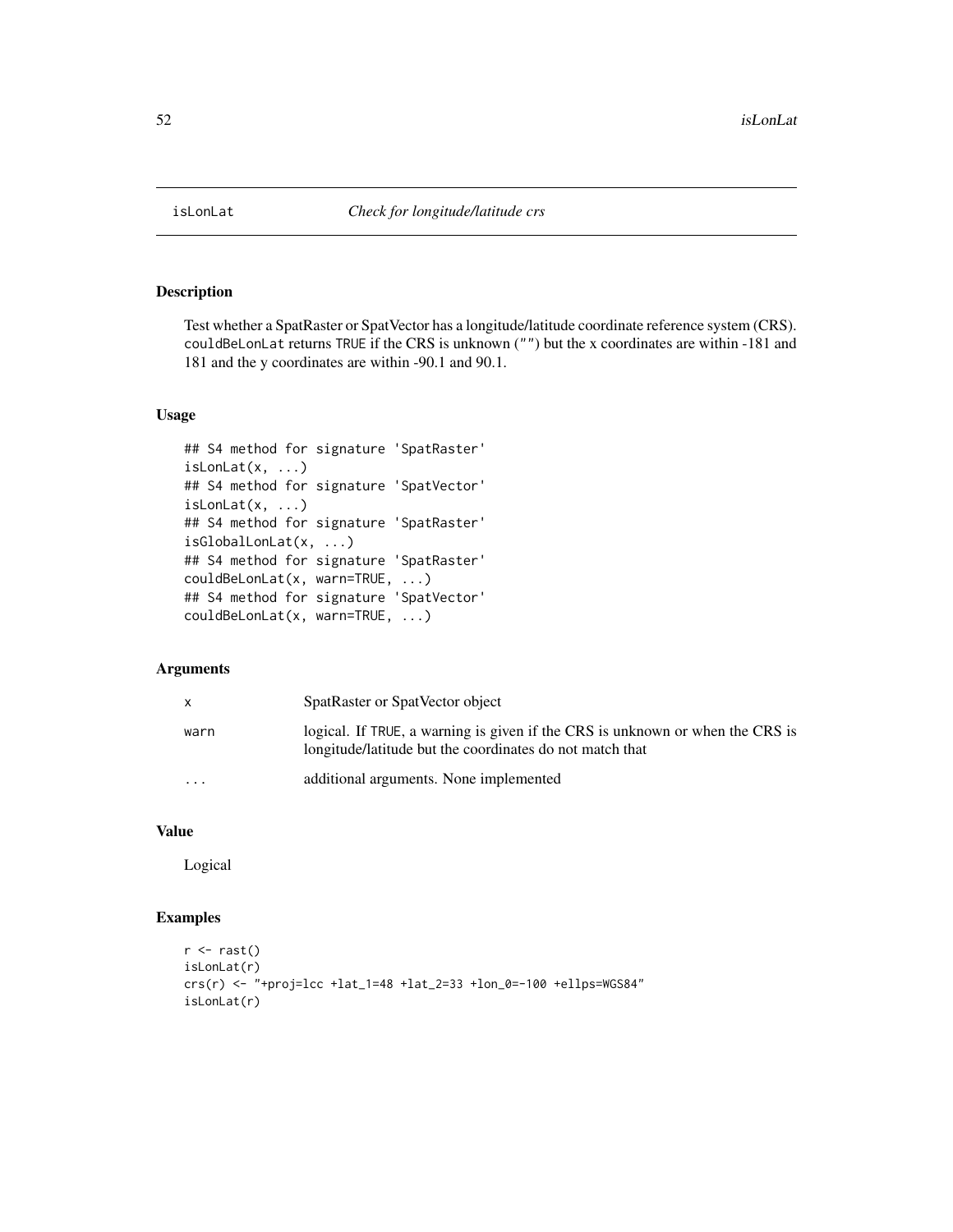# isLonLat — *Check for longitude/latitude crs*

## Description

Test whether a SpatRaster or SpatVector has a longitude/latitude coordinate reference system (CRS). `couldBeLonLat` returns `TRUE` if the CRS is unknown (`""`) but the x coordinates are within -181 and 181 and the y coordinates are within -90.1 and 90.1.

## Usage

```
## S4 method for signature 'SpatRaster'
isLonLat(x, ...)
## S4 method for signature 'SpatVector'
isLonLat(x, ...)
## S4 method for signature 'SpatRaster'
isGlobalLonLat(x, ...)
## S4 method for signature 'SpatRaster'
couldBeLonLat(x, warn=TRUE, ...)
## S4 method for signature 'SpatVector'
couldBeLonLat(x, warn=TRUE, ...)
```

## Arguments

| | |
|---|---|
| `x` | SpatRaster or SpatVector object |
| `warn` | logical. If `TRUE`, a warning is given if the CRS is unknown or when the CRS is longitude/latitude but the coordinates do not match that |
| `...` | additional arguments. None implemented |

## Value

Logical

## Examples

```
r <- rast()
isLonLat(r)
crs(r) <- "+proj=lcc +lat_1=48 +lat_2=33 +lon_0=-100 +ellps=WGS84"
isLonLat(r)
```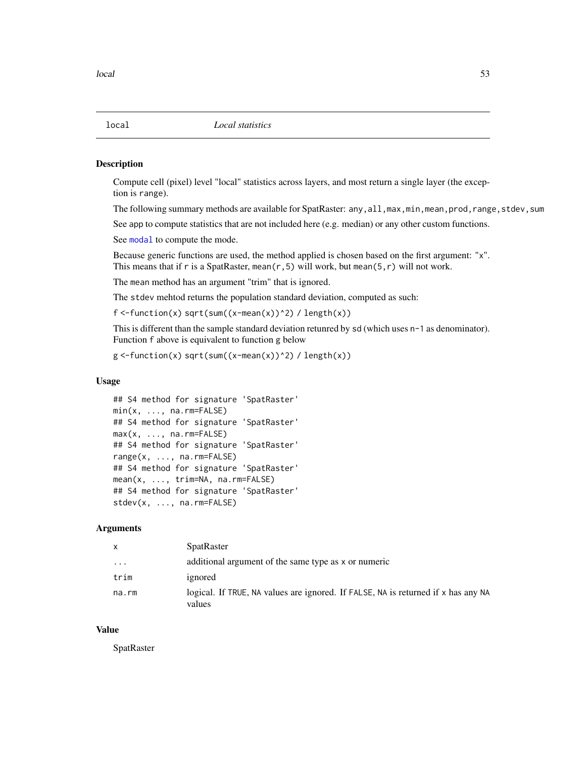# local — *Local statistics*

## Description

Compute cell (pixel) level "local" statistics across layers, and most return a single layer (the exception is `range`).

The following summary methods are available for SpatRaster: `any, all, max, min, mean, prod, range, stdev, sum`

See `app` to compute statistics that are not included here (e.g. median) or any other custom functions.

See `modal` to compute the mode.

Because generic functions are used, the method applied is chosen based on the first argument: "`x`". This means that if `r` is a SpatRaster, `mean(r,5)` will work, but `mean(5,r)` will not work.

The `mean` method has an argument "trim" that is ignored.

The `stdev` mehtod returns the population standard deviation, computed as such:

`f <-function(x) sqrt(sum((x-mean(x))^2) / length(x))`

This is different than the sample standard deviation retunred by `sd` (which uses `n-1` as denominator). Function `f` above is equivalent to function `g` below

`g <-function(x) sqrt(sum((x-mean(x))^2) / length(x))`

## Usage

```
## S4 method for signature 'SpatRaster'
min(x, ..., na.rm=FALSE)
## S4 method for signature 'SpatRaster'
max(x, ..., na.rm=FALSE)
## S4 method for signature 'SpatRaster'
range(x, ..., na.rm=FALSE)
## S4 method for signature 'SpatRaster'
mean(x, ..., trim=NA, na.rm=FALSE)
## S4 method for signature 'SpatRaster'
stdev(x, ..., na.rm=FALSE)
```

## Arguments

| | |
|---|---|
| `x` | SpatRaster |
| `...` | additional argument of the same type as `x` or numeric |
| `trim` | ignored |
| `na.rm` | logical. If `TRUE`, `NA` values are ignored. If `FALSE`, `NA` is returned if `x` has any `NA` values |

## Value

SpatRaster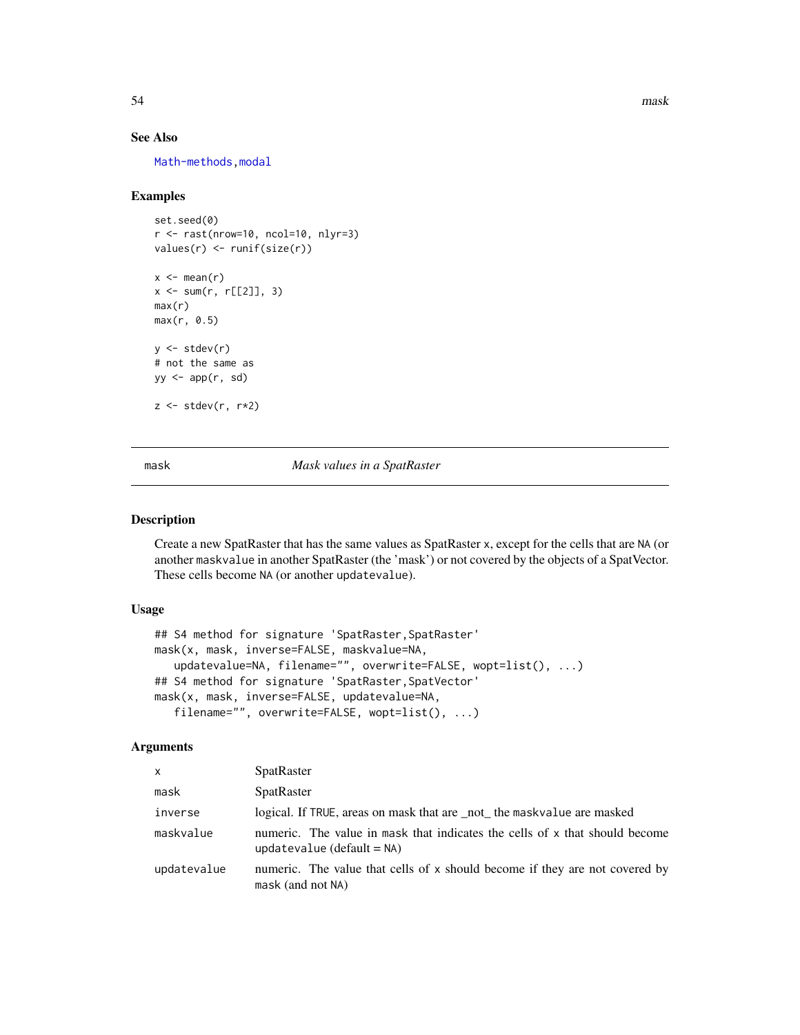## See Also

Math-methods, modal

## Examples

```
set.seed(0)
r <- rast(nrow=10, ncol=10, nlyr=3)
values(r) <- runif(size(r))

x <- mean(r)
x <- sum(r, r[[2]], 3)
max(r)
max(r, 0.5)

y <- stdev(r)
# not the same as
yy <- app(r, sd)

z <- stdev(r, r*2)
```

---

# mask — *Mask values in a SpatRaster*

## Description

Create a new SpatRaster that has the same values as SpatRaster `x`, except for the cells that are `NA` (or another `maskvalue` in another SpatRaster (the 'mask') or not covered by the objects of a SpatVector. These cells become `NA` (or another `updatevalue`).

## Usage

```
## S4 method for signature 'SpatRaster,SpatRaster'
mask(x, mask, inverse=FALSE, maskvalue=NA,
   updatevalue=NA, filename="", overwrite=FALSE, wopt=list(), ...)
## S4 method for signature 'SpatRaster,SpatVector'
mask(x, mask, inverse=FALSE, updatevalue=NA,
   filename="", overwrite=FALSE, wopt=list(), ...)
```

## Arguments

| | |
|---|---|
| `x` | SpatRaster |
| `mask` | SpatRaster |
| `inverse` | logical. If `TRUE`, areas on mask that are _not_ the `maskvalue` are masked |
| `maskvalue` | numeric. The value in `mask` that indicates the cells of `x` that should become `updatevalue` (default = `NA`) |
| `updatevalue` | numeric. The value that cells of `x` should become if they are not covered by `mask` (and not `NA`) |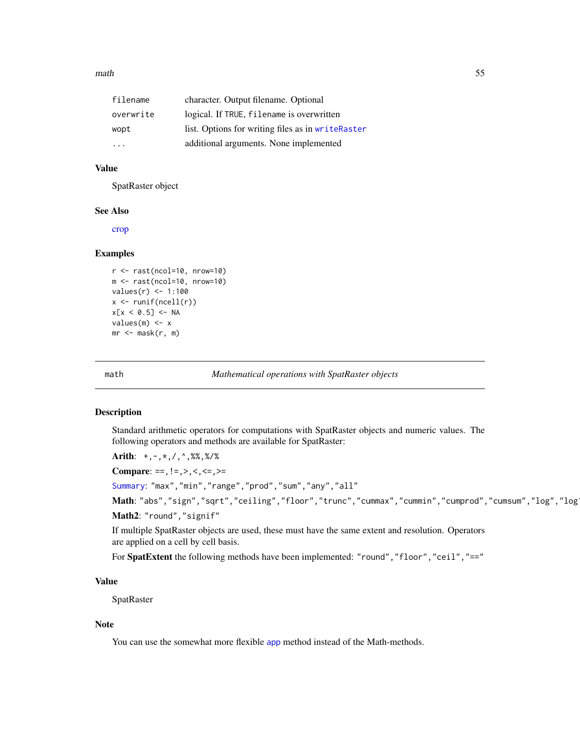| | |
|---|---|
| filename | character. Output filename. Optional |
| overwrite | logical. If TRUE, filename is overwritten |
| wopt | list. Options for writing files as in writeRaster |
| ... | additional arguments. None implemented |

### Value

SpatRaster object

### See Also

crop

### Examples

```
r <- rast(ncol=10, nrow=10)
m <- rast(ncol=10, nrow=10)
values(r) <- 1:100
x <- runif(ncell(r))
x[x < 0.5] <- NA
values(m) <- x
mr <- mask(r, m)
```

## math *Mathematical operations with SpatRaster objects*

### Description

Standard arithmetic operators for computations with SpatRaster objects and numeric values. The following operators and methods are available for SpatRaster:

**Arith**: `+, -, *, /, ^, %%, %/%`

**Compare**: `==, !=, >, <, <=, >=`

Summary: `"max", "min", "range", "prod", "sum", "any", "all"`

**Math**: `"abs", "sign", "sqrt", "ceiling", "floor", "trunc", "cummax", "cummin", "cumprod", "cumsum", "log", "log`

**Math2**: `"round", "signif"`

If multiple SpatRaster objects are used, these must have the same extent and resolution. Operators are applied on a cell by cell basis.

For **SpatExtent** the following methods have been implemented: `"round", "floor", "ceil", "=="`

### Value

SpatRaster

### Note

You can use the somewhat more flexible app method instead of the Math-methods.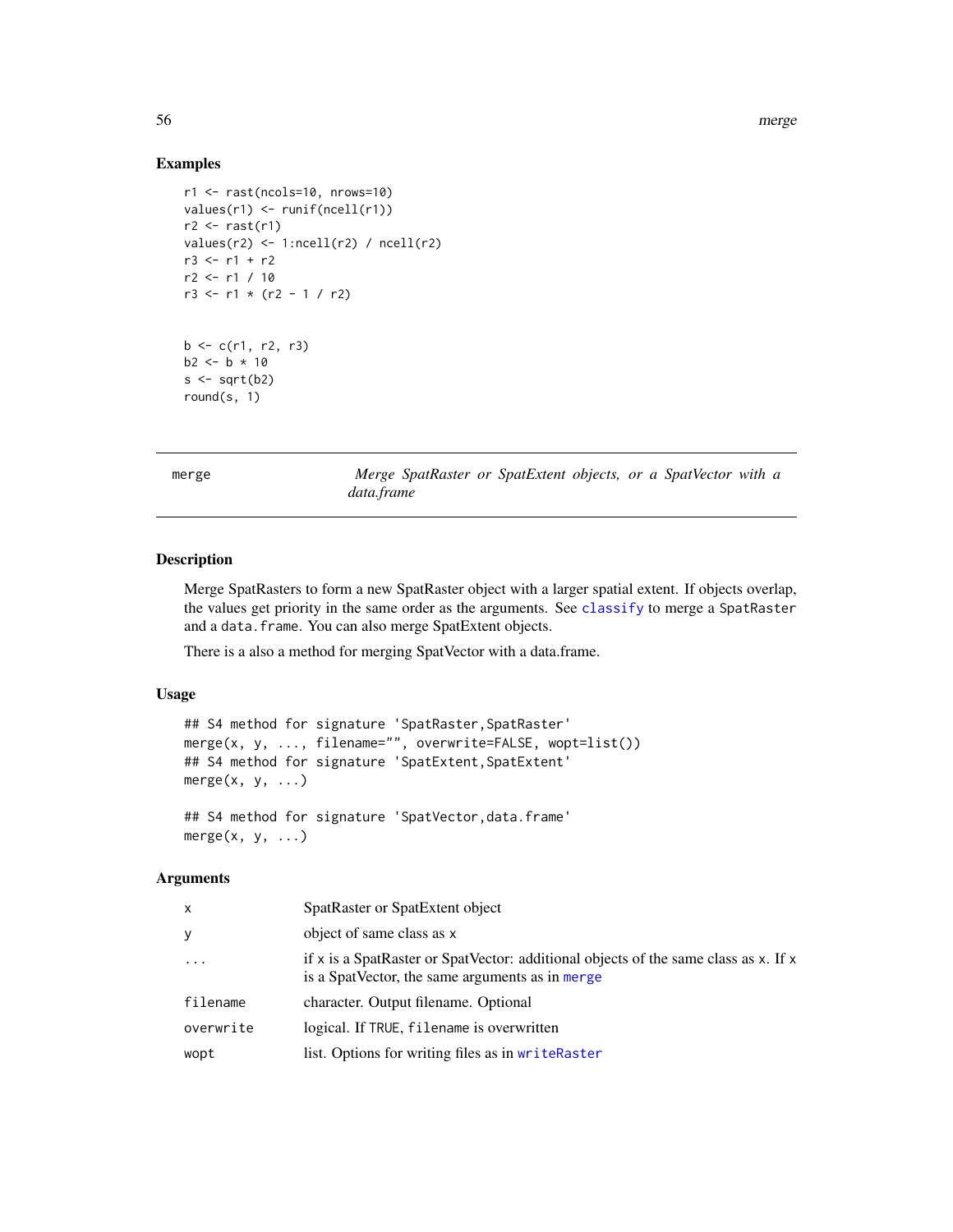## Examples

```
r1 <- rast(ncols=10, nrows=10)
values(r1) <- runif(ncell(r1))
r2 <- rast(r1)
values(r2) <- 1:ncell(r2) / ncell(r2)
r3 <- r1 + r2
r2 <- r1 / 10
r3 <- r1 * (r2 - 1 / r2)


b <- c(r1, r2, r3)
b2 <- b * 10
s <- sqrt(b2)
round(s, 1)
```

---

# merge — *Merge SpatRaster or SpatExtent objects, or a SpatVector with a data.frame*

---

## Description

Merge SpatRasters to form a new SpatRaster object with a larger spatial extent. If objects overlap, the values get priority in the same order as the arguments. See classify to merge a SpatRaster and a data.frame. You can also merge SpatExtent objects.

There is a also a method for merging SpatVector with a data.frame.

## Usage

```
## S4 method for signature 'SpatRaster,SpatRaster'
merge(x, y, ..., filename="", overwrite=FALSE, wopt=list())
## S4 method for signature 'SpatExtent,SpatExtent'
merge(x, y, ...)

## S4 method for signature 'SpatVector,data.frame'
merge(x, y, ...)
```

## Arguments

| | |
|---|---|
| x | SpatRaster or SpatExtent object |
| y | object of same class as x |
| ... | if x is a SpatRaster or SpatVector: additional objects of the same class as x. If x is a SpatVector, the same arguments as in merge |
| filename | character. Output filename. Optional |
| overwrite | logical. If TRUE, filename is overwritten |
| wopt | list. Options for writing files as in writeRaster |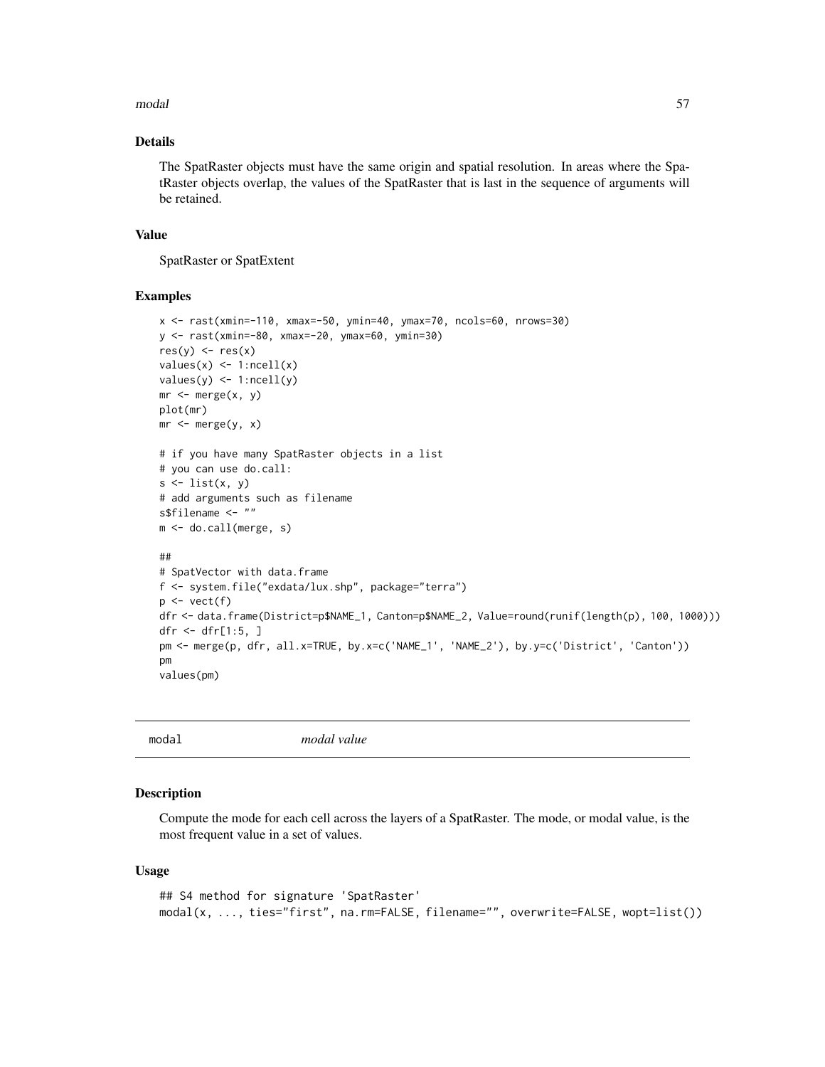## Details

The SpatRaster objects must have the same origin and spatial resolution. In areas where the SpatRaster objects overlap, the values of the SpatRaster that is last in the sequence of arguments will be retained.

## Value

SpatRaster or SpatExtent

## Examples

```
x <- rast(xmin=-110, xmax=-50, ymin=40, ymax=70, ncols=60, nrows=30)
y <- rast(xmin=-80, xmax=-20, ymax=60, ymin=30)
res(y) <- res(x)
values(x) <- 1:ncell(x)
values(y) <- 1:ncell(y)
mr <- merge(x, y)
plot(mr)
mr <- merge(y, x)

# if you have many SpatRaster objects in a list
# you can use do.call:
s <- list(x, y)
# add arguments such as filename
s$filename <- ""
m <- do.call(merge, s)

##
# SpatVector with data.frame
f <- system.file("exdata/lux.shp", package="terra")
p <- vect(f)
dfr <- data.frame(District=p$NAME_1, Canton=p$NAME_2, Value=round(runif(length(p), 100, 1000)))
dfr <- dfr[1:5, ]
pm <- merge(p, dfr, all.x=TRUE, by.x=c('NAME_1', 'NAME_2'), by.y=c('District', 'Canton'))
pm
values(pm)
```

---

# modal *modal value*

## Description

Compute the mode for each cell across the layers of a SpatRaster. The mode, or modal value, is the most frequent value in a set of values.

## Usage

```
## S4 method for signature 'SpatRaster'
modal(x, ..., ties="first", na.rm=FALSE, filename="", overwrite=FALSE, wopt=list())
```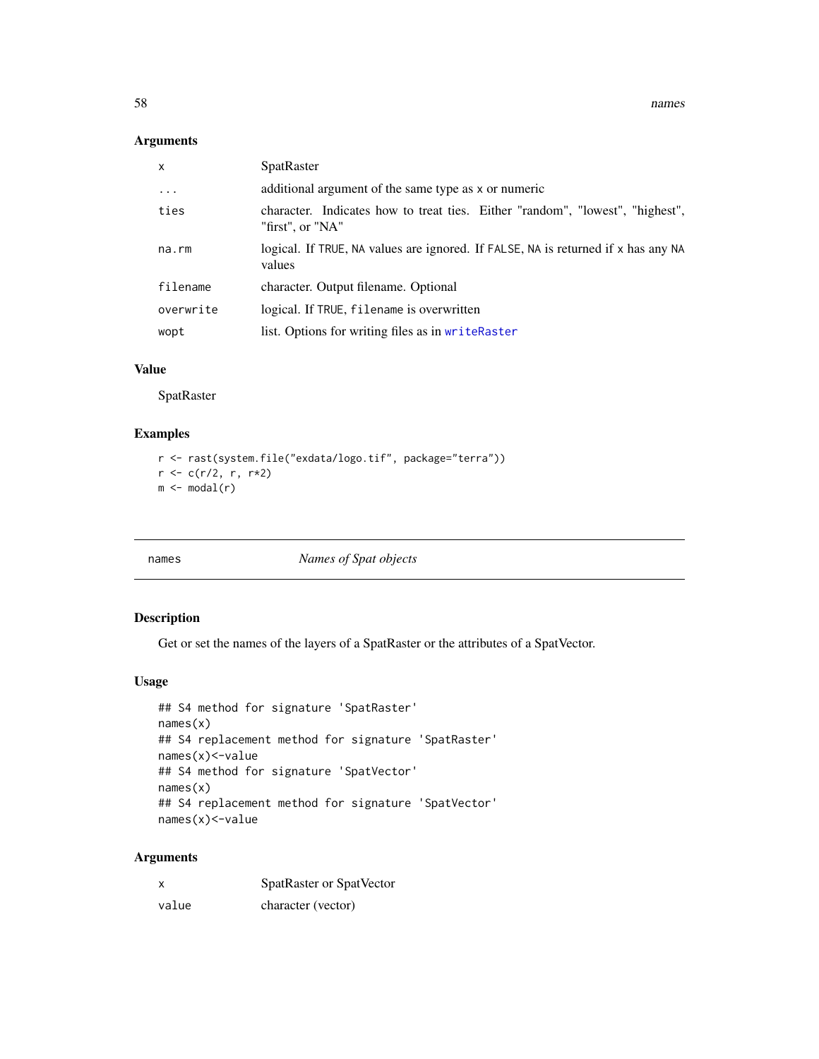## Arguments

| | |
|---|---|
| `x` | SpatRaster |
| `...` | additional argument of the same type as `x` or numeric |
| `ties` | character. Indicates how to treat ties. Either "random", "lowest", "highest", "first", or "NA" |
| `na.rm` | logical. If `TRUE`, `NA` values are ignored. If `FALSE`, `NA` is returned if `x` has any `NA` values |
| `filename` | character. Output filename. Optional |
| `overwrite` | logical. If `TRUE`, `filename` is overwritten |
| `wopt` | list. Options for writing files as in `writeRaster` |

## Value

SpatRaster

## Examples

```
r <- rast(system.file("exdata/logo.tif", package="terra"))
r <- c(r/2, r, r*2)
m <- modal(r)
```

---

# names *Names of Spat objects*

---

## Description

Get or set the names of the layers of a SpatRaster or the attributes of a SpatVector.

## Usage

```
## S4 method for signature 'SpatRaster'
names(x)
## S4 replacement method for signature 'SpatRaster'
names(x)<-value
## S4 method for signature 'SpatVector'
names(x)
## S4 replacement method for signature 'SpatVector'
names(x)<-value
```

## Arguments

| | |
|---|---|
| `x` | SpatRaster or SpatVector |
| `value` | character (vector) |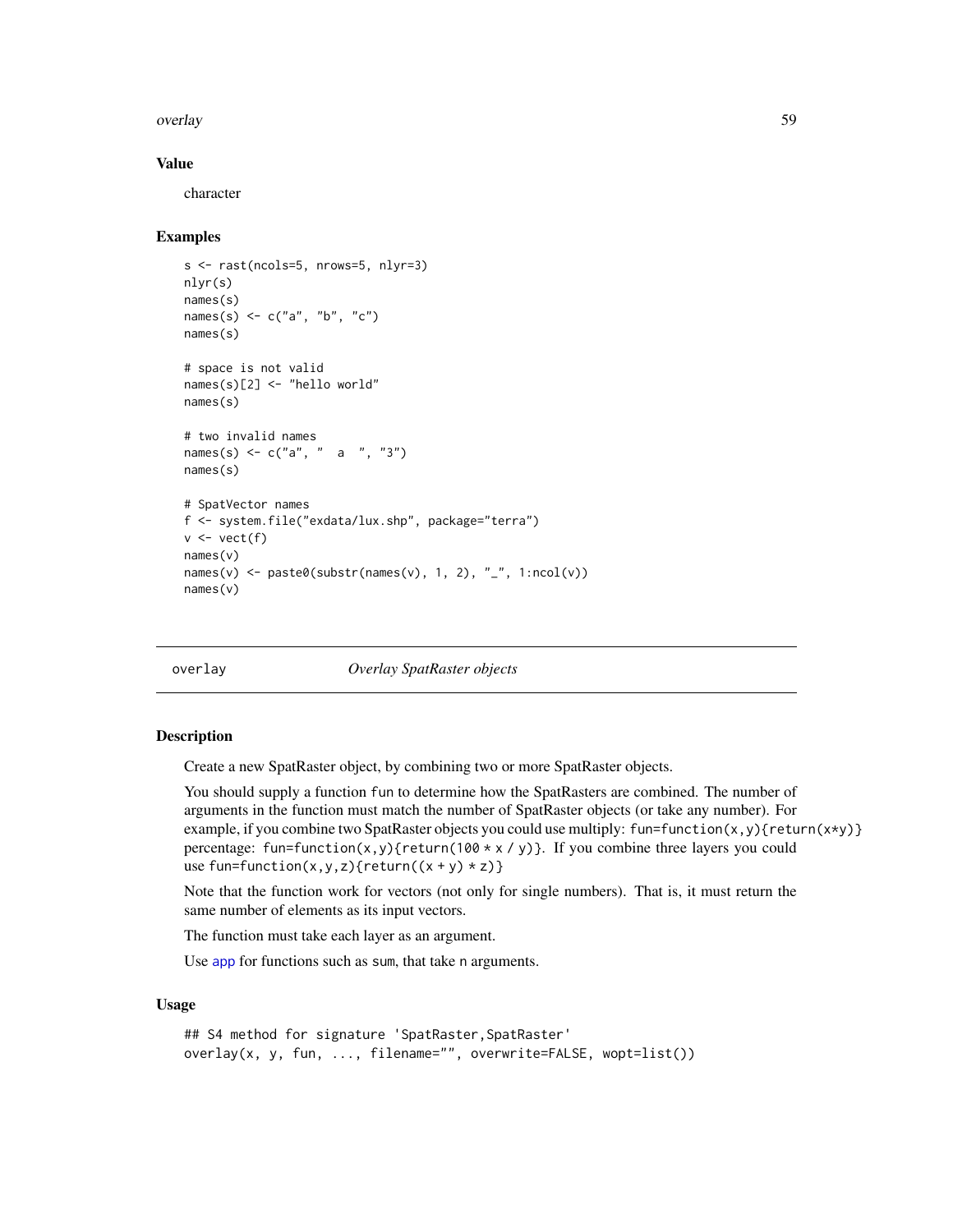### Value

character

### Examples

```
s <- rast(ncols=5, nrows=5, nlyr=3)
nlyr(s)
names(s)
names(s) <- c("a", "b", "c")
names(s)

# space is not valid
names(s)[2] <- "hello world"
names(s)

# two invalid names
names(s) <- c("a", "  a  ", "3")
names(s)

# SpatVector names
f <- system.file("exdata/lux.shp", package="terra")
v <- vect(f)
names(v)
names(v) <- paste0(substr(names(v), 1, 2), "_", 1:ncol(v))
names(v)
```

---

## overlay *Overlay SpatRaster objects*

---

### Description

Create a new SpatRaster object, by combining two or more SpatRaster objects.

You should supply a function fun to determine how the SpatRasters are combined. The number of arguments in the function must match the number of SpatRaster objects (or take any number). For example, if you combine two SpatRaster objects you could use multiply: `fun=function(x,y){return(x*y)}` percentage: `fun=function(x,y){return(100 * x / y)}`. If you combine three layers you could use `fun=function(x,y,z){return((x + y) * z)}`

Note that the function work for vectors (not only for single numbers). That is, it must return the same number of elements as its input vectors.

The function must take each layer as an argument.

Use app for functions such as sum, that take n arguments.

### Usage

```
## S4 method for signature 'SpatRaster,SpatRaster'
overlay(x, y, fun, ..., filename="", overwrite=FALSE, wopt=list())
```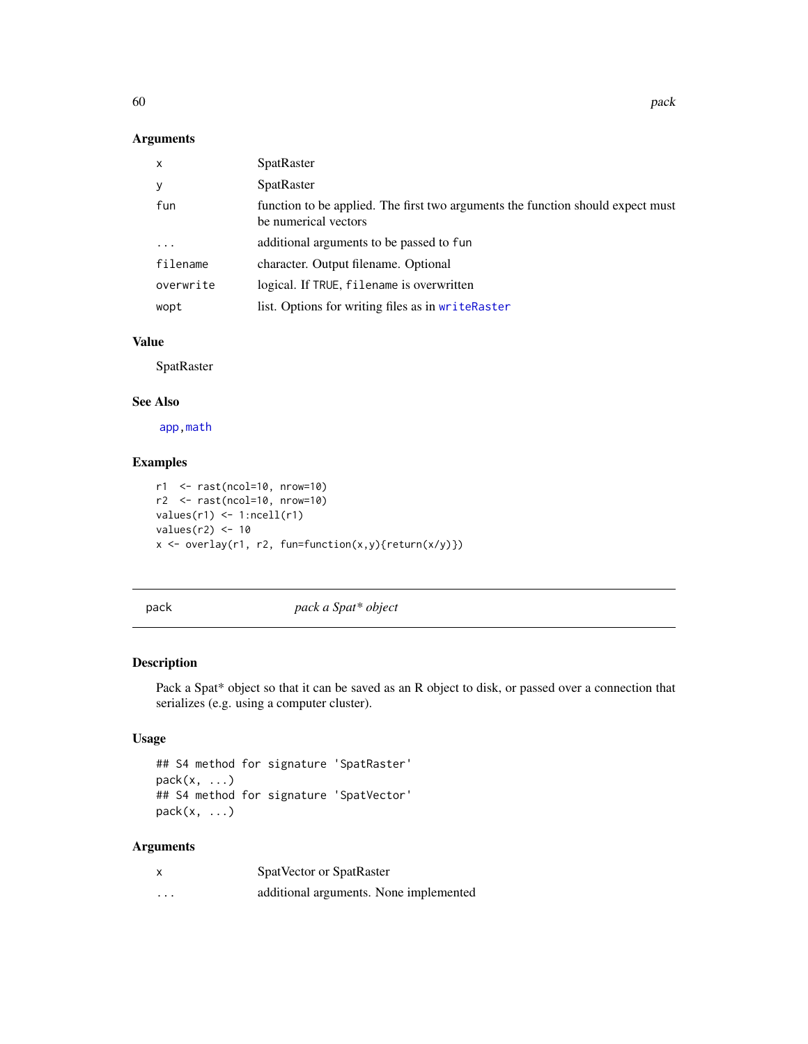### Arguments

| | |
|---|---|
| x | SpatRaster |
| y | SpatRaster |
| fun | function to be applied. The first two arguments the function should expect must be numerical vectors |
| ... | additional arguments to be passed to fun |
| filename | character. Output filename. Optional |
| overwrite | logical. If TRUE, filename is overwritten |
| wopt | list. Options for writing files as in writeRaster |

### Value

SpatRaster

### See Also

app, math

### Examples

```
r1  <- rast(ncol=10, nrow=10)
r2  <- rast(ncol=10, nrow=10)
values(r1) <- 1:ncell(r1)
values(r2) <- 10
x <- overlay(r1, r2, fun=function(x,y){return(x/y)})
```

---

## pack — *pack a Spat* object*

### Description

Pack a Spat* object so that it can be saved as an R object to disk, or passed over a connection that serializes (e.g. using a computer cluster).

### Usage

```
## S4 method for signature 'SpatRaster'
pack(x, ...)
## S4 method for signature 'SpatVector'
pack(x, ...)
```

### Arguments

| | |
|---|---|
| x | SpatVector or SpatRaster |
| ... | additional arguments. None implemented |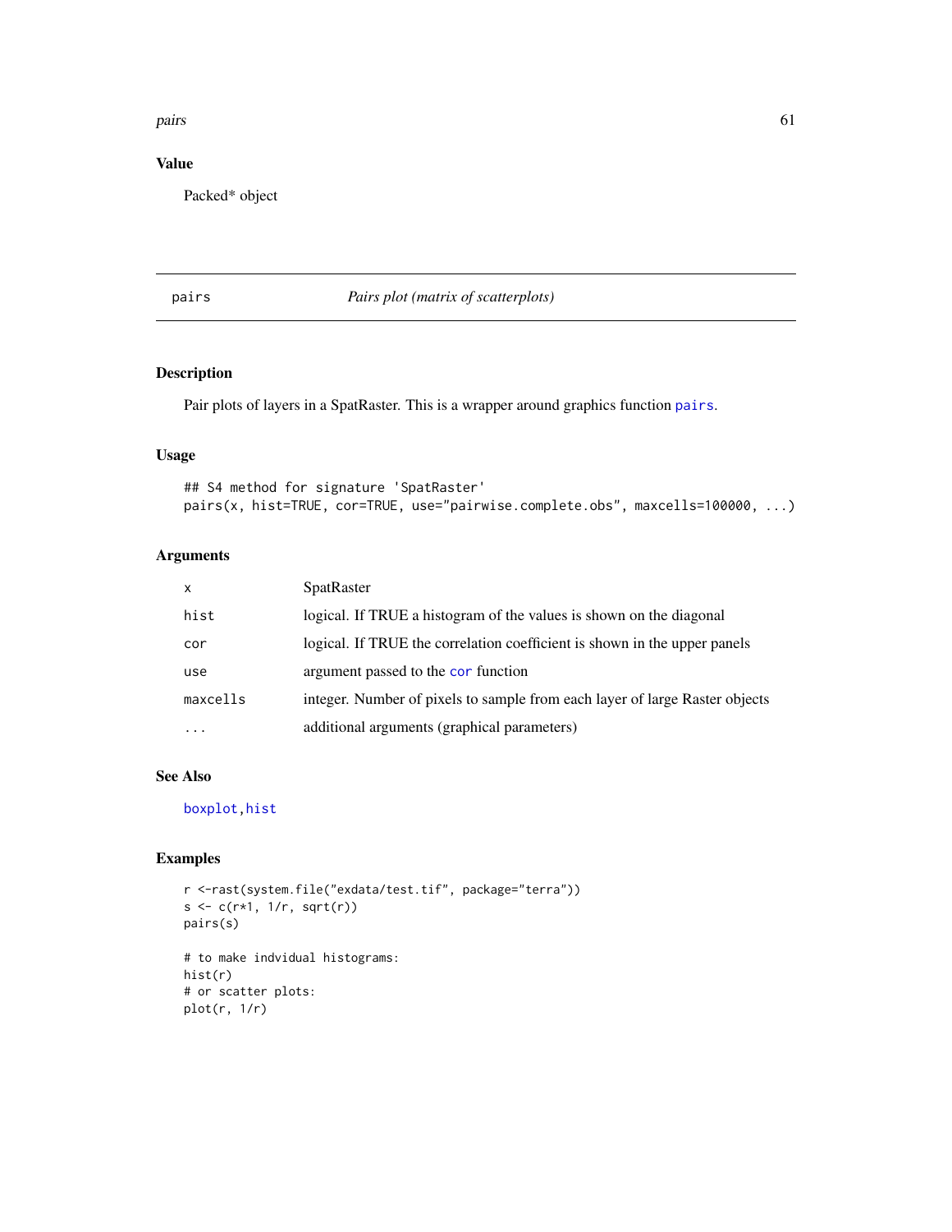## Value

Packed* object

---

# pairs — *Pairs plot (matrix of scatterplots)*

---

## Description

Pair plots of layers in a SpatRaster. This is a wrapper around graphics function pairs.

## Usage

```
## S4 method for signature 'SpatRaster'
pairs(x, hist=TRUE, cor=TRUE, use="pairwise.complete.obs", maxcells=100000, ...)
```

## Arguments

| | |
|---|---|
| x | SpatRaster |
| hist | logical. If TRUE a histogram of the values is shown on the diagonal |
| cor | logical. If TRUE the correlation coefficient is shown in the upper panels |
| use | argument passed to the cor function |
| maxcells | integer. Number of pixels to sample from each layer of large Raster objects |
| ... | additional arguments (graphical parameters) |

## See Also

boxplot, hist

## Examples

```
r <-rast(system.file("exdata/test.tif", package="terra"))
s <- c(r*1, 1/r, sqrt(r))
pairs(s)

# to make indvidual histograms:
hist(r)
# or scatter plots:
plot(r, 1/r)
```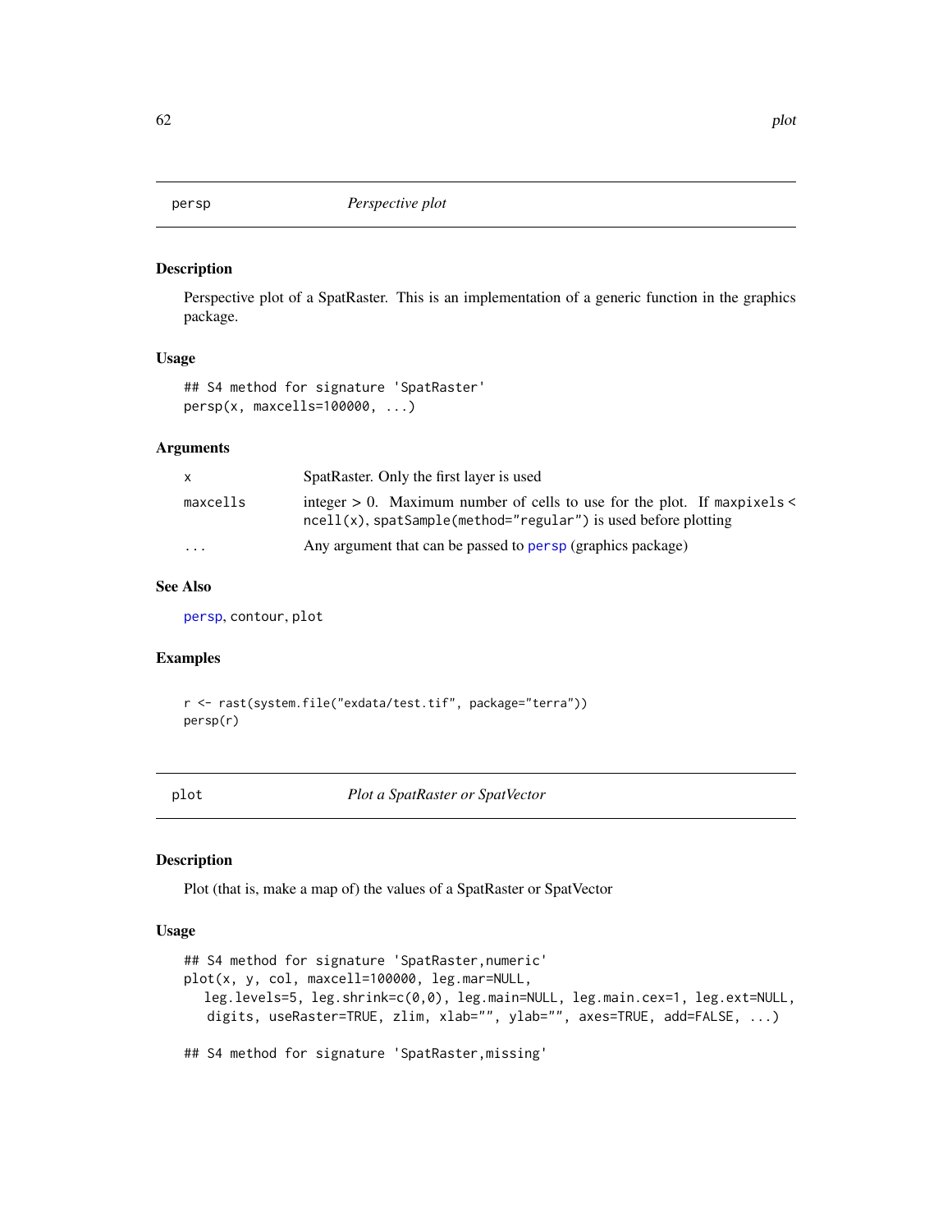## persp — *Perspective plot*

### Description

Perspective plot of a SpatRaster. This is an implementation of a generic function in the graphics package.

### Usage

```
## S4 method for signature 'SpatRaster'
persp(x, maxcells=100000, ...)
```

### Arguments

| | |
|---|---|
| x | SpatRaster. Only the first layer is used |
| maxcells | integer > 0. Maximum number of cells to use for the plot. If `maxpixels < ncell(x)`, `spatSample(method="regular")` is used before plotting |
| ... | Any argument that can be passed to `persp` (graphics package) |

### See Also

`persp`, `contour`, `plot`

### Examples

```
r <- rast(system.file("exdata/test.tif", package="terra"))
persp(r)
```

## plot — *Plot a SpatRaster or SpatVector*

### Description

Plot (that is, make a map of) the values of a SpatRaster or SpatVector

### Usage

```
## S4 method for signature 'SpatRaster,numeric'
plot(x, y, col, maxcell=100000, leg.mar=NULL,
   leg.levels=5, leg.shrink=c(0,0), leg.main=NULL, leg.main.cex=1, leg.ext=NULL,
   digits, useRaster=TRUE, zlim, xlab="", ylab="", axes=TRUE, add=FALSE, ...)

## S4 method for signature 'SpatRaster,missing'
```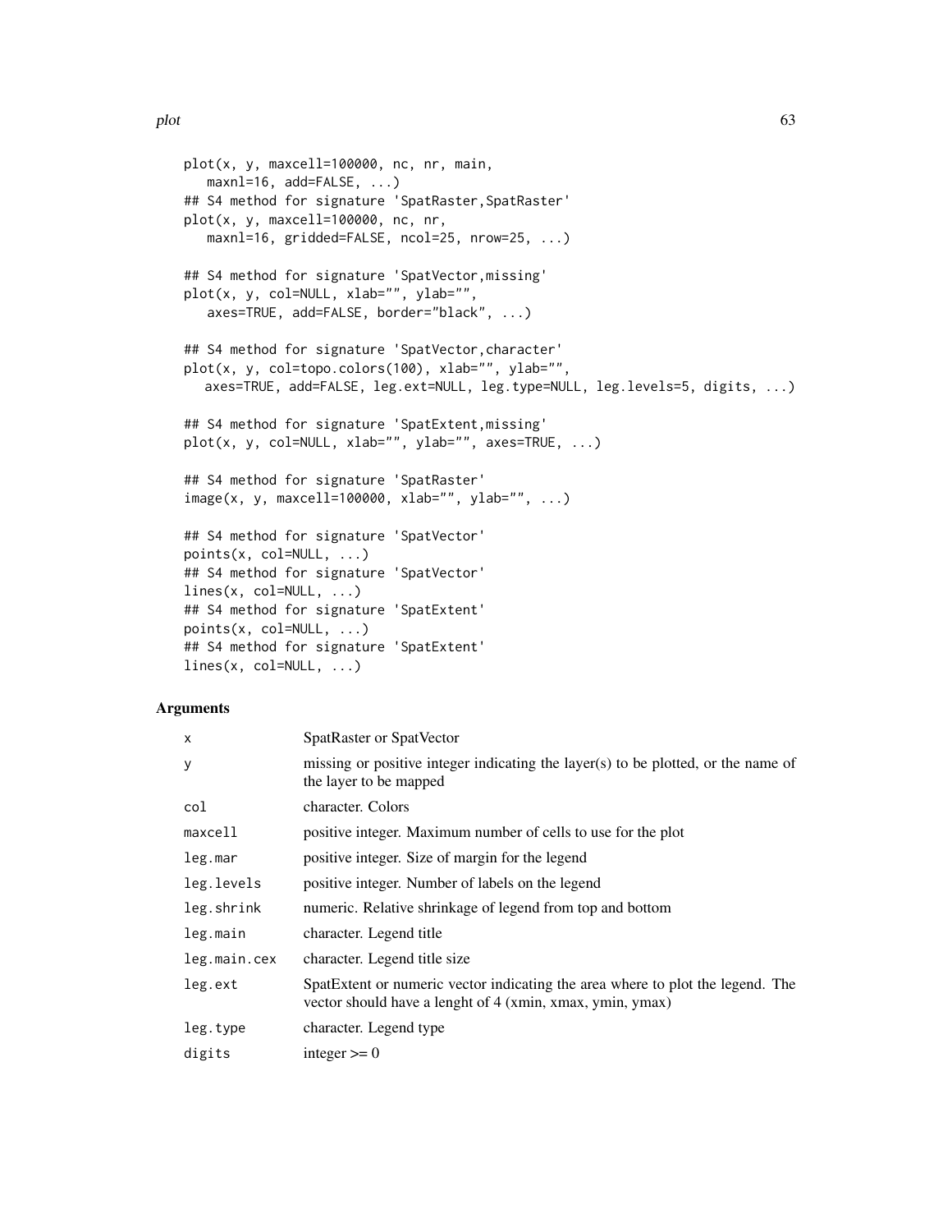```
plot(x, y, maxcell=100000, nc, nr, main,
   maxnl=16, add=FALSE, ...)
## S4 method for signature 'SpatRaster,SpatRaster'
plot(x, y, maxcell=100000, nc, nr,
   maxnl=16, gridded=FALSE, ncol=25, nrow=25, ...)

## S4 method for signature 'SpatVector,missing'
plot(x, y, col=NULL, xlab="", ylab="",
   axes=TRUE, add=FALSE, border="black", ...)

## S4 method for signature 'SpatVector,character'
plot(x, y, col=topo.colors(100), xlab="", ylab="",
  axes=TRUE, add=FALSE, leg.ext=NULL, leg.type=NULL, leg.levels=5, digits, ...)

## S4 method for signature 'SpatExtent,missing'
plot(x, y, col=NULL, xlab="", ylab="", axes=TRUE, ...)

## S4 method for signature 'SpatRaster'
image(x, y, maxcell=100000, xlab="", ylab="", ...)

## S4 method for signature 'SpatVector'
points(x, col=NULL, ...)
## S4 method for signature 'SpatVector'
lines(x, col=NULL, ...)
## S4 method for signature 'SpatExtent'
points(x, col=NULL, ...)
## S4 method for signature 'SpatExtent'
lines(x, col=NULL, ...)
```

## Arguments

| | |
|---|---|
| `x` | SpatRaster or SpatVector |
| `y` | missing or positive integer indicating the layer(s) to be plotted, or the name of the layer to be mapped |
| `col` | character. Colors |
| `maxcell` | positive integer. Maximum number of cells to use for the plot |
| `leg.mar` | positive integer. Size of margin for the legend |
| `leg.levels` | positive integer. Number of labels on the legend |
| `leg.shrink` | numeric. Relative shrinkage of legend from top and bottom |
| `leg.main` | character. Legend title |
| `leg.main.cex` | character. Legend title size |
| `leg.ext` | SpatExtent or numeric vector indicating the area where to plot the legend. The vector should have a lenght of 4 (xmin, xmax, ymin, ymax) |
| `leg.type` | character. Legend type |
| `digits` | integer >= 0 |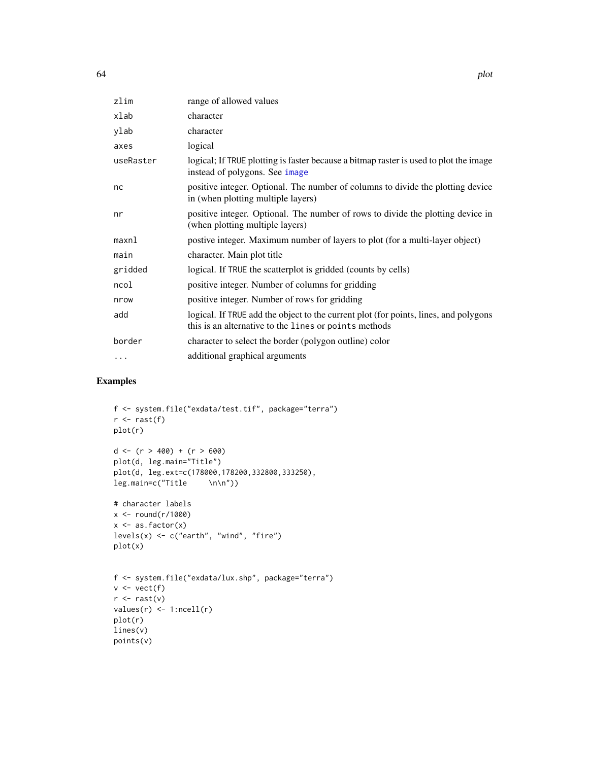| | |
|---|---|
| zlim | range of allowed values |
| xlab | character |
| ylab | character |
| axes | logical |
| useRaster | logical; If TRUE plotting is faster because a bitmap raster is used to plot the image instead of polygons. See image |
| nc | positive integer. Optional. The number of columns to divide the plotting device in (when plotting multiple layers) |
| nr | positive integer. Optional. The number of rows to divide the plotting device in (when plotting multiple layers) |
| maxnl | postive integer. Maximum number of layers to plot (for a multi-layer object) |
| main | character. Main plot title |
| gridded | logical. If TRUE the scatterplot is gridded (counts by cells) |
| ncol | positive integer. Number of columns for gridding |
| nrow | positive integer. Number of rows for gridding |
| add | logical. If TRUE add the object to the current plot (for points, lines, and polygons this is an alternative to the lines or points methods |
| border | character to select the border (polygon outline) color |
| ... | additional graphical arguments |

## Examples

```
f <- system.file("exdata/test.tif", package="terra")
r <- rast(f)
plot(r)

d <- (r > 400) + (r > 600)
plot(d, leg.main="Title")
plot(d, leg.ext=c(178000,178200,332800,333250),
leg.main=c("Title     \n\n"))

# character labels
x <- round(r/1000)
x <- as.factor(x)
levels(x) <- c("earth", "wind", "fire")
plot(x)


f <- system.file("exdata/lux.shp", package="terra")
v <- vect(f)
r <- rast(v)
values(r) <- 1:ncell(r)
plot(r)
lines(v)
points(v)
```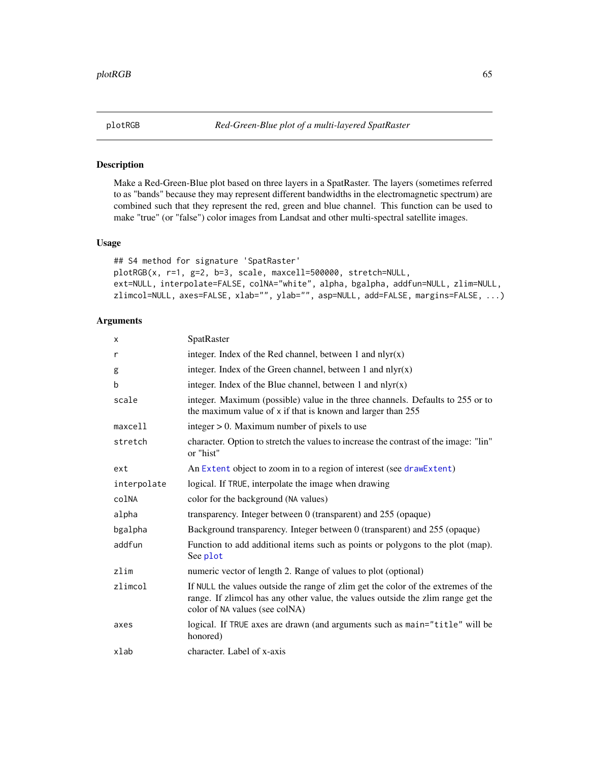plotRGB — *Red-Green-Blue plot of a multi-layered SpatRaster*

## Description

Make a Red-Green-Blue plot based on three layers in a SpatRaster. The layers (sometimes referred to as "bands" because they may represent different bandwidths in the electromagnetic spectrum) are combined such that they represent the red, green and blue channel. This function can be used to make "true" (or "false") color images from Landsat and other multi-spectral satellite images.

## Usage

```
## S4 method for signature 'SpatRaster'
plotRGB(x, r=1, g=2, b=3, scale, maxcell=500000, stretch=NULL,
ext=NULL, interpolate=FALSE, colNA="white", alpha, bgalpha, addfun=NULL, zlim=NULL,
zlimcol=NULL, axes=FALSE, xlab="", ylab="", asp=NULL, add=FALSE, margins=FALSE, ...)
```

## Arguments

| | |
|---|---|
| `x` | SpatRaster |
| `r` | integer. Index of the Red channel, between 1 and nlyr(x) |
| `g` | integer. Index of the Green channel, between 1 and nlyr(x) |
| `b` | integer. Index of the Blue channel, between 1 and nlyr(x) |
| `scale` | integer. Maximum (possible) value in the three channels. Defaults to 255 or to the maximum value of `x` if that is known and larger than 255 |
| `maxcell` | integer > 0. Maximum number of pixels to use |
| `stretch` | character. Option to stretch the values to increase the contrast of the image: "lin" or "hist" |
| `ext` | An `Extent` object to zoom in to a region of interest (see `drawExtent`) |
| `interpolate` | logical. If `TRUE`, interpolate the image when drawing |
| `colNA` | color for the background (`NA` values) |
| `alpha` | transparency. Integer between 0 (transparent) and 255 (opaque) |
| `bgalpha` | Background transparency. Integer between 0 (transparent) and 255 (opaque) |
| `addfun` | Function to add additional items such as points or polygons to the plot (map). See `plot` |
| `zlim` | numeric vector of length 2. Range of values to plot (optional) |
| `zlimcol` | If `NULL` the values outside the range of zlim get the color of the extremes of the range. If zlimcol has any other value, the values outside the zlim range get the color of `NA` values (see colNA) |
| `axes` | logical. If `TRUE` axes are drawn (and arguments such as `main="title"` will be honored) |
| `xlab` | character. Label of x-axis |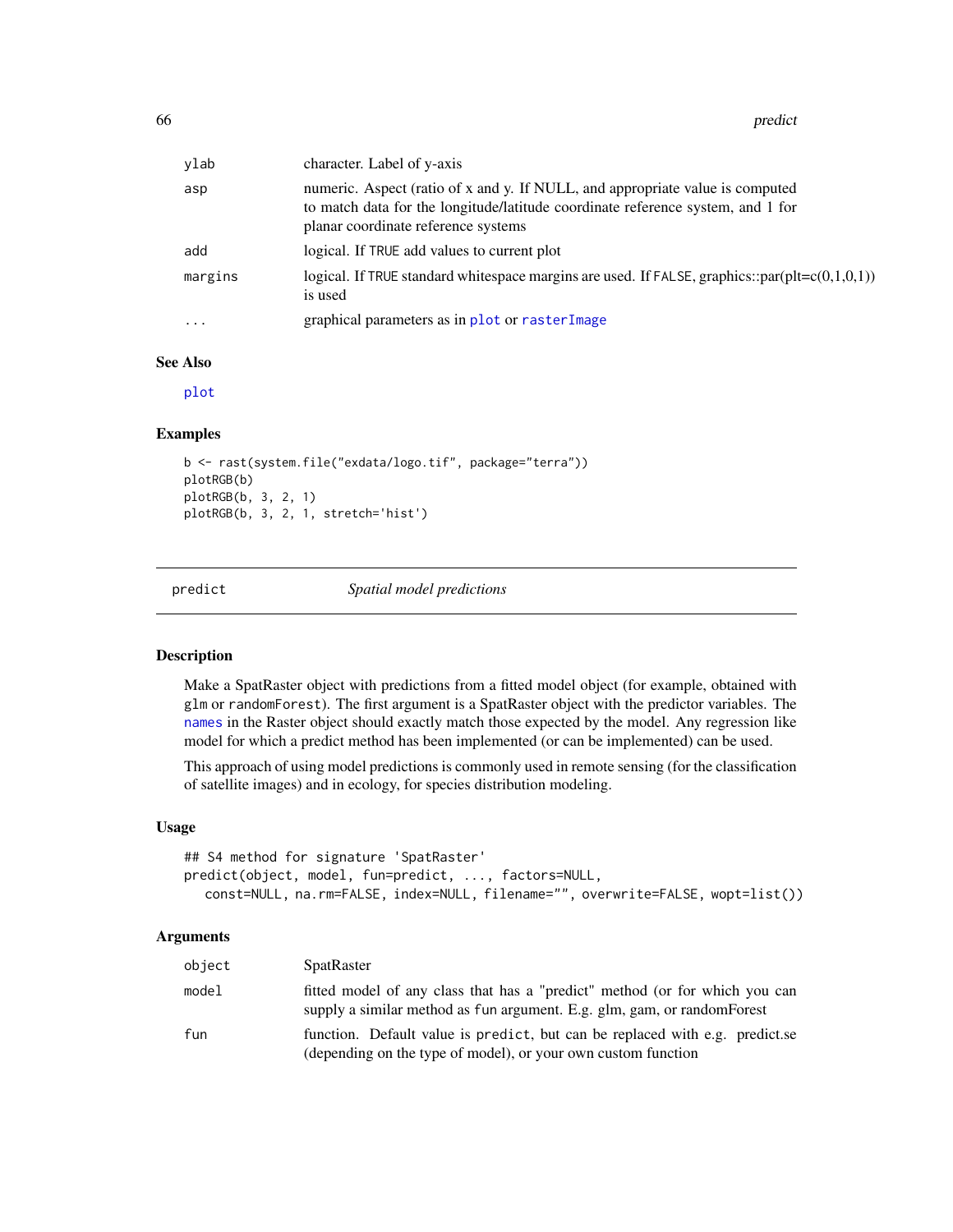| | |
|---|---|
| ylab | character. Label of y-axis |
| asp | numeric. Aspect (ratio of x and y. If NULL, and appropriate value is computed to match data for the longitude/latitude coordinate reference system, and 1 for planar coordinate reference systems |
| add | logical. If TRUE add values to current plot |
| margins | logical. If TRUE standard whitespace margins are used. If FALSE, graphics::par(plt=c(0,1,0,1)) is used |
| ... | graphical parameters as in plot or rasterImage |

## See Also

plot

## Examples

```
b <- rast(system.file("exdata/logo.tif", package="terra"))
plotRGB(b)
plotRGB(b, 3, 2, 1)
plotRGB(b, 3, 2, 1, stretch='hist')
```

---

# predict *Spatial model predictions*

## Description

Make a SpatRaster object with predictions from a fitted model object (for example, obtained with glm or randomForest). The first argument is a SpatRaster object with the predictor variables. The names in the Raster object should exactly match those expected by the model. Any regression like model for which a predict method has been implemented (or can be implemented) can be used.

This approach of using model predictions is commonly used in remote sensing (for the classification of satellite images) and in ecology, for species distribution modeling.

## Usage

```
## S4 method for signature 'SpatRaster'
predict(object, model, fun=predict, ..., factors=NULL,
   const=NULL, na.rm=FALSE, index=NULL, filename="", overwrite=FALSE, wopt=list())
```

## Arguments

| | |
|---|---|
| object | SpatRaster |
| model | fitted model of any class that has a "predict" method (or for which you can supply a similar method as fun argument. E.g. glm, gam, or randomForest |
| fun | function. Default value is predict, but can be replaced with e.g. predict.se (depending on the type of model), or your own custom function |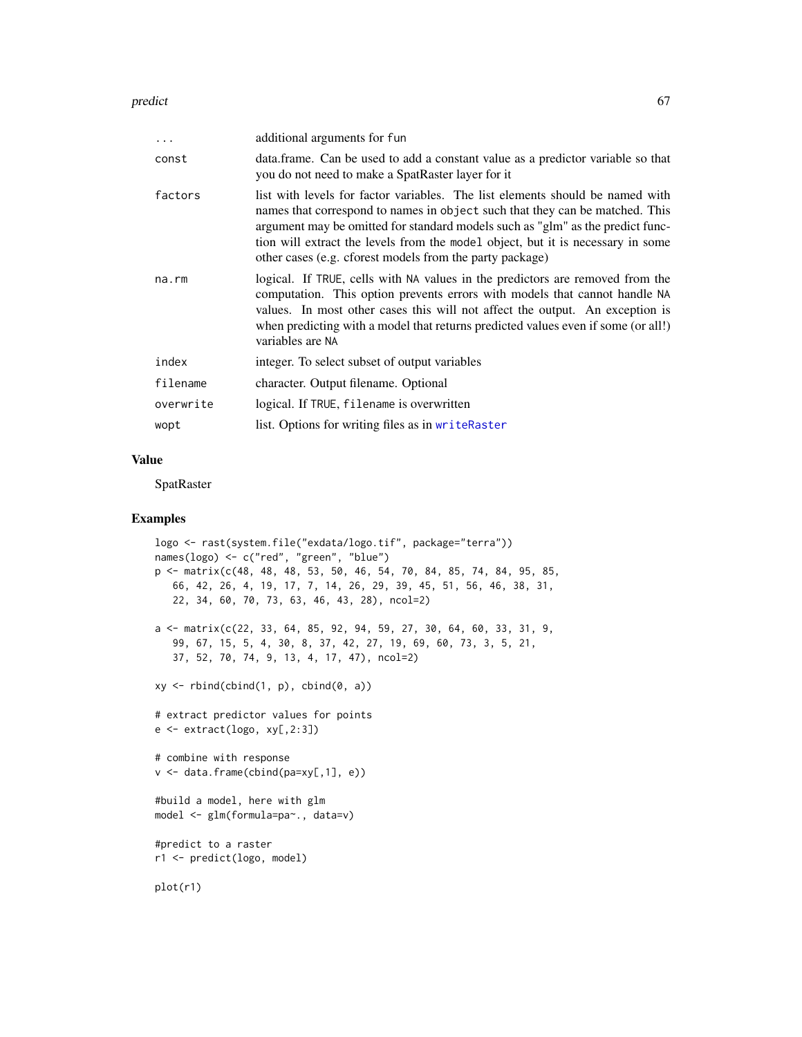| | |
|---|---|
| ... | additional arguments for `fun` |
| const | data.frame. Can be used to add a constant value as a predictor variable so that you do not need to make a SpatRaster layer for it |
| factors | list with levels for factor variables. The list elements should be named with names that correspond to names in `object` such that they can be matched. This argument may be omitted for standard models such as "glm" as the predict function will extract the levels from the `model` object, but it is necessary in some other cases (e.g. cforest models from the party package) |
| na.rm | logical. If `TRUE`, cells with `NA` values in the predictors are removed from the computation. This option prevents errors with models that cannot handle `NA` values. In most other cases this will not affect the output. An exception is when predicting with a model that returns predicted values even if some (or all!) variables are `NA` |
| index | integer. To select subset of output variables |
| filename | character. Output filename. Optional |
| overwrite | logical. If `TRUE`, `filename` is overwritten |
| wopt | list. Options for writing files as in `writeRaster` |

## Value

SpatRaster

## Examples

```
logo <- rast(system.file("exdata/logo.tif", package="terra"))
names(logo) <- c("red", "green", "blue")
p <- matrix(c(48, 48, 48, 53, 50, 46, 54, 70, 84, 85, 74, 84, 95, 85,
   66, 42, 26, 4, 19, 17, 7, 14, 26, 29, 39, 45, 51, 56, 46, 38, 31,
   22, 34, 60, 70, 73, 63, 46, 43, 28), ncol=2)

a <- matrix(c(22, 33, 64, 85, 92, 94, 59, 27, 30, 64, 60, 33, 31, 9,
   99, 67, 15, 5, 4, 30, 8, 37, 42, 27, 19, 69, 60, 73, 3, 5, 21,
   37, 52, 70, 74, 9, 13, 4, 17, 47), ncol=2)

xy <- rbind(cbind(1, p), cbind(0, a))

# extract predictor values for points
e <- extract(logo, xy[,2:3])

# combine with response
v <- data.frame(cbind(pa=xy[,1], e))

#build a model, here with glm
model <- glm(formula=pa~., data=v)

#predict to a raster
r1 <- predict(logo, model)

plot(r1)
```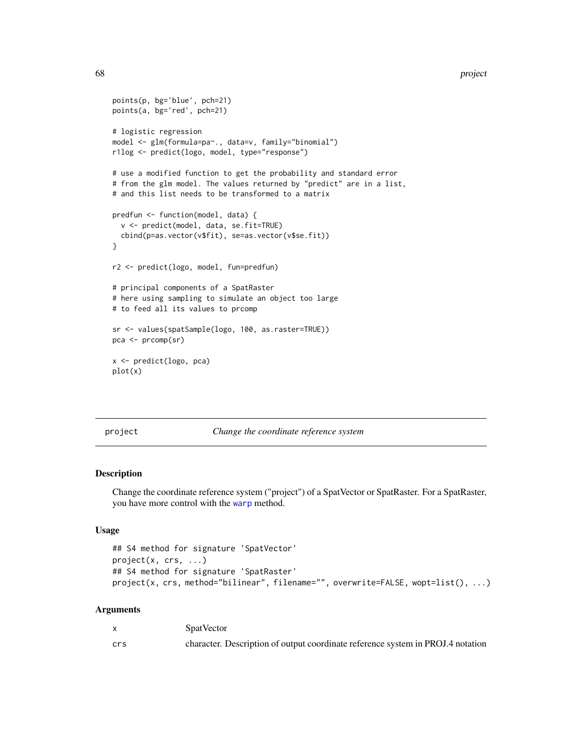```
points(p, bg='blue', pch=21)
points(a, bg='red', pch=21)

# logistic regression
model <- glm(formula=pa~., data=v, family="binomial")
r1log <- predict(logo, model, type="response")

# use a modified function to get the probability and standard error
# from the glm model. The values returned by "predict" are in a list,
# and this list needs to be transformed to a matrix

predfun <- function(model, data) {
  v <- predict(model, data, se.fit=TRUE)
  cbind(p=as.vector(v$fit), se=as.vector(v$se.fit))
}

r2 <- predict(logo, model, fun=predfun)

# principal components of a SpatRaster
# here using sampling to simulate an object too large
# to feed all its values to prcomp

sr <- values(spatSample(logo, 100, as.raster=TRUE))
pca <- prcomp(sr)

x <- predict(logo, pca)
plot(x)
```

---

## project — *Change the coordinate reference system*

### Description

Change the coordinate reference system ("project") of a SpatVector or SpatRaster. For a SpatRaster, you have more control with the warp method.

### Usage

```
## S4 method for signature 'SpatVector'
project(x, crs, ...)
## S4 method for signature 'SpatRaster'
project(x, crs, method="bilinear", filename="", overwrite=FALSE, wopt=list(), ...)
```

### Arguments

| | |
|---|---|
| x | SpatVector |
| crs | character. Description of output coordinate reference system in PROJ.4 notation |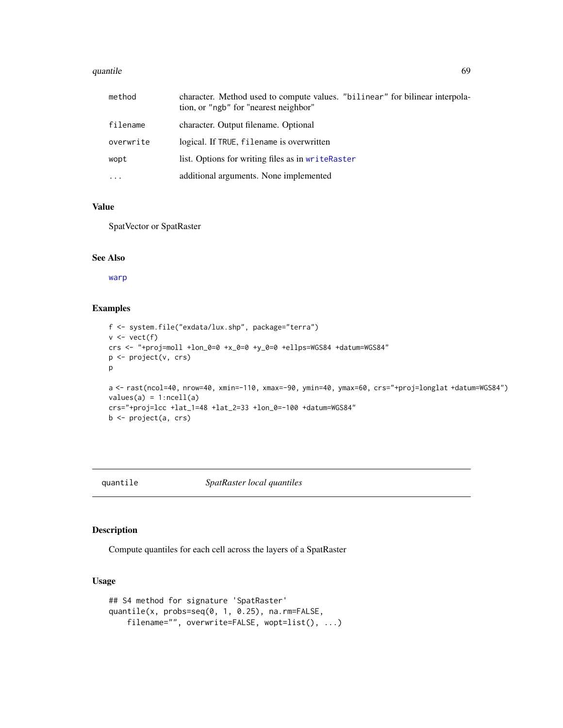| | |
|---|---|
| method | character. Method used to compute values. "bilinear" for bilinear interpolation, or "ngb" for "nearest neighbor" |
| filename | character. Output filename. Optional |
| overwrite | logical. If TRUE, filename is overwritten |
| wopt | list. Options for writing files as in writeRaster |
| ... | additional arguments. None implemented |

## Value

SpatVector or SpatRaster

## See Also

warp

## Examples

```
f <- system.file("exdata/lux.shp", package="terra")
v <- vect(f)
crs <- "+proj=moll +lon_0=0 +x_0=0 +y_0=0 +ellps=WGS84 +datum=WGS84"
p <- project(v, crs)
p

a <- rast(ncol=40, nrow=40, xmin=-110, xmax=-90, ymin=40, ymax=60, crs="+proj=longlat +datum=WGS84")
values(a) = 1:ncell(a)
crs="+proj=lcc +lat_1=48 +lat_2=33 +lon_0=-100 +datum=WGS84"
b <- project(a, crs)
```

---

# quantile — *SpatRaster local quantiles*

## Description

Compute quantiles for each cell across the layers of a SpatRaster

## Usage

```
## S4 method for signature 'SpatRaster'
quantile(x, probs=seq(0, 1, 0.25), na.rm=FALSE,
    filename="", overwrite=FALSE, wopt=list(), ...)
```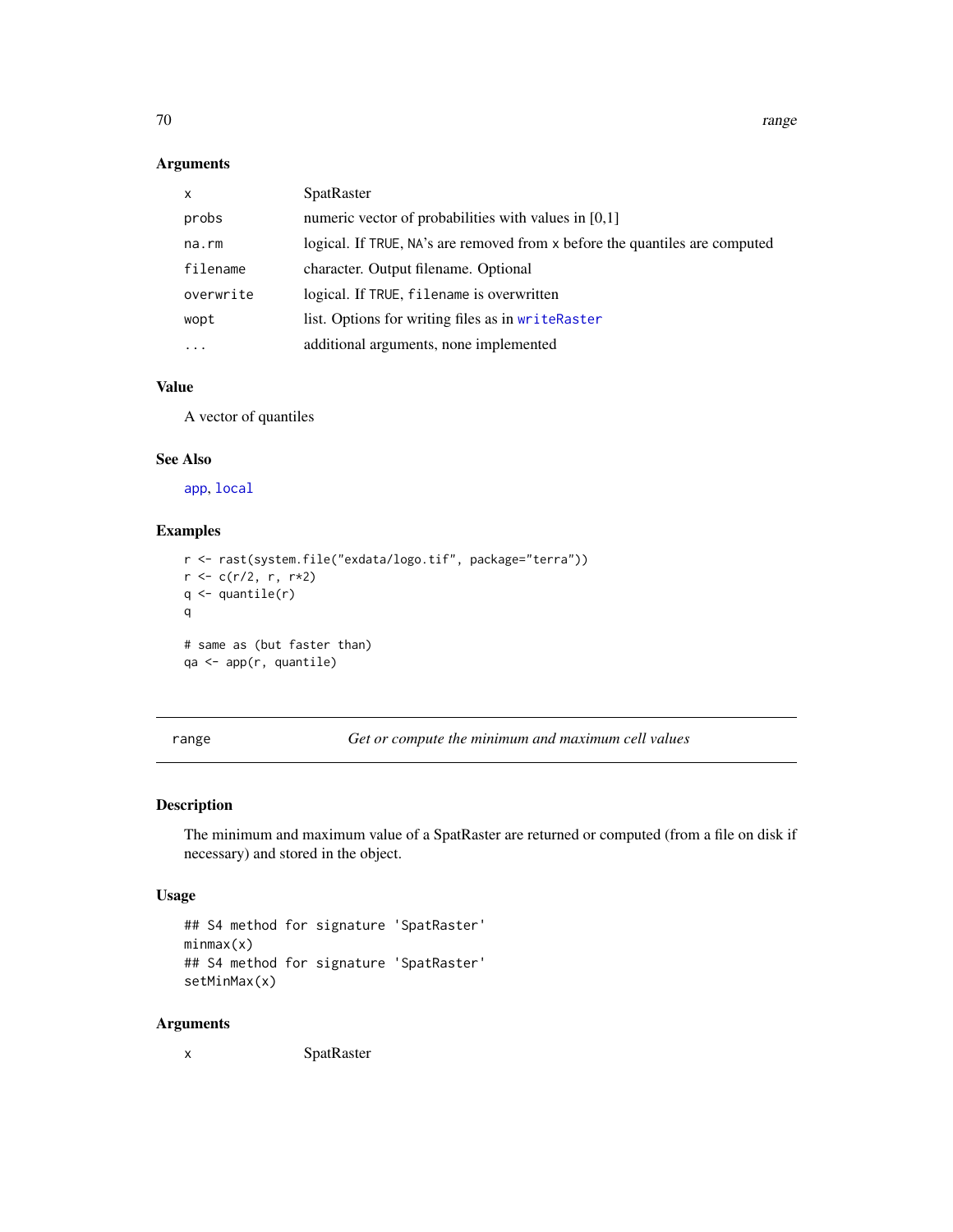### Arguments

| | |
|---|---|
| x | SpatRaster |
| probs | numeric vector of probabilities with values in [0,1] |
| na.rm | logical. If TRUE, NA's are removed from x before the quantiles are computed |
| filename | character. Output filename. Optional |
| overwrite | logical. If TRUE, filename is overwritten |
| wopt | list. Options for writing files as in writeRaster |
| ... | additional arguments, none implemented |

### Value

A vector of quantiles

### See Also

app, local

### Examples

```
r <- rast(system.file("exdata/logo.tif", package="terra"))
r <- c(r/2, r, r*2)
q <- quantile(r)
q

# same as (but faster than)
qa <- app(r, quantile)
```

---

## range — *Get or compute the minimum and maximum cell values*

### Description

The minimum and maximum value of a SpatRaster are returned or computed (from a file on disk if necessary) and stored in the object.

### Usage

```
## S4 method for signature 'SpatRaster'
minmax(x)
## S4 method for signature 'SpatRaster'
setMinMax(x)
```

### Arguments

| | |
|---|---|
| x | SpatRaster |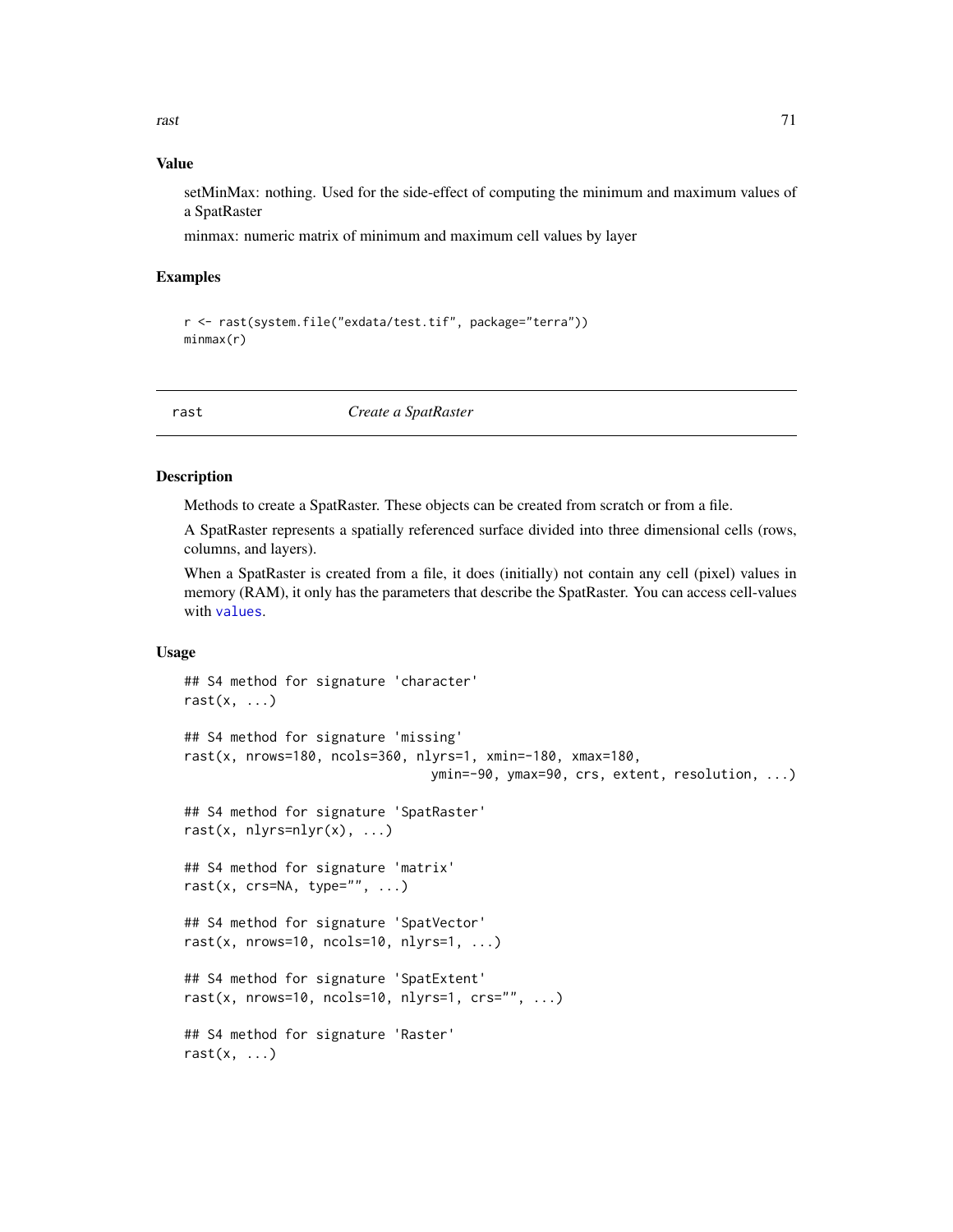### Value

setMinMax: nothing. Used for the side-effect of computing the minimum and maximum values of a SpatRaster

minmax: numeric matrix of minimum and maximum cell values by layer

### Examples

```
r <- rast(system.file("exdata/test.tif", package="terra"))
minmax(r)
```

---

## rast — *Create a SpatRaster*

---

### Description

Methods to create a SpatRaster. These objects can be created from scratch or from a file.

A SpatRaster represents a spatially referenced surface divided into three dimensional cells (rows, columns, and layers).

When a SpatRaster is created from a file, it does (initially) not contain any cell (pixel) values in memory (RAM), it only has the parameters that describe the SpatRaster. You can access cell-values with `values`.

### Usage

```
## S4 method for signature 'character'
rast(x, ...)

## S4 method for signature 'missing'
rast(x, nrows=180, ncols=360, nlyrs=1, xmin=-180, xmax=180,
                              ymin=-90, ymax=90, crs, extent, resolution, ...)

## S4 method for signature 'SpatRaster'
rast(x, nlyrs=nlyr(x), ...)

## S4 method for signature 'matrix'
rast(x, crs=NA, type="", ...)

## S4 method for signature 'SpatVector'
rast(x, nrows=10, ncols=10, nlyrs=1, ...)

## S4 method for signature 'SpatExtent'
rast(x, nrows=10, ncols=10, nlyrs=1, crs="", ...)

## S4 method for signature 'Raster'
rast(x, ...)
```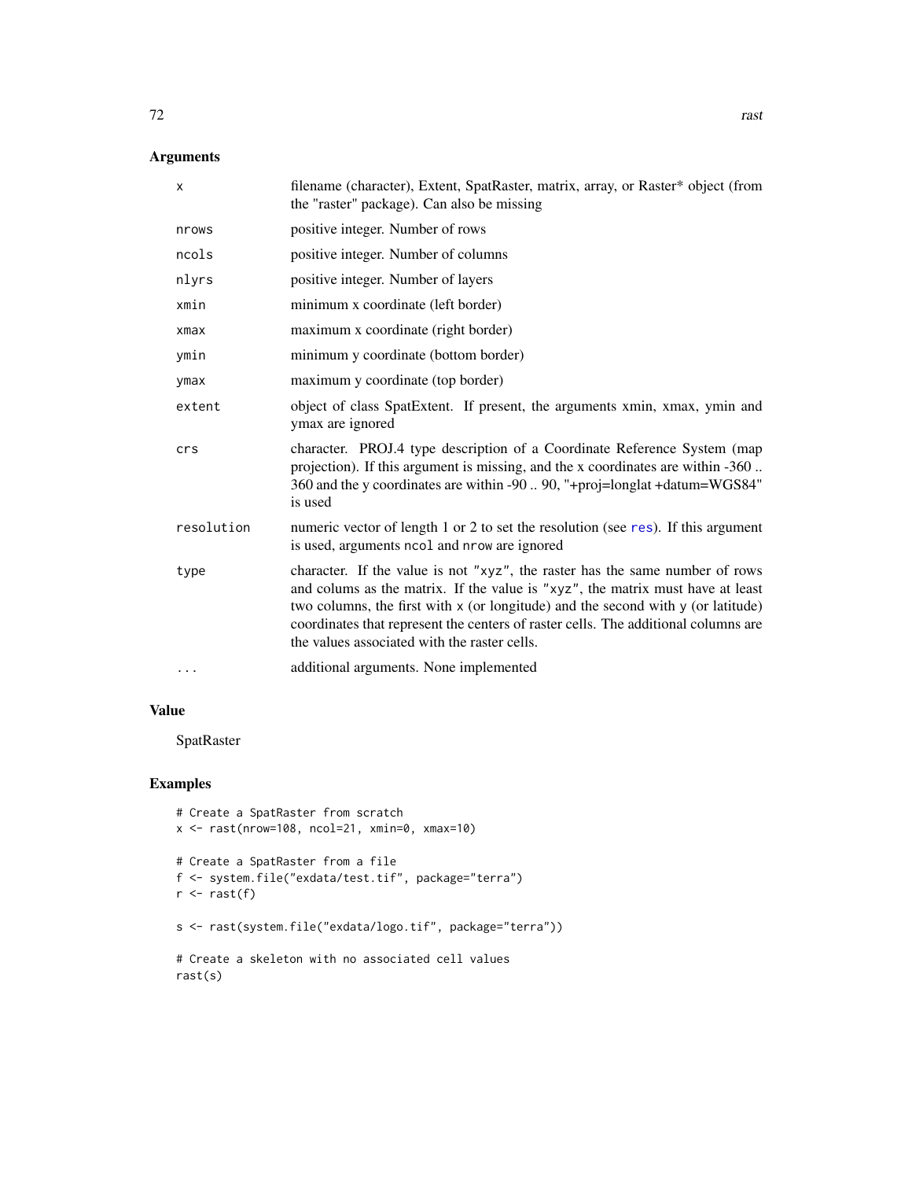## Arguments

| | |
|---|---|
| x | filename (character), Extent, SpatRaster, matrix, array, or Raster* object (from the "raster" package). Can also be missing |
| nrows | positive integer. Number of rows |
| ncols | positive integer. Number of columns |
| nlyrs | positive integer. Number of layers |
| xmin | minimum x coordinate (left border) |
| xmax | maximum x coordinate (right border) |
| ymin | minimum y coordinate (bottom border) |
| ymax | maximum y coordinate (top border) |
| extent | object of class SpatExtent. If present, the arguments xmin, xmax, ymin and ymax are ignored |
| crs | character. PROJ.4 type description of a Coordinate Reference System (map projection). If this argument is missing, and the x coordinates are within -360 .. 360 and the y coordinates are within -90 .. 90, "+proj=longlat +datum=WGS84" is used |
| resolution | numeric vector of length 1 or 2 to set the resolution (see `res`). If this argument is used, arguments `ncol` and `nrow` are ignored |
| type | character. If the value is not `"xyz"`, the raster has the same number of rows and colums as the matrix. If the value is `"xyz"`, the matrix must have at least two columns, the first with `x` (or longitude) and the second with `y` (or latitude) coordinates that represent the centers of raster cells. The additional columns are the values associated with the raster cells. |
| ... | additional arguments. None implemented |

## Value

SpatRaster

## Examples

```
# Create a SpatRaster from scratch
x <- rast(nrow=108, ncol=21, xmin=0, xmax=10)

# Create a SpatRaster from a file
f <- system.file("exdata/test.tif", package="terra")
r <- rast(f)

s <- rast(system.file("exdata/logo.tif", package="terra"))

# Create a skeleton with no associated cell values
rast(s)
```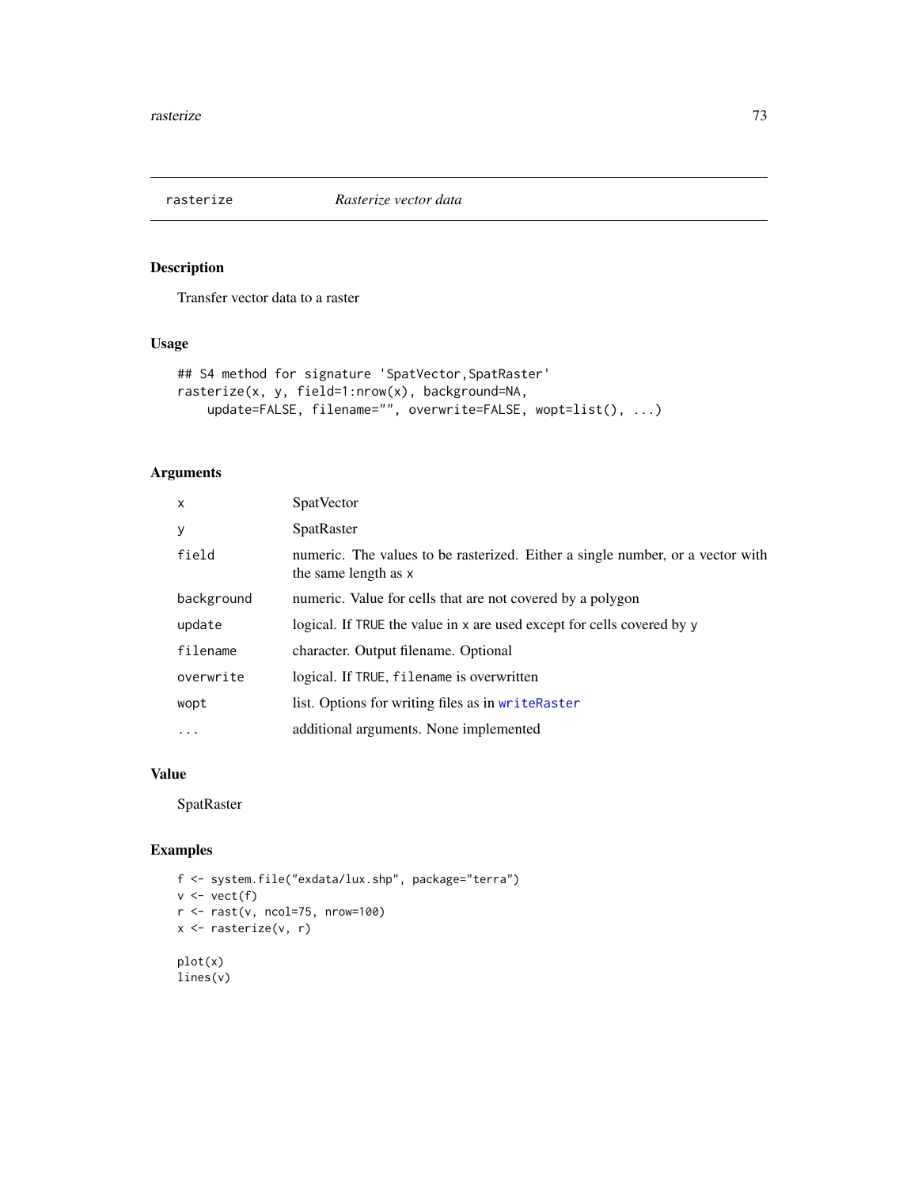## rasterize — *Rasterize vector data*

### Description

Transfer vector data to a raster

### Usage

```
## S4 method for signature 'SpatVector,SpatRaster'
rasterize(x, y, field=1:nrow(x), background=NA,
    update=FALSE, filename="", overwrite=FALSE, wopt=list(), ...)
```

### Arguments

| | |
|---|---|
| `x` | SpatVector |
| `y` | SpatRaster |
| `field` | numeric. The values to be rasterized. Either a single number, or a vector with the same length as `x` |
| `background` | numeric. Value for cells that are not covered by a polygon |
| `update` | logical. If `TRUE` the value in `x` are used except for cells covered by `y` |
| `filename` | character. Output filename. Optional |
| `overwrite` | logical. If `TRUE`, `filename` is overwritten |
| `wopt` | list. Options for writing files as in `writeRaster` |
| `...` | additional arguments. None implemented |

### Value

SpatRaster

### Examples

```
f <- system.file("exdata/lux.shp", package="terra")
v <- vect(f)
r <- rast(v, ncol=75, nrow=100)
x <- rasterize(v, r)

plot(x)
lines(v)
```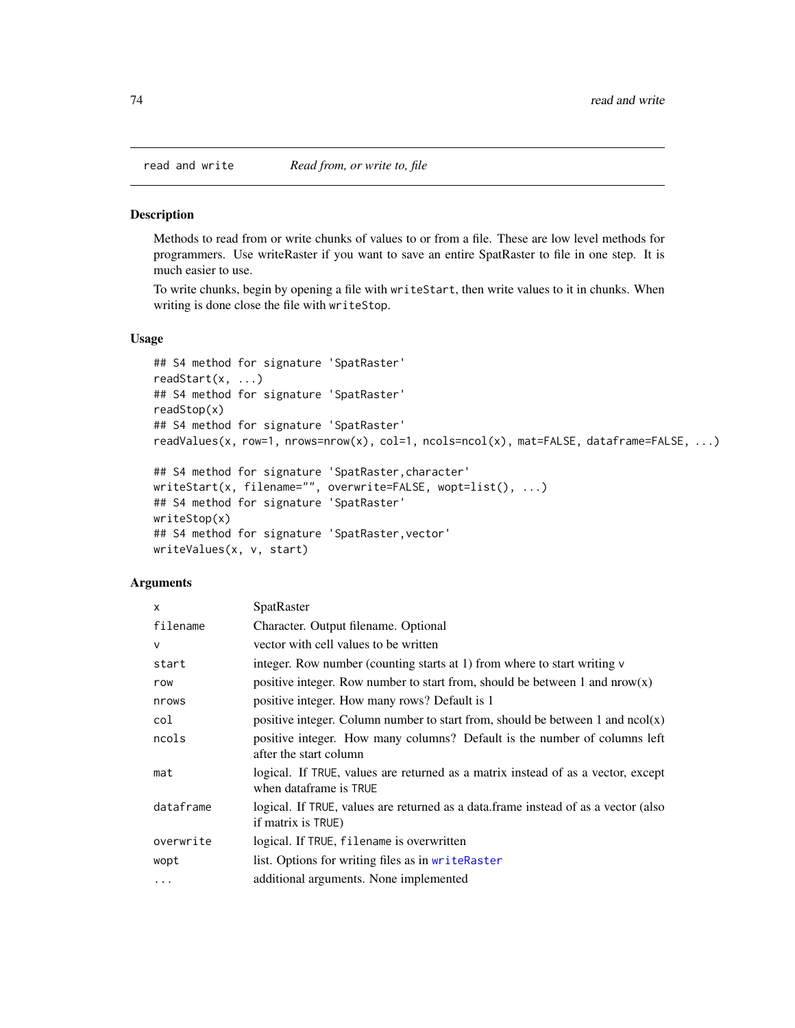## read and write — *Read from, or write to, file*

### Description

Methods to read from or write chunks of values to or from a file. These are low level methods for programmers. Use writeRaster if you want to save an entire SpatRaster to file in one step. It is much easier to use.

To write chunks, begin by opening a file with `writeStart`, then write values to it in chunks. When writing is done close the file with `writeStop`.

### Usage

```
## S4 method for signature 'SpatRaster'
readStart(x, ...)
## S4 method for signature 'SpatRaster'
readStop(x)
## S4 method for signature 'SpatRaster'
readValues(x, row=1, nrows=nrow(x), col=1, ncols=ncol(x), mat=FALSE, dataframe=FALSE, ...)

## S4 method for signature 'SpatRaster,character'
writeStart(x, filename="", overwrite=FALSE, wopt=list(), ...)
## S4 method for signature 'SpatRaster'
writeStop(x)
## S4 method for signature 'SpatRaster,vector'
writeValues(x, v, start)
```

### Arguments

| | |
|---|---|
| `x` | SpatRaster |
| `filename` | Character. Output filename. Optional |
| `v` | vector with cell values to be written |
| `start` | integer. Row number (counting starts at 1) from where to start writing v |
| `row` | positive integer. Row number to start from, should be between 1 and nrow(x) |
| `nrows` | positive integer. How many rows? Default is 1 |
| `col` | positive integer. Column number to start from, should be between 1 and ncol(x) |
| `ncols` | positive integer. How many columns? Default is the number of columns left after the start column |
| `mat` | logical. If `TRUE`, values are returned as a matrix instead of as a vector, except when dataframe is `TRUE` |
| `dataframe` | logical. If `TRUE`, values are returned as a data.frame instead of as a vector (also if matrix is `TRUE`) |
| `overwrite` | logical. If `TRUE`, `filename` is overwritten |
| `wopt` | list. Options for writing files as in `writeRaster` |
| `...` | additional arguments. None implemented |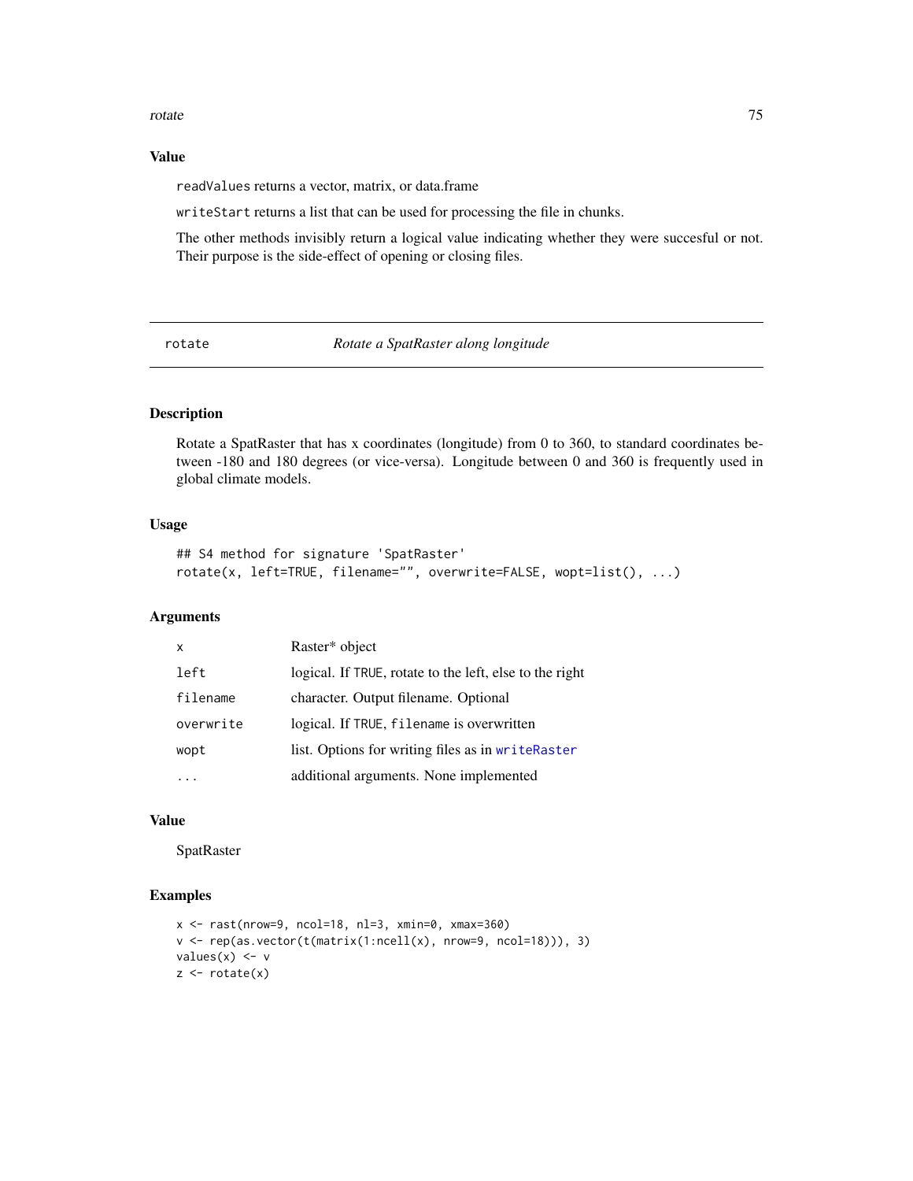## Value

`readValues` returns a vector, matrix, or data.frame

`writeStart` returns a list that can be used for processing the file in chunks.

The other methods invisibly return a logical value indicating whether they were succesful or not. Their purpose is the side-effect of opening or closing files.

---

# rotate — *Rotate a SpatRaster along longitude*

---

## Description

Rotate a SpatRaster that has x coordinates (longitude) from 0 to 360, to standard coordinates between -180 and 180 degrees (or vice-versa). Longitude between 0 and 360 is frequently used in global climate models.

## Usage

```
## S4 method for signature 'SpatRaster'
rotate(x, left=TRUE, filename="", overwrite=FALSE, wopt=list(), ...)
```

## Arguments

| | |
|---|---|
| `x` | Raster* object |
| `left` | logical. If `TRUE`, rotate to the left, else to the right |
| `filename` | character. Output filename. Optional |
| `overwrite` | logical. If `TRUE`, `filename` is overwritten |
| `wopt` | list. Options for writing files as in `writeRaster` |
| `...` | additional arguments. None implemented |

## Value

SpatRaster

## Examples

```
x <- rast(nrow=9, ncol=18, nl=3, xmin=0, xmax=360)
v <- rep(as.vector(t(matrix(1:ncell(x), nrow=9, ncol=18))), 3)
values(x) <- v
z <- rotate(x)
```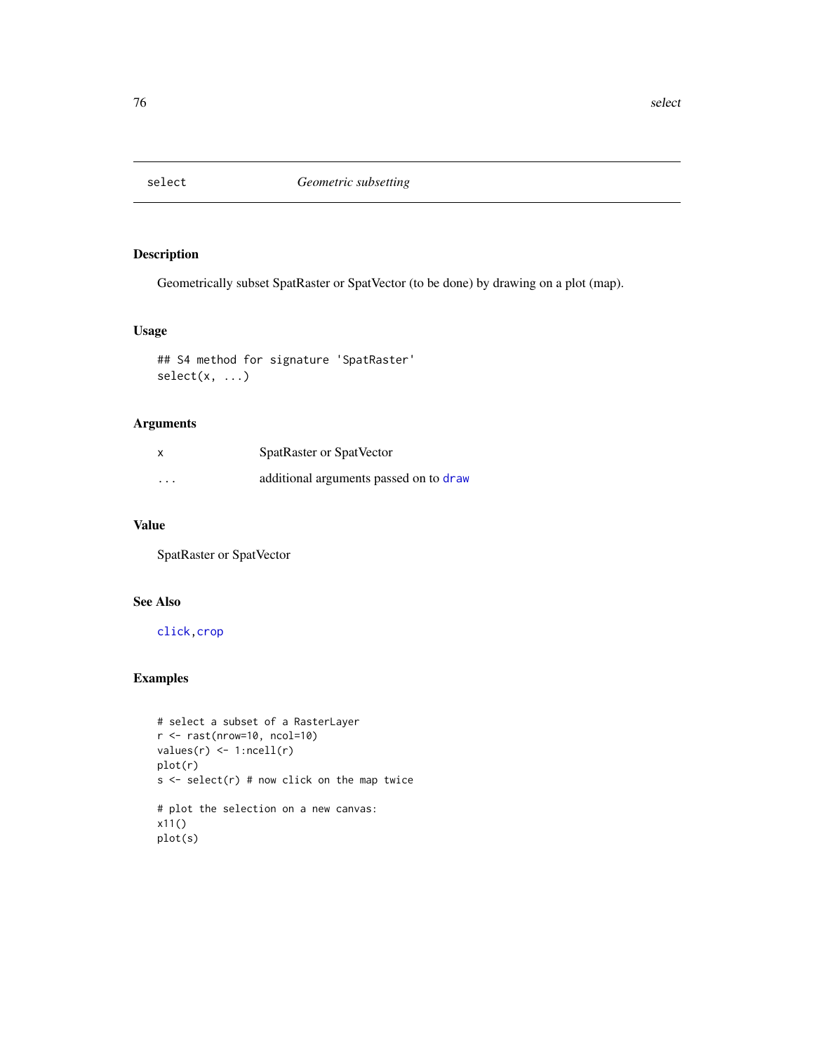# select — *Geometric subsetting*

## Description

Geometrically subset SpatRaster or SpatVector (to be done) by drawing on a plot (map).

## Usage

```
## S4 method for signature 'SpatRaster'
select(x, ...)
```

## Arguments

| | |
|---|---|
| x | SpatRaster or SpatVector |
| ... | additional arguments passed on to `draw` |

## Value

SpatRaster or SpatVector

## See Also

`click`, `crop`

## Examples

```
# select a subset of a RasterLayer
r <- rast(nrow=10, ncol=10)
values(r) <- 1:ncell(r)
plot(r)
s <- select(r) # now click on the map twice

# plot the selection on a new canvas:
x11()
plot(s)
```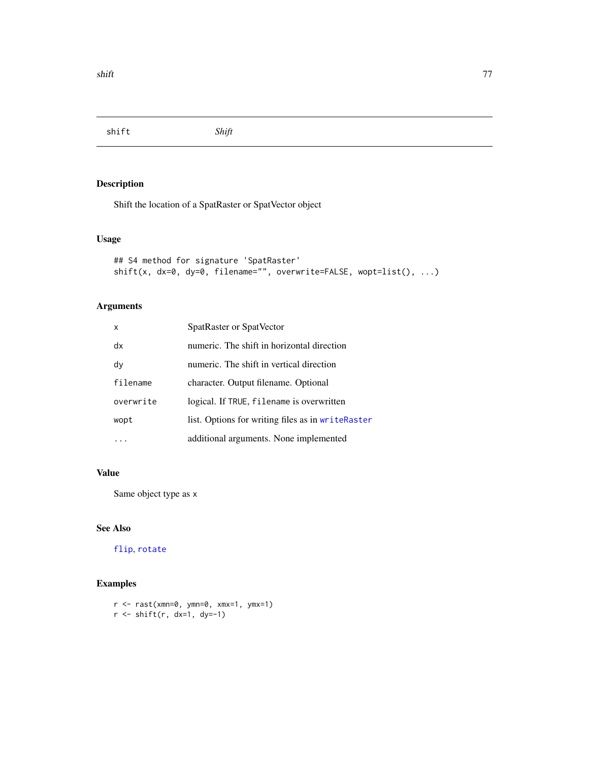## shift — *Shift*

### Description

Shift the location of a SpatRaster or SpatVector object

### Usage

```
## S4 method for signature 'SpatRaster'
shift(x, dx=0, dy=0, filename="", overwrite=FALSE, wopt=list(), ...)
```

### Arguments

| | |
|---|---|
| `x` | SpatRaster or SpatVector |
| `dx` | numeric. The shift in horizontal direction |
| `dy` | numeric. The shift in vertical direction |
| `filename` | character. Output filename. Optional |
| `overwrite` | logical. If `TRUE`, `filename` is overwritten |
| `wopt` | list. Options for writing files as in `writeRaster` |
| `...` | additional arguments. None implemented |

### Value

Same object type as `x`

### See Also

`flip`, `rotate`

### Examples

```
r <- rast(xmn=0, ymn=0, xmx=1, ymx=1)
r <- shift(r, dx=1, dy=-1)
```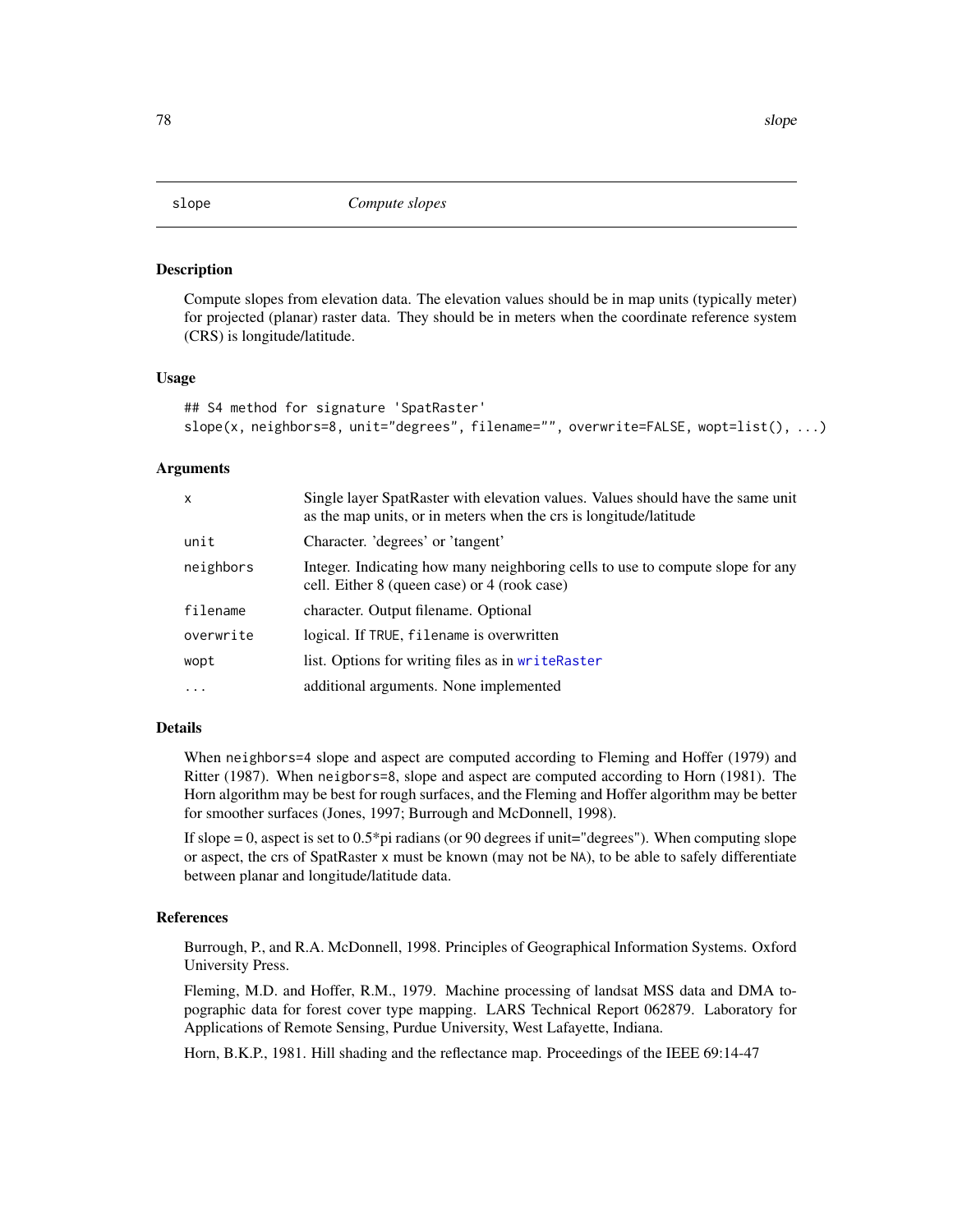## slope — *Compute slopes*

### Description

Compute slopes from elevation data. The elevation values should be in map units (typically meter) for projected (planar) raster data. They should be in meters when the coordinate reference system (CRS) is longitude/latitude.

### Usage

```
## S4 method for signature 'SpatRaster'
slope(x, neighbors=8, unit="degrees", filename="", overwrite=FALSE, wopt=list(), ...)
```

### Arguments

| | |
|---|---|
| `x` | Single layer SpatRaster with elevation values. Values should have the same unit as the map units, or in meters when the crs is longitude/latitude |
| `unit` | Character. 'degrees' or 'tangent' |
| `neighbors` | Integer. Indicating how many neighboring cells to use to compute slope for any cell. Either 8 (queen case) or 4 (rook case) |
| `filename` | character. Output filename. Optional |
| `overwrite` | logical. If `TRUE`, `filename` is overwritten |
| `wopt` | list. Options for writing files as in `writeRaster` |
| `...` | additional arguments. None implemented |

### Details

When `neighbors=4` slope and aspect are computed according to Fleming and Hoffer (1979) and Ritter (1987). When `neigbors=8`, slope and aspect are computed according to Horn (1981). The Horn algorithm may be best for rough surfaces, and the Fleming and Hoffer algorithm may be better for smoother surfaces (Jones, 1997; Burrough and McDonnell, 1998).

If slope = 0, aspect is set to 0.5*pi radians (or 90 degrees if unit="degrees"). When computing slope or aspect, the crs of SpatRaster `x` must be known (may not be `NA`), to be able to safely differentiate between planar and longitude/latitude data.

### References

Burrough, P., and R.A. McDonnell, 1998. Principles of Geographical Information Systems. Oxford University Press.

Fleming, M.D. and Hoffer, R.M., 1979. Machine processing of landsat MSS data and DMA topographic data for forest cover type mapping. LARS Technical Report 062879. Laboratory for Applications of Remote Sensing, Purdue University, West Lafayette, Indiana.

Horn, B.K.P., 1981. Hill shading and the reflectance map. Proceedings of the IEEE 69:14-47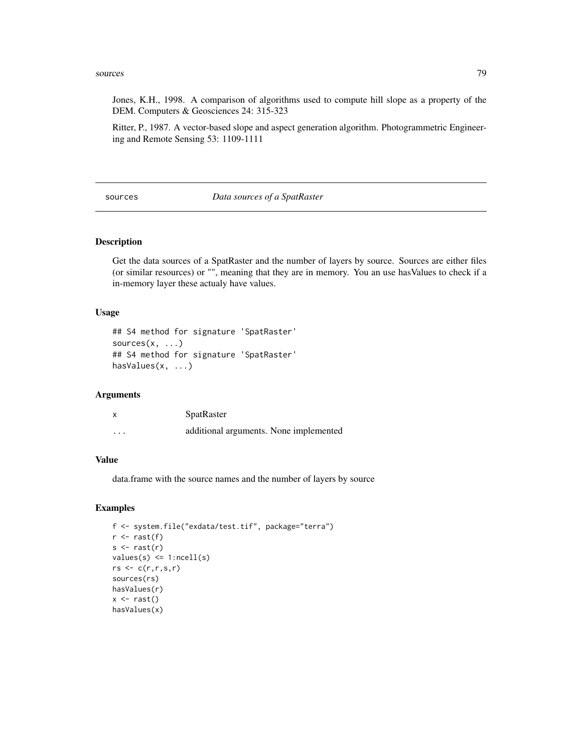Jones, K.H., 1998. A comparison of algorithms used to compute hill slope as a property of the DEM. Computers & Geosciences 24: 315-323

Ritter, P., 1987. A vector-based slope and aspect generation algorithm. Photogrammetric Engineering and Remote Sensing 53: 1109-1111

---

## sources — *Data sources of a SpatRaster*

---

### Description

Get the data sources of a SpatRaster and the number of layers by source. Sources are either files (or similar resources) or "", meaning that they are in memory. You an use hasValues to check if a in-memory layer these actualy have values.

### Usage

```
## S4 method for signature 'SpatRaster'
sources(x, ...)
## S4 method for signature 'SpatRaster'
hasValues(x, ...)
```

### Arguments

| | |
|---|---|
| x | SpatRaster |
| ... | additional arguments. None implemented |

### Value

data.frame with the source names and the number of layers by source

### Examples

```
f <- system.file("exdata/test.tif", package="terra")
r <- rast(f)
s <- rast(r)
values(s) <= 1:ncell(s)
rs <- c(r,r,s,r)
sources(rs)
hasValues(r)
x <- rast()
hasValues(x)
```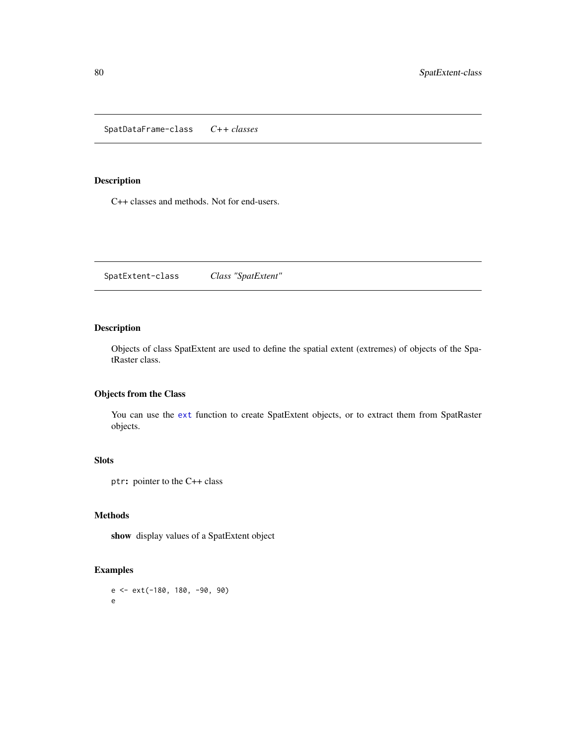## SpatDataFrame-class *C++ classes*

### Description

C++ classes and methods. Not for end-users.

## SpatExtent-class *Class "SpatExtent"*

### Description

Objects of class SpatExtent are used to define the spatial extent (extremes) of objects of the SpatRaster class.

### Objects from the Class

You can use the `ext` function to create SpatExtent objects, or to extract them from SpatRaster objects.

### Slots

`ptr`: pointer to the C++ class

### Methods

**show** display values of a SpatExtent object

### Examples

```
e <- ext(-180, 180, -90, 90)
e
```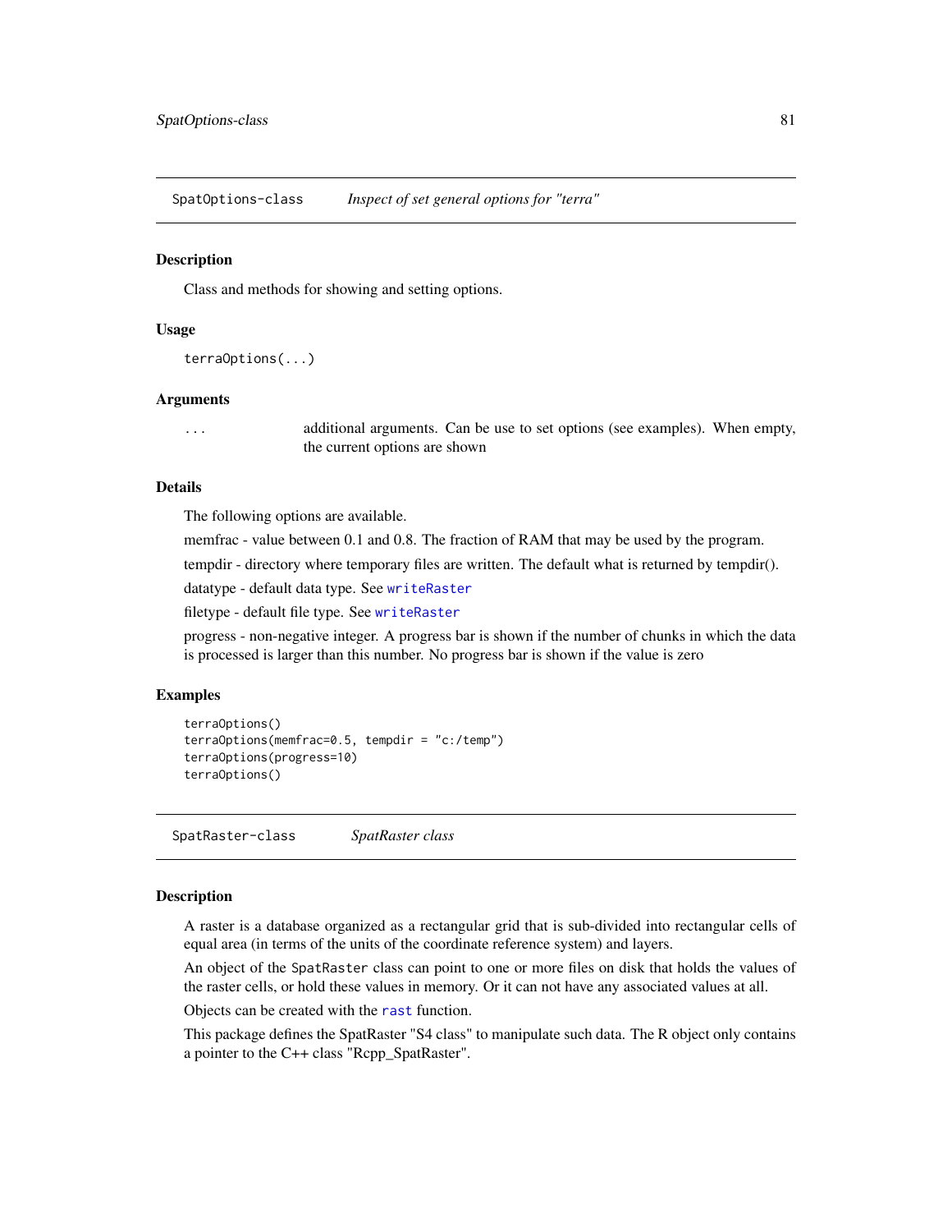## SpatOptions-class — *Inspect of set general options for "terra"*

### Description

Class and methods for showing and setting options.

### Usage

```
terraOptions(...)
```

### Arguments

| | |
|---|---|
| ... | additional arguments. Can be use to set options (see examples). When empty, the current options are shown |

### Details

The following options are available.

memfrac - value between 0.1 and 0.8. The fraction of RAM that may be used by the program.

tempdir - directory where temporary files are written. The default what is returned by tempdir().

datatype - default data type. See writeRaster

filetype - default file type. See writeRaster

progress - non-negative integer. A progress bar is shown if the number of chunks in which the data is processed is larger than this number. No progress bar is shown if the value is zero

### Examples

```
terraOptions()
terraOptions(memfrac=0.5, tempdir = "c:/temp")
terraOptions(progress=10)
terraOptions()
```

## SpatRaster-class — *SpatRaster class*

### Description

A raster is a database organized as a rectangular grid that is sub-divided into rectangular cells of equal area (in terms of the units of the coordinate reference system) and layers.

An object of the SpatRaster class can point to one or more files on disk that holds the values of the raster cells, or hold these values in memory. Or it can not have any associated values at all.

Objects can be created with the rast function.

This package defines the SpatRaster "S4 class" to manipulate such data. The R object only contains a pointer to the C++ class "Rcpp_SpatRaster".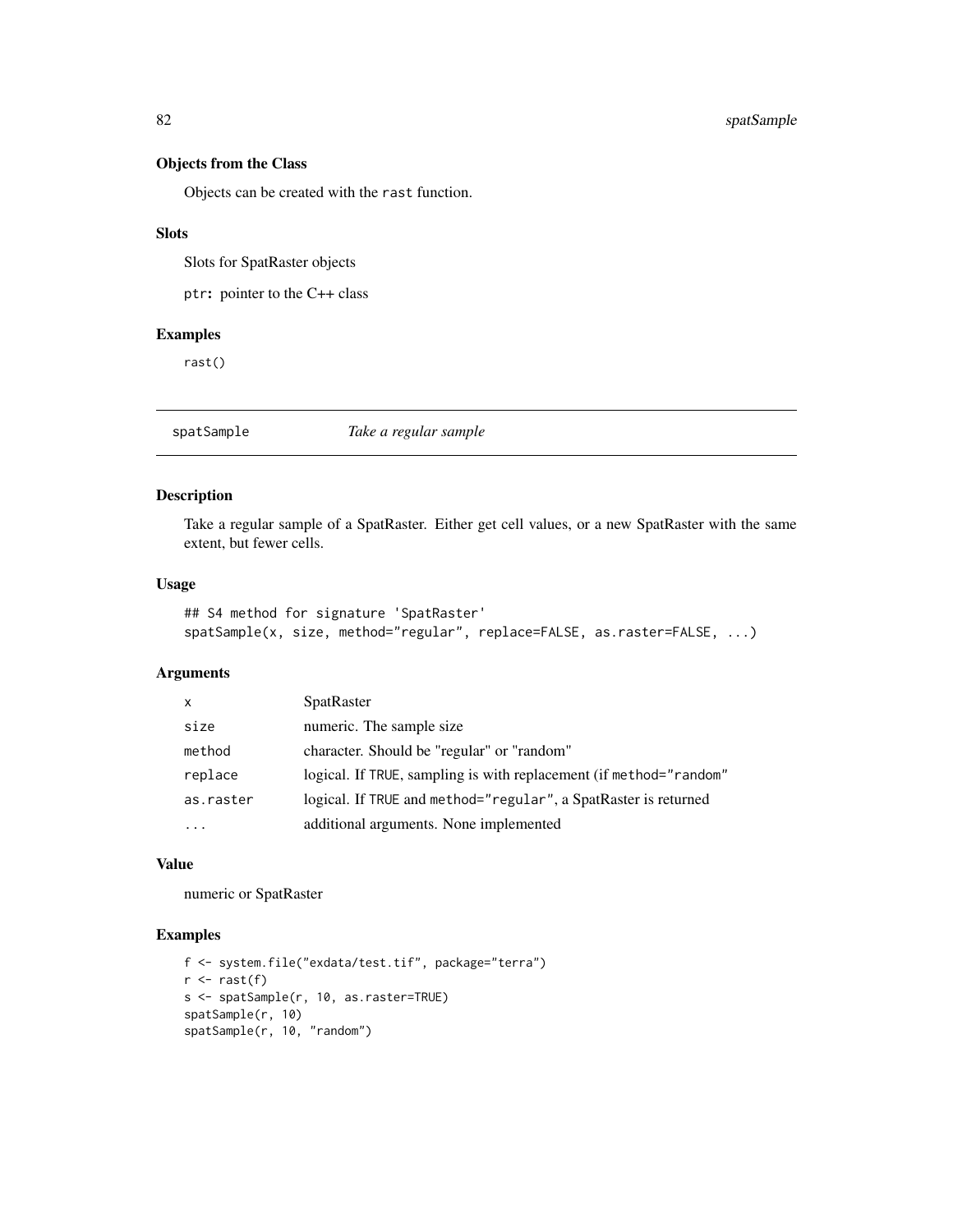### Objects from the Class

Objects can be created with the `rast` function.

### Slots

Slots for SpatRaster objects

`ptr`: pointer to the C++ class

### Examples

```
rast()
```

---

## spatSample *Take a regular sample*

### Description

Take a regular sample of a SpatRaster. Either get cell values, or a new SpatRaster with the same extent, but fewer cells.

### Usage

```
## S4 method for signature 'SpatRaster'
spatSample(x, size, method="regular", replace=FALSE, as.raster=FALSE, ...)
```

### Arguments

| | |
|---|---|
| `x` | SpatRaster |
| `size` | numeric. The sample size |
| `method` | character. Should be "regular" or "random" |
| `replace` | logical. If `TRUE`, sampling is with replacement (if `method="random"` |
| `as.raster` | logical. If `TRUE` and `method="regular"`, a SpatRaster is returned |
| `...` | additional arguments. None implemented |

### Value

numeric or SpatRaster

### Examples

```
f <- system.file("exdata/test.tif", package="terra")
r <- rast(f)
s <- spatSample(r, 10, as.raster=TRUE)
spatSample(r, 10)
spatSample(r, 10, "random")
```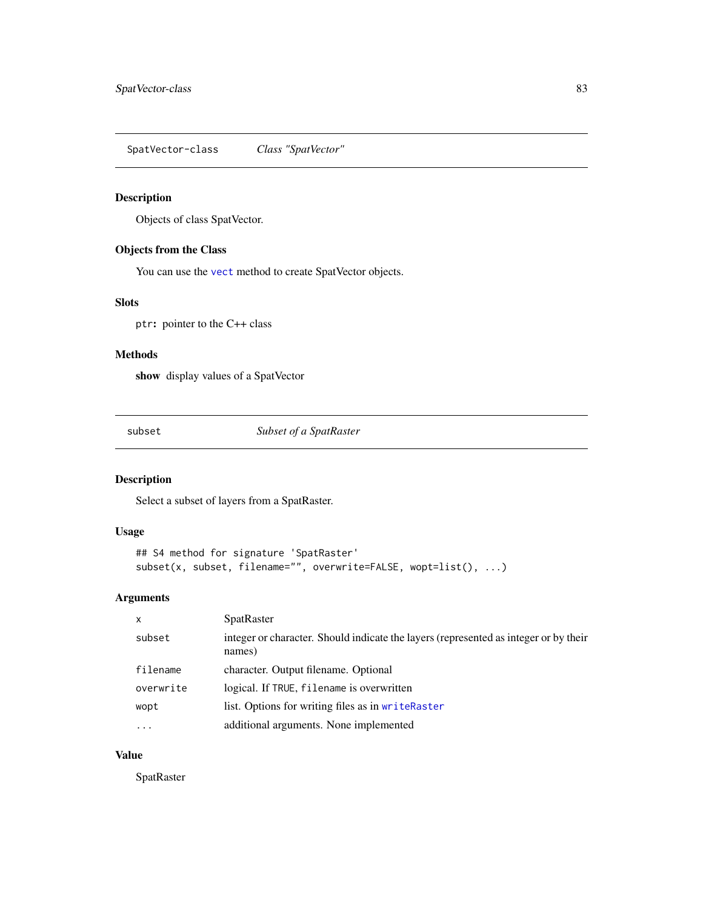## SpatVector-class — *Class "SpatVector"*

### Description

Objects of class SpatVector.

### Objects from the Class

You can use the `vect` method to create SpatVector objects.

### Slots

`ptr`**:** pointer to the C++ class

### Methods

**show** display values of a SpatVector

## subset — *Subset of a SpatRaster*

### Description

Select a subset of layers from a SpatRaster.

### Usage

```
## S4 method for signature 'SpatRaster'
subset(x, subset, filename="", overwrite=FALSE, wopt=list(), ...)
```

### Arguments

| | |
|---|---|
| `x` | SpatRaster |
| `subset` | integer or character. Should indicate the layers (represented as integer or by their names) |
| `filename` | character. Output filename. Optional |
| `overwrite` | logical. If `TRUE`, `filename` is overwritten |
| `wopt` | list. Options for writing files as in `writeRaster` |
| `...` | additional arguments. None implemented |

### Value

SpatRaster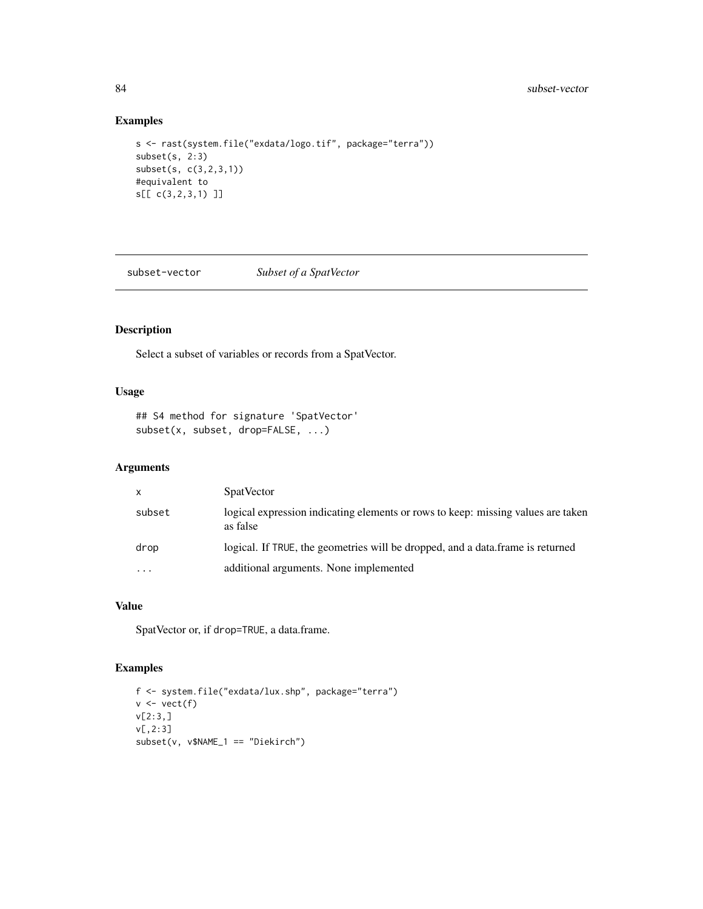## Examples

```
s <- rast(system.file("exdata/logo.tif", package="terra"))
subset(s, 2:3)
subset(s, c(3,2,3,1))
#equivalent to
s[[ c(3,2,3,1) ]]
```

---

# subset-vector *Subset of a SpatVector*

---

## Description

Select a subset of variables or records from a SpatVector.

## Usage

```
## S4 method for signature 'SpatVector'
subset(x, subset, drop=FALSE, ...)
```

## Arguments

| | |
|---|---|
| `x` | SpatVector |
| `subset` | logical expression indicating elements or rows to keep: missing values are taken as false |
| `drop` | logical. If `TRUE`, the geometries will be dropped, and a data.frame is returned |
| `...` | additional arguments. None implemented |

## Value

SpatVector or, if `drop=TRUE`, a data.frame.

## Examples

```
f <- system.file("exdata/lux.shp", package="terra")
v <- vect(f)
v[2:3,]
v[,2:3]
subset(v, v$NAME_1 == "Diekirch")
```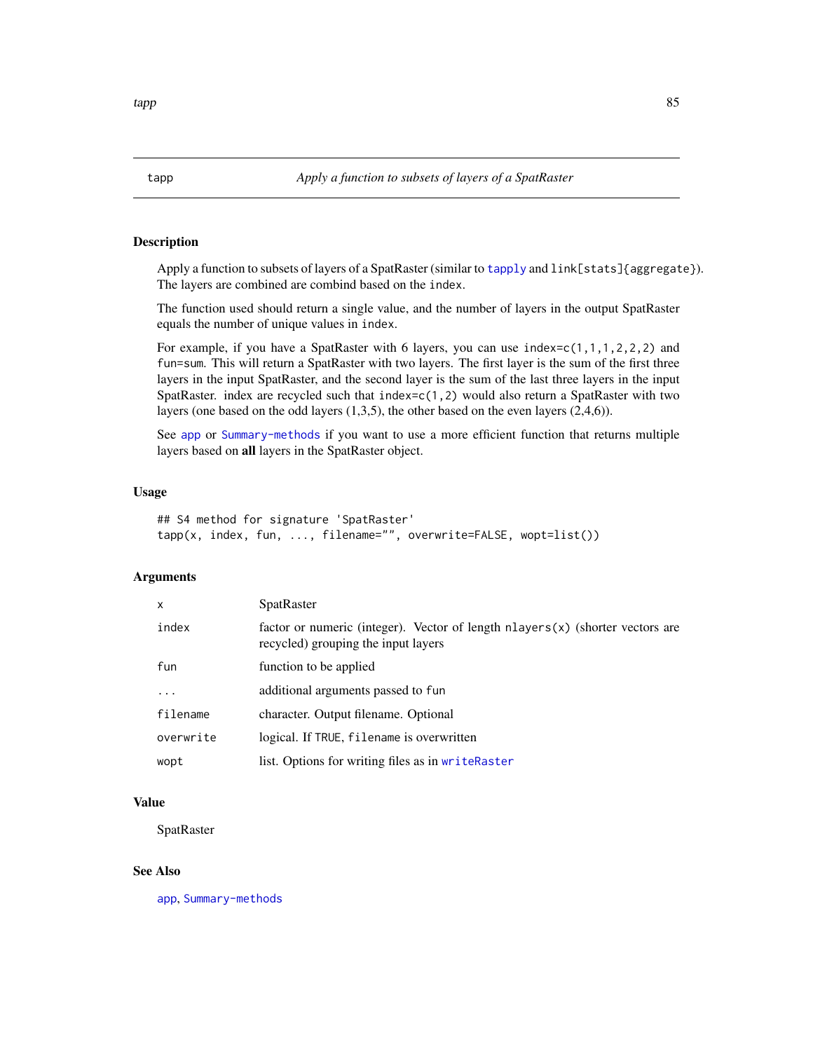## tapp — *Apply a function to subsets of layers of a SpatRaster*

### Description

Apply a function to subsets of layers of a SpatRaster (similar to `tapply` and `link[stats]{aggregate}`). The layers are combined are combind based on the `index`.

The function used should return a single value, and the number of layers in the output SpatRaster equals the number of unique values in `index`.

For example, if you have a SpatRaster with 6 layers, you can use `index=c(1,1,1,2,2,2)` and `fun=sum`. This will return a SpatRaster with two layers. The first layer is the sum of the first three layers in the input SpatRaster, and the second layer is the sum of the last three layers in the input SpatRaster. index are recycled such that `index=c(1,2)` would also return a SpatRaster with two layers (one based on the odd layers (1,3,5), the other based on the even layers (2,4,6)).

See `app` or `Summary-methods` if you want to use a more efficient function that returns multiple layers based on **all** layers in the SpatRaster object.

### Usage

```
## S4 method for signature 'SpatRaster'
tapp(x, index, fun, ..., filename="", overwrite=FALSE, wopt=list())
```

### Arguments

| | |
|---|---|
| `x` | SpatRaster |
| `index` | factor or numeric (integer). Vector of length `nlayers(x)` (shorter vectors are recycled) grouping the input layers |
| `fun` | function to be applied |
| `...` | additional arguments passed to `fun` |
| `filename` | character. Output filename. Optional |
| `overwrite` | logical. If `TRUE`, `filename` is overwritten |
| `wopt` | list. Options for writing files as in `writeRaster` |

### Value

SpatRaster

### See Also

`app`, `Summary-methods`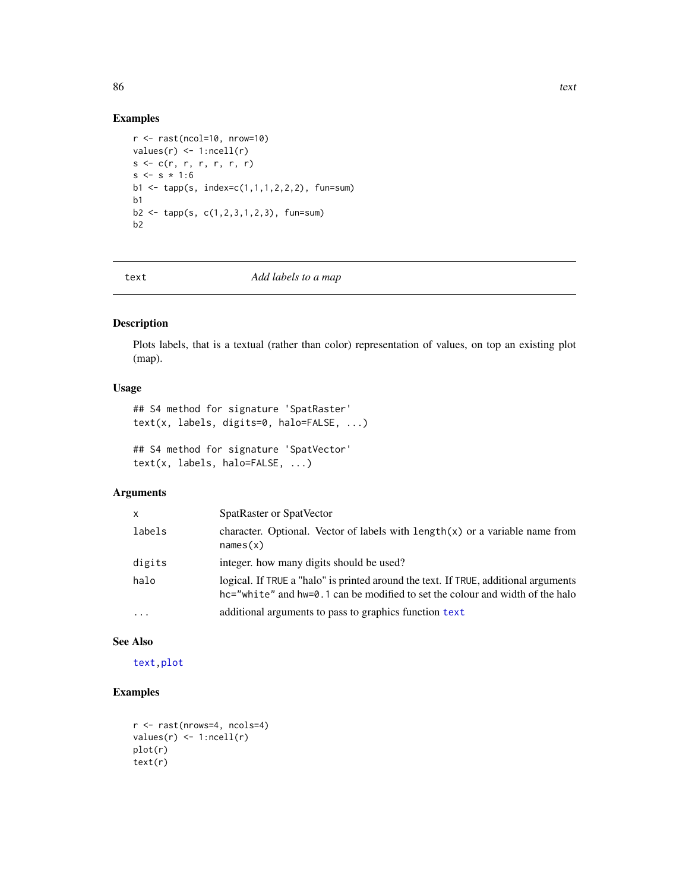### Examples

```
r <- rast(ncol=10, nrow=10)
values(r) <- 1:ncell(r)
s <- c(r, r, r, r, r, r)
s <- s * 1:6
b1 <- tapp(s, index=c(1,1,1,2,2,2), fun=sum)
b1
b2 <- tapp(s, c(1,2,3,1,2,3), fun=sum)
b2
```

---

## text — *Add labels to a map*

---

### Description

Plots labels, that is a textual (rather than color) representation of values, on top an existing plot (map).

### Usage

```
## S4 method for signature 'SpatRaster'
text(x, labels, digits=0, halo=FALSE, ...)

## S4 method for signature 'SpatVector'
text(x, labels, halo=FALSE, ...)
```

### Arguments

| | |
|---|---|
| `x` | SpatRaster or SpatVector |
| `labels` | character. Optional. Vector of labels with `length(x)` or a variable name from `names(x)` |
| `digits` | integer. how many digits should be used? |
| `halo` | logical. If `TRUE` a "halo" is printed around the text. If `TRUE`, additional arguments `hc="white"` and `hw=0.1` can be modified to set the colour and width of the halo |
| `...` | additional arguments to pass to graphics function `text` |

### See Also

`text`, `plot`

### Examples

```
r <- rast(nrows=4, ncols=4)
values(r) <- 1:ncell(r)
plot(r)
text(r)
```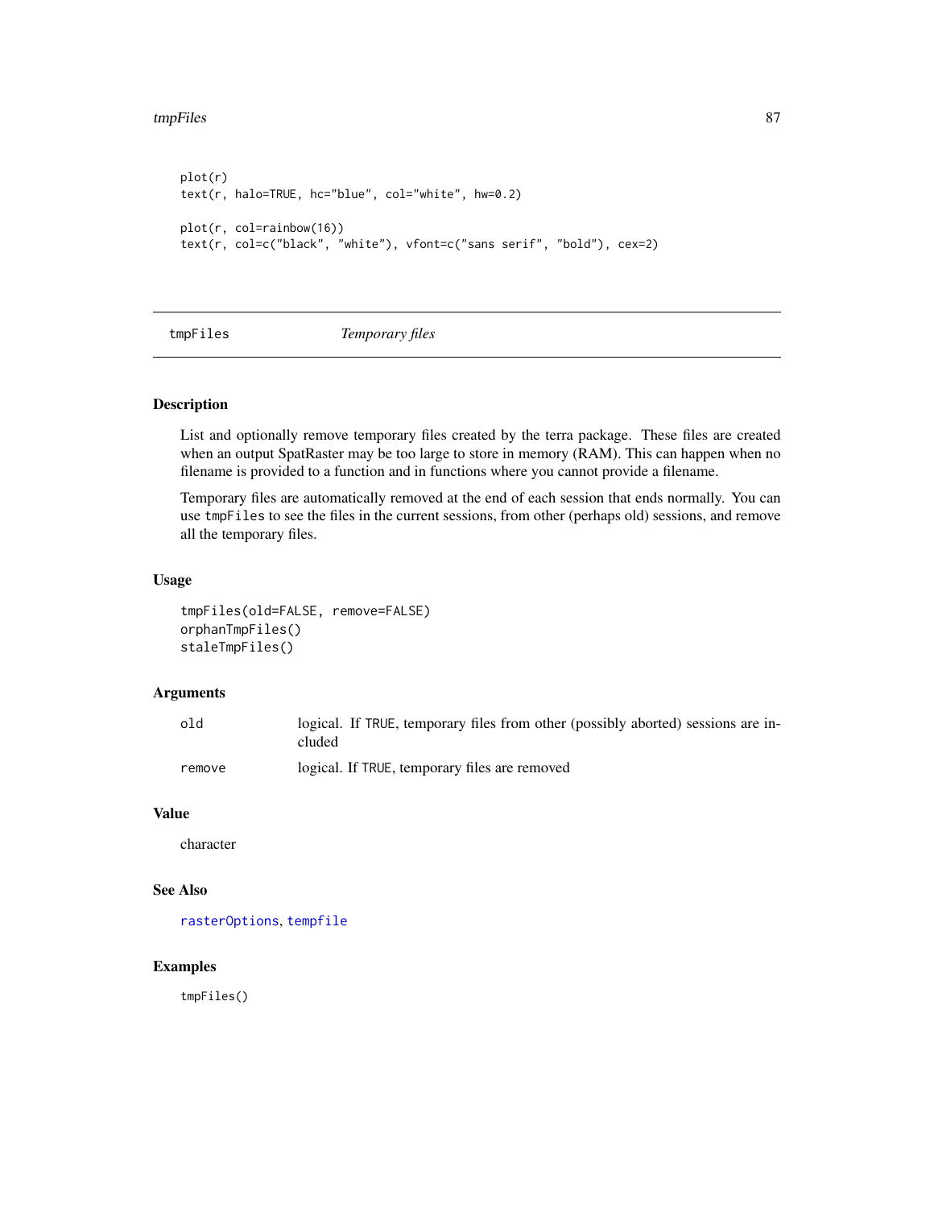```
plot(r)
text(r, halo=TRUE, hc="blue", col="white", hw=0.2)

plot(r, col=rainbow(16))
text(r, col=c("black", "white"), vfont=c("sans serif", "bold"), cex=2)
```

## tmpFiles *Temporary files*

### Description

List and optionally remove temporary files created by the terra package. These files are created when an output SpatRaster may be too large to store in memory (RAM). This can happen when no filename is provided to a function and in functions where you cannot provide a filename.

Temporary files are automatically removed at the end of each session that ends normally. You can use `tmpFiles` to see the files in the current sessions, from other (perhaps old) sessions, and remove all the temporary files.

### Usage

```
tmpFiles(old=FALSE, remove=FALSE)
orphanTmpFiles()
staleTmpFiles()
```

### Arguments

| | |
|---|---|
| `old` | logical. If `TRUE`, temporary files from other (possibly aborted) sessions are included |
| `remove` | logical. If `TRUE`, temporary files are removed |

### Value

character

### See Also

`rasterOptions`, `tempfile`

### Examples

```
tmpFiles()
```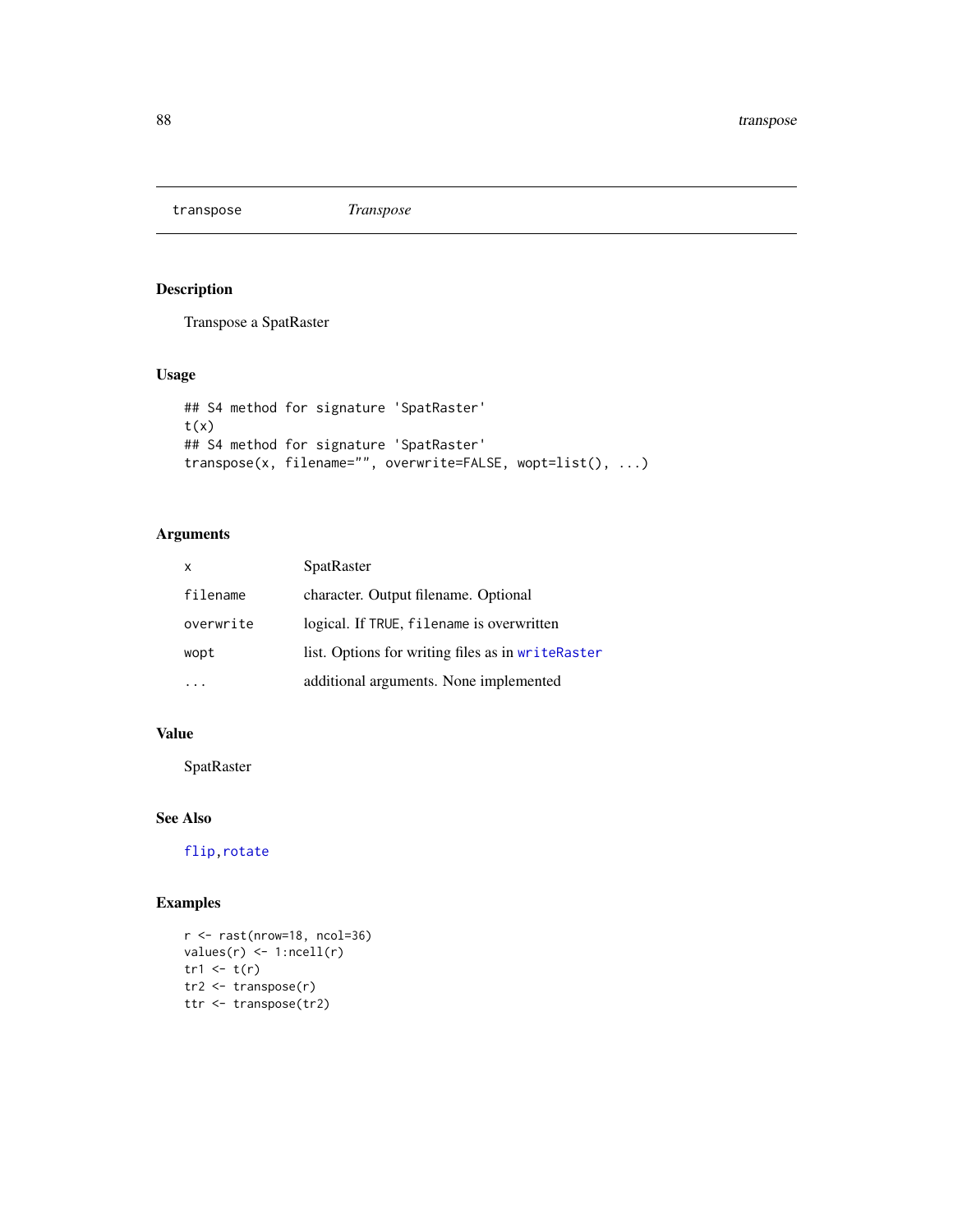# transpose — *Transpose*

## Description

Transpose a SpatRaster

## Usage

```
## S4 method for signature 'SpatRaster'
t(x)
## S4 method for signature 'SpatRaster'
transpose(x, filename="", overwrite=FALSE, wopt=list(), ...)
```

## Arguments

| | |
|---|---|
| `x` | SpatRaster |
| `filename` | character. Output filename. Optional |
| `overwrite` | logical. If `TRUE`, `filename` is overwritten |
| `wopt` | list. Options for writing files as in `writeRaster` |
| `...` | additional arguments. None implemented |

## Value

SpatRaster

## See Also

`flip`, `rotate`

## Examples

```
r <- rast(nrow=18, ncol=36)
values(r) <- 1:ncell(r)
tr1 <- t(r)
tr2 <- transpose(r)
ttr <- transpose(tr2)
```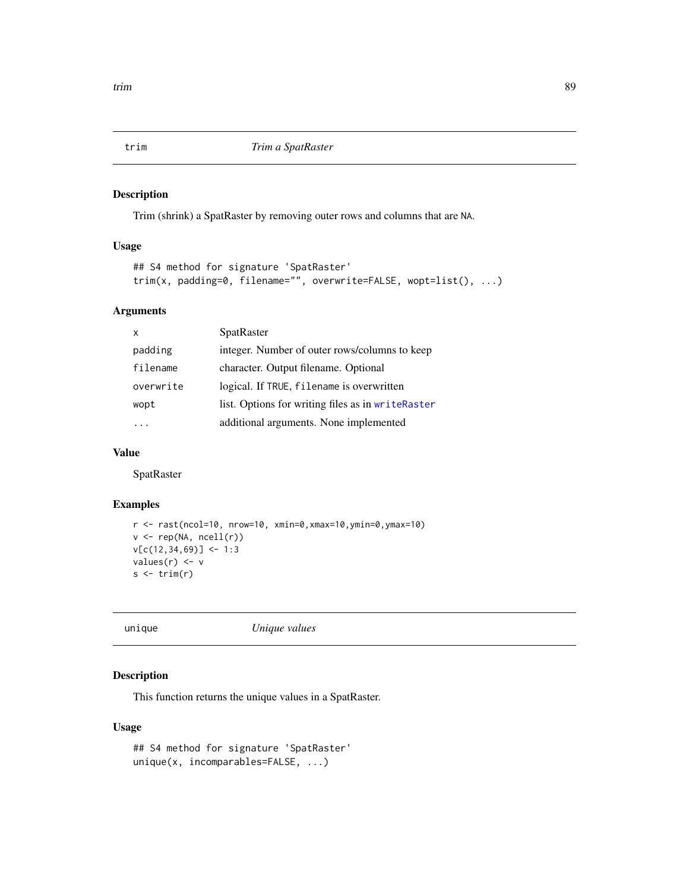## trim — *Trim a SpatRaster*

### Description

Trim (shrink) a SpatRaster by removing outer rows and columns that are NA.

### Usage

```
## S4 method for signature 'SpatRaster'
trim(x, padding=0, filename="", overwrite=FALSE, wopt=list(), ...)
```

### Arguments

| | |
|---|---|
| x | SpatRaster |
| padding | integer. Number of outer rows/columns to keep |
| filename | character. Output filename. Optional |
| overwrite | logical. If TRUE, filename is overwritten |
| wopt | list. Options for writing files as in writeRaster |
| ... | additional arguments. None implemented |

### Value

SpatRaster

### Examples

```
r <- rast(ncol=10, nrow=10, xmin=0,xmax=10,ymin=0,ymax=10)
v <- rep(NA, ncell(r))
v[c(12,34,69)] <- 1:3
values(r) <- v
s <- trim(r)
```

## unique — *Unique values*

### Description

This function returns the unique values in a SpatRaster.

### Usage

```
## S4 method for signature 'SpatRaster'
unique(x, incomparables=FALSE, ...)
```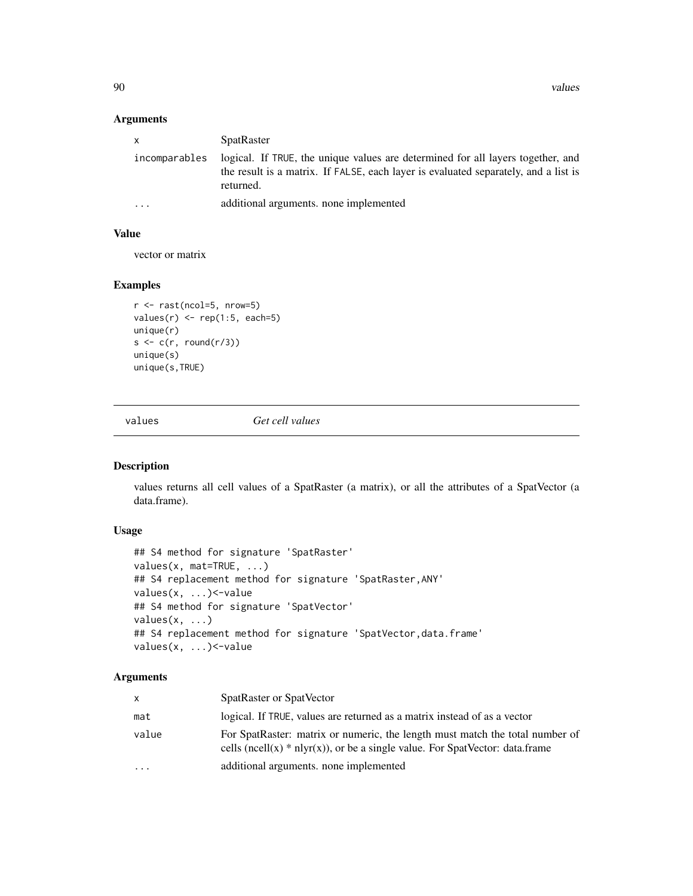### Arguments

| | |
|---|---|
| x | SpatRaster |
| incomparables | logical. If TRUE, the unique values are determined for all layers together, and the result is a matrix. If FALSE, each layer is evaluated separately, and a list is returned. |
| ... | additional arguments. none implemented |

### Value

vector or matrix

### Examples

```
r <- rast(ncol=5, nrow=5)
values(r) <- rep(1:5, each=5)
unique(r)
s <- c(r, round(r/3))
unique(s)
unique(s,TRUE)
```

---

## values *Get cell values*

---

### Description

values returns all cell values of a SpatRaster (a matrix), or all the attributes of a SpatVector (a data.frame).

### Usage

```
## S4 method for signature 'SpatRaster'
values(x, mat=TRUE, ...)
## S4 replacement method for signature 'SpatRaster,ANY'
values(x, ...)<-value
## S4 method for signature 'SpatVector'
values(x, ...)
## S4 replacement method for signature 'SpatVector,data.frame'
values(x, ...)<-value
```

### Arguments

| | |
|---|---|
| x | SpatRaster or SpatVector |
| mat | logical. If TRUE, values are returned as a matrix instead of as a vector |
| value | For SpatRaster: matrix or numeric, the length must match the total number of cells (ncell(x) * nlyr(x)), or be a single value. For SpatVector: data.frame |
| ... | additional arguments. none implemented |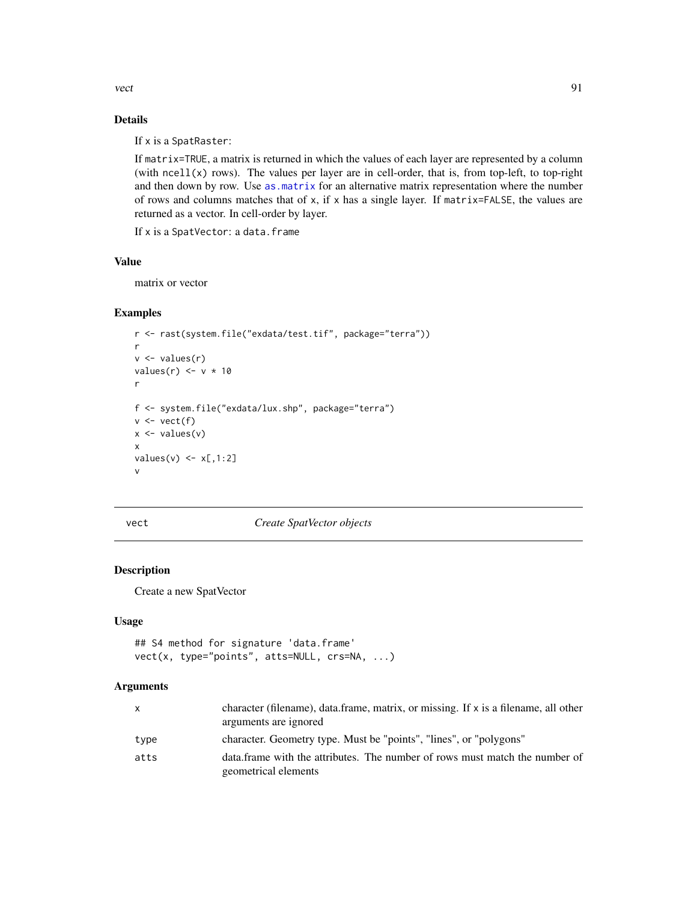### Details

If x is a SpatRaster:

If matrix=TRUE, a matrix is returned in which the values of each layer are represented by a column (with ncell(x) rows). The values per layer are in cell-order, that is, from top-left, to top-right and then down by row. Use as.matrix for an alternative matrix representation where the number of rows and columns matches that of x, if x has a single layer. If matrix=FALSE, the values are returned as a vector. In cell-order by layer.

If x is a SpatVector: a data.frame

### Value

matrix or vector

### Examples

```
r <- rast(system.file("exdata/test.tif", package="terra"))
r
v <- values(r)
values(r) <- v * 10
r

f <- system.file("exdata/lux.shp", package="terra")
v <- vect(f)
x <- values(v)
x
values(v) <- x[,1:2]
v
```

---

## vect — *Create SpatVector objects*

### Description

Create a new SpatVector

### Usage

```
## S4 method for signature 'data.frame'
vect(x, type="points", atts=NULL, crs=NA, ...)
```

### Arguments

| | |
|---|---|
| x | character (filename), data.frame, matrix, or missing. If x is a filename, all other arguments are ignored |
| type | character. Geometry type. Must be "points", "lines", or "polygons" |
| atts | data.frame with the attributes. The number of rows must match the number of geometrical elements |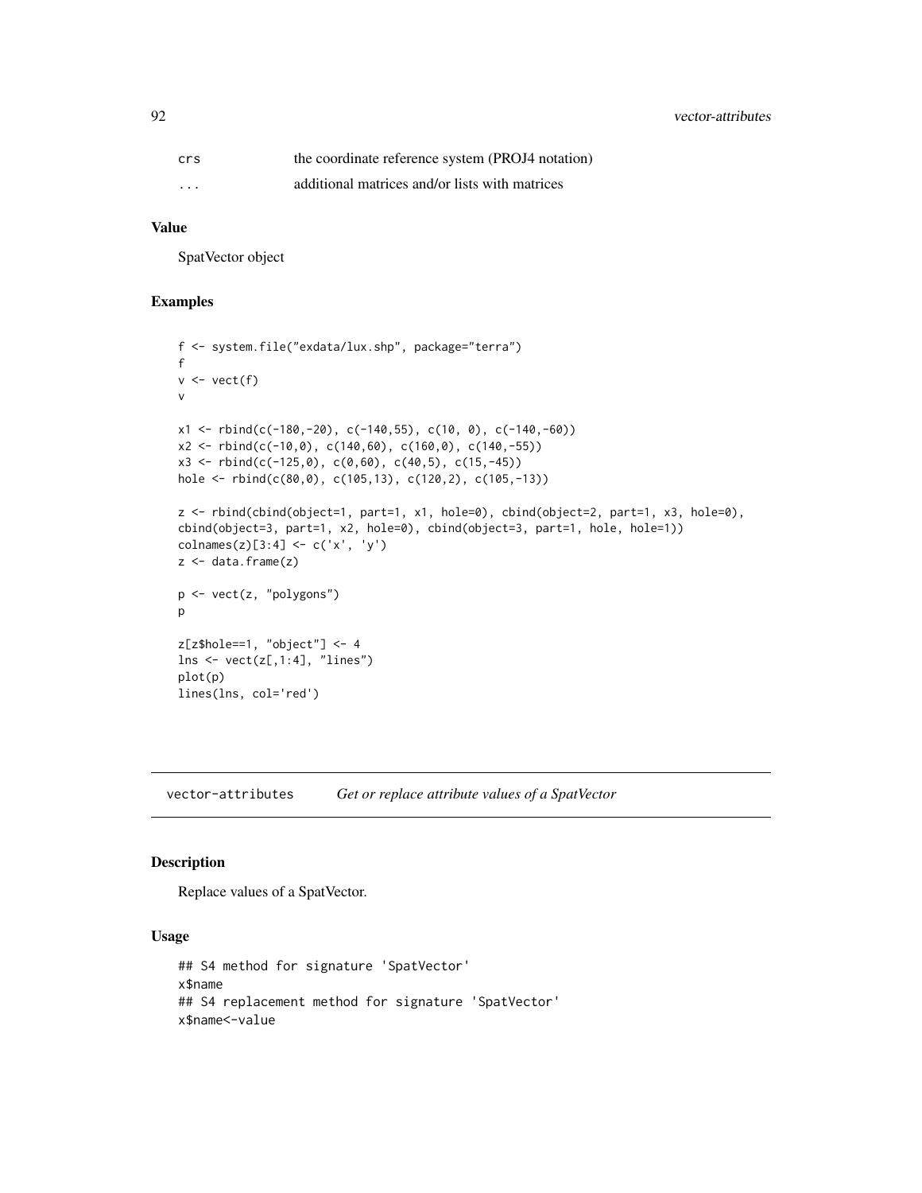| | |
|---|---|
| crs | the coordinate reference system (PROJ4 notation) |
| ... | additional matrices and/or lists with matrices |

### Value

SpatVector object

### Examples

```
f <- system.file("exdata/lux.shp", package="terra")
f
v <- vect(f)
v

x1 <- rbind(c(-180,-20), c(-140,55), c(10, 0), c(-140,-60))
x2 <- rbind(c(-10,0), c(140,60), c(160,0), c(140,-55))
x3 <- rbind(c(-125,0), c(0,60), c(40,5), c(15,-45))
hole <- rbind(c(80,0), c(105,13), c(120,2), c(105,-13))

z <- rbind(cbind(object=1, part=1, x1, hole=0), cbind(object=2, part=1, x3, hole=0),
cbind(object=3, part=1, x2, hole=0), cbind(object=3, part=1, hole, hole=1))
colnames(z)[3:4] <- c('x', 'y')
z <- data.frame(z)

p <- vect(z, "polygons")
p

z[z$hole==1, "object"] <- 4
lns <- vect(z[,1:4], "lines")
plot(p)
lines(lns, col='red')
```

---

## vector-attributes — *Get or replace attribute values of a SpatVector*

---

### Description

Replace values of a SpatVector.

### Usage

```
## S4 method for signature 'SpatVector'
x$name
## S4 replacement method for signature 'SpatVector'
x$name<-value
```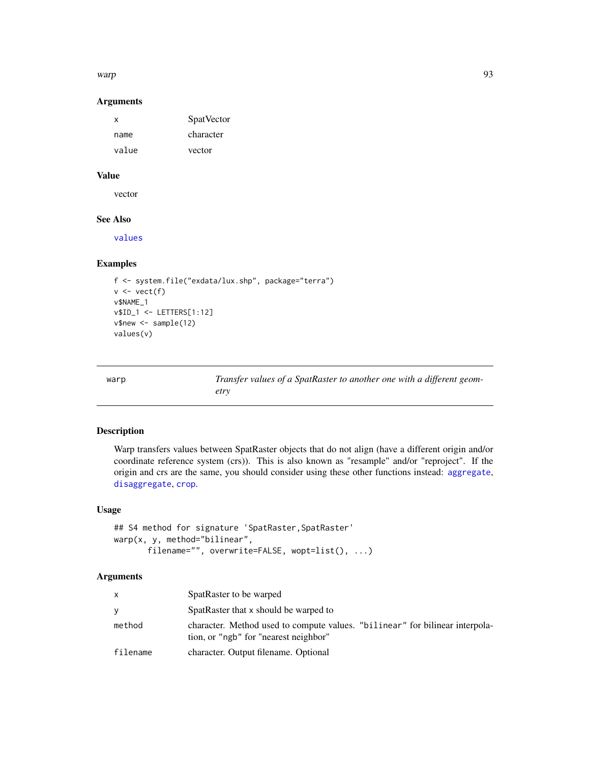### Arguments

| | |
|---|---|
| x | SpatVector |
| name | character |
| value | vector |

### Value

vector

### See Also

values

### Examples

```
f <- system.file("exdata/lux.shp", package="terra")
v <- vect(f)
v$NAME_1
v$ID_1 <- LETTERS[1:12]
v$new <- sample(12)
values(v)
```

---

## warp — *Transfer values of a SpatRaster to another one with a different geometry*

---

### Description

Warp transfers values between SpatRaster objects that do not align (have a different origin and/or coordinate reference system (crs)). This is also known as "resample" and/or "reproject". If the origin and crs are the same, you should consider using these other functions instead: aggregate, disaggregate, crop.

### Usage

```
## S4 method for signature 'SpatRaster,SpatRaster'
warp(x, y, method="bilinear",
       filename="", overwrite=FALSE, wopt=list(), ...)
```

### Arguments

| | |
|---|---|
| x | SpatRaster to be warped |
| y | SpatRaster that x should be warped to |
| method | character. Method used to compute values. "bilinear" for bilinear interpolation, or "ngb" for "nearest neighbor" |
| filename | character. Output filename. Optional |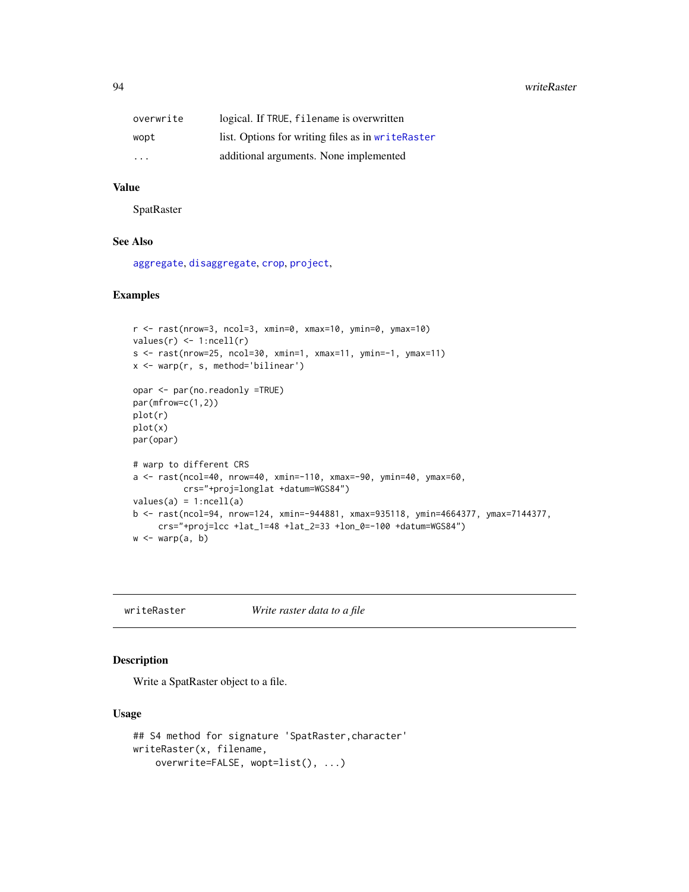| | |
|---|---|
| overwrite | logical. If TRUE, filename is overwritten |
| wopt | list. Options for writing files as in writeRaster |
| ... | additional arguments. None implemented |

### Value

SpatRaster

### See Also

aggregate, disaggregate, crop, project,

### Examples

```
r <- rast(nrow=3, ncol=3, xmin=0, xmax=10, ymin=0, ymax=10)
values(r) <- 1:ncell(r)
s <- rast(nrow=25, ncol=30, xmin=1, xmax=11, ymin=-1, ymax=11)
x <- warp(r, s, method='bilinear')

opar <- par(no.readonly =TRUE)
par(mfrow=c(1,2))
plot(r)
plot(x)
par(opar)

# warp to different CRS
a <- rast(ncol=40, nrow=40, xmin=-110, xmax=-90, ymin=40, ymax=60,
          crs="+proj=longlat +datum=WGS84")
values(a) = 1:ncell(a)
b <- rast(ncol=94, nrow=124, xmin=-944881, xmax=935118, ymin=4664377, ymax=7144377,
      crs="+proj=lcc +lat_1=48 +lat_2=33 +lon_0=-100 +datum=WGS84")
w <- warp(a, b)
```

---

## writeRaster    *Write raster data to a file*

### Description

Write a SpatRaster object to a file.

### Usage

```
## S4 method for signature 'SpatRaster,character'
writeRaster(x, filename,
    overwrite=FALSE, wopt=list(), ...)
```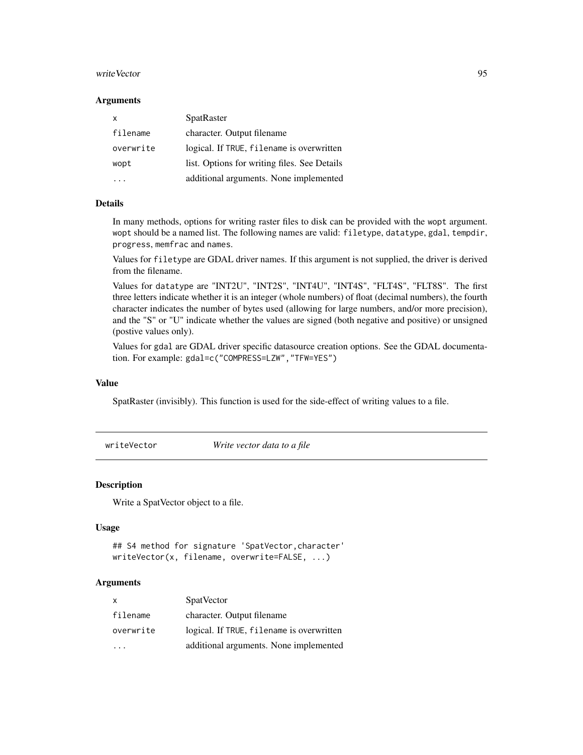### Arguments

| | |
|---|---|
| `x` | SpatRaster |
| `filename` | character. Output filename |
| `overwrite` | logical. If `TRUE`, `filename` is overwritten |
| `wopt` | list. Options for writing files. See Details |
| `...` | additional arguments. None implemented |

### Details

In many methods, options for writing raster files to disk can be provided with the `wopt` argument. `wopt` should be a named list. The following names are valid: `filetype`, `datatype`, `gdal`, `tempdir`, `progress`, `memfrac` and `names`.

Values for `filetype` are GDAL driver names. If this argument is not supplied, the driver is derived from the filename.

Values for `datatype` are "INT2U", "INT2S", "INT4U", "INT4S", "FLT4S", "FLT8S". The first three letters indicate whether it is an integer (whole numbers) of float (decimal numbers), the fourth character indicates the number of bytes used (allowing for large numbers, and/or more precision), and the "S" or "U" indicate whether the values are signed (both negative and positive) or unsigned (postive values only).

Values for `gdal` are GDAL driver specific datasource creation options. See the GDAL documentation. For example: `gdal=c("COMPRESS=LZW","TFW=YES")`

### Value

SpatRaster (invisibly). This function is used for the side-effect of writing values to a file.

---

## `writeVector` *Write vector data to a file*

---

### Description

Write a SpatVector object to a file.

### Usage

```
## S4 method for signature 'SpatVector,character'
writeVector(x, filename, overwrite=FALSE, ...)
```

### Arguments

| | |
|---|---|
| `x` | SpatVector |
| `filename` | character. Output filename |
| `overwrite` | logical. If `TRUE`, `filename` is overwritten |
| `...` | additional arguments. None implemented |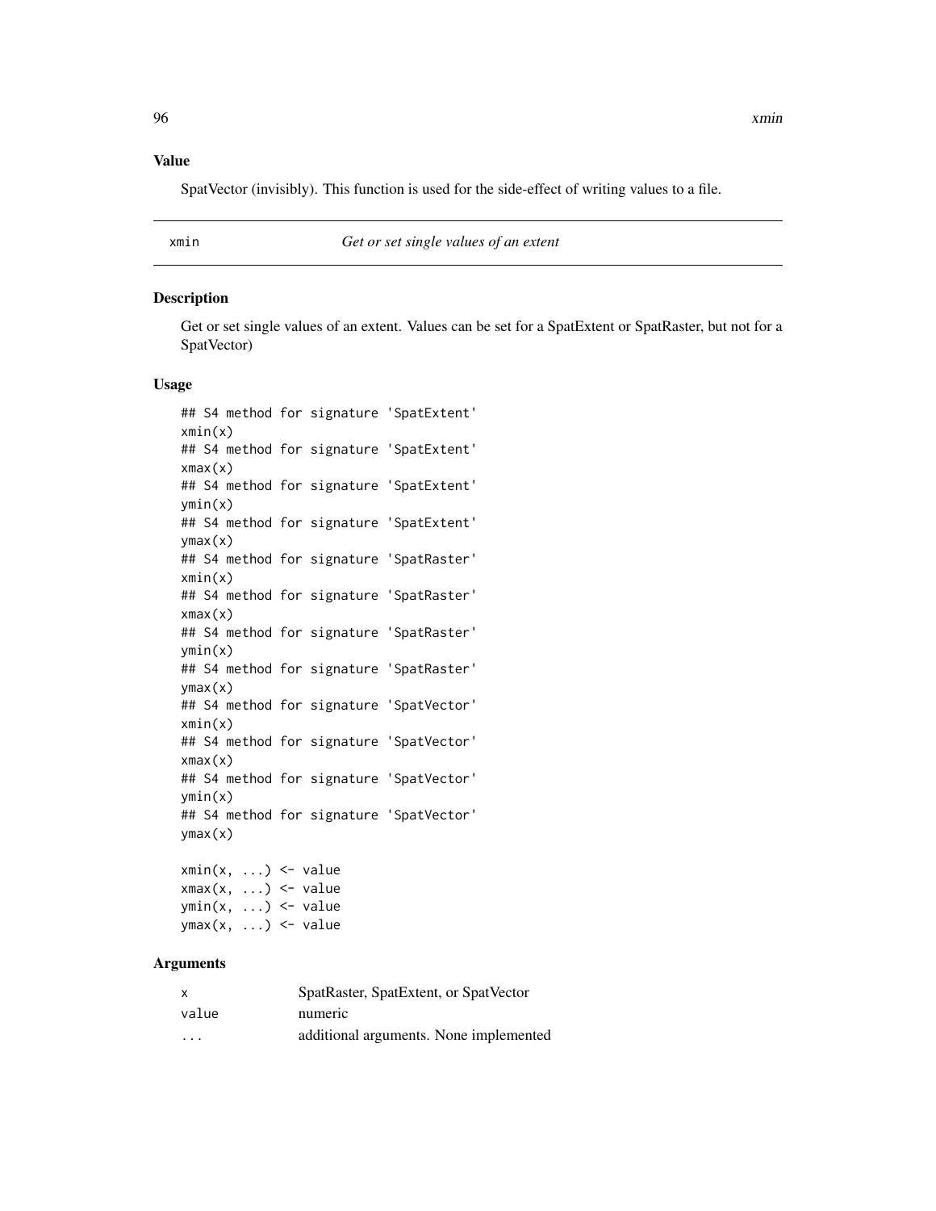### Value

SpatVector (invisibly). This function is used for the side-effect of writing values to a file.

---

## xmin — *Get or set single values of an extent*

### Description

Get or set single values of an extent. Values can be set for a SpatExtent or SpatRaster, but not for a SpatVector)

### Usage

```
## S4 method for signature 'SpatExtent'
xmin(x)
## S4 method for signature 'SpatExtent'
xmax(x)
## S4 method for signature 'SpatExtent'
ymin(x)
## S4 method for signature 'SpatExtent'
ymax(x)
## S4 method for signature 'SpatRaster'
xmin(x)
## S4 method for signature 'SpatRaster'
xmax(x)
## S4 method for signature 'SpatRaster'
ymin(x)
## S4 method for signature 'SpatRaster'
ymax(x)
## S4 method for signature 'SpatVector'
xmin(x)
## S4 method for signature 'SpatVector'
xmax(x)
## S4 method for signature 'SpatVector'
ymin(x)
## S4 method for signature 'SpatVector'
ymax(x)

xmin(x, ...) <- value
xmax(x, ...) <- value
ymin(x, ...) <- value
ymax(x, ...) <- value
```

### Arguments

| | |
|---|---|
| `x` | SpatRaster, SpatExtent, or SpatVector |
| `value` | numeric |
| `...` | additional arguments. None implemented |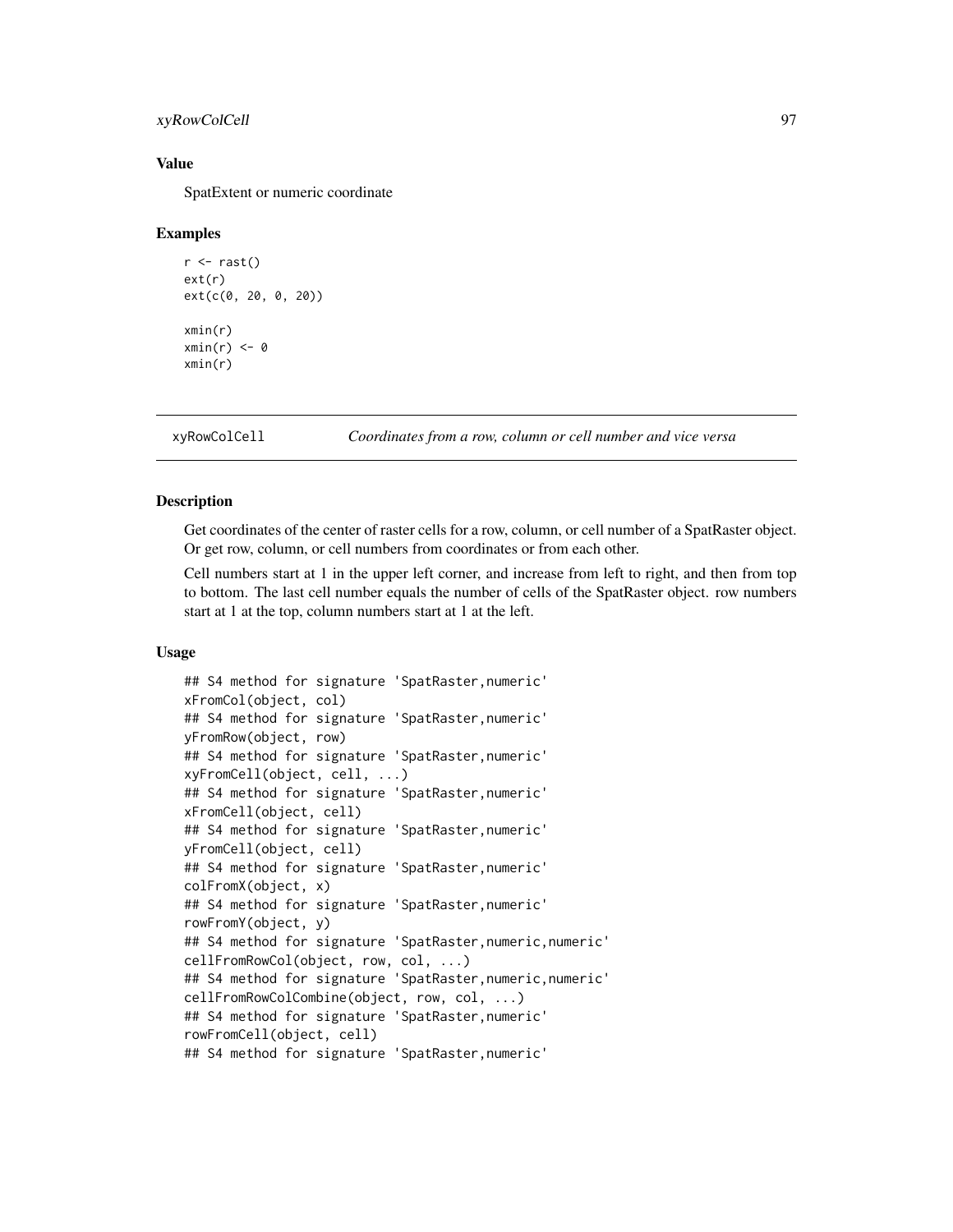### Value

SpatExtent or numeric coordinate

### Examples

```
r <- rast()
ext(r)
ext(c(0, 20, 0, 20))

xmin(r)
xmin(r) <- 0
xmin(r)
```

---

## xyRowColCell    *Coordinates from a row, column or cell number and vice versa*

---

### Description

Get coordinates of the center of raster cells for a row, column, or cell number of a SpatRaster object. Or get row, column, or cell numbers from coordinates or from each other.

Cell numbers start at 1 in the upper left corner, and increase from left to right, and then from top to bottom. The last cell number equals the number of cells of the SpatRaster object. row numbers start at 1 at the top, column numbers start at 1 at the left.

### Usage

```
## S4 method for signature 'SpatRaster,numeric'
xFromCol(object, col)
## S4 method for signature 'SpatRaster,numeric'
yFromRow(object, row)
## S4 method for signature 'SpatRaster,numeric'
xyFromCell(object, cell, ...)
## S4 method for signature 'SpatRaster,numeric'
xFromCell(object, cell)
## S4 method for signature 'SpatRaster,numeric'
yFromCell(object, cell)
## S4 method for signature 'SpatRaster,numeric'
colFromX(object, x)
## S4 method for signature 'SpatRaster,numeric'
rowFromY(object, y)
## S4 method for signature 'SpatRaster,numeric,numeric'
cellFromRowCol(object, row, col, ...)
## S4 method for signature 'SpatRaster,numeric,numeric'
cellFromRowColCombine(object, row, col, ...)
## S4 method for signature 'SpatRaster,numeric'
rowFromCell(object, cell)
## S4 method for signature 'SpatRaster,numeric'
```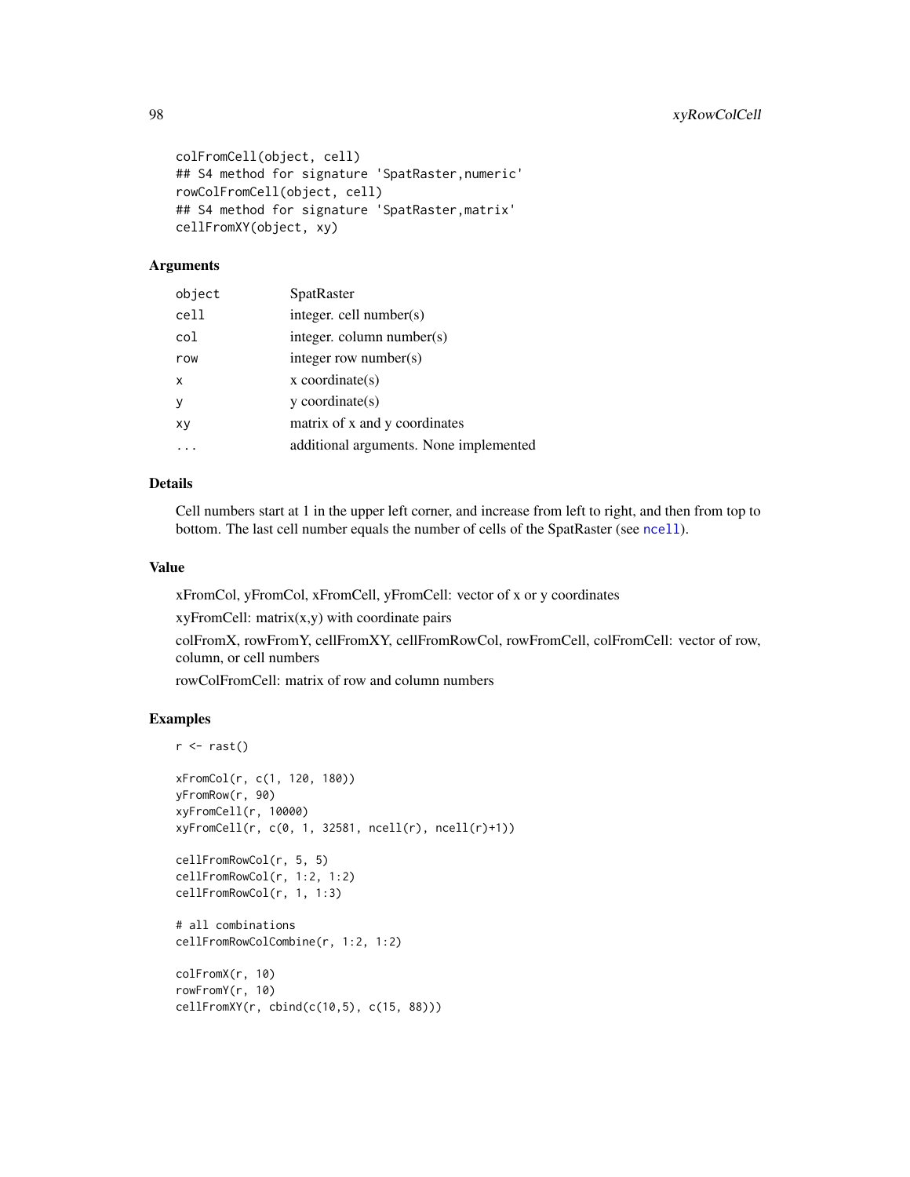```
colFromCell(object, cell)
## S4 method for signature 'SpatRaster,numeric'
rowColFromCell(object, cell)
## S4 method for signature 'SpatRaster,matrix'
cellFromXY(object, xy)
```

## Arguments

| | |
|---|---|
| object | SpatRaster |
| cell | integer. cell number(s) |
| col | integer. column number(s) |
| row | integer row number(s) |
| x | x coordinate(s) |
| y | y coordinate(s) |
| xy | matrix of x and y coordinates |
| ... | additional arguments. None implemented |

## Details

Cell numbers start at 1 in the upper left corner, and increase from left to right, and then from top to bottom. The last cell number equals the number of cells of the SpatRaster (see ncell).

## Value

xFromCol, yFromCol, xFromCell, yFromCell: vector of x or y coordinates

xyFromCell: matrix(x,y) with coordinate pairs

colFromX, rowFromY, cellFromXY, cellFromRowCol, rowFromCell, colFromCell: vector of row, column, or cell numbers

rowColFromCell: matrix of row and column numbers

## Examples

```
r <- rast()

xFromCol(r, c(1, 120, 180))
yFromRow(r, 90)
xyFromCell(r, 10000)
xyFromCell(r, c(0, 1, 32581, ncell(r), ncell(r)+1))

cellFromRowCol(r, 5, 5)
cellFromRowCol(r, 1:2, 1:2)
cellFromRowCol(r, 1, 1:3)

# all combinations
cellFromRowColCombine(r, 1:2, 1:2)

colFromX(r, 10)
rowFromY(r, 10)
cellFromXY(r, cbind(c(10,5), c(15, 88)))
```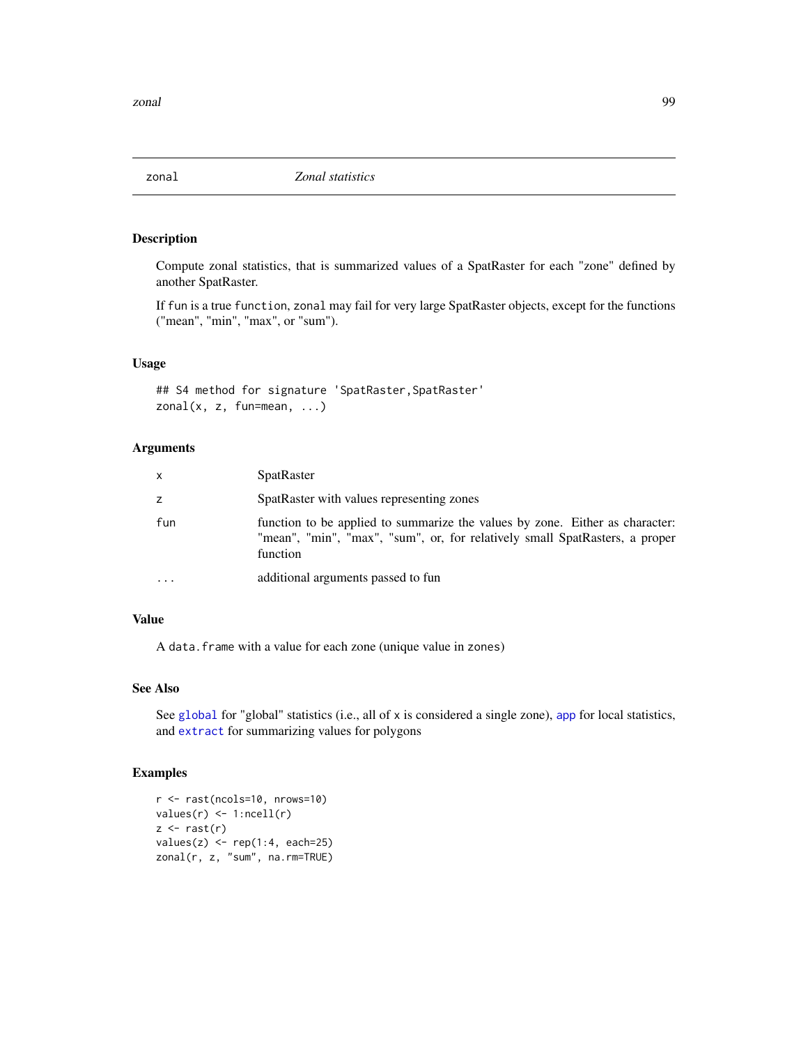## zonal — *Zonal statistics*

### Description

Compute zonal statistics, that is summarized values of a SpatRaster for each "zone" defined by another SpatRaster.

If `fun` is a true `function`, `zonal` may fail for very large SpatRaster objects, except for the functions ("mean", "min", "max", or "sum").

### Usage

```
## S4 method for signature 'SpatRaster,SpatRaster'
zonal(x, z, fun=mean, ...)
```

### Arguments

| | |
|---|---|
| `x` | SpatRaster |
| `z` | SpatRaster with values representing zones |
| `fun` | function to be applied to summarize the values by zone. Either as character: "mean", "min", "max", "sum", or, for relatively small SpatRasters, a proper function |
| `...` | additional arguments passed to fun |

### Value

A `data.frame` with a value for each zone (unique value in `zones`)

### See Also

See `global` for "global" statistics (i.e., all of `x` is considered a single zone), `app` for local statistics, and `extract` for summarizing values for polygons

### Examples

```
r <- rast(ncols=10, nrows=10)
values(r) <- 1:ncell(r)
z <- rast(r)
values(z) <- rep(1:4, each=25)
zonal(r, z, "sum", na.rm=TRUE)
```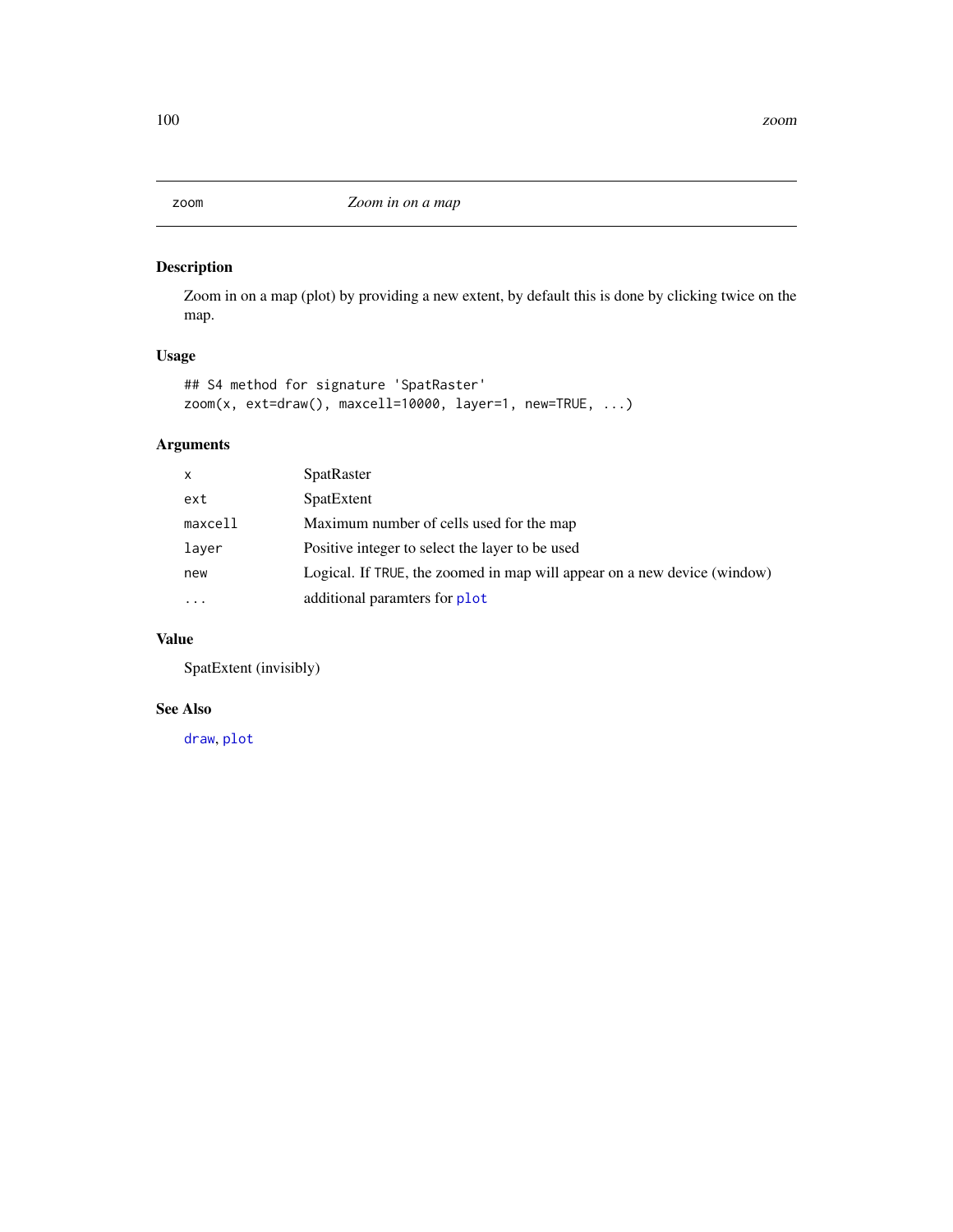## zoom — *Zoom in on a map*

### Description

Zoom in on a map (plot) by providing a new extent, by default this is done by clicking twice on the map.

### Usage

```
## S4 method for signature 'SpatRaster'
zoom(x, ext=draw(), maxcell=10000, layer=1, new=TRUE, ...)
```

### Arguments

| | |
|---|---|
| `x` | SpatRaster |
| `ext` | SpatExtent |
| `maxcell` | Maximum number of cells used for the map |
| `layer` | Positive integer to select the layer to be used |
| `new` | Logical. If `TRUE`, the zoomed in map will appear on a new device (window) |
| `...` | additional paramters for `plot` |

### Value

SpatExtent (invisibly)

### See Also

`draw`, `plot`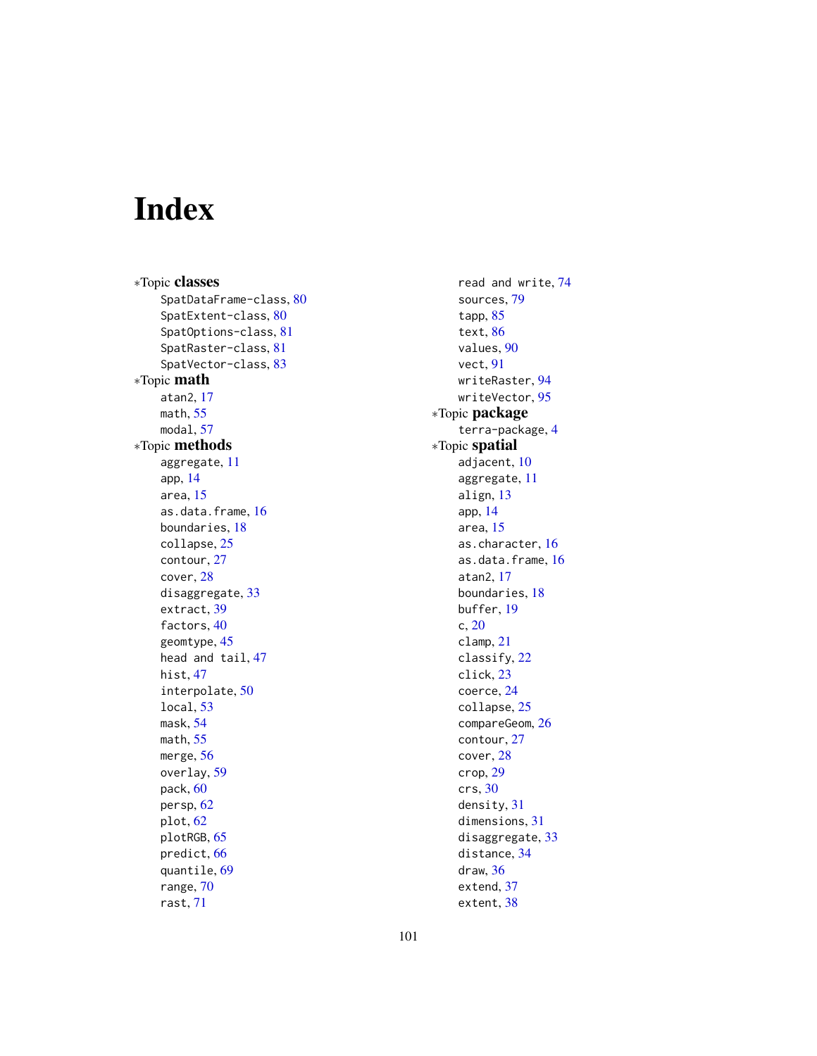# Index

∗Topic **classes**

- SpatDataFrame-class, 80
- SpatExtent-class, 80
- SpatOptions-class, 81
- SpatRaster-class, 81
- SpatVector-class, 83

∗Topic **math**

- atan2, 17
- math, 55
- modal, 57

∗Topic **methods**

- aggregate, 11
- app, 14
- area, 15
- as.data.frame, 16
- boundaries, 18
- collapse, 25
- contour, 27
- cover, 28
- disaggregate, 33
- extract, 39
- factors, 40
- geomtype, 45
- head and tail, 47
- hist, 47
- interpolate, 50
- local, 53
- mask, 54
- math, 55
- merge, 56
- overlay, 59
- pack, 60
- persp, 62
- plot, 62
- plotRGB, 65
- predict, 66
- quantile, 69
- range, 70
- rast, 71
- read and write, 74
- sources, 79
- tapp, 85
- text, 86
- values, 90
- vect, 91
- writeRaster, 94
- writeVector, 95

∗Topic **package**

- terra-package, 4

∗Topic **spatial**

- adjacent, 10
- aggregate, 11
- align, 13
- app, 14
- area, 15
- as.character, 16
- as.data.frame, 16
- atan2, 17
- boundaries, 18
- buffer, 19
- c, 20
- clamp, 21
- classify, 22
- click, 23
- coerce, 24
- collapse, 25
- compareGeom, 26
- contour, 27
- cover, 28
- crop, 29
- crs, 30
- density, 31
- dimensions, 31
- disaggregate, 33
- distance, 34
- draw, 36
- extend, 37
- extent, 38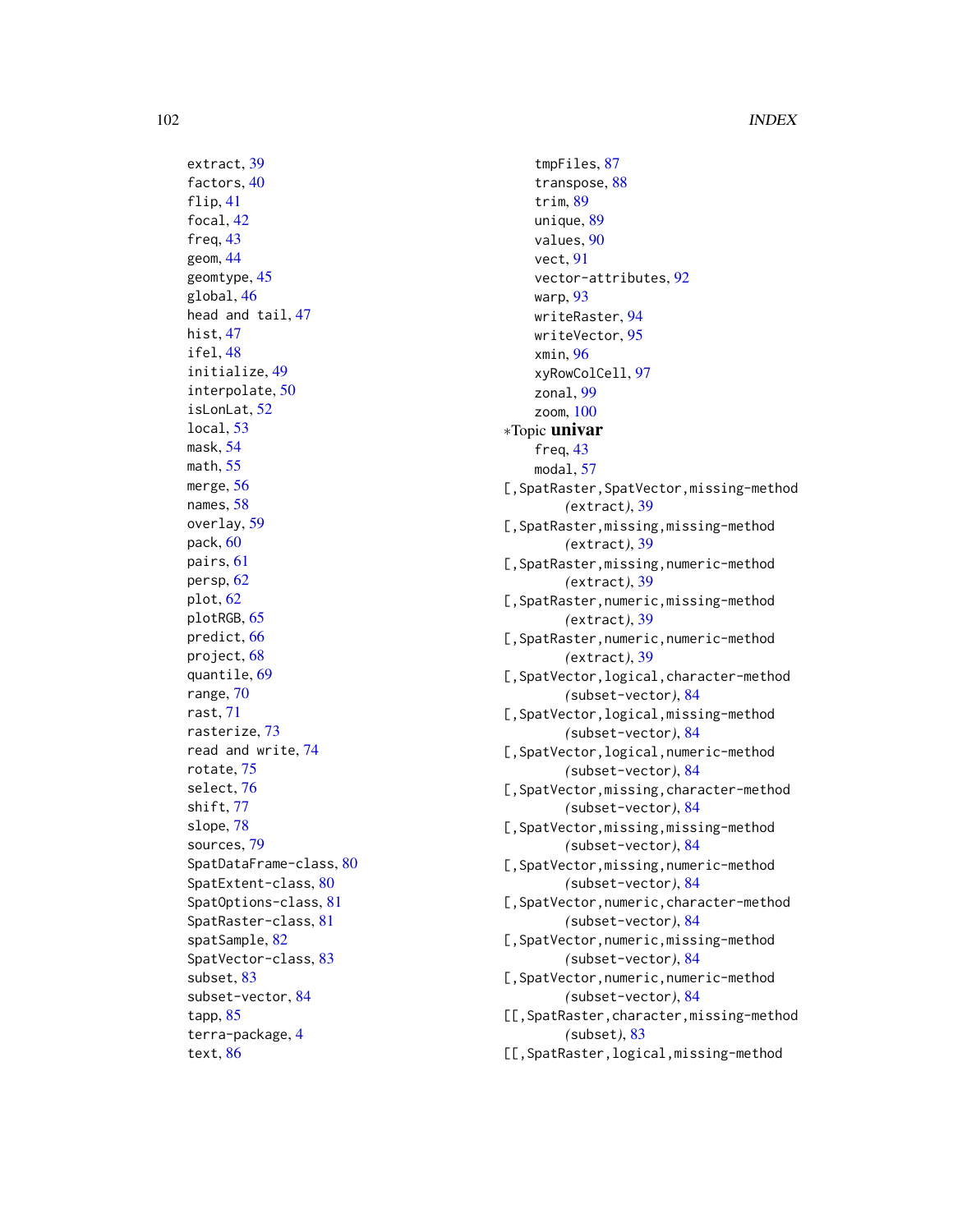extract, 39
factors, 40
flip, 41
focal, 42
freq, 43
geom, 44
geomtype, 45
global, 46
head and tail, 47
hist, 47
ifel, 48
initialize, 49
interpolate, 50
isLonLat, 52
local, 53
mask, 54
math, 55
merge, 56
names, 58
overlay, 59
pack, 60
pairs, 61
persp, 62
plot, 62
plotRGB, 65
predict, 66
project, 68
quantile, 69
range, 70
rast, 71
rasterize, 73
read and write, 74
rotate, 75
select, 76
shift, 77
slope, 78
sources, 79
SpatDataFrame-class, 80
SpatExtent-class, 80
SpatOptions-class, 81
SpatRaster-class, 81
spatSample, 82
SpatVector-class, 83
subset, 83
subset-vector, 84
tapp, 85
terra-package, 4
text, 86
tmpFiles, 87
transpose, 88
trim, 89
unique, 89
values, 90
vect, 91
vector-attributes, 92
warp, 93
writeRaster, 94
writeVector, 95
xmin, 96
xyRowColCell, 97
zonal, 99
zoom, 100

∗Topic **univar**

freq, 43
modal, 57

[,SpatRaster,SpatVector,missing-method (*extract*), 39
[,SpatRaster,missing,missing-method (*extract*), 39
[,SpatRaster,missing,numeric-method (*extract*), 39
[,SpatRaster,numeric,missing-method (*extract*), 39
[,SpatRaster,numeric,numeric-method (*extract*), 39
[,SpatVector,logical,character-method (*subset-vector*), 84
[,SpatVector,logical,missing-method (*subset-vector*), 84
[,SpatVector,logical,numeric-method (*subset-vector*), 84
[,SpatVector,missing,character-method (*subset-vector*), 84
[,SpatVector,missing,missing-method (*subset-vector*), 84
[,SpatVector,missing,numeric-method (*subset-vector*), 84
[,SpatVector,numeric,character-method (*subset-vector*), 84
[,SpatVector,numeric,missing-method (*subset-vector*), 84
[,SpatVector,numeric,numeric-method (*subset-vector*), 84
[[,SpatRaster,character,missing-method (*subset*), 83
[[,SpatRaster,logical,missing-method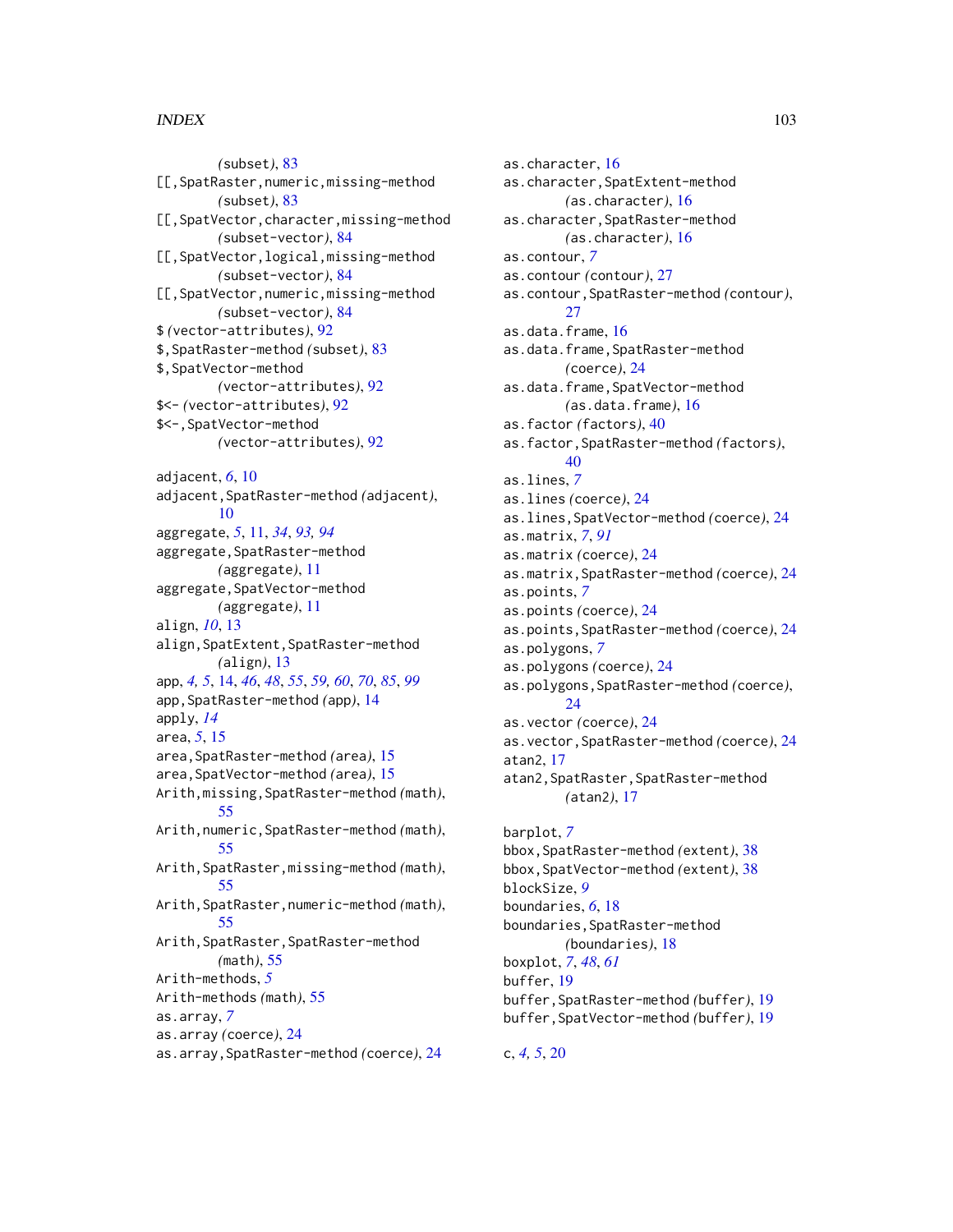(subset), 83
[[,SpatRaster,numeric,missing-method (subset), 83
[[,SpatVector,character,missing-method (subset-vector), 84
[[,SpatVector,logical,missing-method (subset-vector), 84
[[,SpatVector,numeric,missing-method (subset-vector), 84
$ (vector-attributes), 92
$,SpatRaster-method (subset), 83
$,SpatVector-method (vector-attributes), 92
$<- (vector-attributes), 92
$<-,SpatVector-method (vector-attributes), 92

adjacent, *6*, 10
adjacent,SpatRaster-method (adjacent), 10
aggregate, *5*, 11, *34*, *93, 94*
aggregate,SpatRaster-method (aggregate), 11
aggregate,SpatVector-method (aggregate), 11
align, *10*, 13
align,SpatExtent,SpatRaster-method (align), 13
app, *4, 5*, 14, *46*, *48*, *55*, *59, 60*, *70*, *85*, *99*
app,SpatRaster-method (app), 14
apply, *14*
area, *5*, 15
area,SpatRaster-method (area), 15
area,SpatVector-method (area), 15
Arith,missing,SpatRaster-method (math), 55
Arith,numeric,SpatRaster-method (math), 55
Arith,SpatRaster,missing-method (math), 55
Arith,SpatRaster,numeric-method (math), 55
Arith,SpatRaster,SpatRaster-method (math), 55
Arith-methods, *5*
Arith-methods (math), 55
as.array, *7*
as.array (coerce), 24
as.array,SpatRaster-method (coerce), 24
as.character, 16
as.character,SpatExtent-method (as.character), 16
as.character,SpatRaster-method (as.character), 16
as.contour, *7*
as.contour (contour), 27
as.contour,SpatRaster-method (contour), 27
as.data.frame, 16
as.data.frame,SpatRaster-method (coerce), 24
as.data.frame,SpatVector-method (as.data.frame), 16
as.factor (factors), 40
as.factor,SpatRaster-method (factors), 40
as.lines, *7*
as.lines (coerce), 24
as.lines,SpatVector-method (coerce), 24
as.matrix, *7*, *91*
as.matrix (coerce), 24
as.matrix,SpatRaster-method (coerce), 24
as.points, *7*
as.points (coerce), 24
as.points,SpatRaster-method (coerce), 24
as.polygons, *7*
as.polygons (coerce), 24
as.polygons,SpatRaster-method (coerce), 24
as.vector (coerce), 24
as.vector,SpatRaster-method (coerce), 24
atan2, 17
atan2,SpatRaster,SpatRaster-method (atan2), 17

barplot, *7*
bbox,SpatRaster-method (extent), 38
bbox,SpatVector-method (extent), 38
blockSize, *9*
boundaries, *6*, 18
boundaries,SpatRaster-method (boundaries), 18
boxplot, *7*, *48*, *61*
buffer, 19
buffer,SpatRaster-method (buffer), 19
buffer,SpatVector-method (buffer), 19

c, *4, 5*, 20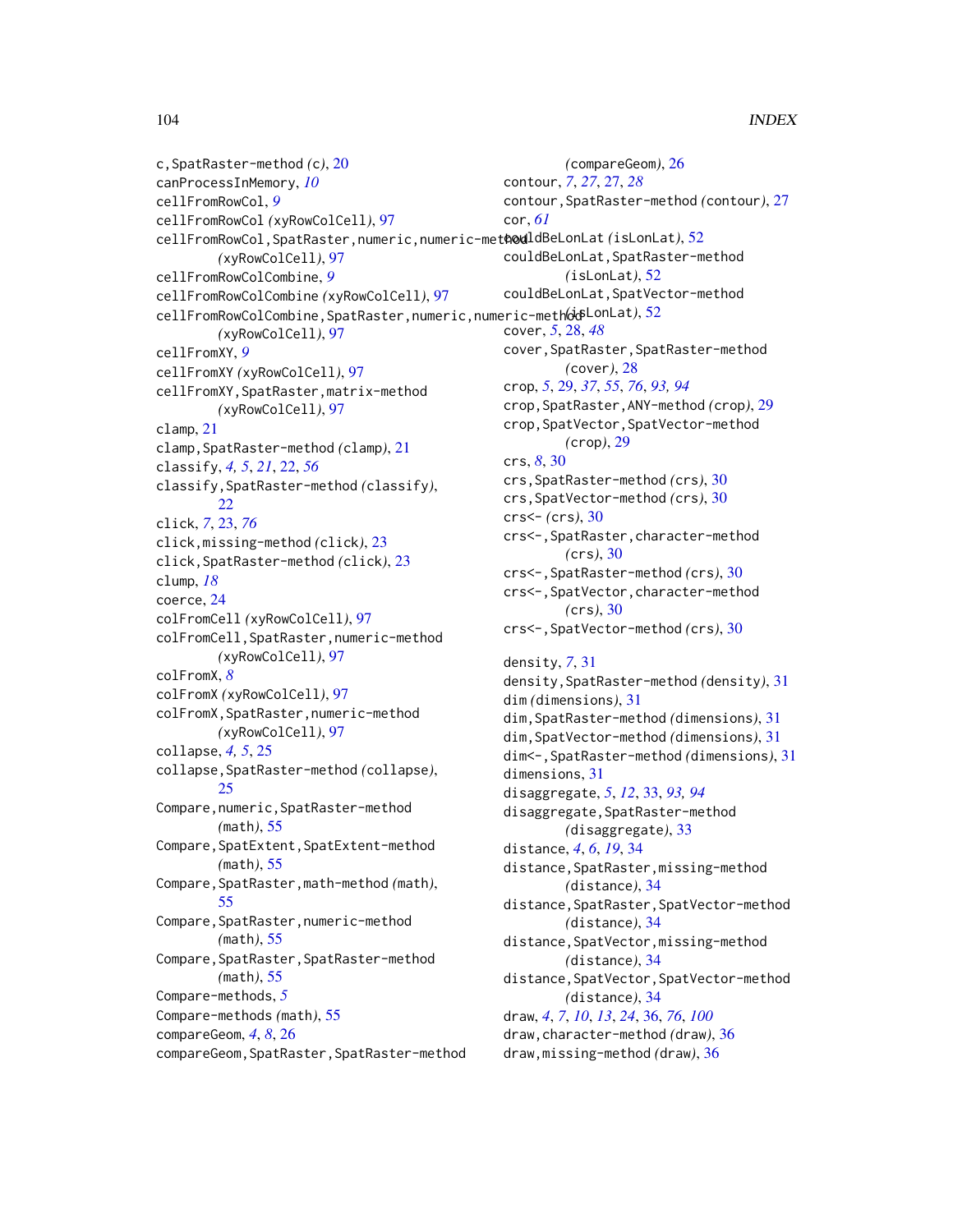c,SpatRaster-method *(c)*, 20
canProcessInMemory, *10*
cellFromRowCol, *9*
cellFromRowCol *(xyRowColCell)*, 97
cellFromRowCol,SpatRaster,numeric,numeric-method *(xyRowColCell)*, 97
cellFromRowColCombine, *9*
cellFromRowColCombine *(xyRowColCell)*, 97
cellFromRowColCombine,SpatRaster,numeric,numeric-method *(xyRowColCell)*, 97
cellFromXY, *9*
cellFromXY *(xyRowColCell)*, 97
cellFromXY,SpatRaster,matrix-method *(xyRowColCell)*, 97
clamp, 21
clamp,SpatRaster-method *(clamp)*, 21
classify, *4, 5*, *21*, 22, *56*
classify,SpatRaster-method *(classify)*, 22
click, *7*, 23, *76*
click,missing-method *(click)*, 23
click,SpatRaster-method *(click)*, 23
clump, *18*
coerce, 24
colFromCell *(xyRowColCell)*, 97
colFromCell,SpatRaster,numeric-method *(xyRowColCell)*, 97
colFromX, *8*
colFromX *(xyRowColCell)*, 97
colFromX,SpatRaster,numeric-method *(xyRowColCell)*, 97
collapse, *4, 5*, 25
collapse,SpatRaster-method *(collapse)*, 25
Compare,numeric,SpatRaster-method *(math)*, 55
Compare,SpatExtent,SpatExtent-method *(math)*, 55
Compare,SpatRaster,math-method *(math)*, 55
Compare,SpatRaster,numeric-method *(math)*, 55
Compare,SpatRaster,SpatRaster-method *(math)*, 55
Compare-methods, *5*
Compare-methods *(math)*, 55
compareGeom, *4*, *8*, 26
compareGeom,SpatRaster,SpatRaster-method *(compareGeom)*, 26
contour, *7*, *27*, 27, *28*
contour,SpatRaster-method *(contour)*, 27
cor, *61*
couldBeLonLat *(isLonLat)*, 52
couldBeLonLat,SpatRaster-method *(isLonLat)*, 52
couldBeLonLat,SpatVector-method *(isLonLat)*, 52
cover, *5*, 28, *48*
cover,SpatRaster,SpatRaster-method *(cover)*, 28
crop, *5*, 29, *37*, *55*, *76*, *93, 94*
crop,SpatRaster,ANY-method *(crop)*, 29
crop,SpatVector,SpatVector-method *(crop)*, 29
crs, *8*, 30
crs,SpatRaster-method *(crs)*, 30
crs,SpatVector-method *(crs)*, 30
crs<- *(crs)*, 30
crs<-,SpatRaster,character-method *(crs)*, 30
crs<-,SpatRaster-method *(crs)*, 30
crs<-,SpatVector,character-method *(crs)*, 30
crs<-,SpatVector-method *(crs)*, 30

density, *7*, 31
density,SpatRaster-method *(density)*, 31
dim *(dimensions)*, 31
dim,SpatRaster-method *(dimensions)*, 31
dim,SpatVector-method *(dimensions)*, 31
dim<-,SpatRaster-method *(dimensions)*, 31
dimensions, 31
disaggregate, *5*, *12*, 33, *93, 94*
disaggregate,SpatRaster-method *(disaggregate)*, 33
distance, *4*, *6*, *19*, 34
distance,SpatRaster,missing-method *(distance)*, 34
distance,SpatRaster,SpatVector-method *(distance)*, 34
distance,SpatVector,missing-method *(distance)*, 34
distance,SpatVector,SpatVector-method *(distance)*, 34
draw, *4*, *7*, *10*, *13*, *24*, 36, *76*, *100*
draw,character-method *(draw)*, 36
draw,missing-method *(draw)*, 36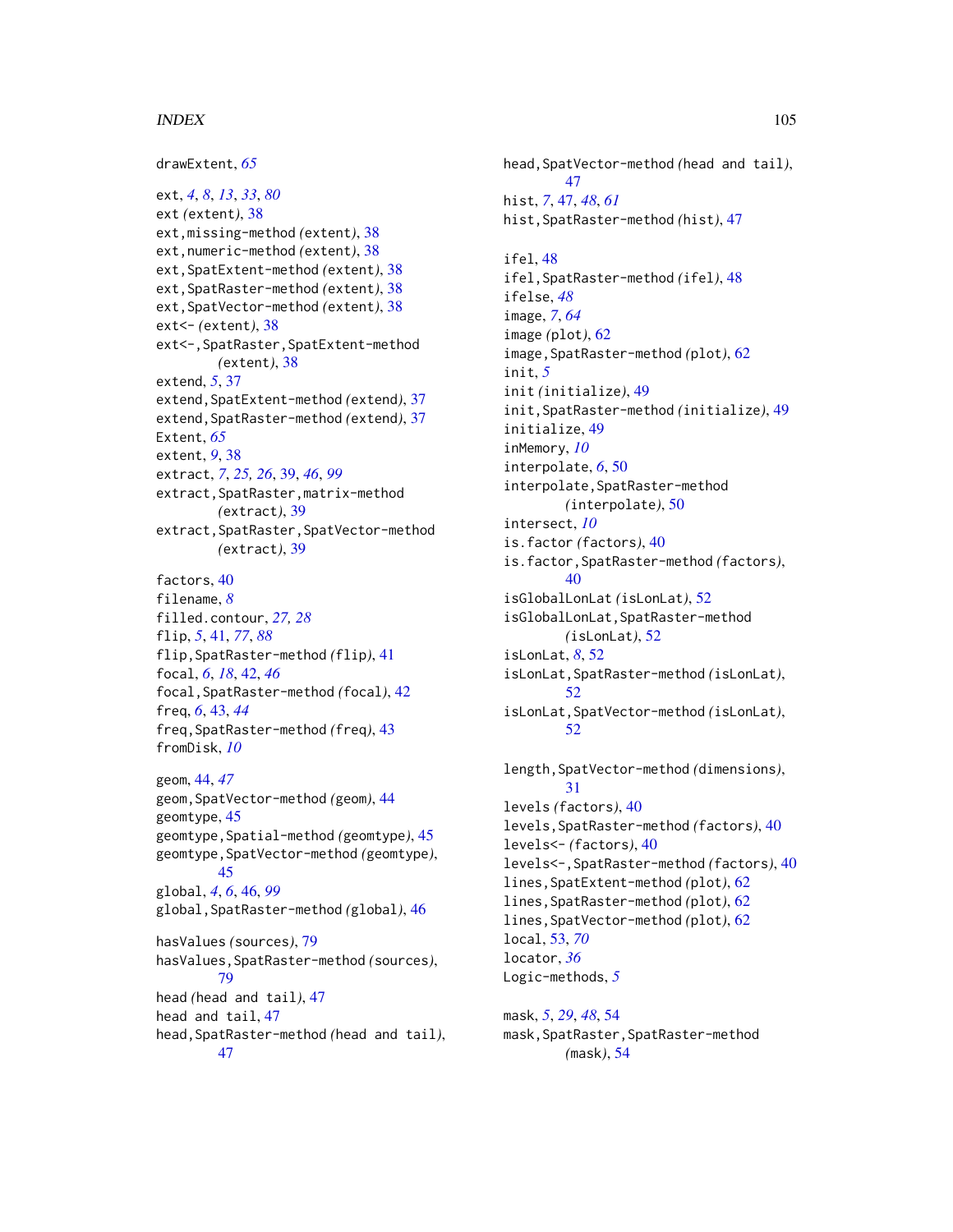drawExtent, *65*

ext, *4*, *8*, *13*, *33*, *80*
ext *(extent)*, 38
ext,missing-method *(extent)*, 38
ext,numeric-method *(extent)*, 38
ext,SpatExtent-method *(extent)*, 38
ext,SpatRaster-method *(extent)*, 38
ext,SpatVector-method *(extent)*, 38
ext<- *(extent)*, 38
ext<-,SpatRaster,SpatExtent-method *(extent)*, 38
extend, *5*, 37
extend,SpatExtent-method *(extend)*, 37
extend,SpatRaster-method *(extend)*, 37
Extent, *65*
extent, *9*, 38
extract, *7*, *25, 26*, 39, *46*, *99*
extract,SpatRaster,matrix-method *(extract)*, 39
extract,SpatRaster,SpatVector-method *(extract)*, 39

factors, 40
filename, *8*
filled.contour, *27, 28*
flip, *5*, 41, *77*, *88*
flip,SpatRaster-method *(flip)*, 41
focal, *6*, *18*, 42, *46*
focal,SpatRaster-method *(focal)*, 42
freq, *6*, 43, *44*
freq,SpatRaster-method *(freq)*, 43
fromDisk, *10*

geom, 44, *47*
geom,SpatVector-method *(geom)*, 44
geomtype, 45
geomtype,Spatial-method *(geomtype)*, 45
geomtype,SpatVector-method *(geomtype)*, 45
global, *4*, *6*, 46, *99*
global,SpatRaster-method *(global)*, 46

hasValues *(sources)*, 79
hasValues,SpatRaster-method *(sources)*, 79
head *(head and tail)*, 47
head and tail, 47
head,SpatRaster-method *(head and tail)*, 47
head,SpatVector-method *(head and tail)*, 47
hist, *7*, 47, *48*, *61*
hist,SpatRaster-method *(hist)*, 47

ifel, 48
ifel,SpatRaster-method *(ifel)*, 48
ifelse, *48*
image, *7*, *64*
image *(plot)*, 62
image,SpatRaster-method *(plot)*, 62
init, *5*
init *(initialize)*, 49
init,SpatRaster-method *(initialize)*, 49
initialize, 49
inMemory, *10*
interpolate, *6*, 50
interpolate,SpatRaster-method *(interpolate)*, 50
intersect, *10*
is.factor *(factors)*, 40
is.factor,SpatRaster-method *(factors)*, 40
isGlobalLonLat *(isLonLat)*, 52
isGlobalLonLat,SpatRaster-method *(isLonLat)*, 52
isLonLat, *8*, 52
isLonLat,SpatRaster-method *(isLonLat)*, 52
isLonLat,SpatVector-method *(isLonLat)*, 52

length,SpatVector-method *(dimensions)*, 31
levels *(factors)*, 40
levels,SpatRaster-method *(factors)*, 40
levels<- *(factors)*, 40
levels<-,SpatRaster-method *(factors)*, 40
lines,SpatExtent-method *(plot)*, 62
lines,SpatRaster-method *(plot)*, 62
lines,SpatVector-method *(plot)*, 62
local, 53, *70*
locator, *36*
Logic-methods, *5*

mask, *5*, *29*, *48*, 54
mask,SpatRaster,SpatRaster-method *(mask)*, 54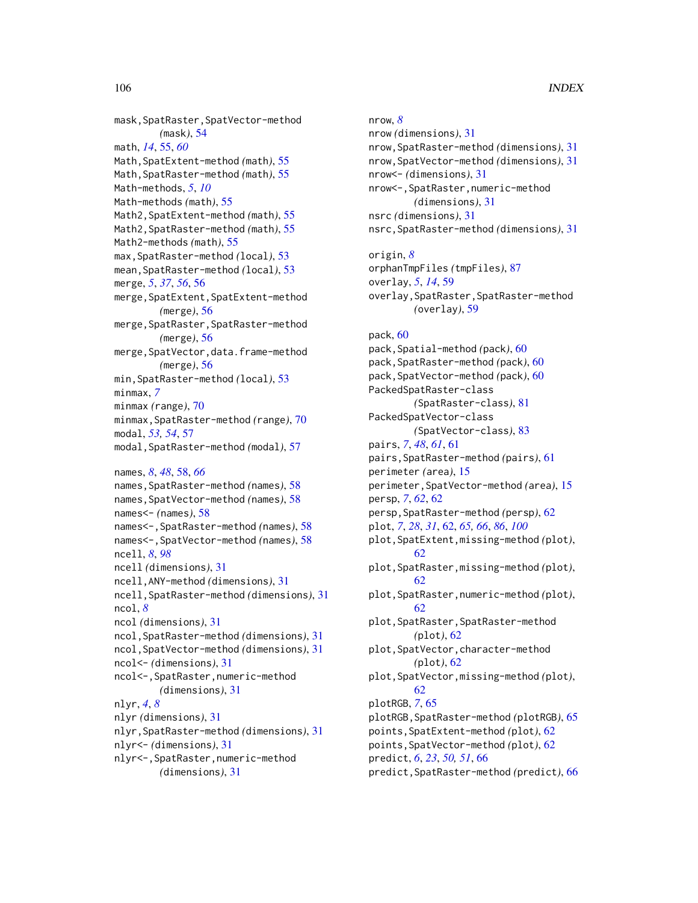mask,SpatRaster,SpatVector-method (mask), 54
math, *14*, 55, *60*
Math,SpatExtent-method (math), 55
Math,SpatRaster-method (math), 55
Math-methods, *5*, *10*
Math-methods (math), 55
Math2,SpatExtent-method (math), 55
Math2,SpatRaster-method (math), 55
Math2-methods (math), 55
max,SpatRaster-method (local), 53
mean,SpatRaster-method (local), 53
merge, *5*, *37*, *56*, 56
merge,SpatExtent,SpatExtent-method (merge), 56
merge,SpatRaster,SpatRaster-method (merge), 56
merge,SpatVector,data.frame-method (merge), 56
min,SpatRaster-method (local), 53
minmax, *7*
minmax (range), 70
minmax,SpatRaster-method (range), 70
modal, *53*, *54*, 57
modal,SpatRaster-method (modal), 57

names, *8*, *48*, 58, *66*
names,SpatRaster-method (names), 58
names,SpatVector-method (names), 58
names<- (names), 58
names<-,SpatRaster-method (names), 58
names<-,SpatVector-method (names), 58
ncell, *8*, *98*
ncell (dimensions), 31
ncell,ANY-method (dimensions), 31
ncell,SpatRaster-method (dimensions), 31
ncol, *8*
ncol (dimensions), 31
ncol,SpatRaster-method (dimensions), 31
ncol,SpatVector-method (dimensions), 31
ncol<- (dimensions), 31
ncol<-,SpatRaster,numeric-method (dimensions), 31
nlyr, *4*, *8*
nlyr (dimensions), 31
nlyr,SpatRaster-method (dimensions), 31
nlyr<- (dimensions), 31
nlyr<-,SpatRaster,numeric-method (dimensions), 31
nrow, *8*
nrow (dimensions), 31
nrow,SpatRaster-method (dimensions), 31
nrow,SpatVector-method (dimensions), 31
nrow<- (dimensions), 31
nrow<-,SpatRaster,numeric-method (dimensions), 31
nsrc (dimensions), 31
nsrc,SpatRaster-method (dimensions), 31

origin, *8*
orphanTmpFiles (tmpFiles), 87
overlay, *5*, *14*, 59
overlay,SpatRaster,SpatRaster-method (overlay), 59

pack, 60
pack,Spatial-method (pack), 60
pack,SpatRaster-method (pack), 60
pack,SpatVector-method (pack), 60
PackedSpatRaster-class (SpatRaster-class), 81
PackedSpatVector-class (SpatVector-class), 83
pairs, *7*, *48*, *61*, 61
pairs,SpatRaster-method (pairs), 61
perimeter (area), 15
perimeter,SpatVector-method (area), 15
persp, *7*, *62*, 62
persp,SpatRaster-method (persp), 62
plot, *7*, *28*, *31*, 62, *65*, *66*, *86*, *100*
plot,SpatExtent,missing-method (plot), 62
plot,SpatRaster,missing-method (plot), 62
plot,SpatRaster,numeric-method (plot), 62
plot,SpatRaster,SpatRaster-method (plot), 62
plot,SpatVector,character-method (plot), 62
plot,SpatVector,missing-method (plot), 62
plotRGB, *7*, 65
plotRGB,SpatRaster-method (plotRGB), 65
points,SpatExtent-method (plot), 62
points,SpatVector-method (plot), 62
predict, *6*, *23*, *50*, *51*, 66
predict,SpatRaster-method (predict), 66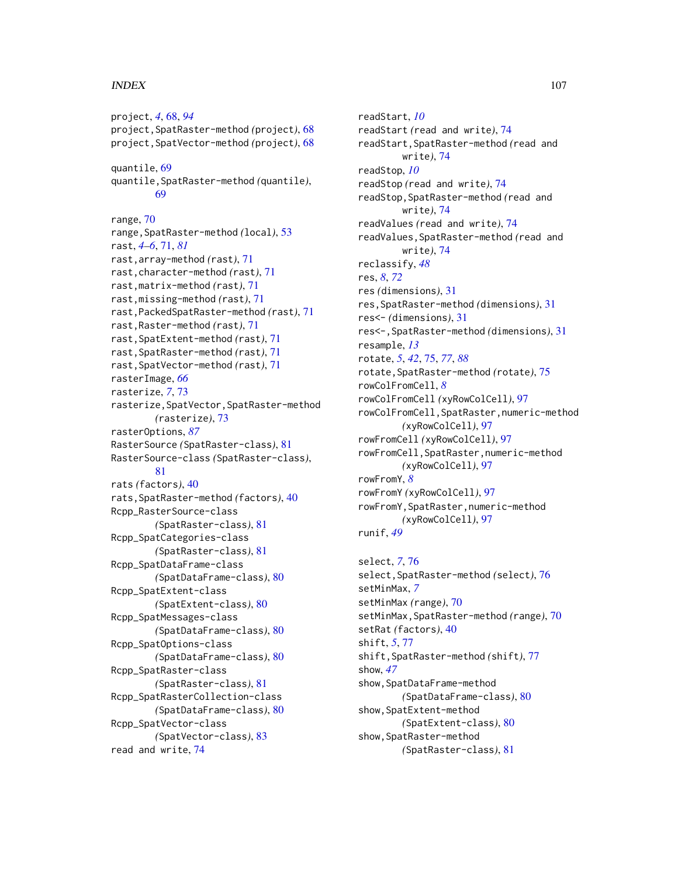project, *4*, 68, *94*
project,SpatRaster-method *(project)*, 68
project,SpatVector-method *(project)*, 68

quantile, 69
quantile,SpatRaster-method *(quantile)*, 69

range, 70
range,SpatRaster-method *(local)*, 53
rast, *4–6*, 71, *81*
rast,array-method *(rast)*, 71
rast,character-method *(rast)*, 71
rast,matrix-method *(rast)*, 71
rast,missing-method *(rast)*, 71
rast,PackedSpatRaster-method *(rast)*, 71
rast,Raster-method *(rast)*, 71
rast,SpatExtent-method *(rast)*, 71
rast,SpatRaster-method *(rast)*, 71
rast,SpatVector-method *(rast)*, 71
rasterImage, *66*
rasterize, *7*, 73
rasterize,SpatVector,SpatRaster-method *(rasterize)*, 73
rasterOptions, *87*
RasterSource *(SpatRaster-class)*, 81
RasterSource-class *(SpatRaster-class)*, 81
rats *(factors)*, 40
rats,SpatRaster-method *(factors)*, 40
Rcpp_RasterSource-class *(SpatRaster-class)*, 81
Rcpp_SpatCategories-class *(SpatRaster-class)*, 81
Rcpp_SpatDataFrame-class *(SpatDataFrame-class)*, 80
Rcpp_SpatExtent-class *(SpatExtent-class)*, 80
Rcpp_SpatMessages-class *(SpatDataFrame-class)*, 80
Rcpp_SpatOptions-class *(SpatDataFrame-class)*, 80
Rcpp_SpatRaster-class *(SpatRaster-class)*, 81
Rcpp_SpatRasterCollection-class *(SpatDataFrame-class)*, 80
Rcpp_SpatVector-class *(SpatVector-class)*, 83
read and write, 74
readStart, *10*
readStart *(read and write)*, 74
readStart,SpatRaster-method *(read and write)*, 74
readStop, *10*
readStop *(read and write)*, 74
readStop,SpatRaster-method *(read and write)*, 74
readValues *(read and write)*, 74
readValues,SpatRaster-method *(read and write)*, 74
reclassify, *48*
res, *8*, *72*
res *(dimensions)*, 31
res,SpatRaster-method *(dimensions)*, 31
res<- *(dimensions)*, 31
res<-,SpatRaster-method *(dimensions)*, 31
resample, *13*
rotate, *5*, *42*, 75, *77*, *88*
rotate,SpatRaster-method *(rotate)*, 75
rowColFromCell, *8*
rowColFromCell *(xyRowColCell)*, 97
rowColFromCell,SpatRaster,numeric-method *(xyRowColCell)*, 97
rowFromCell *(xyRowColCell)*, 97
rowFromCell,SpatRaster,numeric-method *(xyRowColCell)*, 97
rowFromY, *8*
rowFromY *(xyRowColCell)*, 97
rowFromY,SpatRaster,numeric-method *(xyRowColCell)*, 97
runif, *49*

select, *7*, 76
select,SpatRaster-method *(select)*, 76
setMinMax, *7*
setMinMax *(range)*, 70
setMinMax,SpatRaster-method *(range)*, 70
setRat *(factors)*, 40
shift, *5*, 77
shift,SpatRaster-method *(shift)*, 77
show, *47*
show,SpatDataFrame-method *(SpatDataFrame-class)*, 80
show,SpatExtent-method *(SpatExtent-class)*, 80
show,SpatRaster-method *(SpatRaster-class)*, 81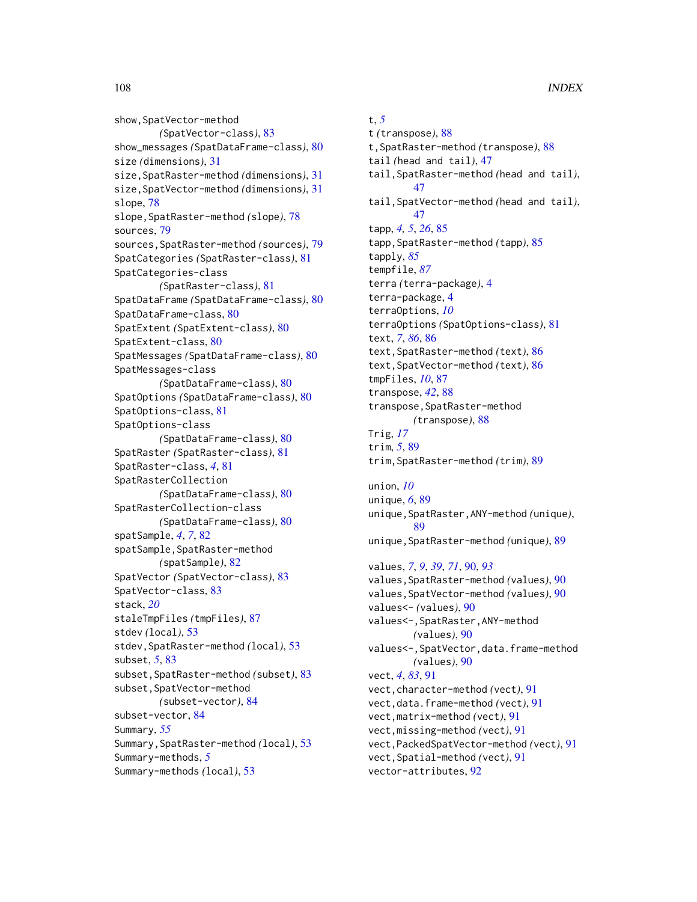show,SpatVector-method *(SpatVector-class)*, 83
show_messages *(SpatDataFrame-class)*, 80
size *(dimensions)*, 31
size,SpatRaster-method *(dimensions)*, 31
size,SpatVector-method *(dimensions)*, 31
slope, 78
slope,SpatRaster-method *(slope)*, 78
sources, 79
sources,SpatRaster-method *(sources)*, 79
SpatCategories *(SpatRaster-class)*, 81
SpatCategories-class *(SpatRaster-class)*, 81
SpatDataFrame *(SpatDataFrame-class)*, 80
SpatDataFrame-class, 80
SpatExtent *(SpatExtent-class)*, 80
SpatExtent-class, 80
SpatMessages *(SpatDataFrame-class)*, 80
SpatMessages-class *(SpatDataFrame-class)*, 80
SpatOptions *(SpatDataFrame-class)*, 80
SpatOptions-class, 81
SpatOptions-class *(SpatDataFrame-class)*, 80
SpatRaster *(SpatRaster-class)*, 81
SpatRaster-class, *4*, 81
SpatRasterCollection *(SpatDataFrame-class)*, 80
SpatRasterCollection-class *(SpatDataFrame-class)*, 80
spatSample, *4*, *7*, 82
spatSample,SpatRaster-method *(spatSample)*, 82
SpatVector *(SpatVector-class)*, 83
SpatVector-class, 83
stack, *20*
staleTmpFiles *(tmpFiles)*, 87
stdev *(local)*, 53
stdev,SpatRaster-method *(local)*, 53
subset, *5*, 83
subset,SpatRaster-method *(subset)*, 83
subset,SpatVector-method *(subset-vector)*, 84
subset-vector, 84
Summary, *55*
Summary,SpatRaster-method *(local)*, 53
Summary-methods, *5*
Summary-methods *(local)*, 53

t, *5*
t *(transpose)*, 88
t,SpatRaster-method *(transpose)*, 88
tail *(head and tail)*, 47
tail,SpatRaster-method *(head and tail)*, 47
tail,SpatVector-method *(head and tail)*, 47
tapp, *4*, *5*, *26*, 85
tapp,SpatRaster-method *(tapp)*, 85
tapply, *85*
tempfile, *87*
terra *(terra-package)*, 4
terra-package, 4
terraOptions, *10*
terraOptions *(SpatOptions-class)*, 81
text, *7*, *86*, 86
text,SpatRaster-method *(text)*, 86
text,SpatVector-method *(text)*, 86
tmpFiles, *10*, 87
transpose, *42*, 88
transpose,SpatRaster-method *(transpose)*, 88
Trig, *17*
trim, *5*, 89
trim,SpatRaster-method *(trim)*, 89

union, *10*
unique, *6*, 89
unique,SpatRaster,ANY-method *(unique)*, 89
unique,SpatRaster-method *(unique)*, 89

values, *7*, *9*, *39*, *71*, 90, *93*
values,SpatRaster-method *(values)*, 90
values,SpatVector-method *(values)*, 90
values<- *(values)*, 90
values<-,SpatRaster,ANY-method *(values)*, 90
values<-,SpatVector,data.frame-method *(values)*, 90
vect, *4*, *83*, 91
vect,character-method *(vect)*, 91
vect,data.frame-method *(vect)*, 91
vect,matrix-method *(vect)*, 91
vect,missing-method *(vect)*, 91
vect,PackedSpatVector-method *(vect)*, 91
vect,Spatial-method *(vect)*, 91
vector-attributes, 92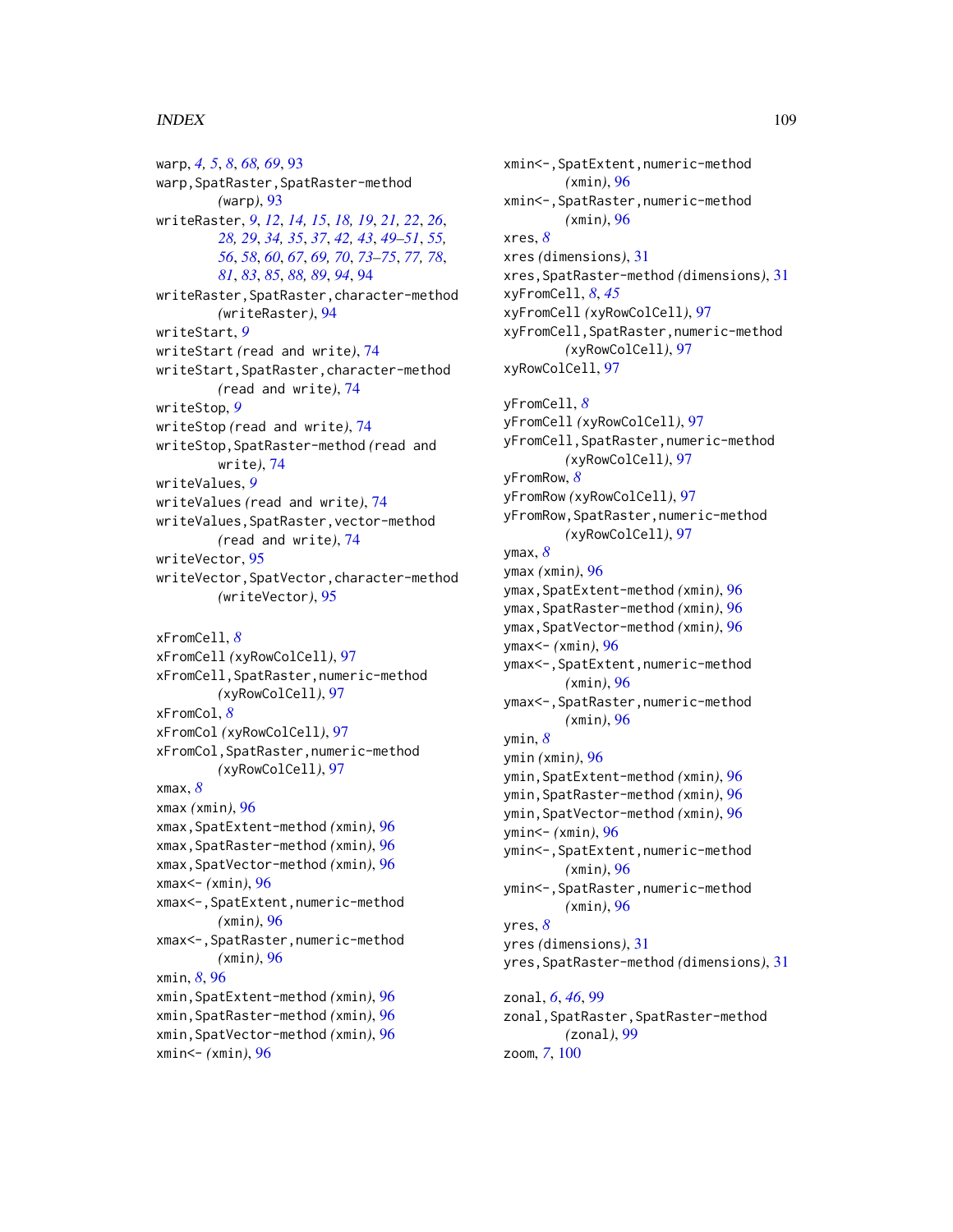warp, *4*, *5*, *8*, *68*, *69*, 93
warp,SpatRaster,SpatRaster-method *(warp)*, 93
writeRaster, *9*, *12*, *14*, *15*, *18*, *19*, *21*, *22*, *26*, *28*, *29*, *34*, *35*, *37*, *42*, *43*, *49–51*, *55*, *56*, *58*, *60*, *67*, *69*, *70*, *73–75*, *77*, *78*, *81*, *83*, *85*, *88*, *89*, *94*, 94
writeRaster,SpatRaster,character-method *(writeRaster)*, 94
writeStart, *9*
writeStart *(read and write)*, 74
writeStart,SpatRaster,character-method *(read and write)*, 74
writeStop, *9*
writeStop *(read and write)*, 74
writeStop,SpatRaster-method *(read and write)*, 74
writeValues, *9*
writeValues *(read and write)*, 74
writeValues,SpatRaster,vector-method *(read and write)*, 74
writeVector, 95
writeVector,SpatVector,character-method *(writeVector)*, 95

xFromCell, *8*
xFromCell *(xyRowColCell)*, 97
xFromCell,SpatRaster,numeric-method *(xyRowColCell)*, 97
xFromCol, *8*
xFromCol *(xyRowColCell)*, 97
xFromCol,SpatRaster,numeric-method *(xyRowColCell)*, 97
xmax, *8*
xmax *(xmin)*, 96
xmax,SpatExtent-method *(xmin)*, 96
xmax,SpatRaster-method *(xmin)*, 96
xmax,SpatVector-method *(xmin)*, 96
xmax<- *(xmin)*, 96
xmax<-,SpatExtent,numeric-method *(xmin)*, 96
xmax<-,SpatRaster,numeric-method *(xmin)*, 96
xmin, *8*, 96
xmin,SpatExtent-method *(xmin)*, 96
xmin,SpatRaster-method *(xmin)*, 96
xmin,SpatVector-method *(xmin)*, 96
xmin<- *(xmin)*, 96
xmin<-,SpatExtent,numeric-method *(xmin)*, 96
xmin<-,SpatRaster,numeric-method *(xmin)*, 96
xres, *8*
xres *(dimensions)*, 31
xres,SpatRaster-method *(dimensions)*, 31
xyFromCell, *8*, *45*
xyFromCell *(xyRowColCell)*, 97
xyFromCell,SpatRaster,numeric-method *(xyRowColCell)*, 97
xyRowColCell, 97

yFromCell, *8*
yFromCell *(xyRowColCell)*, 97
yFromCell,SpatRaster,numeric-method *(xyRowColCell)*, 97
yFromRow, *8*
yFromRow *(xyRowColCell)*, 97
yFromRow,SpatRaster,numeric-method *(xyRowColCell)*, 97
ymax, *8*
ymax *(xmin)*, 96
ymax,SpatExtent-method *(xmin)*, 96
ymax,SpatRaster-method *(xmin)*, 96
ymax,SpatVector-method *(xmin)*, 96
ymax<- *(xmin)*, 96
ymax<-,SpatExtent,numeric-method *(xmin)*, 96
ymax<-,SpatRaster,numeric-method *(xmin)*, 96
ymin, *8*
ymin *(xmin)*, 96
ymin,SpatExtent-method *(xmin)*, 96
ymin,SpatRaster-method *(xmin)*, 96
ymin,SpatVector-method *(xmin)*, 96
ymin<- *(xmin)*, 96
ymin<-,SpatExtent,numeric-method *(xmin)*, 96
ymin<-,SpatRaster,numeric-method *(xmin)*, 96
yres, *8*
yres *(dimensions)*, 31
yres,SpatRaster-method *(dimensions)*, 31

zonal, *6*, *46*, 99
zonal,SpatRaster,SpatRaster-method *(zonal)*, 99
zoom, *7*, 100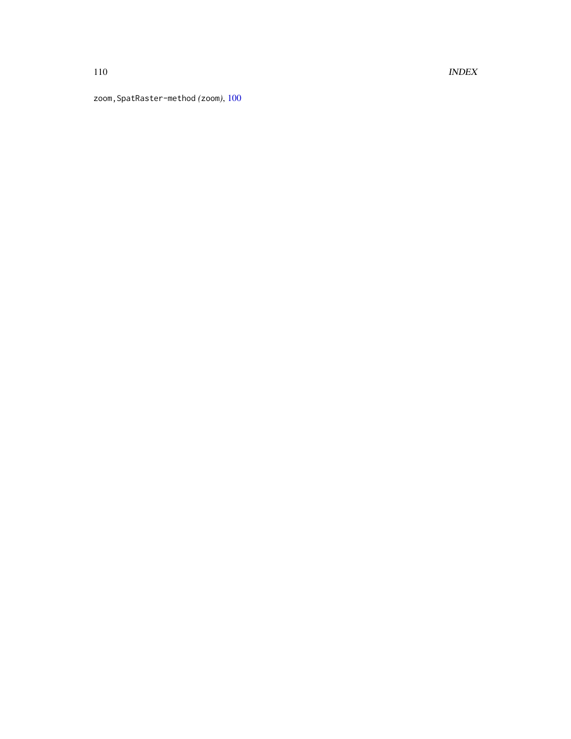zoom,SpatRaster-method *(*zoom*)*, 100